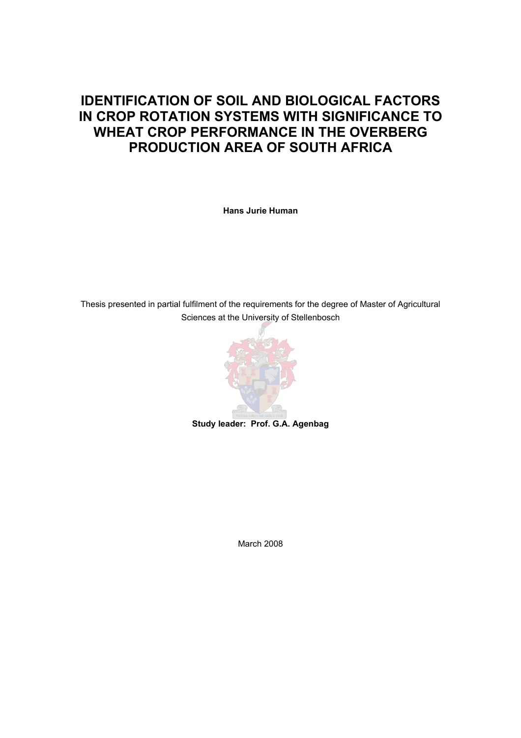# IDENTIFICATION OF SOIL AND BIOLOGICAL FACTORS IN CROP ROTATION SYSTEMS WITH SIGNIFICANCE TO WHEAT CROP PERFORMANCE IN THE OVERBERG PRODUCTION AREA OF SOUTH AFRICA

**Hans Jurie Human**

Thesis presented in partial fulfilment of the requirements for the degree of Master of Agricultural Sciences at the University of Stellenbosch

**Study leader: Prof. G.A. Agenbag**

March 2008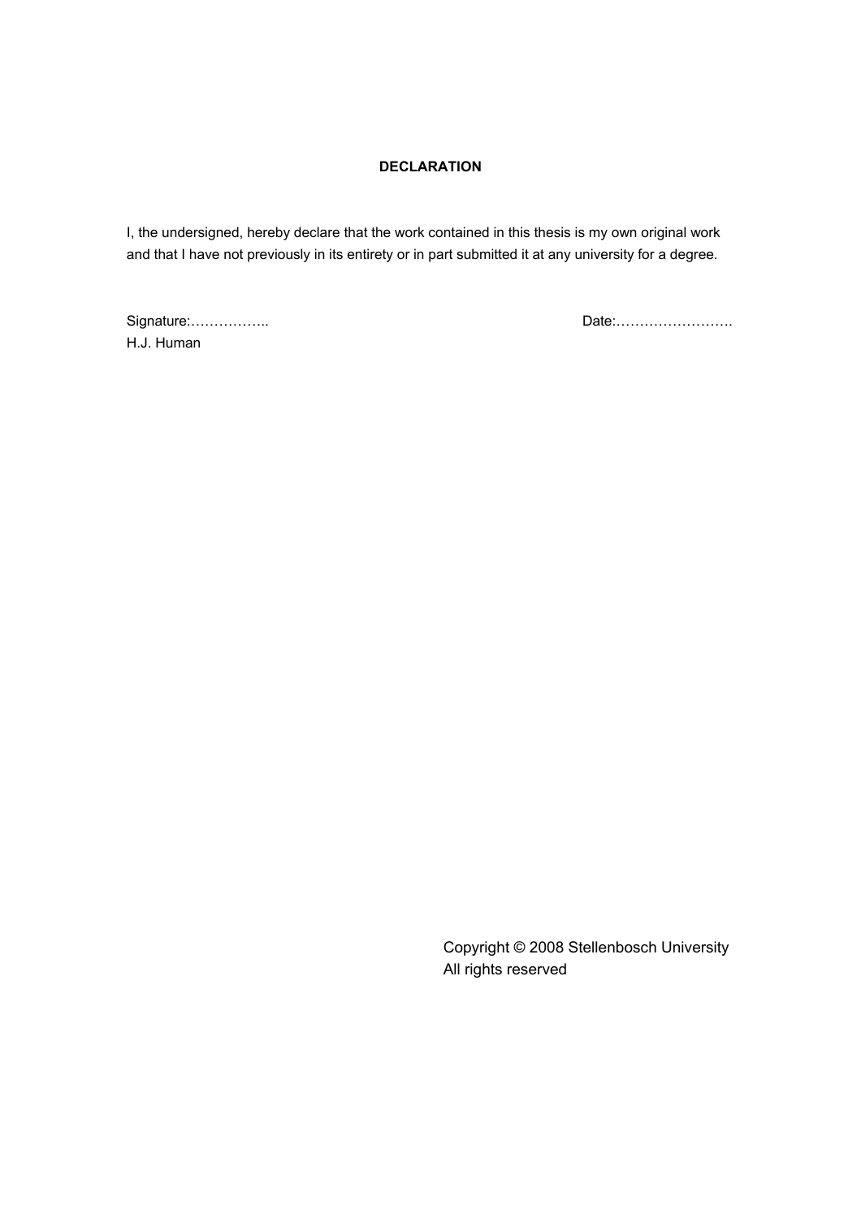**DECLARATION**

I, the undersigned, hereby declare that the work contained in this thesis is my own original work and that I have not previously in its entirety or in part submitted it at any university for a degree.

Signature:……………..                                                                 Date:…………………….
H.J. Human

Copyright © 2008 Stellenbosch University
All rights reserved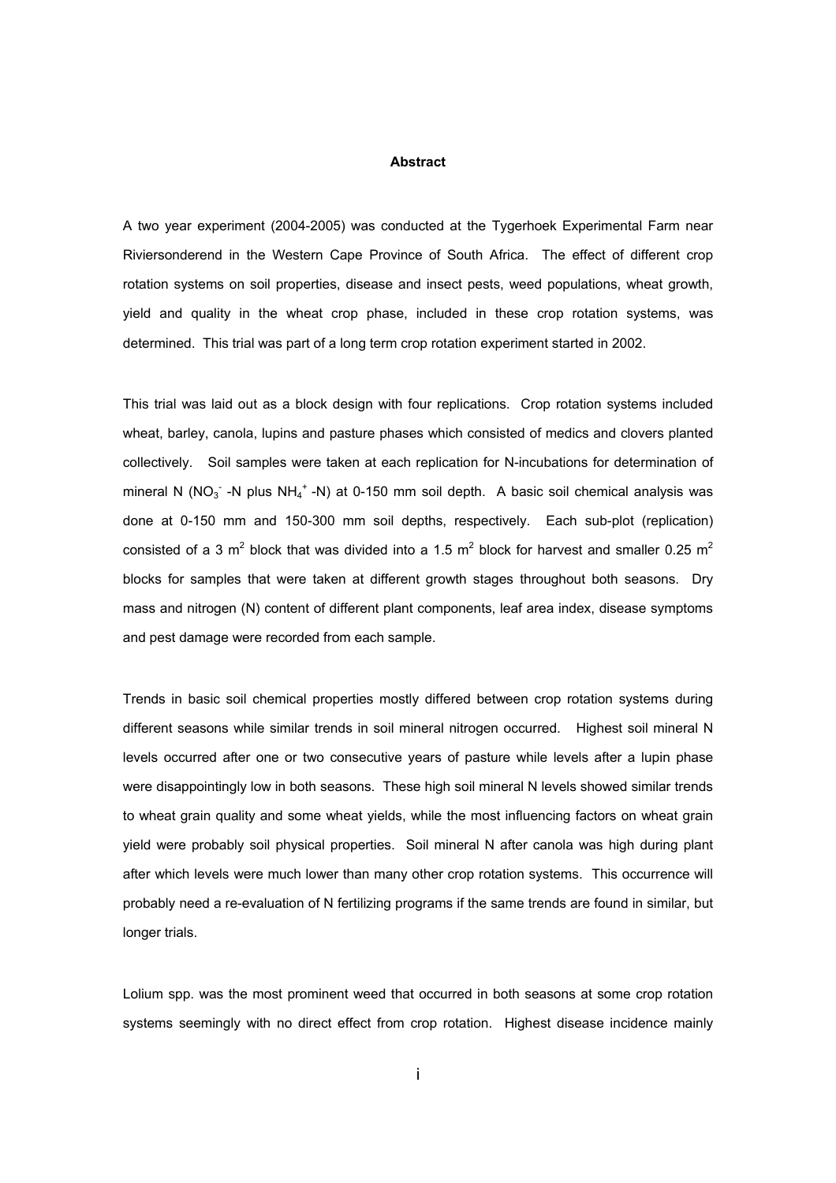# Abstract

A two year experiment (2004-2005) was conducted at the Tygerhoek Experimental Farm near Riviersonderend in the Western Cape Province of South Africa. The effect of different crop rotation systems on soil properties, disease and insect pests, weed populations, wheat growth, yield and quality in the wheat crop phase, included in these crop rotation systems, was determined. This trial was part of a long term crop rotation experiment started in 2002.

This trial was laid out as a block design with four replications. Crop rotation systems included wheat, barley, canola, lupins and pasture phases which consisted of medics and clovers planted collectively. Soil samples were taken at each replication for N-incubations for determination of mineral N ($NO_3^-$ -N plus $NH_4^+$ -N) at 0-150 mm soil depth. A basic soil chemical analysis was done at 0-150 mm and 150-300 mm soil depths, respectively. Each sub-plot (replication) consisted of a 3 $m^2$ block that was divided into a 1.5 $m^2$ block for harvest and smaller 0.25 $m^2$ blocks for samples that were taken at different growth stages throughout both seasons. Dry mass and nitrogen (N) content of different plant components, leaf area index, disease symptoms and pest damage were recorded from each sample.

Trends in basic soil chemical properties mostly differed between crop rotation systems during different seasons while similar trends in soil mineral nitrogen occurred. Highest soil mineral N levels occurred after one or two consecutive years of pasture while levels after a lupin phase were disappointingly low in both seasons. These high soil mineral N levels showed similar trends to wheat grain quality and some wheat yields, while the most influencing factors on wheat grain yield were probably soil physical properties. Soil mineral N after canola was high during plant after which levels were much lower than many other crop rotation systems. This occurrence will probably need a re-evaluation of N fertilizing programs if the same trends are found in similar, but longer trials.

Lolium spp. was the most prominent weed that occurred in both seasons at some crop rotation systems seemingly with no direct effect from crop rotation. Highest disease incidence mainly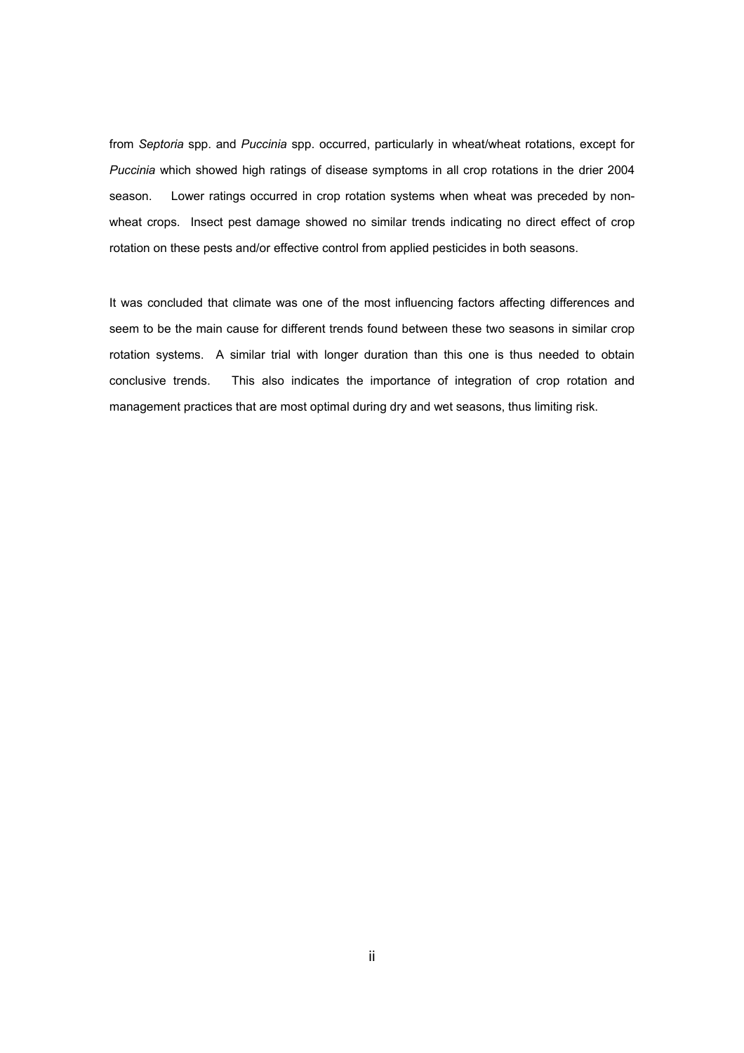from *Septoria* spp. and *Puccinia* spp. occurred, particularly in wheat/wheat rotations, except for *Puccinia* which showed high ratings of disease symptoms in all crop rotations in the drier 2004 season. Lower ratings occurred in crop rotation systems when wheat was preceded by non-wheat crops. Insect pest damage showed no similar trends indicating no direct effect of crop rotation on these pests and/or effective control from applied pesticides in both seasons.

It was concluded that climate was one of the most influencing factors affecting differences and seem to be the main cause for different trends found between these two seasons in similar crop rotation systems. A similar trial with longer duration than this one is thus needed to obtain conclusive trends. This also indicates the importance of integration of crop rotation and management practices that are most optimal during dry and wet seasons, thus limiting risk.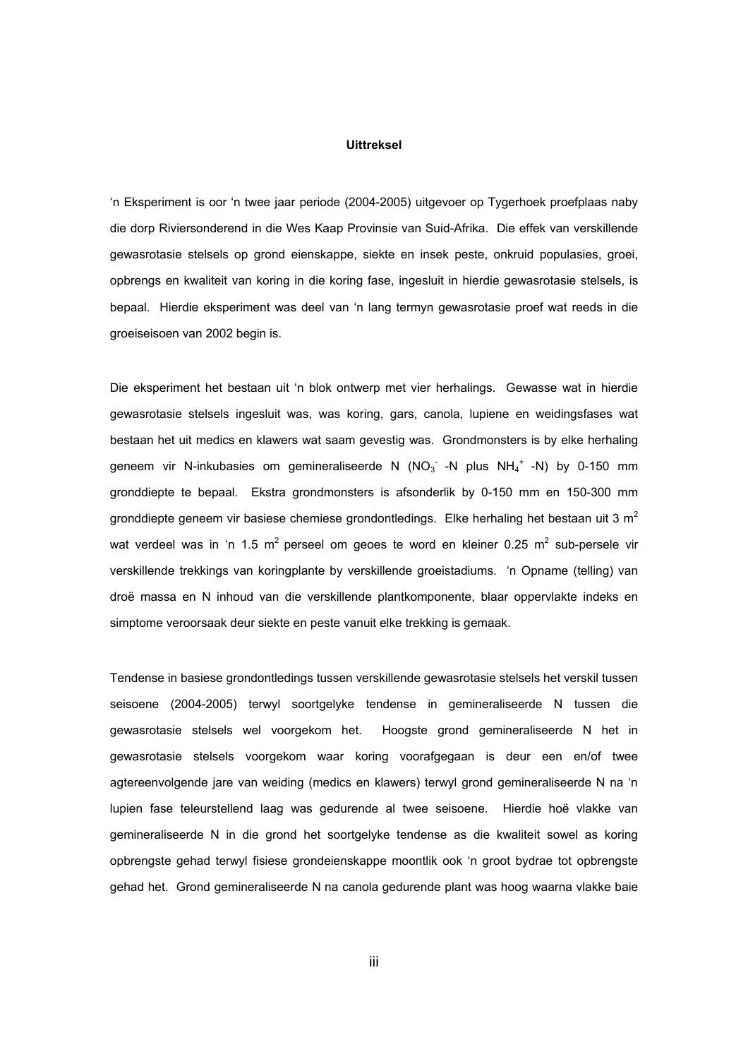**Uittreksel**

'n Eksperiment is oor 'n twee jaar periode (2004-2005) uitgevoer op Tygerhoek proefplaas naby die dorp Riviersonderend in die Wes Kaap Provinsie van Suid-Afrika. Die effek van verskillende gewasrotasie stelsels op grond eienskappe, siekte en insek peste, onkruid populasies, groei, opbrengs en kwaliteit van koring in die koring fase, ingesluit in hierdie gewasrotasie stelsels, is bepaal. Hierdie eksperiment was deel van 'n lang termyn gewasrotasie proef wat reeds in die groeiseisoen van 2002 begin is.

Die eksperiment het bestaan uit 'n blok ontwerp met vier herhalings. Gewasse wat in hierdie gewasrotasie stelsels ingesluit was, was koring, gars, canola, lupiene en weidingsfases wat bestaan het uit medics en klawers wat saam gevestig was. Grondmonsters is by elke herhaling geneem vir N-inkubasies om gemineraliseerde N ($NO_3^-$ -N plus $NH_4^+$ -N) by 0-150 mm gronddiepte te bepaal. Ekstra grondmonsters is afsonderlik by 0-150 mm en 150-300 mm gronddiepte geneem vir basiese chemiese grondontledings. Elke herhaling het bestaan uit 3 $m^2$ wat verdeel was in 'n 1.5 $m^2$ perseel om geoes te word en kleiner 0.25 $m^2$ sub-persele vir verskillende trekkings van koringplante by verskillende groeistadiums. 'n Opname (telling) van droë massa en N inhoud van die verskillende plantkomponente, blaar oppervlakte indeks en simptome veroorsaak deur siekte en peste vanuit elke trekking is gemaak.

Tendense in basiese grondontledings tussen verskillende gewasrotasie stelsels het verskil tussen seisoene (2004-2005) terwyl soortgelyke tendense in gemineraliseerde N tussen die gewasrotasie stelsels wel voorgekom het. Hoogste grond gemineraliseerde N het in gewasrotasie stelsels voorgekom waar koring voorafgegaan is deur een en/of twee agtereenvolgende jare van weiding (medics en klawers) terwyl grond gemineraliseerde N na 'n lupien fase teleurstellend laag was gedurende al twee seisoene. Hierdie hoë vlakke van gemineraliseerde N in die grond het soortgelyke tendense as die kwaliteit sowel as koring opbrengste gehad terwyl fisiese grondeienskappe moontlik ook 'n groot bydrae tot opbrengste gehad het. Grond gemineraliseerde N na canola gedurende plant was hoog waarna vlakke baie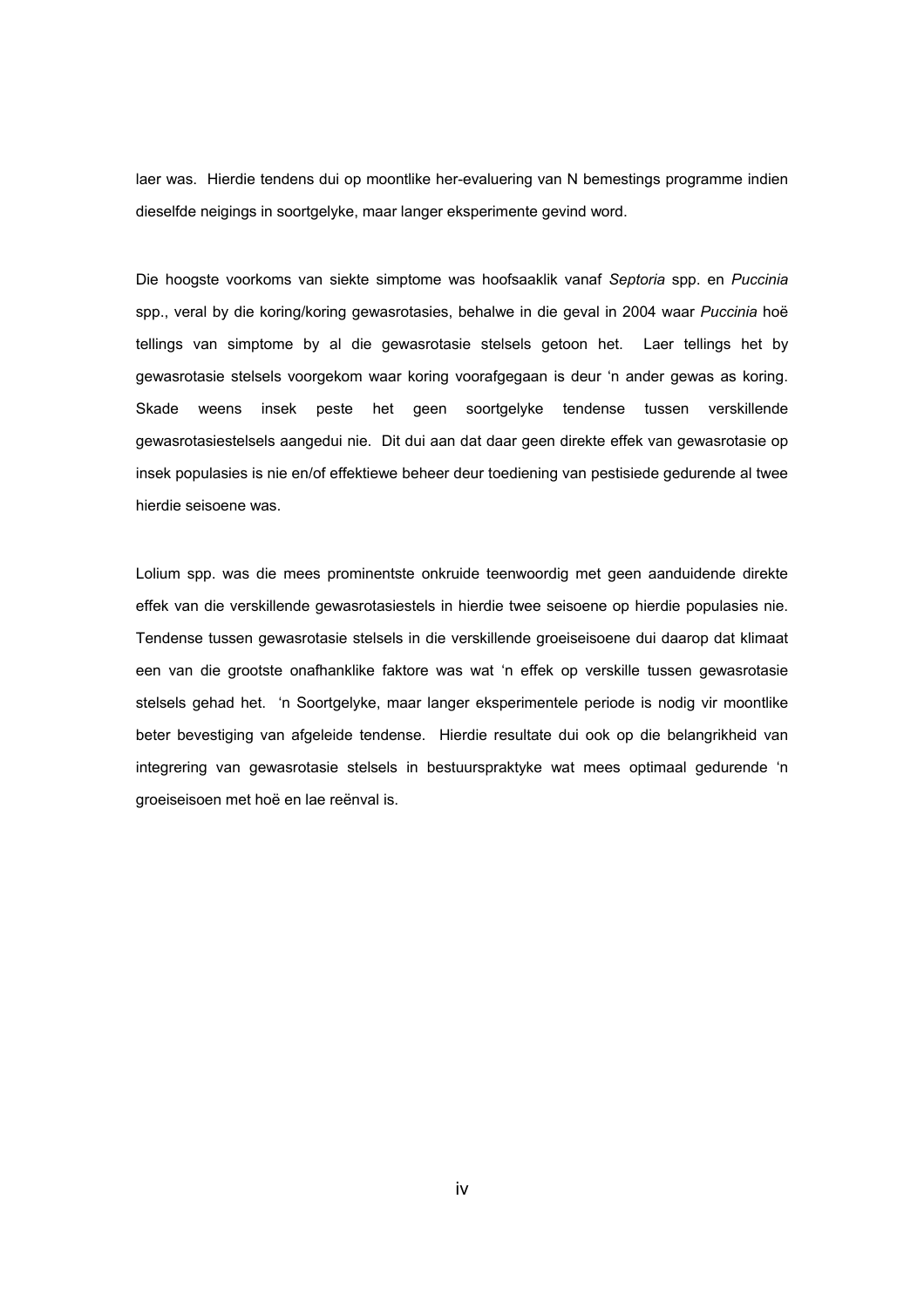laer was. Hierdie tendens dui op moontlike her-evaluering van N bemestings programme indien dieselfde neigings in soortgelyke, maar langer eksperimente gevind word.

Die hoogste voorkoms van siekte simptome was hoofsaaklik vanaf *Septoria* spp. en *Puccinia* spp., veral by die koring/koring gewasrotasies, behalwe in die geval in 2004 waar *Puccinia* hoë tellings van simptome by al die gewasrotasie stelsels getoon het. Laer tellings het by gewasrotasie stelsels voorgekom waar koring voorafgegaan is deur 'n ander gewas as koring. Skade weens insek peste het geen soortgelyke tendense tussen verskillende gewasrotasiestelsels aangedui nie. Dit dui aan dat daar geen direkte effek van gewasrotasie op insek populasies is nie en/of effektiewe beheer deur toediening van pestisiede gedurende al twee hierdie seisoene was.

Lolium spp. was die mees prominentste onkruide teenwoordig met geen aanduidende direkte effek van die verskillende gewasrotasiestels in hierdie twee seisoene op hierdie populasies nie. Tendense tussen gewasrotasie stelsels in die verskillende groeiseisoene dui daarop dat klimaat een van die grootste onafhanklike faktore was wat 'n effek op verskille tussen gewasrotasie stelsels gehad het. 'n Soortgelyke, maar langer eksperimentele periode is nodig vir moontlike beter bevestiging van afgeleide tendense. Hierdie resultate dui ook op die belangrikheid van integrering van gewasrotasie stelsels in bestuurspraktyke wat mees optimaal gedurende 'n groeiseisoen met hoë en lae reënval is.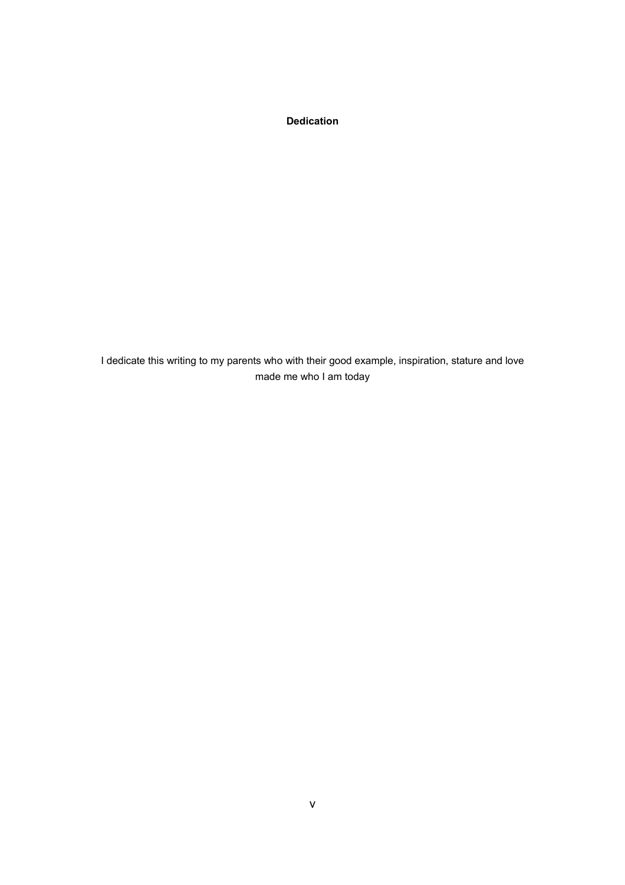**Dedication**

I dedicate this writing to my parents who with their good example, inspiration, stature and love made me who I am today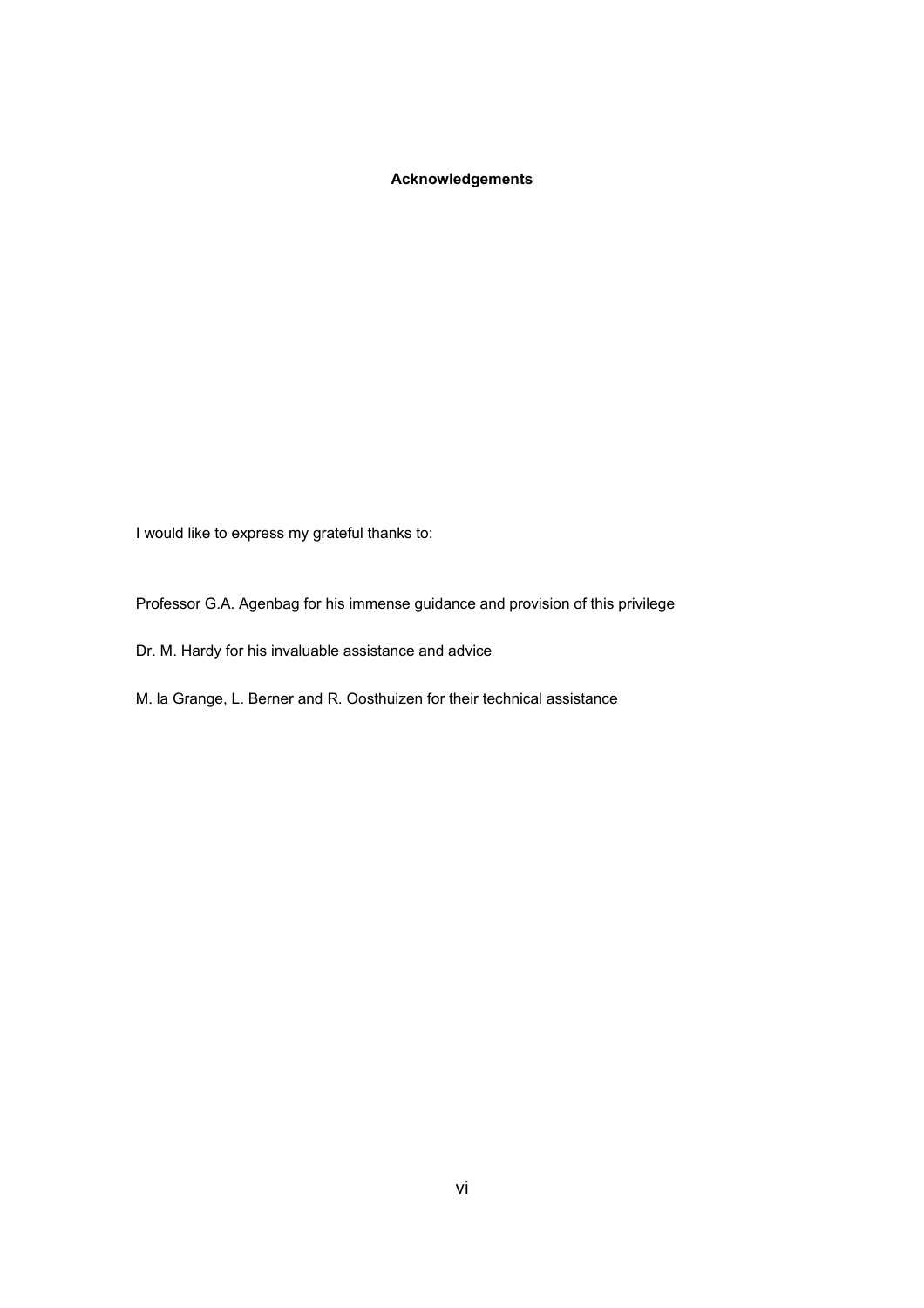# Acknowledgements

I would like to express my grateful thanks to:

Professor G.A. Agenbag for his immense guidance and provision of this privilege

Dr. M. Hardy for his invaluable assistance and advice

M. la Grange, L. Berner and R. Oosthuizen for their technical assistance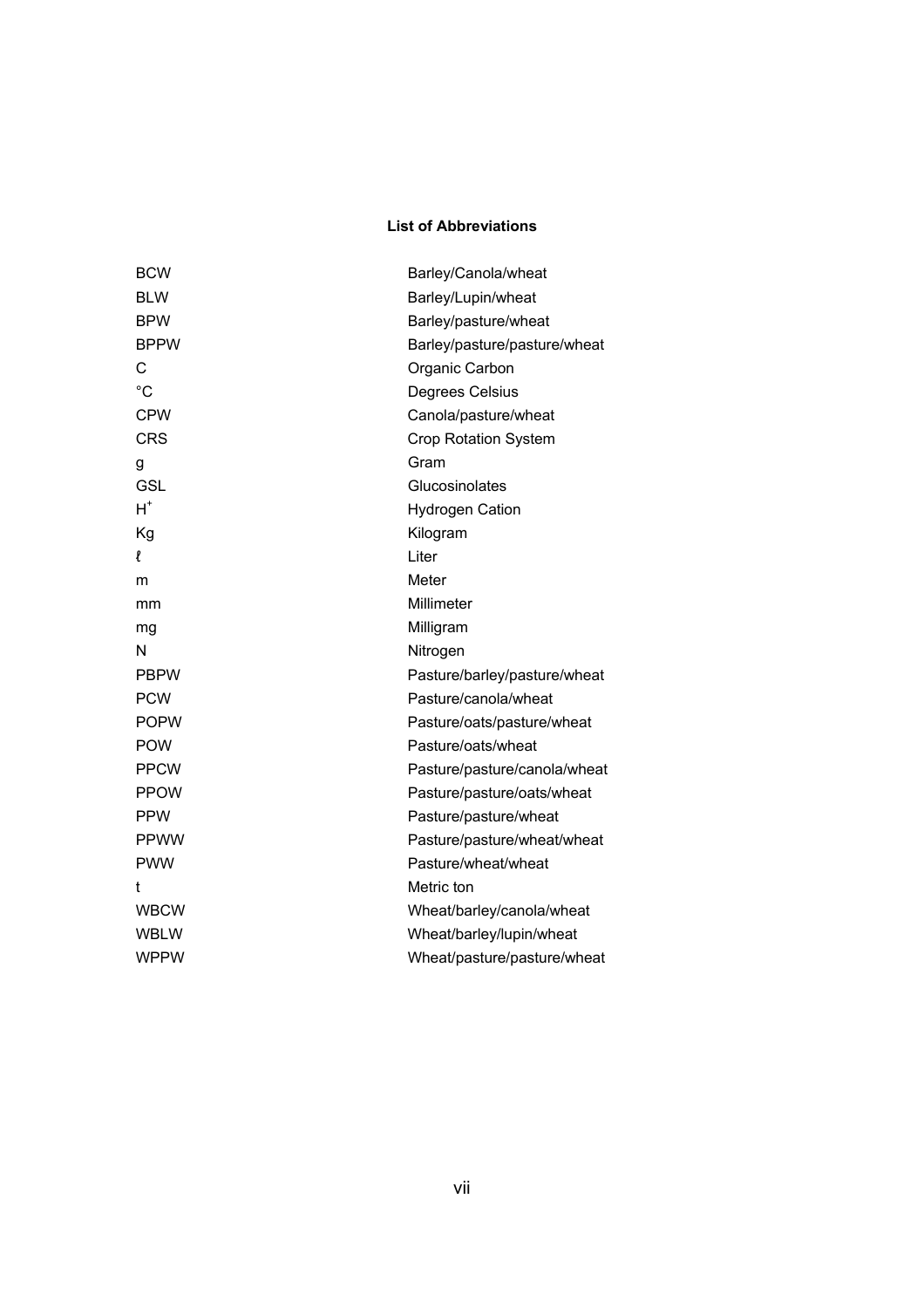## List of Abbreviations

| | |
|---|---|
| BCW | Barley/Canola/wheat |
| BLW | Barley/Lupin/wheat |
| BPW | Barley/pasture/wheat |
| BPPW | Barley/pasture/pasture/wheat |
| C | Organic Carbon |
| °C | Degrees Celsius |
| CPW | Canola/pasture/wheat |
| CRS | Crop Rotation System |
| g | Gram |
| GSL | Glucosinolates |
| $H^+$ | Hydrogen Cation |
| Kg | Kilogram |
| ℓ | Liter |
| m | Meter |
| mm | Millimeter |
| mg | Milligram |
| N | Nitrogen |
| PBPW | Pasture/barley/pasture/wheat |
| PCW | Pasture/canola/wheat |
| POPW | Pasture/oats/pasture/wheat |
| POW | Pasture/oats/wheat |
| PPCW | Pasture/pasture/canola/wheat |
| PPOW | Pasture/pasture/oats/wheat |
| PPW | Pasture/pasture/wheat |
| PPWW | Pasture/pasture/wheat/wheat |
| PWW | Pasture/wheat/wheat |
| t | Metric ton |
| WBCW | Wheat/barley/canola/wheat |
| WBLW | Wheat/barley/lupin/wheat |
| WPPW | Wheat/pasture/pasture/wheat |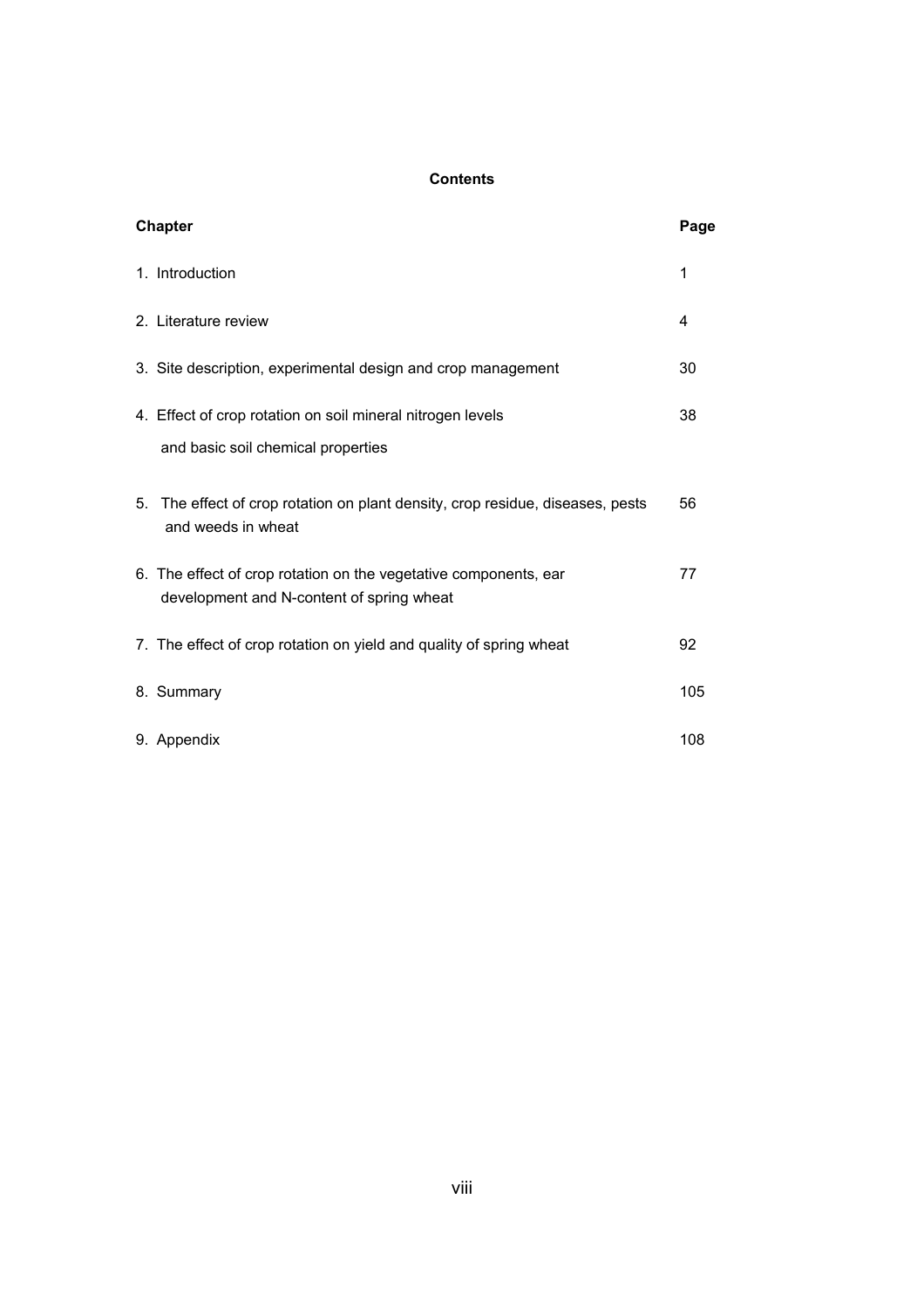# Contents

| Chapter | Page |
| --- | --- |
| 1. Introduction | 1 |
| 2. Literature review | 4 |
| 3. Site description, experimental design and crop management | 30 |
| 4. Effect of crop rotation on soil mineral nitrogen levels and basic soil chemical properties | 38 |
| 5. The effect of crop rotation on plant density, crop residue, diseases, pests and weeds in wheat | 56 |
| 6. The effect of crop rotation on the vegetative components, ear development and N-content of spring wheat | 77 |
| 7. The effect of crop rotation on yield and quality of spring wheat | 92 |
| 8. Summary | 105 |
| 9. Appendix | 108 |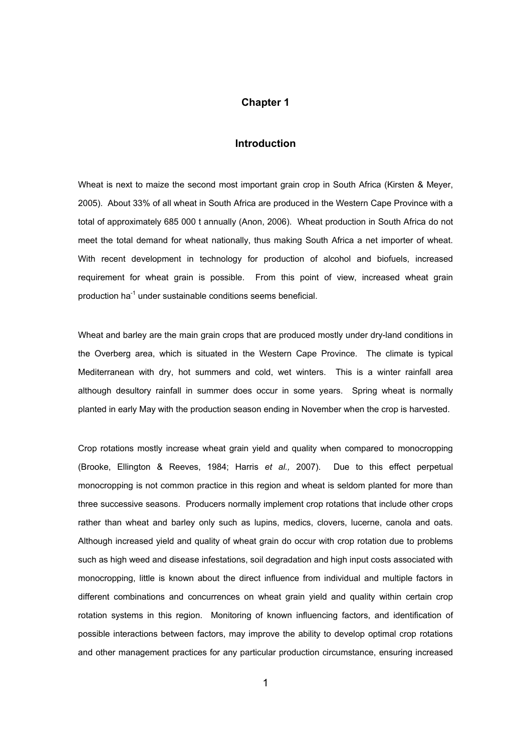# Chapter 1

## Introduction

Wheat is next to maize the second most important grain crop in South Africa (Kirsten & Meyer, 2005). About 33% of all wheat in South Africa are produced in the Western Cape Province with a total of approximately 685 000 t annually (Anon, 2006). Wheat production in South Africa do not meet the total demand for wheat nationally, thus making South Africa a net importer of wheat. With recent development in technology for production of alcohol and biofuels, increased requirement for wheat grain is possible. From this point of view, increased wheat grain production $ha^{-1}$ under sustainable conditions seems beneficial.

Wheat and barley are the main grain crops that are produced mostly under dry-land conditions in the Overberg area, which is situated in the Western Cape Province. The climate is typical Mediterranean with dry, hot summers and cold, wet winters. This is a winter rainfall area although desultory rainfall in summer does occur in some years. Spring wheat is normally planted in early May with the production season ending in November when the crop is harvested.

Crop rotations mostly increase wheat grain yield and quality when compared to monocropping (Brooke, Ellington & Reeves, 1984; Harris *et al.,* 2007). Due to this effect perpetual monocropping is not common practice in this region and wheat is seldom planted for more than three successive seasons. Producers normally implement crop rotations that include other crops rather than wheat and barley only such as lupins, medics, clovers, lucerne, canola and oats. Although increased yield and quality of wheat grain do occur with crop rotation due to problems such as high weed and disease infestations, soil degradation and high input costs associated with monocropping, little is known about the direct influence from individual and multiple factors in different combinations and concurrences on wheat grain yield and quality within certain crop rotation systems in this region. Monitoring of known influencing factors, and identification of possible interactions between factors, may improve the ability to develop optimal crop rotations and other management practices for any particular production circumstance, ensuring increased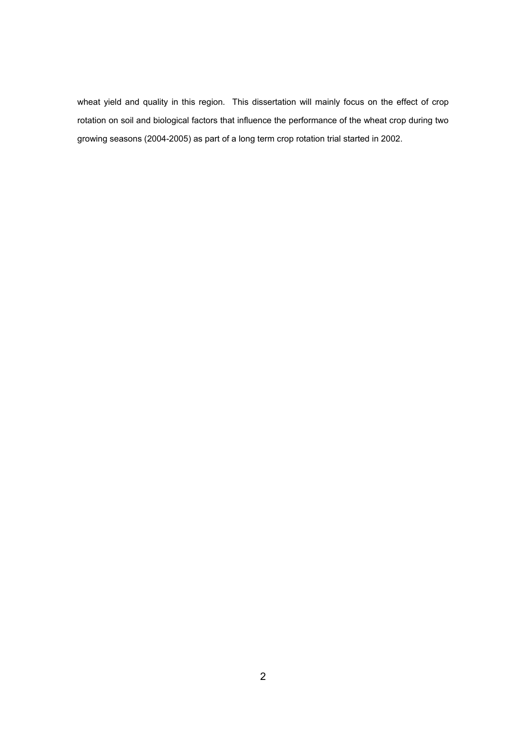wheat yield and quality in this region. This dissertation will mainly focus on the effect of crop rotation on soil and biological factors that influence the performance of the wheat crop during two growing seasons (2004-2005) as part of a long term crop rotation trial started in 2002.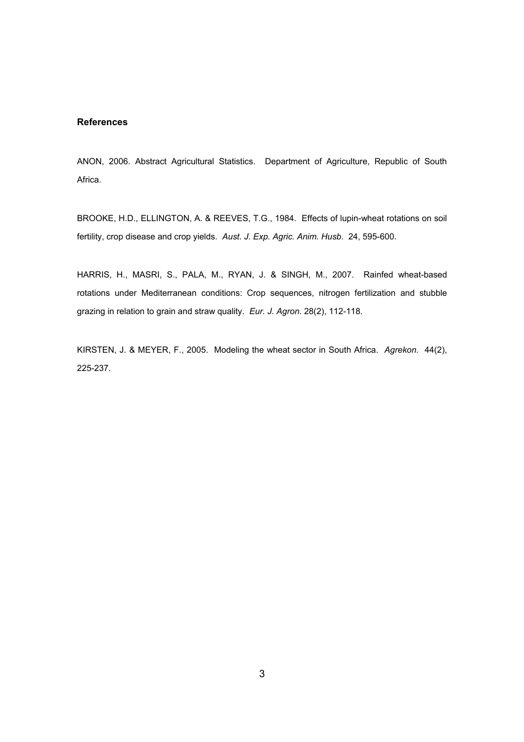## References

ANON, 2006. Abstract Agricultural Statistics. Department of Agriculture, Republic of South Africa.

BROOKE, H.D., ELLINGTON, A. & REEVES, T.G., 1984. Effects of lupin-wheat rotations on soil fertility, crop disease and crop yields. *Aust. J. Exp. Agric. Anim. Husb*. 24, 595-600.

HARRIS, H., MASRI, S., PALA, M., RYAN, J. & SINGH, M., 2007. Rainfed wheat-based rotations under Mediterranean conditions: Crop sequences, nitrogen fertilization and stubble grazing in relation to grain and straw quality. *Eur. J. Agron*. 28(2), 112-118.

KIRSTEN, J. & MEYER, F., 2005. Modeling the wheat sector in South Africa. *Agrekon*. 44(2), 225-237.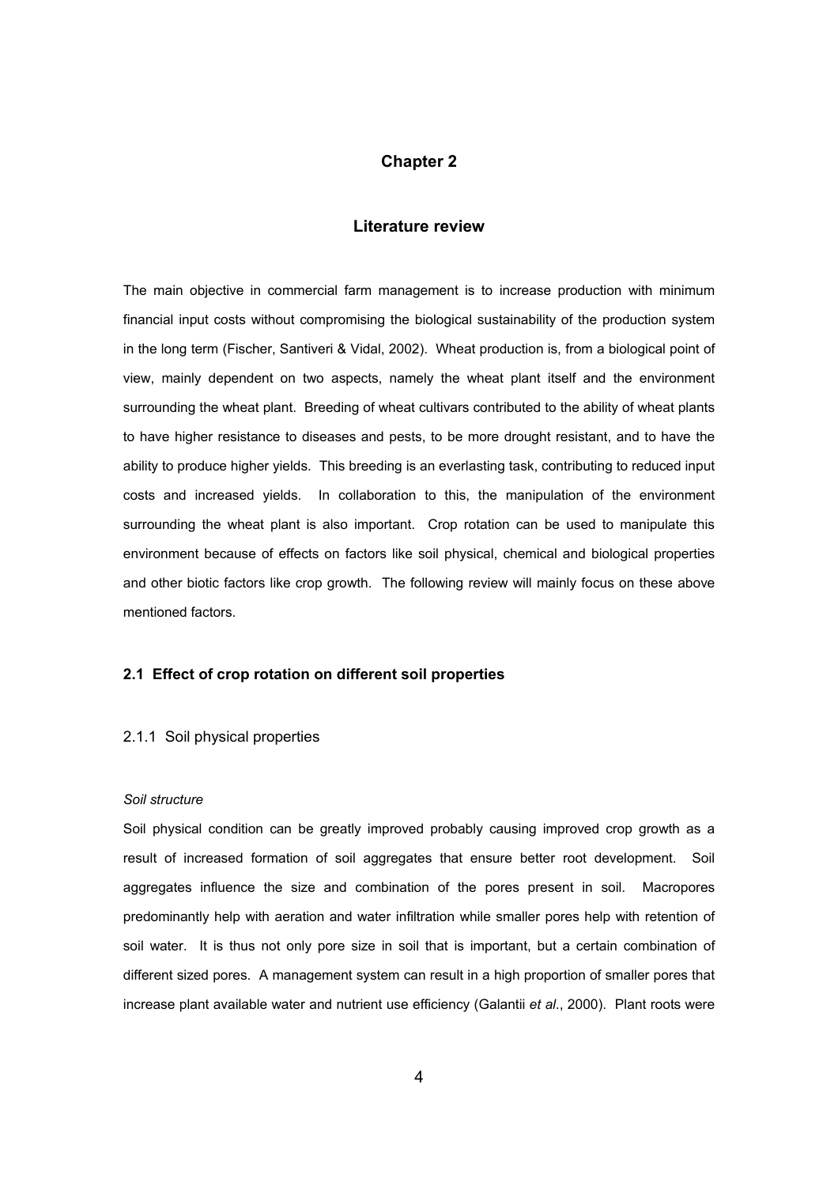# Chapter 2

## Literature review

The main objective in commercial farm management is to increase production with minimum financial input costs without compromising the biological sustainability of the production system in the long term (Fischer, Santiveri & Vidal, 2002). Wheat production is, from a biological point of view, mainly dependent on two aspects, namely the wheat plant itself and the environment surrounding the wheat plant. Breeding of wheat cultivars contributed to the ability of wheat plants to have higher resistance to diseases and pests, to be more drought resistant, and to have the ability to produce higher yields. This breeding is an everlasting task, contributing to reduced input costs and increased yields. In collaboration to this, the manipulation of the environment surrounding the wheat plant is also important. Crop rotation can be used to manipulate this environment because of effects on factors like soil physical, chemical and biological properties and other biotic factors like crop growth. The following review will mainly focus on these above mentioned factors.

### 2.1 Effect of crop rotation on different soil properties

#### 2.1.1 Soil physical properties

*Soil structure*

Soil physical condition can be greatly improved probably causing improved crop growth as a result of increased formation of soil aggregates that ensure better root development. Soil aggregates influence the size and combination of the pores present in soil. Macropores predominantly help with aeration and water infiltration while smaller pores help with retention of soil water. It is thus not only pore size in soil that is important, but a certain combination of different sized pores. A management system can result in a high proportion of smaller pores that increase plant available water and nutrient use efficiency (Galantii *et al.*, 2000). Plant roots were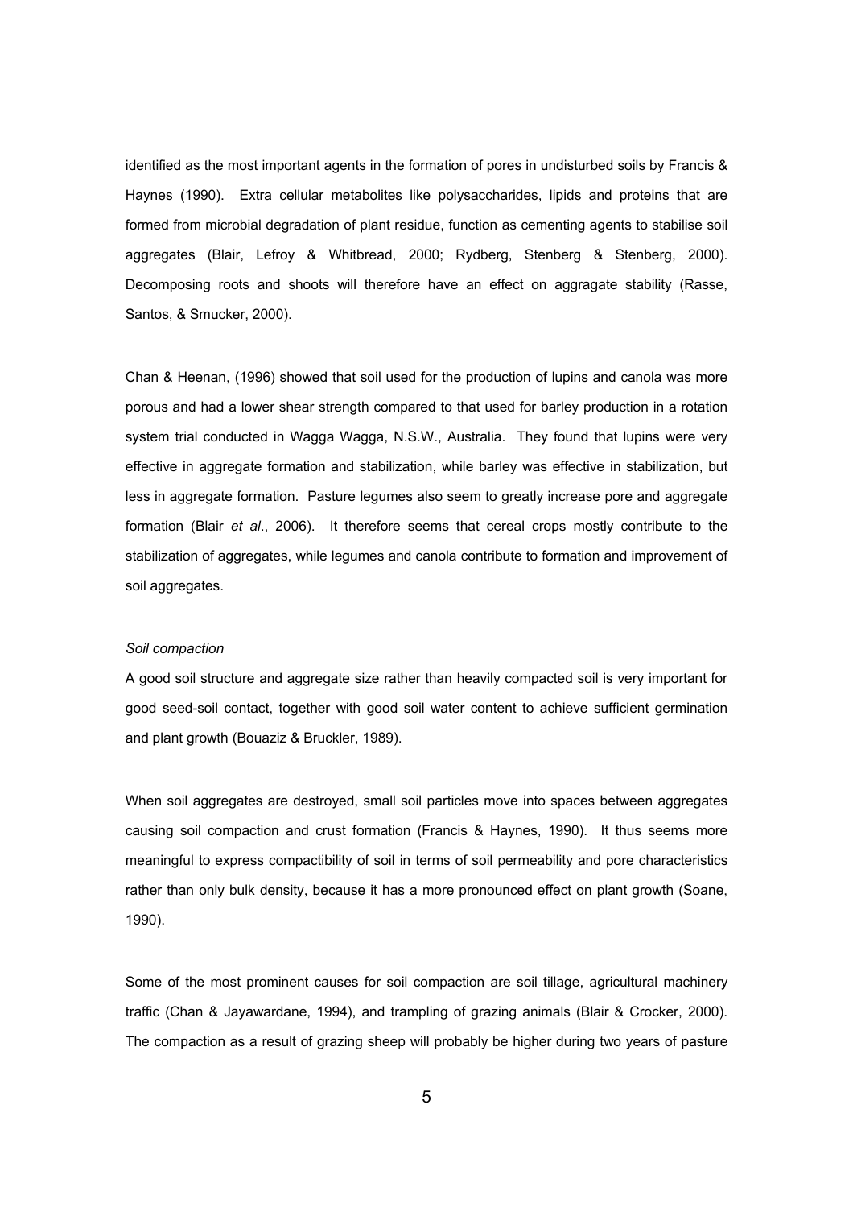identified as the most important agents in the formation of pores in undisturbed soils by Francis & Haynes (1990). Extra cellular metabolites like polysaccharides, lipids and proteins that are formed from microbial degradation of plant residue, function as cementing agents to stabilise soil aggregates (Blair, Lefroy & Whitbread, 2000; Rydberg, Stenberg & Stenberg, 2000). Decomposing roots and shoots will therefore have an effect on aggragate stability (Rasse, Santos, & Smucker, 2000).

Chan & Heenan, (1996) showed that soil used for the production of lupins and canola was more porous and had a lower shear strength compared to that used for barley production in a rotation system trial conducted in Wagga Wagga, N.S.W., Australia. They found that lupins were very effective in aggregate formation and stabilization, while barley was effective in stabilization, but less in aggregate formation. Pasture legumes also seem to greatly increase pore and aggregate formation (Blair *et al*., 2006). It therefore seems that cereal crops mostly contribute to the stabilization of aggregates, while legumes and canola contribute to formation and improvement of soil aggregates.

*Soil compaction*

A good soil structure and aggregate size rather than heavily compacted soil is very important for good seed-soil contact, together with good soil water content to achieve sufficient germination and plant growth (Bouaziz & Bruckler, 1989).

When soil aggregates are destroyed, small soil particles move into spaces between aggregates causing soil compaction and crust formation (Francis & Haynes, 1990). It thus seems more meaningful to express compactibility of soil in terms of soil permeability and pore characteristics rather than only bulk density, because it has a more pronounced effect on plant growth (Soane, 1990).

Some of the most prominent causes for soil compaction are soil tillage, agricultural machinery traffic (Chan & Jayawardane, 1994), and trampling of grazing animals (Blair & Crocker, 2000). The compaction as a result of grazing sheep will probably be higher during two years of pasture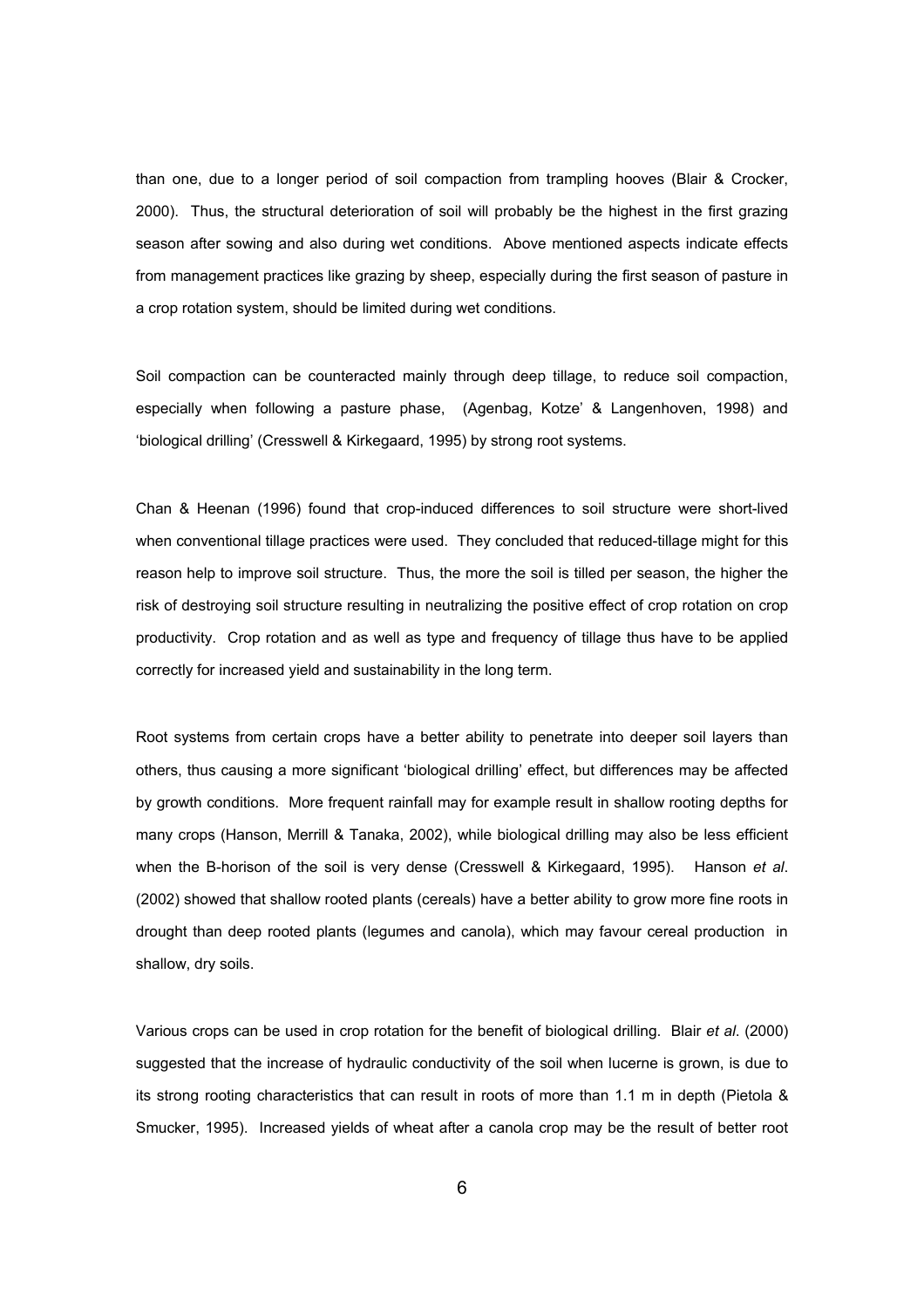than one, due to a longer period of soil compaction from trampling hooves (Blair & Crocker, 2000). Thus, the structural deterioration of soil will probably be the highest in the first grazing season after sowing and also during wet conditions. Above mentioned aspects indicate effects from management practices like grazing by sheep, especially during the first season of pasture in a crop rotation system, should be limited during wet conditions.

Soil compaction can be counteracted mainly through deep tillage, to reduce soil compaction, especially when following a pasture phase, (Agenbag, Kotze' & Langenhoven, 1998) and 'biological drilling' (Cresswell & Kirkegaard, 1995) by strong root systems.

Chan & Heenan (1996) found that crop-induced differences to soil structure were short-lived when conventional tillage practices were used. They concluded that reduced-tillage might for this reason help to improve soil structure. Thus, the more the soil is tilled per season, the higher the risk of destroying soil structure resulting in neutralizing the positive effect of crop rotation on crop productivity. Crop rotation and as well as type and frequency of tillage thus have to be applied correctly for increased yield and sustainability in the long term.

Root systems from certain crops have a better ability to penetrate into deeper soil layers than others, thus causing a more significant 'biological drilling' effect, but differences may be affected by growth conditions. More frequent rainfall may for example result in shallow rooting depths for many crops (Hanson, Merrill & Tanaka, 2002), while biological drilling may also be less efficient when the B-horison of the soil is very dense (Cresswell & Kirkegaard, 1995). Hanson *et al*. (2002) showed that shallow rooted plants (cereals) have a better ability to grow more fine roots in drought than deep rooted plants (legumes and canola), which may favour cereal production in shallow, dry soils.

Various crops can be used in crop rotation for the benefit of biological drilling. Blair *et al*. (2000) suggested that the increase of hydraulic conductivity of the soil when lucerne is grown, is due to its strong rooting characteristics that can result in roots of more than 1.1 m in depth (Pietola & Smucker, 1995). Increased yields of wheat after a canola crop may be the result of better root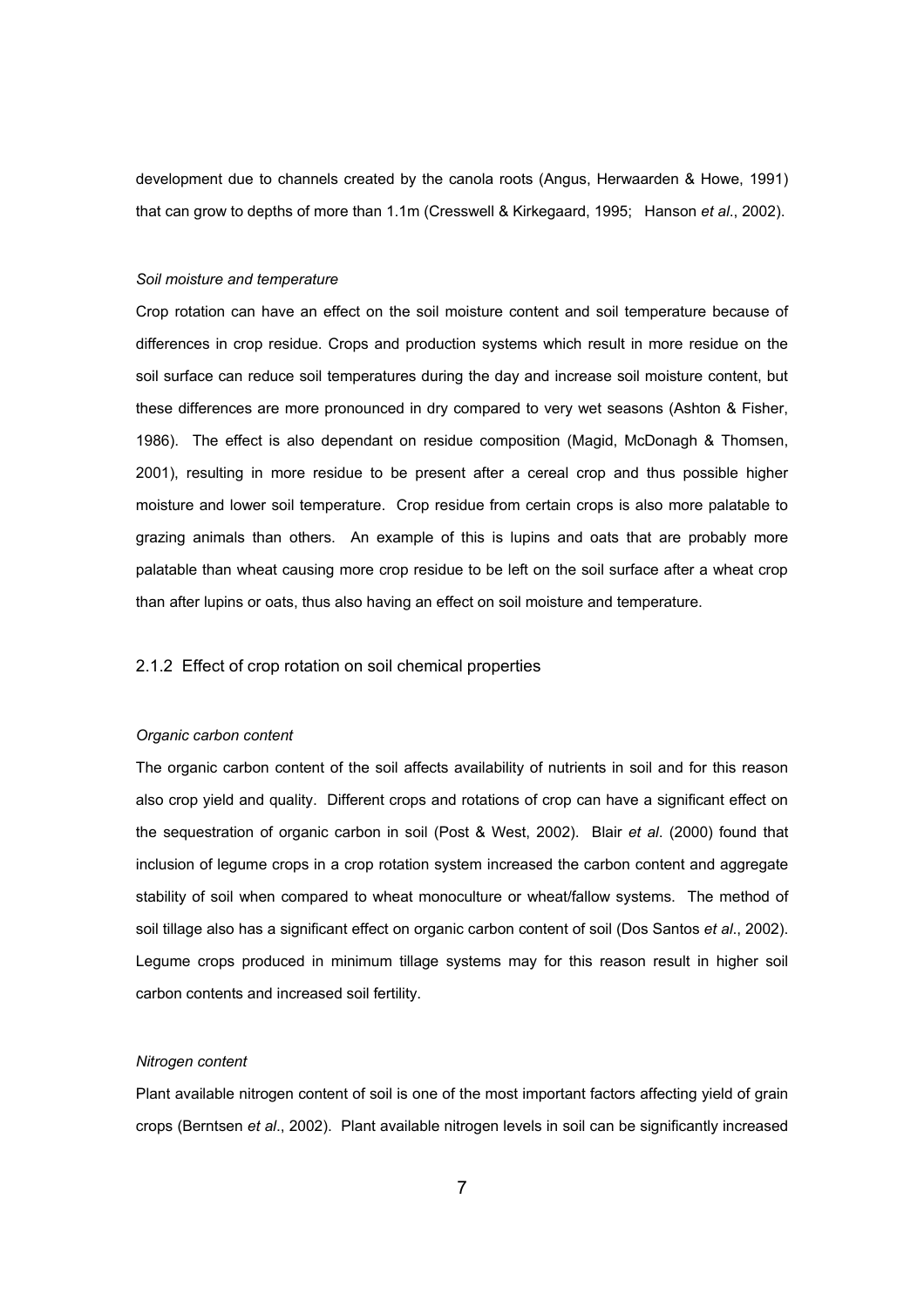development due to channels created by the canola roots (Angus, Herwaarden & Howe, 1991) that can grow to depths of more than 1.1m (Cresswell & Kirkegaard, 1995; Hanson *et al*., 2002).

*Soil moisture and temperature*

Crop rotation can have an effect on the soil moisture content and soil temperature because of differences in crop residue. Crops and production systems which result in more residue on the soil surface can reduce soil temperatures during the day and increase soil moisture content, but these differences are more pronounced in dry compared to very wet seasons (Ashton & Fisher, 1986). The effect is also dependant on residue composition (Magid, McDonagh & Thomsen, 2001), resulting in more residue to be present after a cereal crop and thus possible higher moisture and lower soil temperature. Crop residue from certain crops is also more palatable to grazing animals than others. An example of this is lupins and oats that are probably more palatable than wheat causing more crop residue to be left on the soil surface after a wheat crop than after lupins or oats, thus also having an effect on soil moisture and temperature.

### 2.1.2 Effect of crop rotation on soil chemical properties

*Organic carbon content*

The organic carbon content of the soil affects availability of nutrients in soil and for this reason also crop yield and quality. Different crops and rotations of crop can have a significant effect on the sequestration of organic carbon in soil (Post & West, 2002). Blair *et al*. (2000) found that inclusion of legume crops in a crop rotation system increased the carbon content and aggregate stability of soil when compared to wheat monoculture or wheat/fallow systems. The method of soil tillage also has a significant effect on organic carbon content of soil (Dos Santos *et al*., 2002). Legume crops produced in minimum tillage systems may for this reason result in higher soil carbon contents and increased soil fertility.

*Nitrogen content*

Plant available nitrogen content of soil is one of the most important factors affecting yield of grain crops (Berntsen *et al*., 2002). Plant available nitrogen levels in soil can be significantly increased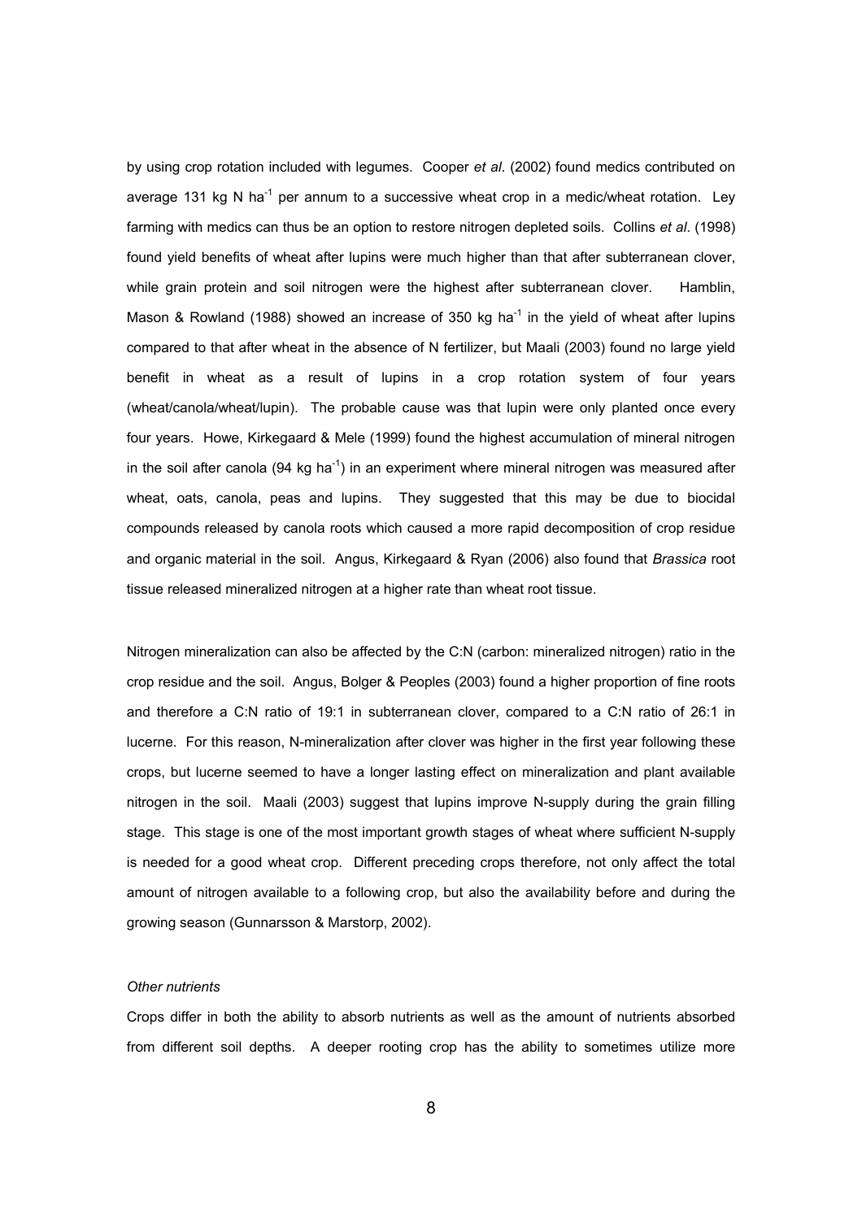by using crop rotation included with legumes. Cooper *et al*. (2002) found medics contributed on average 131 kg N $ha^{-1}$ per annum to a successive wheat crop in a medic/wheat rotation. Ley farming with medics can thus be an option to restore nitrogen depleted soils. Collins *et al*. (1998) found yield benefits of wheat after lupins were much higher than that after subterranean clover, while grain protein and soil nitrogen were the highest after subterranean clover. Hamblin, Mason & Rowland (1988) showed an increase of 350 kg $ha^{-1}$ in the yield of wheat after lupins compared to that after wheat in the absence of N fertilizer, but Maali (2003) found no large yield benefit in wheat as a result of lupins in a crop rotation system of four years (wheat/canola/wheat/lupin). The probable cause was that lupin were only planted once every four years. Howe, Kirkegaard & Mele (1999) found the highest accumulation of mineral nitrogen in the soil after canola (94 kg $ha^{-1}$) in an experiment where mineral nitrogen was measured after wheat, oats, canola, peas and lupins. They suggested that this may be due to biocidal compounds released by canola roots which caused a more rapid decomposition of crop residue and organic material in the soil. Angus, Kirkegaard & Ryan (2006) also found that *Brassica* root tissue released mineralized nitrogen at a higher rate than wheat root tissue.

Nitrogen mineralization can also be affected by the C:N (carbon: mineralized nitrogen) ratio in the crop residue and the soil. Angus, Bolger & Peoples (2003) found a higher proportion of fine roots and therefore a C:N ratio of 19:1 in subterranean clover, compared to a C:N ratio of 26:1 in lucerne. For this reason, N-mineralization after clover was higher in the first year following these crops, but lucerne seemed to have a longer lasting effect on mineralization and plant available nitrogen in the soil. Maali (2003) suggest that lupins improve N-supply during the grain filling stage. This stage is one of the most important growth stages of wheat where sufficient N-supply is needed for a good wheat crop. Different preceding crops therefore, not only affect the total amount of nitrogen available to a following crop, but also the availability before and during the growing season (Gunnarsson & Marstorp, 2002).

*Other nutrients*

Crops differ in both the ability to absorb nutrients as well as the amount of nutrients absorbed from different soil depths. A deeper rooting crop has the ability to sometimes utilize more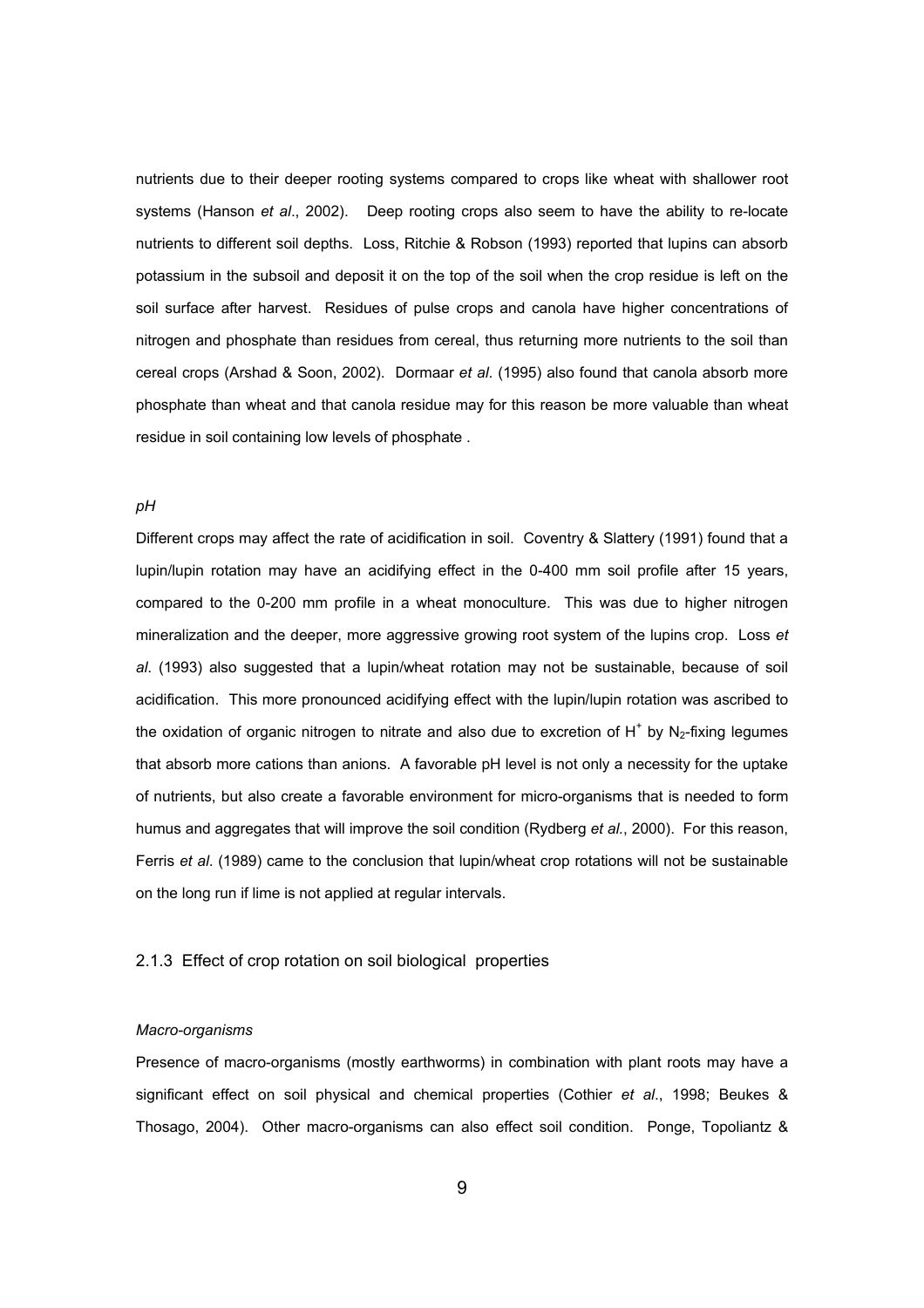nutrients due to their deeper rooting systems compared to crops like wheat with shallower root systems (Hanson *et al*., 2002). Deep rooting crops also seem to have the ability to re-locate nutrients to different soil depths. Loss, Ritchie & Robson (1993) reported that lupins can absorb potassium in the subsoil and deposit it on the top of the soil when the crop residue is left on the soil surface after harvest. Residues of pulse crops and canola have higher concentrations of nitrogen and phosphate than residues from cereal, thus returning more nutrients to the soil than cereal crops (Arshad & Soon, 2002). Dormaar *et al*. (1995) also found that canola absorb more phosphate than wheat and that canola residue may for this reason be more valuable than wheat residue in soil containing low levels of phosphate .

*pH*

Different crops may affect the rate of acidification in soil. Coventry & Slattery (1991) found that a lupin/lupin rotation may have an acidifying effect in the 0-400 mm soil profile after 15 years, compared to the 0-200 mm profile in a wheat monoculture. This was due to higher nitrogen mineralization and the deeper, more aggressive growing root system of the lupins crop. Loss *et al*. (1993) also suggested that a lupin/wheat rotation may not be sustainable, because of soil acidification. This more pronounced acidifying effect with the lupin/lupin rotation was ascribed to the oxidation of organic nitrogen to nitrate and also due to excretion of $H^+$ by $N_2$-fixing legumes that absorb more cations than anions. A favorable pH level is not only a necessity for the uptake of nutrients, but also create a favorable environment for micro-organisms that is needed to form humus and aggregates that will improve the soil condition (Rydberg *et al.*, 2000). For this reason, Ferris *et al*. (1989) came to the conclusion that lupin/wheat crop rotations will not be sustainable on the long run if lime is not applied at regular intervals.

### 2.1.3 Effect of crop rotation on soil biological properties

*Macro-organisms*

Presence of macro-organisms (mostly earthworms) in combination with plant roots may have a significant effect on soil physical and chemical properties (Cothier *et al*., 1998; Beukes & Thosago, 2004). Other macro-organisms can also effect soil condition. Ponge, Topoliantz &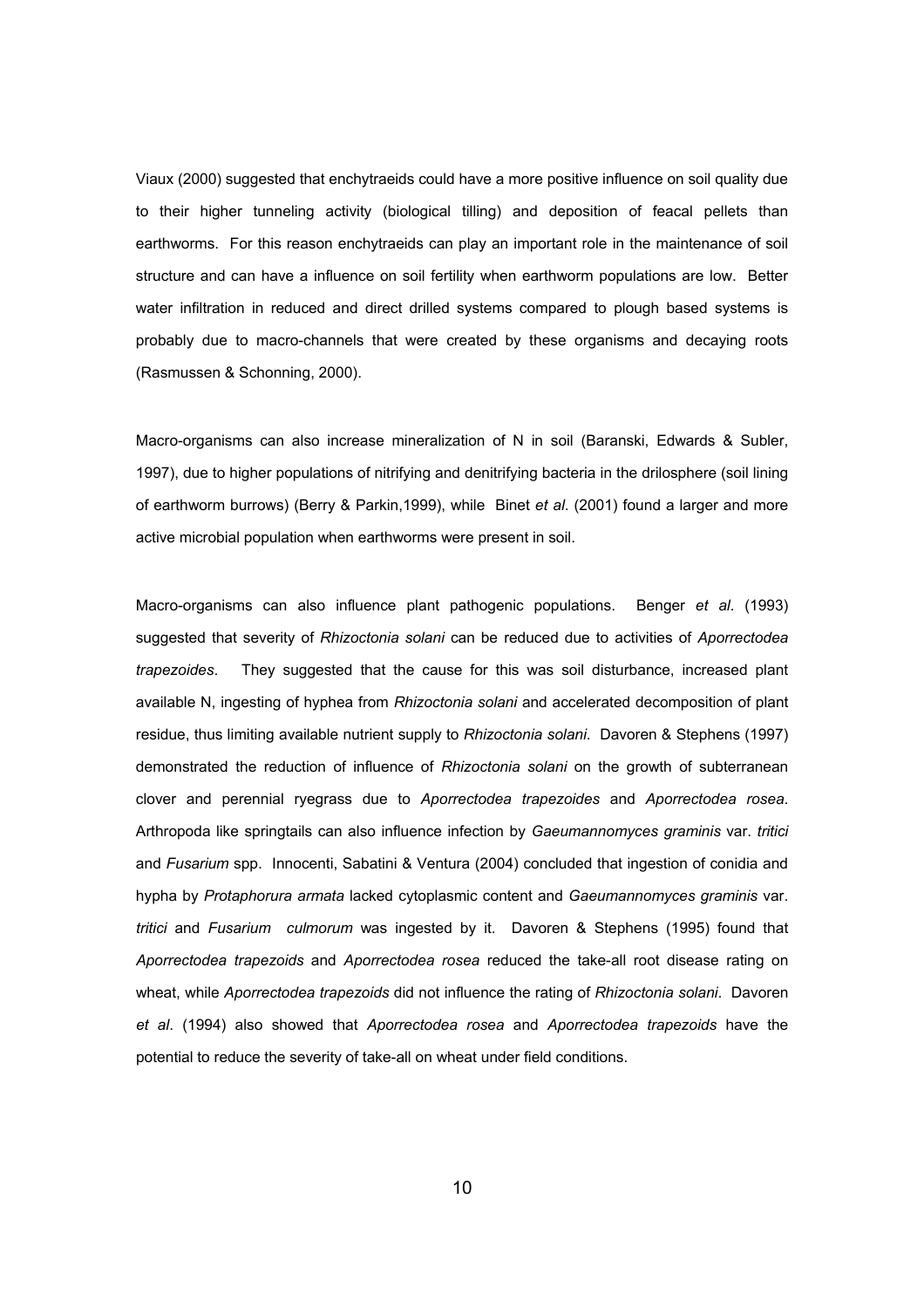Viaux (2000) suggested that enchytraeids could have a more positive influence on soil quality due to their higher tunneling activity (biological tilling) and deposition of feacal pellets than earthworms. For this reason enchytraeids can play an important role in the maintenance of soil structure and can have a influence on soil fertility when earthworm populations are low. Better water infiltration in reduced and direct drilled systems compared to plough based systems is probably due to macro-channels that were created by these organisms and decaying roots (Rasmussen & Schonning, 2000).

Macro-organisms can also increase mineralization of N in soil (Baranski, Edwards & Subler, 1997), due to higher populations of nitrifying and denitrifying bacteria in the drilosphere (soil lining of earthworm burrows) (Berry & Parkin,1999), while Binet *et al*. (2001) found a larger and more active microbial population when earthworms were present in soil.

Macro-organisms can also influence plant pathogenic populations. Benger *et al*. (1993) suggested that severity of *Rhizoctonia solani* can be reduced due to activities of *Aporrectodea trapezoides*. They suggested that the cause for this was soil disturbance, increased plant available N, ingesting of hyphea from *Rhizoctonia solani* and accelerated decomposition of plant residue, thus limiting available nutrient supply to *Rhizoctonia solani*. Davoren & Stephens (1997) demonstrated the reduction of influence of *Rhizoctonia solani* on the growth of subterranean clover and perennial ryegrass due to *Aporrectodea trapezoides* and *Aporrectodea rosea*. Arthropoda like springtails can also influence infection by *Gaeumannomyces graminis* var. *tritici* and *Fusarium* spp. Innocenti, Sabatini & Ventura (2004) concluded that ingestion of conidia and hypha by *Protaphorura armata* lacked cytoplasmic content and *Gaeumannomyces graminis* var. *tritici* and *Fusarium culmorum* was ingested by it. Davoren & Stephens (1995) found that *Aporrectodea trapezoids* and *Aporrectodea rosea* reduced the take-all root disease rating on wheat, while *Aporrectodea trapezoids* did not influence the rating of *Rhizoctonia solani*. Davoren *et al*. (1994) also showed that *Aporrectodea rosea* and *Aporrectodea trapezoids* have the potential to reduce the severity of take-all on wheat under field conditions.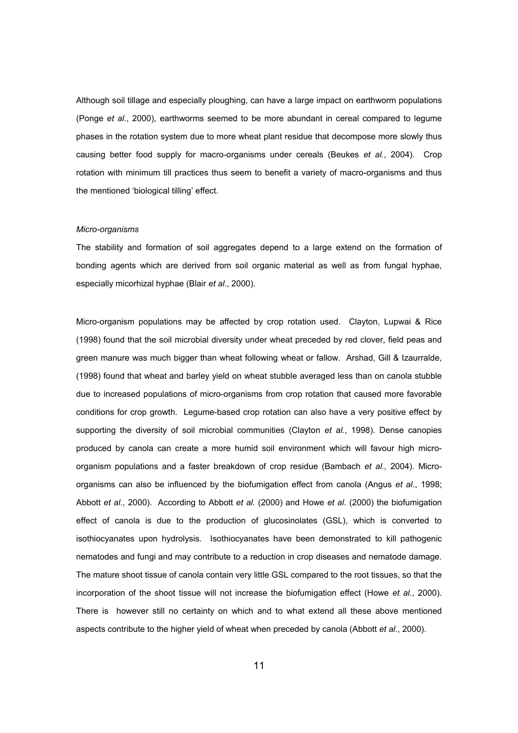Although soil tillage and especially ploughing, can have a large impact on earthworm populations (Ponge *et al*., 2000), earthworms seemed to be more abundant in cereal compared to legume phases in the rotation system due to more wheat plant residue that decompose more slowly thus causing better food supply for macro-organisms under cereals (Beukes *et al.*, 2004). Crop rotation with minimum till practices thus seem to benefit a variety of macro-organisms and thus the mentioned 'biological tilling' effect.

*Micro-organisms*

The stability and formation of soil aggregates depend to a large extend on the formation of bonding agents which are derived from soil organic material as well as from fungal hyphae, especially micorhizal hyphae (Blair *et al*., 2000).

Micro-organism populations may be affected by crop rotation used. Clayton, Lupwai & Rice (1998) found that the soil microbial diversity under wheat preceded by red clover, field peas and green manure was much bigger than wheat following wheat or fallow. Arshad, Gill & Izaurralde, (1998) found that wheat and barley yield on wheat stubble averaged less than on canola stubble due to increased populations of micro-organisms from crop rotation that caused more favorable conditions for crop growth. Legume-based crop rotation can also have a very positive effect by supporting the diversity of soil microbial communities (Clayton *et al.*, 1998). Dense canopies produced by canola can create a more humid soil environment which will favour high micro-organism populations and a faster breakdown of crop residue (Bambach *et al.,* 2004). Micro-organisms can also be influenced by the biofumigation effect from canola (Angus *et al*., 1998; Abbott *et al.*, 2000). According to Abbott *et al.* (2000) and Howe *et al*. (2000) the biofumigation effect of canola is due to the production of glucosinolates (GSL), which is converted to isothiocyanates upon hydrolysis. Isothiocyanates have been demonstrated to kill pathogenic nematodes and fungi and may contribute to a reduction in crop diseases and nematode damage. The mature shoot tissue of canola contain very little GSL compared to the root tissues, so that the incorporation of the shoot tissue will not increase the biofumigation effect (Howe *et al.*, 2000). There is however still no certainty on which and to what extend all these above mentioned aspects contribute to the higher yield of wheat when preceded by canola (Abbott *et al.*, 2000).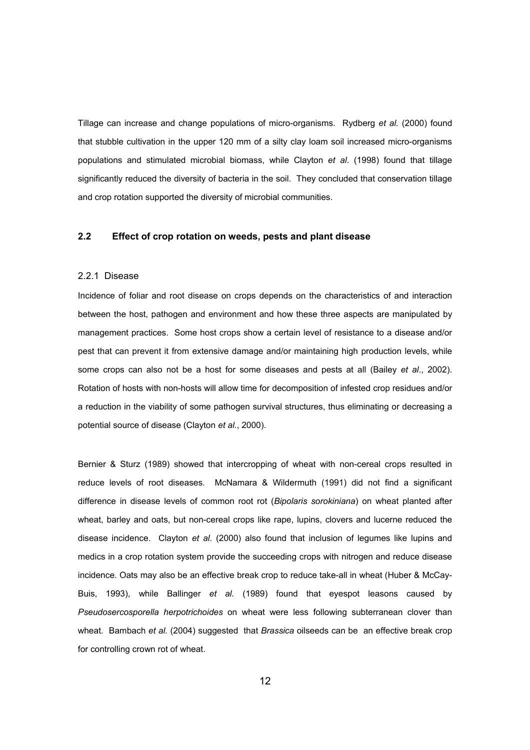Tillage can increase and change populations of micro-organisms. Rydberg *et al.* (2000) found that stubble cultivation in the upper 120 mm of a silty clay loam soil increased micro-organisms populations and stimulated microbial biomass, while Clayton *et al.* (1998) found that tillage significantly reduced the diversity of bacteria in the soil. They concluded that conservation tillage and crop rotation supported the diversity of microbial communities.

## 2.2 Effect of crop rotation on weeds, pests and plant disease

### 2.2.1 Disease

Incidence of foliar and root disease on crops depends on the characteristics of and interaction between the host, pathogen and environment and how these three aspects are manipulated by management practices. Some host crops show a certain level of resistance to a disease and/or pest that can prevent it from extensive damage and/or maintaining high production levels, while some crops can also not be a host for some diseases and pests at all (Bailey *et al*., 2002). Rotation of hosts with non-hosts will allow time for decomposition of infested crop residues and/or a reduction in the viability of some pathogen survival structures, thus eliminating or decreasing a potential source of disease (Clayton *et al*., 2000).

Bernier & Sturz (1989) showed that intercropping of wheat with non-cereal crops resulted in reduce levels of root diseases. McNamara & Wildermuth (1991) did not find a significant difference in disease levels of common root rot (*Bipolaris sorokiniana*) on wheat planted after wheat, barley and oats, but non-cereal crops like rape, lupins, clovers and lucerne reduced the disease incidence. Clayton *et al.* (2000) also found that inclusion of legumes like lupins and medics in a crop rotation system provide the succeeding crops with nitrogen and reduce disease incidence. Oats may also be an effective break crop to reduce take-all in wheat (Huber & McCay-Buis, 1993), while Ballinger *et al.* (1989) found that eyespot leasons caused by *Pseudosercosporella herpotrichoides* on wheat were less following subterranean clover than wheat. Bambach *et al.* (2004) suggested that *Brassica* oilseeds can be an effective break crop for controlling crown rot of wheat.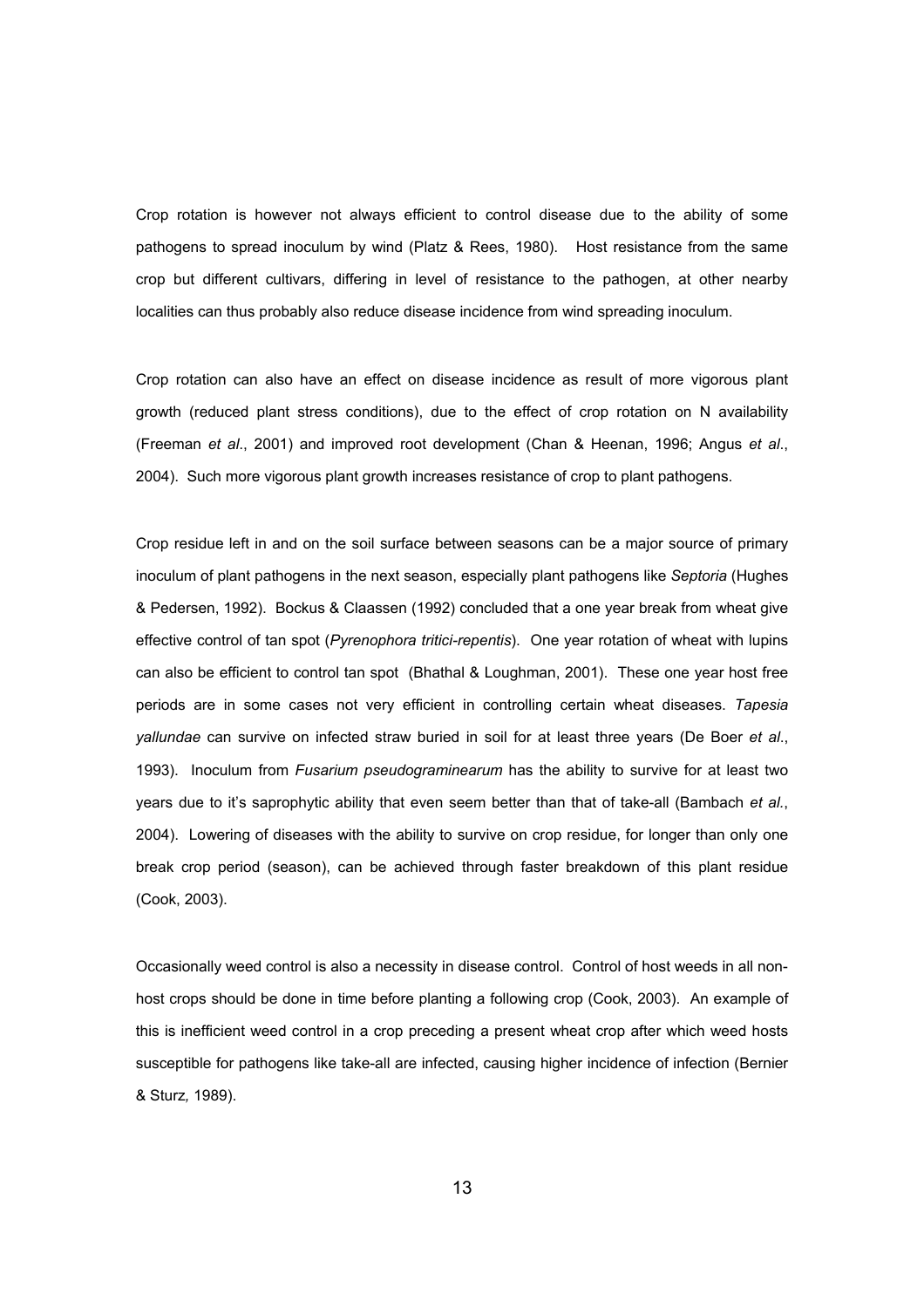Crop rotation is however not always efficient to control disease due to the ability of some pathogens to spread inoculum by wind (Platz & Rees, 1980). Host resistance from the same crop but different cultivars, differing in level of resistance to the pathogen, at other nearby localities can thus probably also reduce disease incidence from wind spreading inoculum.

Crop rotation can also have an effect on disease incidence as result of more vigorous plant growth (reduced plant stress conditions), due to the effect of crop rotation on N availability (Freeman *et al*., 2001) and improved root development (Chan & Heenan, 1996; Angus *et al*., 2004). Such more vigorous plant growth increases resistance of crop to plant pathogens.

Crop residue left in and on the soil surface between seasons can be a major source of primary inoculum of plant pathogens in the next season, especially plant pathogens like *Septoria* (Hughes & Pedersen, 1992). Bockus & Claassen (1992) concluded that a one year break from wheat give effective control of tan spot (*Pyrenophora tritici-repentis*). One year rotation of wheat with lupins can also be efficient to control tan spot (Bhathal & Loughman, 2001). These one year host free periods are in some cases not very efficient in controlling certain wheat diseases. *Tapesia yallundae* can survive on infected straw buried in soil for at least three years (De Boer *et al*., 1993). Inoculum from *Fusarium pseudograminearum* has the ability to survive for at least two years due to it's saprophytic ability that even seem better than that of take-all (Bambach *et al.*, 2004). Lowering of diseases with the ability to survive on crop residue, for longer than only one break crop period (season), can be achieved through faster breakdown of this plant residue (Cook, 2003).

Occasionally weed control is also a necessity in disease control. Control of host weeds in all non-host crops should be done in time before planting a following crop (Cook, 2003). An example of this is inefficient weed control in a crop preceding a present wheat crop after which weed hosts susceptible for pathogens like take-all are infected, causing higher incidence of infection (Bernier & Sturz*,* 1989).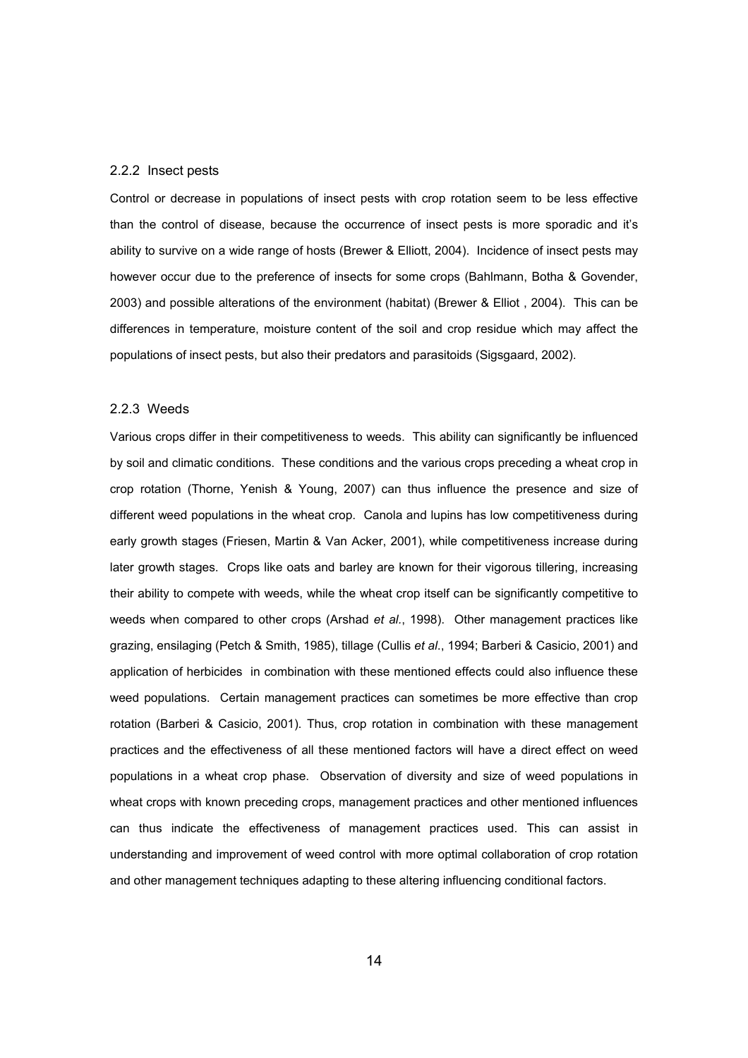### 2.2.2 Insect pests

Control or decrease in populations of insect pests with crop rotation seem to be less effective than the control of disease, because the occurrence of insect pests is more sporadic and it's ability to survive on a wide range of hosts (Brewer & Elliott, 2004). Incidence of insect pests may however occur due to the preference of insects for some crops (Bahlmann, Botha & Govender, 2003) and possible alterations of the environment (habitat) (Brewer & Elliot , 2004). This can be differences in temperature, moisture content of the soil and crop residue which may affect the populations of insect pests, but also their predators and parasitoids (Sigsgaard, 2002).

### 2.2.3 Weeds

Various crops differ in their competitiveness to weeds. This ability can significantly be influenced by soil and climatic conditions. These conditions and the various crops preceding a wheat crop in crop rotation (Thorne, Yenish & Young, 2007) can thus influence the presence and size of different weed populations in the wheat crop. Canola and lupins has low competitiveness during early growth stages (Friesen, Martin & Van Acker, 2001), while competitiveness increase during later growth stages. Crops like oats and barley are known for their vigorous tillering, increasing their ability to compete with weeds, while the wheat crop itself can be significantly competitive to weeds when compared to other crops (Arshad *et al.*, 1998). Other management practices like grazing, ensilaging (Petch & Smith, 1985), tillage (Cullis *et al.*, 1994; Barberi & Casicio, 2001) and application of herbicides in combination with these mentioned effects could also influence these weed populations. Certain management practices can sometimes be more effective than crop rotation (Barberi & Casicio, 2001). Thus, crop rotation in combination with these management practices and the effectiveness of all these mentioned factors will have a direct effect on weed populations in a wheat crop phase. Observation of diversity and size of weed populations in wheat crops with known preceding crops, management practices and other mentioned influences can thus indicate the effectiveness of management practices used. This can assist in understanding and improvement of weed control with more optimal collaboration of crop rotation and other management techniques adapting to these altering influencing conditional factors.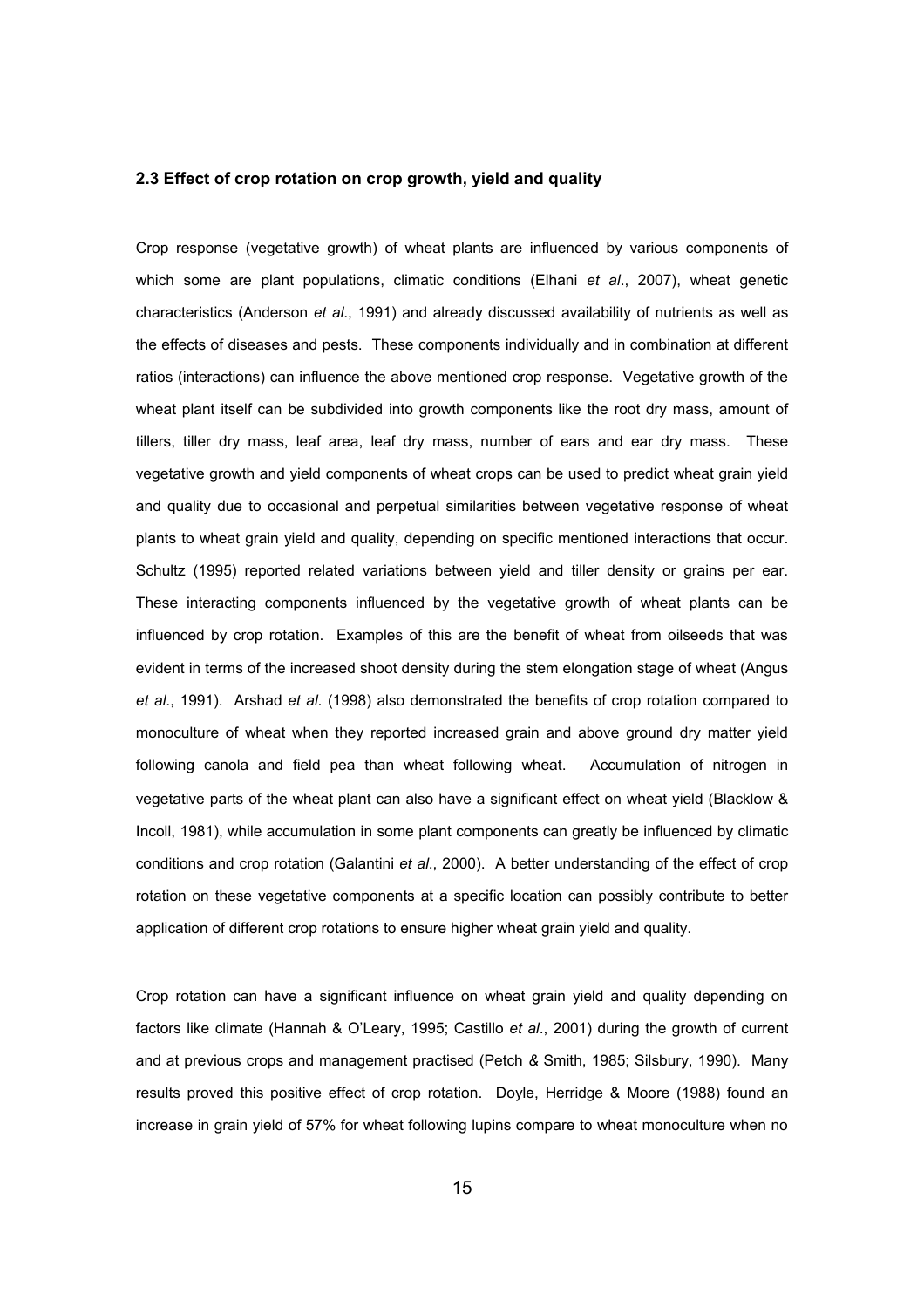## 2.3 Effect of crop rotation on crop growth, yield and quality

Crop response (vegetative growth) of wheat plants are influenced by various components of which some are plant populations, climatic conditions (Elhani *et al*., 2007), wheat genetic characteristics (Anderson *et al*., 1991) and already discussed availability of nutrients as well as the effects of diseases and pests. These components individually and in combination at different ratios (interactions) can influence the above mentioned crop response. Vegetative growth of the wheat plant itself can be subdivided into growth components like the root dry mass, amount of tillers, tiller dry mass, leaf area, leaf dry mass, number of ears and ear dry mass. These vegetative growth and yield components of wheat crops can be used to predict wheat grain yield and quality due to occasional and perpetual similarities between vegetative response of wheat plants to wheat grain yield and quality, depending on specific mentioned interactions that occur. Schultz (1995) reported related variations between yield and tiller density or grains per ear. These interacting components influenced by the vegetative growth of wheat plants can be influenced by crop rotation. Examples of this are the benefit of wheat from oilseeds that was evident in terms of the increased shoot density during the stem elongation stage of wheat (Angus *et al*., 1991). Arshad *et al*. (1998) also demonstrated the benefits of crop rotation compared to monoculture of wheat when they reported increased grain and above ground dry matter yield following canola and field pea than wheat following wheat. Accumulation of nitrogen in vegetative parts of the wheat plant can also have a significant effect on wheat yield (Blacklow & Incoll, 1981), while accumulation in some plant components can greatly be influenced by climatic conditions and crop rotation (Galantini *et al*., 2000). A better understanding of the effect of crop rotation on these vegetative components at a specific location can possibly contribute to better application of different crop rotations to ensure higher wheat grain yield and quality.

Crop rotation can have a significant influence on wheat grain yield and quality depending on factors like climate (Hannah & O'Leary, 1995; Castillo *et al*., 2001) during the growth of current and at previous crops and management practised (Petch & Smith, 1985; Silsbury, 1990). Many results proved this positive effect of crop rotation. Doyle, Herridge & Moore (1988) found an increase in grain yield of 57% for wheat following lupins compare to wheat monoculture when no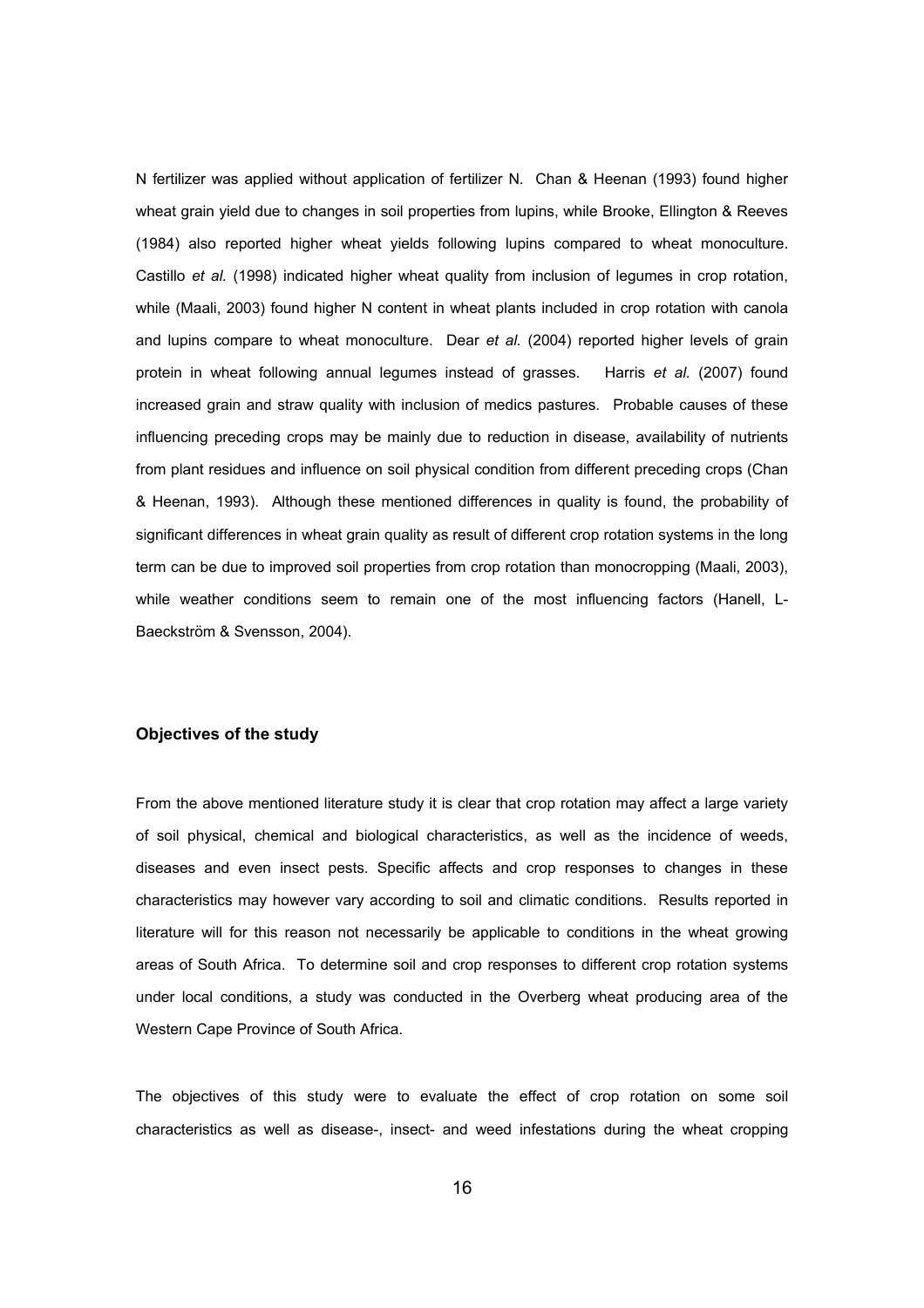N fertilizer was applied without application of fertilizer N. Chan & Heenan (1993) found higher wheat grain yield due to changes in soil properties from lupins, while Brooke, Ellington & Reeves (1984) also reported higher wheat yields following lupins compared to wheat monoculture. Castillo *et al.* (1998) indicated higher wheat quality from inclusion of legumes in crop rotation, while (Maali, 2003) found higher N content in wheat plants included in crop rotation with canola and lupins compare to wheat monoculture. Dear *et al.* (2004) reported higher levels of grain protein in wheat following annual legumes instead of grasses. Harris *et al.* (2007) found increased grain and straw quality with inclusion of medics pastures. Probable causes of these influencing preceding crops may be mainly due to reduction in disease, availability of nutrients from plant residues and influence on soil physical condition from different preceding crops (Chan & Heenan, 1993). Although these mentioned differences in quality is found, the probability of significant differences in wheat grain quality as result of different crop rotation systems in the long term can be due to improved soil properties from crop rotation than monocropping (Maali, 2003), while weather conditions seem to remain one of the most influencing factors (Hanell, L-Baeckström & Svensson, 2004).

### Objectives of the study

From the above mentioned literature study it is clear that crop rotation may affect a large variety of soil physical, chemical and biological characteristics, as well as the incidence of weeds, diseases and even insect pests. Specific affects and crop responses to changes in these characteristics may however vary according to soil and climatic conditions. Results reported in literature will for this reason not necessarily be applicable to conditions in the wheat growing areas of South Africa. To determine soil and crop responses to different crop rotation systems under local conditions, a study was conducted in the Overberg wheat producing area of the Western Cape Province of South Africa.

The objectives of this study were to evaluate the effect of crop rotation on some soil characteristics as well as disease-, insect- and weed infestations during the wheat cropping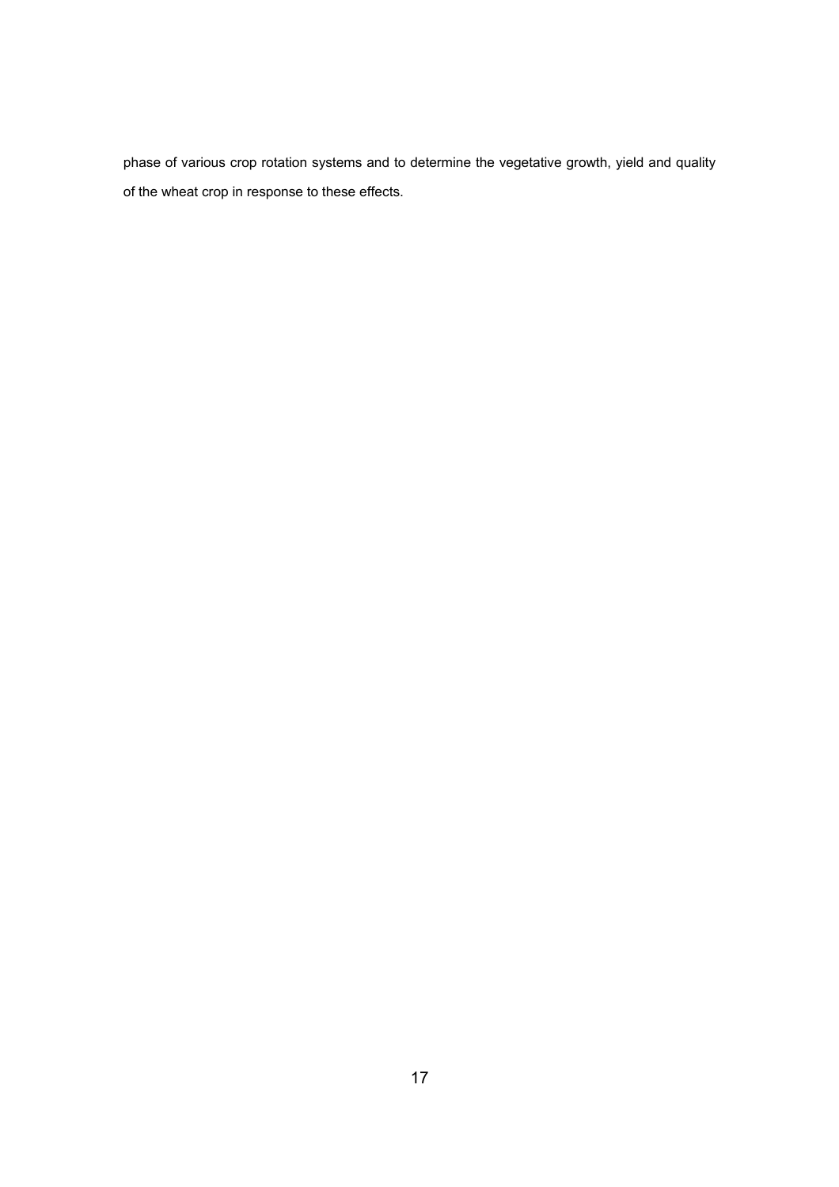phase of various crop rotation systems and to determine the vegetative growth, yield and quality of the wheat crop in response to these effects.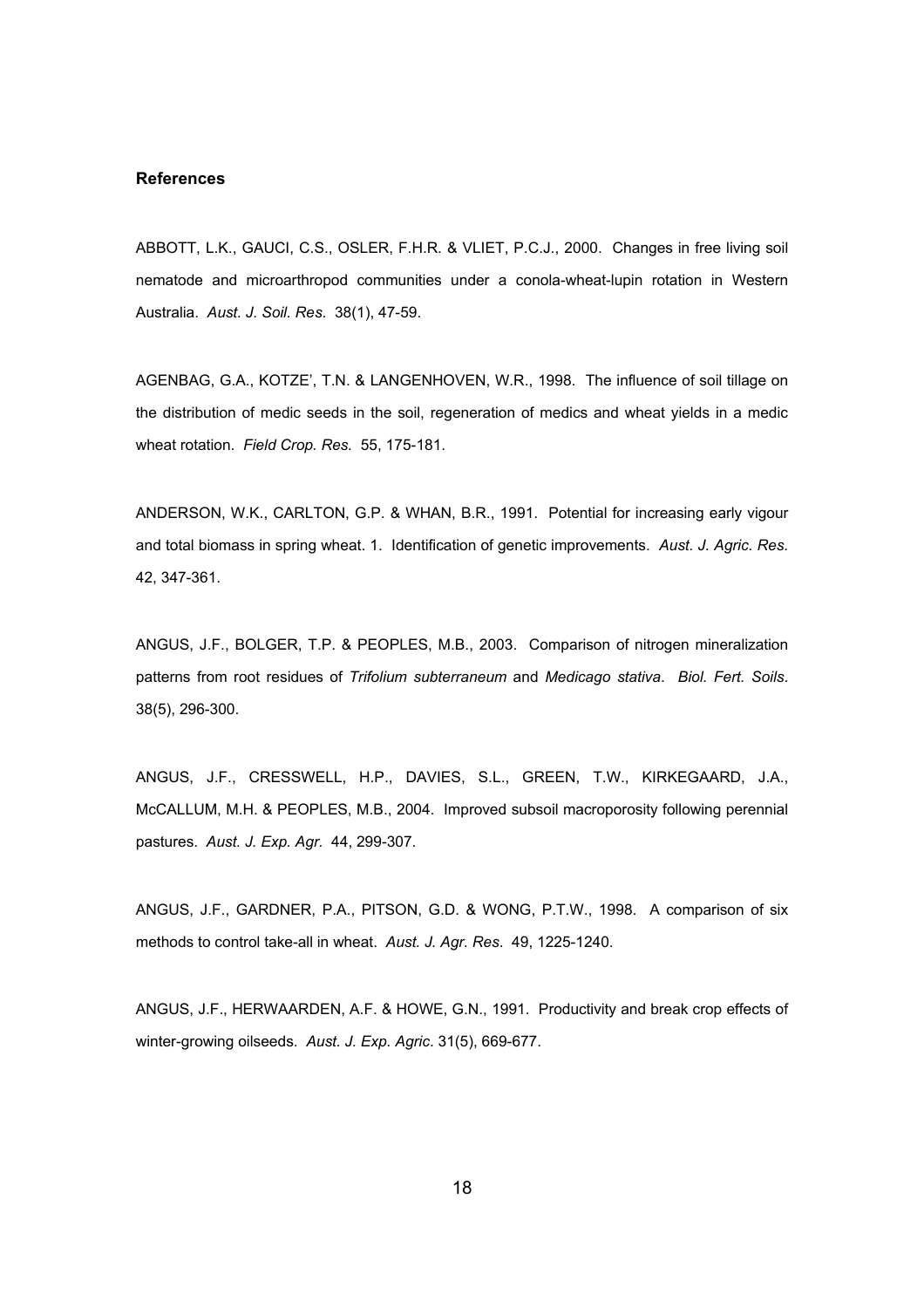**References**

ABBOTT, L.K., GAUCI, C.S., OSLER, F.H.R. & VLIET, P.C.J., 2000. Changes in free living soil nematode and microarthropod communities under a conola-wheat-lupin rotation in Western Australia. *Aust. J. Soil. Res.* 38(1), 47-59.

AGENBAG, G.A., KOTZE', T.N. & LANGENHOVEN, W.R., 1998. The influence of soil tillage on the distribution of medic seeds in the soil, regeneration of medics and wheat yields in a medic wheat rotation. *Field Crop. Res.* 55, 175-181.

ANDERSON, W.K., CARLTON, G.P. & WHAN, B.R., 1991. Potential for increasing early vigour and total biomass in spring wheat. 1. Identification of genetic improvements. *Aust. J. Agric. Res.* 42, 347-361.

ANGUS, J.F., BOLGER, T.P. & PEOPLES, M.B., 2003. Comparison of nitrogen mineralization patterns from root residues of *Trifolium subterraneum* and *Medicago stativa*. *Biol. Fert. Soils*. 38(5), 296-300.

ANGUS, J.F., CRESSWELL, H.P., DAVIES, S.L., GREEN, T.W., KIRKEGAARD, J.A., McCALLUM, M.H. & PEOPLES, M.B., 2004. Improved subsoil macroporosity following perennial pastures. *Aust. J. Exp. Agr.* 44, 299-307.

ANGUS, J.F., GARDNER, P.A., PITSON, G.D. & WONG, P.T.W., 1998. A comparison of six methods to control take-all in wheat. *Aust. J. Agr. Res*. 49, 1225-1240.

ANGUS, J.F., HERWAARDEN, A.F. & HOWE, G.N., 1991. Productivity and break crop effects of winter-growing oilseeds. *Aust. J. Exp. Agric*. 31(5), 669-677.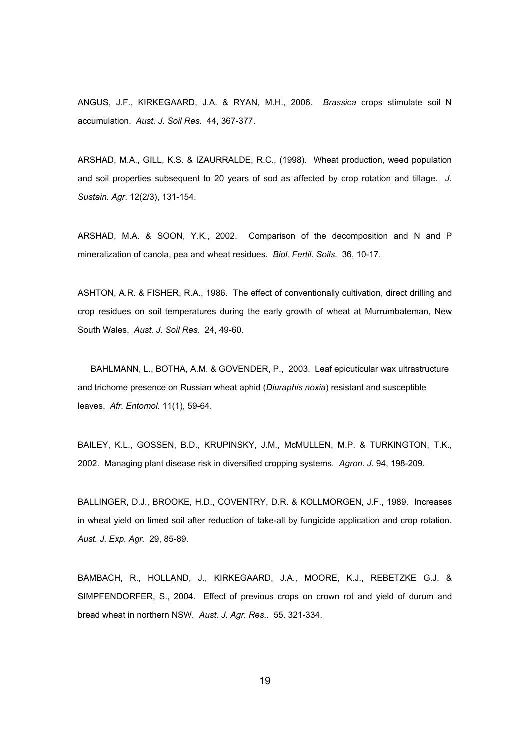ANGUS, J.F., KIRKEGAARD, J.A. & RYAN, M.H., 2006. *Brassica* crops stimulate soil N accumulation. *Aust. J. Soil Res*. 44, 367-377.

ARSHAD, M.A., GILL, K.S. & IZAURRALDE, R.C., (1998). Wheat production, weed population and soil properties subsequent to 20 years of sod as affected by crop rotation and tillage. *J. Sustain. Agr*. 12(2/3), 131-154.

ARSHAD, M.A. & SOON, Y.K., 2002. Comparison of the decomposition and N and P mineralization of canola, pea and wheat residues. *Biol. Fertil. Soils*. 36, 10-17.

ASHTON, A.R. & FISHER, R.A., 1986. The effect of conventionally cultivation, direct drilling and crop residues on soil temperatures during the early growth of wheat at Murrumbateman, New South Wales. *Aust. J. Soil Res*. 24, 49-60.

BAHLMANN, L., BOTHA, A.M. & GOVENDER, P., 2003. Leaf epicuticular wax ultrastructure and trichome presence on Russian wheat aphid (*Diuraphis noxia*) resistant and susceptible leaves. *Afr. Entomol*. 11(1), 59-64.

BAILEY, K.L., GOSSEN, B.D., KRUPINSKY, J.M., McMULLEN, M.P. & TURKINGTON, T.K., 2002. Managing plant disease risk in diversified cropping systems. *Agron. J.* 94, 198-209.

BALLINGER, D.J., BROOKE, H.D., COVENTRY, D.R. & KOLLMORGEN, J.F., 1989. Increases in wheat yield on limed soil after reduction of take-all by fungicide application and crop rotation. *Aust. J. Exp. Agr.* 29, 85-89.

BAMBACH, R., HOLLAND, J., KIRKEGAARD, J.A., MOORE, K.J., REBETZKE G.J. & SIMPFENDORFER, S., 2004. Effect of previous crops on crown rot and yield of durum and bread wheat in northern NSW. *Aust. J. Agr. Res.*. 55. 321-334.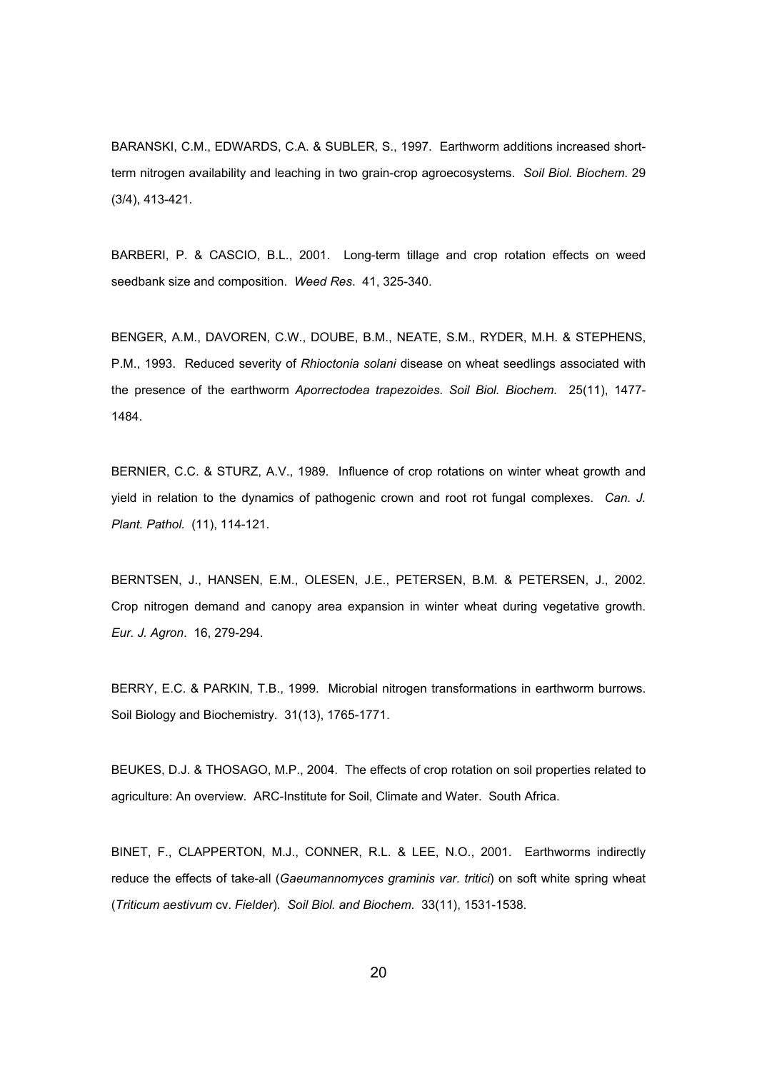BARANSKI, C.M., EDWARDS, C.A. & SUBLER, S., 1997. Earthworm additions increased short-term nitrogen availability and leaching in two grain-crop agroecosystems. *Soil Biol. Biochem*. 29 (3/4), 413-421.

BARBERI, P. & CASCIO, B.L., 2001. Long-term tillage and crop rotation effects on weed seedbank size and composition. *Weed Res*. 41, 325-340.

BENGER, A.M., DAVOREN, C.W., DOUBE, B.M., NEATE, S.M., RYDER, M.H. & STEPHENS, P.M., 1993. Reduced severity of *Rhioctonia solani* disease on wheat seedlings associated with the presence of the earthworm *Aporrectodea trapezoides*. *Soil Biol. Biochem*. 25(11), 1477-1484.

BERNIER, C.C. & STURZ, A.V., 1989. Influence of crop rotations on winter wheat growth and yield in relation to the dynamics of pathogenic crown and root rot fungal complexes. *Can. J. Plant. Pathol.* (11), 114-121.

BERNTSEN, J., HANSEN, E.M., OLESEN, J.E., PETERSEN, B.M. & PETERSEN, J., 2002. Crop nitrogen demand and canopy area expansion in winter wheat during vegetative growth. *Eur. J. Agron*. 16, 279-294.

BERRY, E.C. & PARKIN, T.B., 1999. Microbial nitrogen transformations in earthworm burrows. Soil Biology and Biochemistry. 31(13), 1765-1771.

BEUKES, D.J. & THOSAGO, M.P., 2004. The effects of crop rotation on soil properties related to agriculture: An overview. ARC-Institute for Soil, Climate and Water. South Africa.

BINET, F., CLAPPERTON, M.J., CONNER, R.L. & LEE, N.O., 2001. Earthworms indirectly reduce the effects of take-all (*Gaeumannomyces graminis var. tritici*) on soft white spring wheat (*Triticum aestivum* cv. *Fielder*). *Soil Biol. and Biochem.* 33(11), 1531-1538.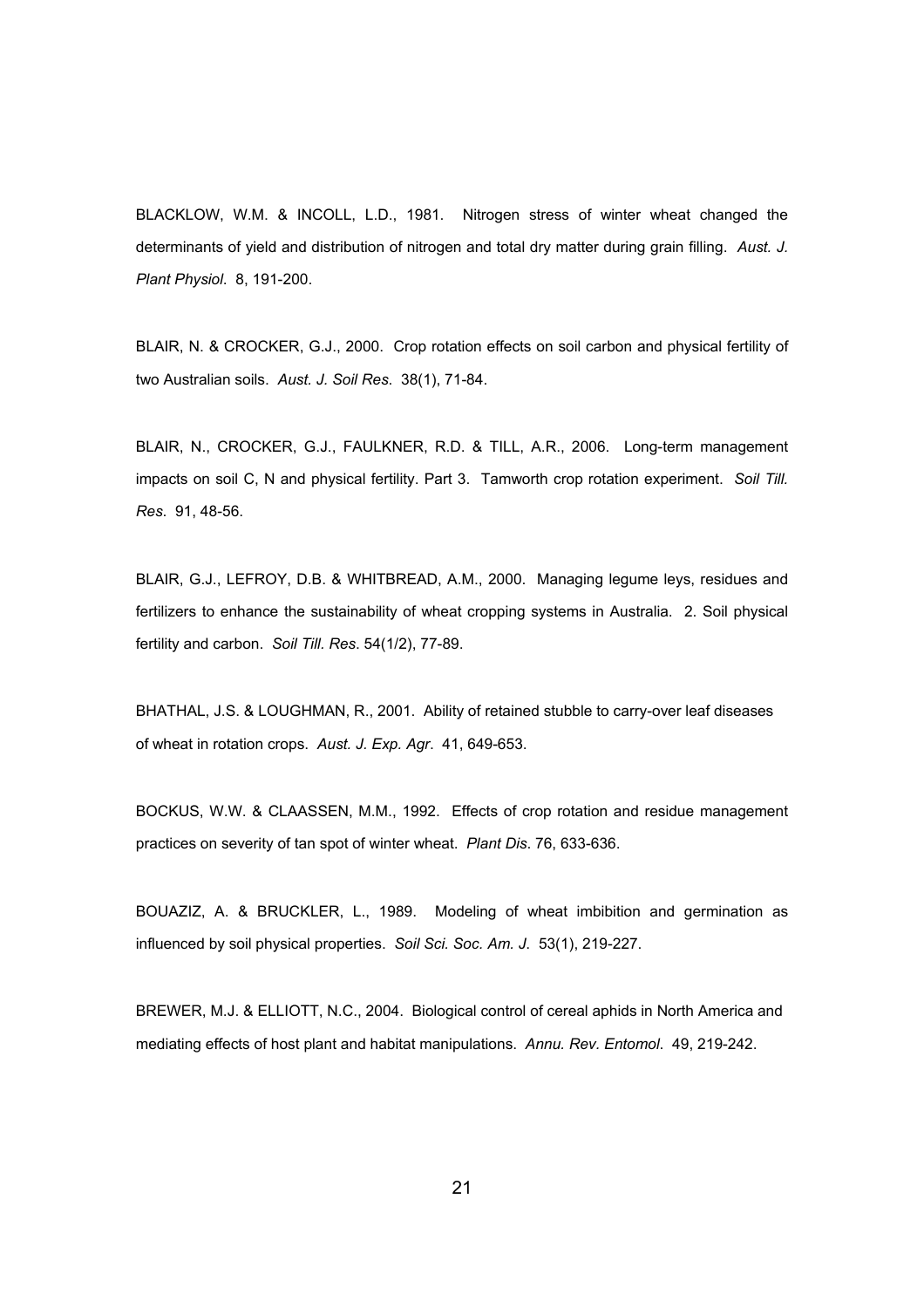BLACKLOW, W.M. & INCOLL, L.D., 1981. Nitrogen stress of winter wheat changed the determinants of yield and distribution of nitrogen and total dry matter during grain filling. *Aust. J. Plant Physiol*. 8, 191-200.

BLAIR, N. & CROCKER, G.J., 2000. Crop rotation effects on soil carbon and physical fertility of two Australian soils. *Aust. J. Soil Res*. 38(1), 71-84.

BLAIR, N., CROCKER, G.J., FAULKNER, R.D. & TILL, A.R., 2006. Long-term management impacts on soil C, N and physical fertility. Part 3. Tamworth crop rotation experiment. *Soil Till. Res*. 91, 48-56.

BLAIR, G.J., LEFROY, D.B. & WHITBREAD, A.M., 2000. Managing legume leys, residues and fertilizers to enhance the sustainability of wheat cropping systems in Australia. 2. Soil physical fertility and carbon. *Soil Till. Res*. 54(1/2), 77-89.

BHATHAL, J.S. & LOUGHMAN, R., 2001. Ability of retained stubble to carry-over leaf diseases of wheat in rotation crops. *Aust. J. Exp. Agr*. 41, 649-653.

BOCKUS, W.W. & CLAASSEN, M.M., 1992. Effects of crop rotation and residue management practices on severity of tan spot of winter wheat. *Plant Dis*. 76, 633-636.

BOUAZIZ, A. & BRUCKLER, L., 1989. Modeling of wheat imbibition and germination as influenced by soil physical properties. *Soil Sci. Soc. Am. J*. 53(1), 219-227.

BREWER, M.J. & ELLIOTT, N.C., 2004. Biological control of cereal aphids in North America and mediating effects of host plant and habitat manipulations. *Annu. Rev. Entomol*. 49, 219-242.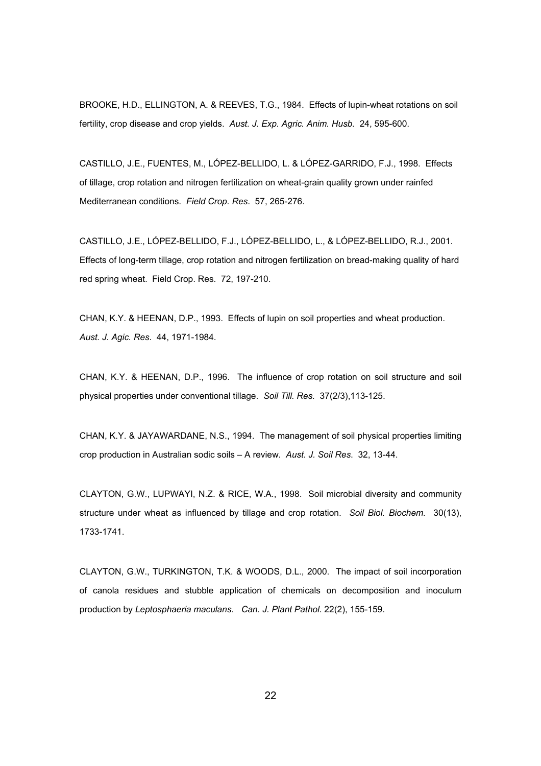BROOKE, H.D., ELLINGTON, A. & REEVES, T.G., 1984. Effects of lupin-wheat rotations on soil fertility, crop disease and crop yields. *Aust. J. Exp. Agric. Anim. Husb.* 24, 595-600.

CASTILLO, J.E., FUENTES, M., LÓPEZ-BELLIDO, L. & LÓPEZ-GARRIDO, F.J., 1998. Effects of tillage, crop rotation and nitrogen fertilization on wheat-grain quality grown under rainfed Mediterranean conditions. *Field Crop. Res*. 57, 265-276.

CASTILLO, J.E., LÓPEZ-BELLIDO, F.J., LÓPEZ-BELLIDO, L., & LÓPEZ-BELLIDO, R.J., 2001. Effects of long-term tillage, crop rotation and nitrogen fertilization on bread-making quality of hard red spring wheat. Field Crop. Res. 72, 197-210.

CHAN, K.Y. & HEENAN, D.P., 1993. Effects of lupin on soil properties and wheat production. *Aust. J. Agic. Res*. 44, 1971-1984.

CHAN, K.Y. & HEENAN, D.P., 1996. The influence of crop rotation on soil structure and soil physical properties under conventional tillage. *Soil Till. Res.* 37(2/3),113-125.

CHAN, K.Y. & JAYAWARDANE, N.S., 1994. The management of soil physical properties limiting crop production in Australian sodic soils – A review. *Aust. J. Soil Res*. 32, 13-44.

CLAYTON, G.W., LUPWAYI, N.Z. & RICE, W.A., 1998. Soil microbial diversity and community structure under wheat as influenced by tillage and crop rotation. *Soil Biol. Biochem.* 30(13), 1733-1741.

CLAYTON, G.W., TURKINGTON, T.K. & WOODS, D.L., 2000. The impact of soil incorporation of canola residues and stubble application of chemicals on decomposition and inoculum production by *Leptosphaeria maculans*. *Can. J. Plant Pathol*. 22(2), 155-159.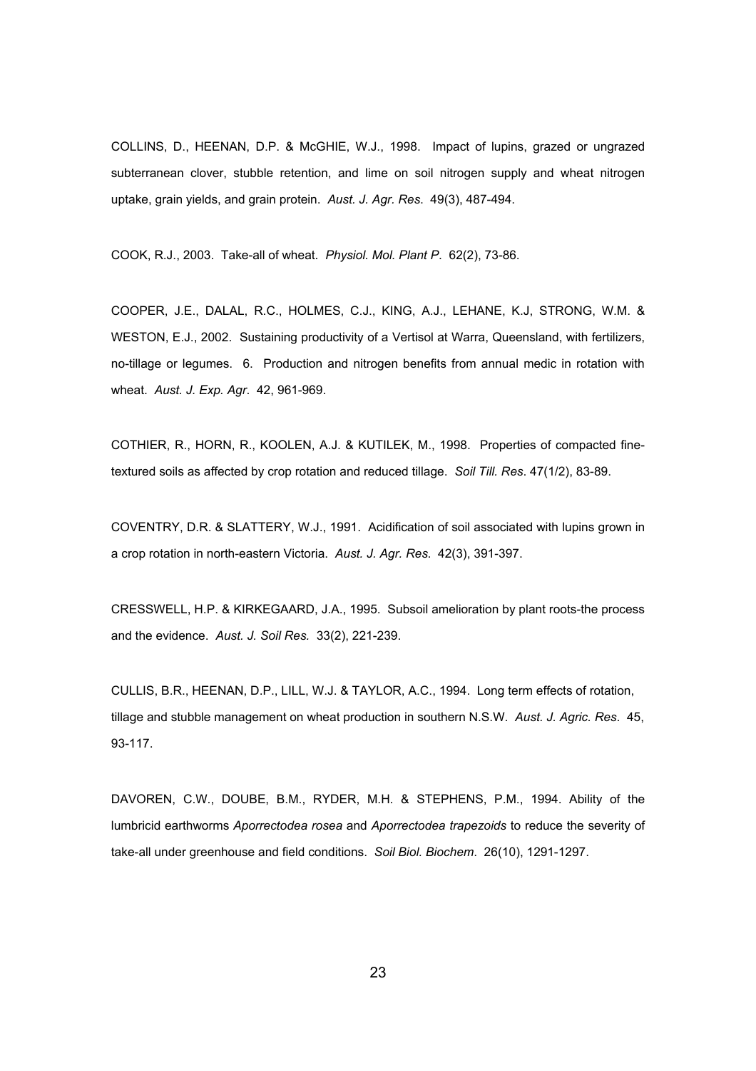COLLINS, D., HEENAN, D.P. & McGHIE, W.J., 1998. Impact of lupins, grazed or ungrazed subterranean clover, stubble retention, and lime on soil nitrogen supply and wheat nitrogen uptake, grain yields, and grain protein. *Aust. J. Agr. Res.* 49(3), 487-494.

COOK, R.J., 2003. Take-all of wheat. *Physiol. Mol. Plant P.* 62(2), 73-86.

COOPER, J.E., DALAL, R.C., HOLMES, C.J., KING, A.J., LEHANE, K.J, STRONG, W.M. & WESTON, E.J., 2002. Sustaining productivity of a Vertisol at Warra, Queensland, with fertilizers, no-tillage or legumes. 6. Production and nitrogen benefits from annual medic in rotation with wheat. *Aust. J. Exp. Agr.* 42, 961-969.

COTHIER, R., HORN, R., KOOLEN, A.J. & KUTILEK, M., 1998. Properties of compacted fine-textured soils as affected by crop rotation and reduced tillage. *Soil Till. Res*. 47(1/2), 83-89.

COVENTRY, D.R. & SLATTERY, W.J., 1991. Acidification of soil associated with lupins grown in a crop rotation in north-eastern Victoria. *Aust. J. Agr. Res.* 42(3), 391-397.

CRESSWELL, H.P. & KIRKEGAARD, J.A., 1995. Subsoil amelioration by plant roots-the process and the evidence. *Aust. J. Soil Res.* 33(2), 221-239.

CULLIS, B.R., HEENAN, D.P., LILL, W.J. & TAYLOR, A.C., 1994. Long term effects of rotation, tillage and stubble management on wheat production in southern N.S.W. *Aust. J. Agric. Res*. 45, 93-117.

DAVOREN, C.W., DOUBE, B.M., RYDER, M.H. & STEPHENS, P.M., 1994. Ability of the lumbricid earthworms *Aporrectodea rosea* and *Aporrectodea trapezoids* to reduce the severity of take-all under greenhouse and field conditions. *Soil Biol. Biochem*. 26(10), 1291-1297.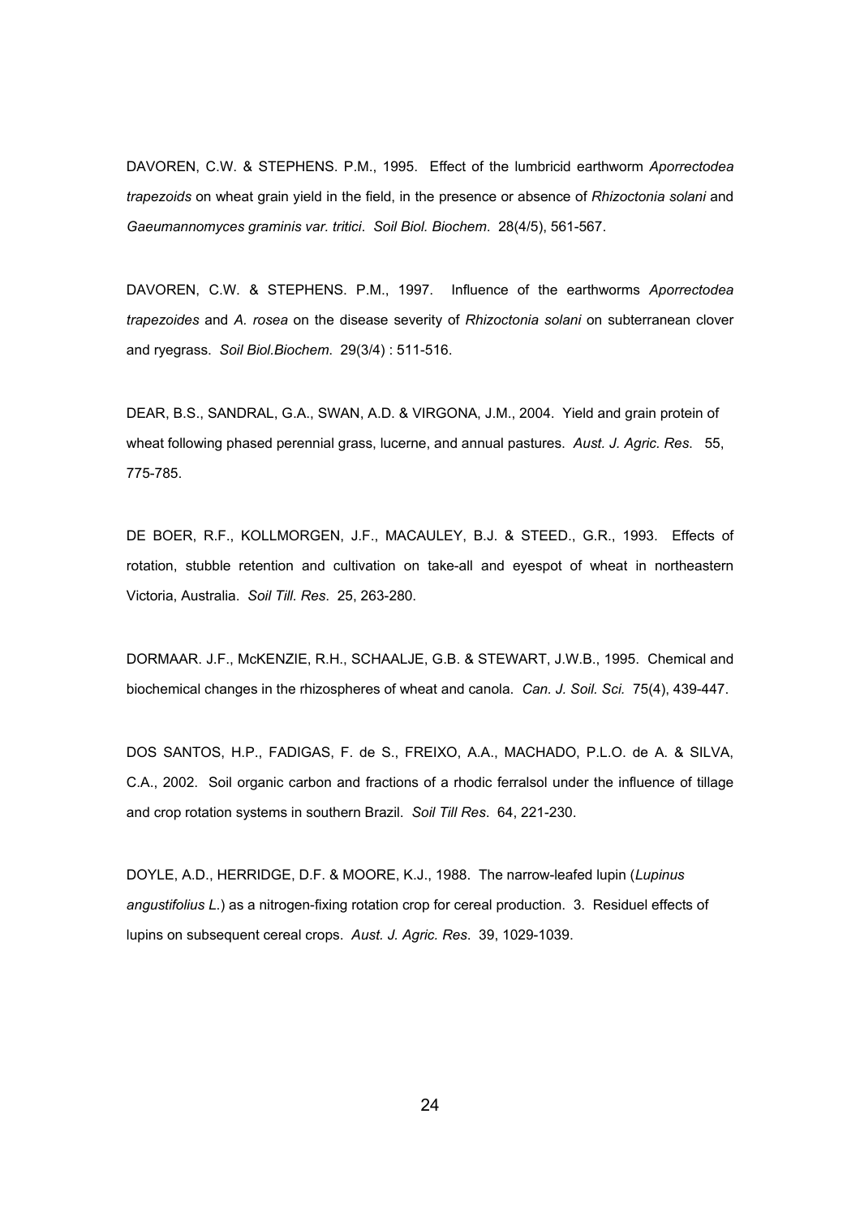DAVOREN, C.W. & STEPHENS. P.M., 1995. Effect of the lumbricid earthworm *Aporrectodea trapezoids* on wheat grain yield in the field, in the presence or absence of *Rhizoctonia solani* and *Gaeumannomyces graminis var. tritici*. *Soil Biol. Biochem*. 28(4/5), 561-567.

DAVOREN, C.W. & STEPHENS. P.M., 1997. Influence of the earthworms *Aporrectodea trapezoides* and *A. rosea* on the disease severity of *Rhizoctonia solani* on subterranean clover and ryegrass. *Soil Biol.Biochem.* 29(3/4) : 511-516.

DEAR, B.S., SANDRAL, G.A., SWAN, A.D. & VIRGONA, J.M., 2004. Yield and grain protein of wheat following phased perennial grass, lucerne, and annual pastures. *Aust. J. Agric. Res.* 55, 775-785.

DE BOER, R.F., KOLLMORGEN, J.F., MACAULEY, B.J. & STEED., G.R., 1993. Effects of rotation, stubble retention and cultivation on take-all and eyespot of wheat in northeastern Victoria, Australia. *Soil Till. Res*. 25, 263-280.

DORMAAR. J.F., McKENZIE, R.H., SCHAALJE, G.B. & STEWART, J.W.B., 1995. Chemical and biochemical changes in the rhizospheres of wheat and canola. *Can. J. Soil. Sci.* 75(4), 439-447.

DOS SANTOS, H.P., FADIGAS, F. de S., FREIXO, A.A., MACHADO, P.L.O. de A. & SILVA, C.A., 2002. Soil organic carbon and fractions of a rhodic ferralsol under the influence of tillage and crop rotation systems in southern Brazil. *Soil Till Res*. 64, 221-230.

DOYLE, A.D., HERRIDGE, D.F. & MOORE, K.J., 1988. The narrow-leafed lupin (*Lupinus angustifolius L.*) as a nitrogen-fixing rotation crop for cereal production. 3. Residuel effects of lupins on subsequent cereal crops. *Aust. J. Agric. Res*. 39, 1029-1039.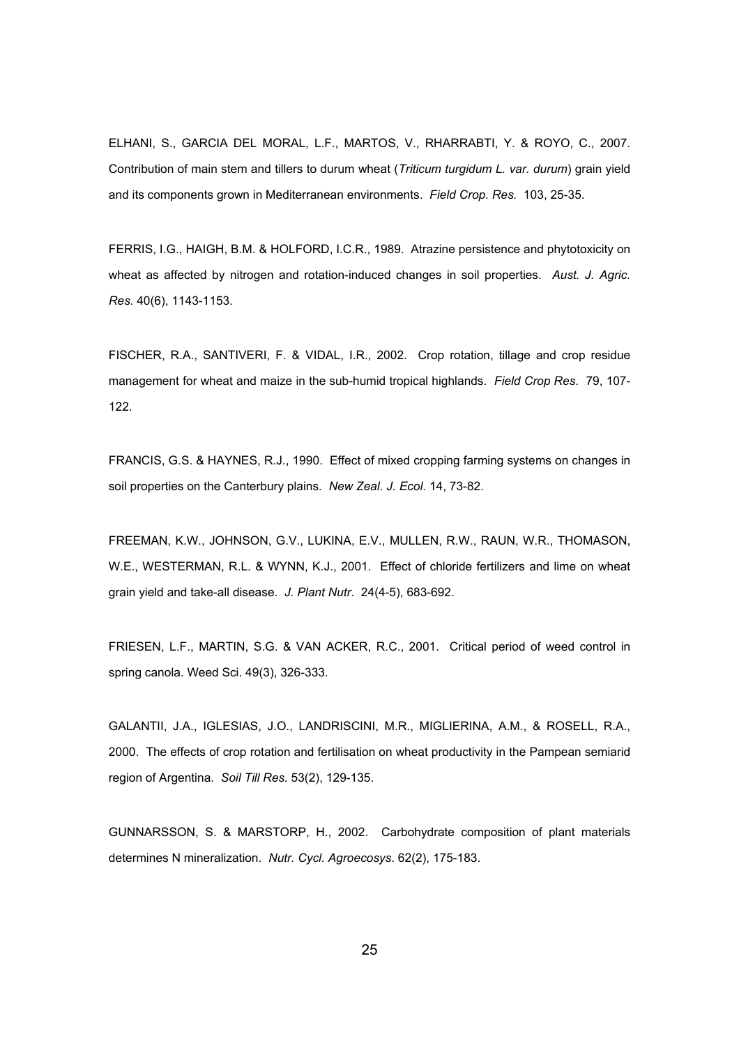ELHANI, S., GARCIA DEL MORAL, L.F., MARTOS, V., RHARRABTI, Y. & ROYO, C., 2007. Contribution of main stem and tillers to durum wheat (*Triticum turgidum L. var. durum*) grain yield and its components grown in Mediterranean environments. *Field Crop. Res.* 103, 25-35.

FERRIS, I.G., HAIGH, B.M. & HOLFORD, I.C.R., 1989. Atrazine persistence and phytotoxicity on wheat as affected by nitrogen and rotation-induced changes in soil properties. *Aust. J. Agric. Res*. 40(6), 1143-1153.

FISCHER, R.A., SANTIVERI, F. & VIDAL, I.R., 2002. Crop rotation, tillage and crop residue management for wheat and maize in the sub-humid tropical highlands. *Field Crop Res*. 79, 107-122.

FRANCIS, G.S. & HAYNES, R.J., 1990. Effect of mixed cropping farming systems on changes in soil properties on the Canterbury plains. *New Zeal. J. Ecol*. 14, 73-82.

FREEMAN, K.W., JOHNSON, G.V., LUKINA, E.V., MULLEN, R.W., RAUN, W.R., THOMASON, W.E., WESTERMAN, R.L. & WYNN, K.J., 2001. Effect of chloride fertilizers and lime on wheat grain yield and take-all disease. *J. Plant Nutr*. 24(4-5), 683-692.

FRIESEN, L.F., MARTIN, S.G. & VAN ACKER, R.C., 2001. Critical period of weed control in spring canola. Weed Sci. 49(3), 326-333.

GALANTII, J.A., IGLESIAS, J.O., LANDRISCINI, M.R., MIGLIERINA, A.M., & ROSELL, R.A., 2000. The effects of crop rotation and fertilisation on wheat productivity in the Pampean semiarid region of Argentina. *Soil Till Res.* 53(2), 129-135.

GUNNARSSON, S. & MARSTORP, H., 2002. Carbohydrate composition of plant materials determines N mineralization. *Nutr. Cycl. Agroecosys*. 62(2), 175-183.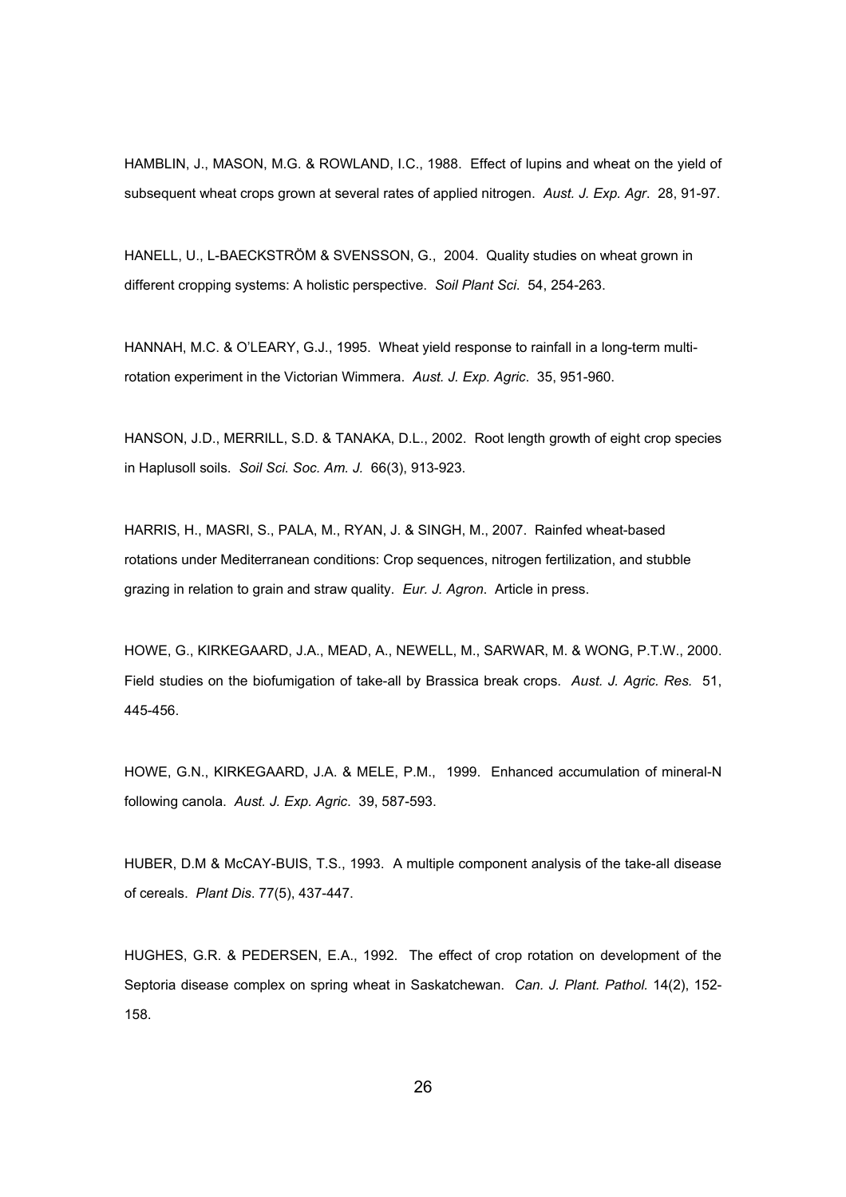HAMBLIN, J., MASON, M.G. & ROWLAND, I.C., 1988. Effect of lupins and wheat on the yield of subsequent wheat crops grown at several rates of applied nitrogen. *Aust. J. Exp. Agr*. 28, 91-97.

HANELL, U., L-BAECKSTRÖM & SVENSSON, G., 2004. Quality studies on wheat grown in different cropping systems: A holistic perspective. *Soil Plant Sci*. 54, 254-263.

HANNAH, M.C. & O'LEARY, G.J., 1995. Wheat yield response to rainfall in a long-term multi-rotation experiment in the Victorian Wimmera. *Aust. J. Exp. Agric*. 35, 951-960.

HANSON, J.D., MERRILL, S.D. & TANAKA, D.L., 2002. Root length growth of eight crop species in Haplusoll soils. *Soil Sci. Soc. Am. J.* 66(3), 913-923.

HARRIS, H., MASRI, S., PALA, M., RYAN, J. & SINGH, M., 2007. Rainfed wheat-based rotations under Mediterranean conditions: Crop sequences, nitrogen fertilization, and stubble grazing in relation to grain and straw quality. *Eur. J. Agron*. Article in press.

HOWE, G., KIRKEGAARD, J.A., MEAD, A., NEWELL, M., SARWAR, M. & WONG, P.T.W., 2000. Field studies on the biofumigation of take-all by Brassica break crops. *Aust. J. Agric. Res.* 51, 445-456.

HOWE, G.N., KIRKEGAARD, J.A. & MELE, P.M., 1999. Enhanced accumulation of mineral-N following canola. *Aust. J. Exp. Agric*. 39, 587-593.

HUBER, D.M & McCAY-BUIS, T.S., 1993. A multiple component analysis of the take-all disease of cereals. *Plant Dis*. 77(5), 437-447.

HUGHES, G.R. & PEDERSEN, E.A., 1992. The effect of crop rotation on development of the Septoria disease complex on spring wheat in Saskatchewan. *Can. J. Plant. Pathol.* 14(2), 152-158.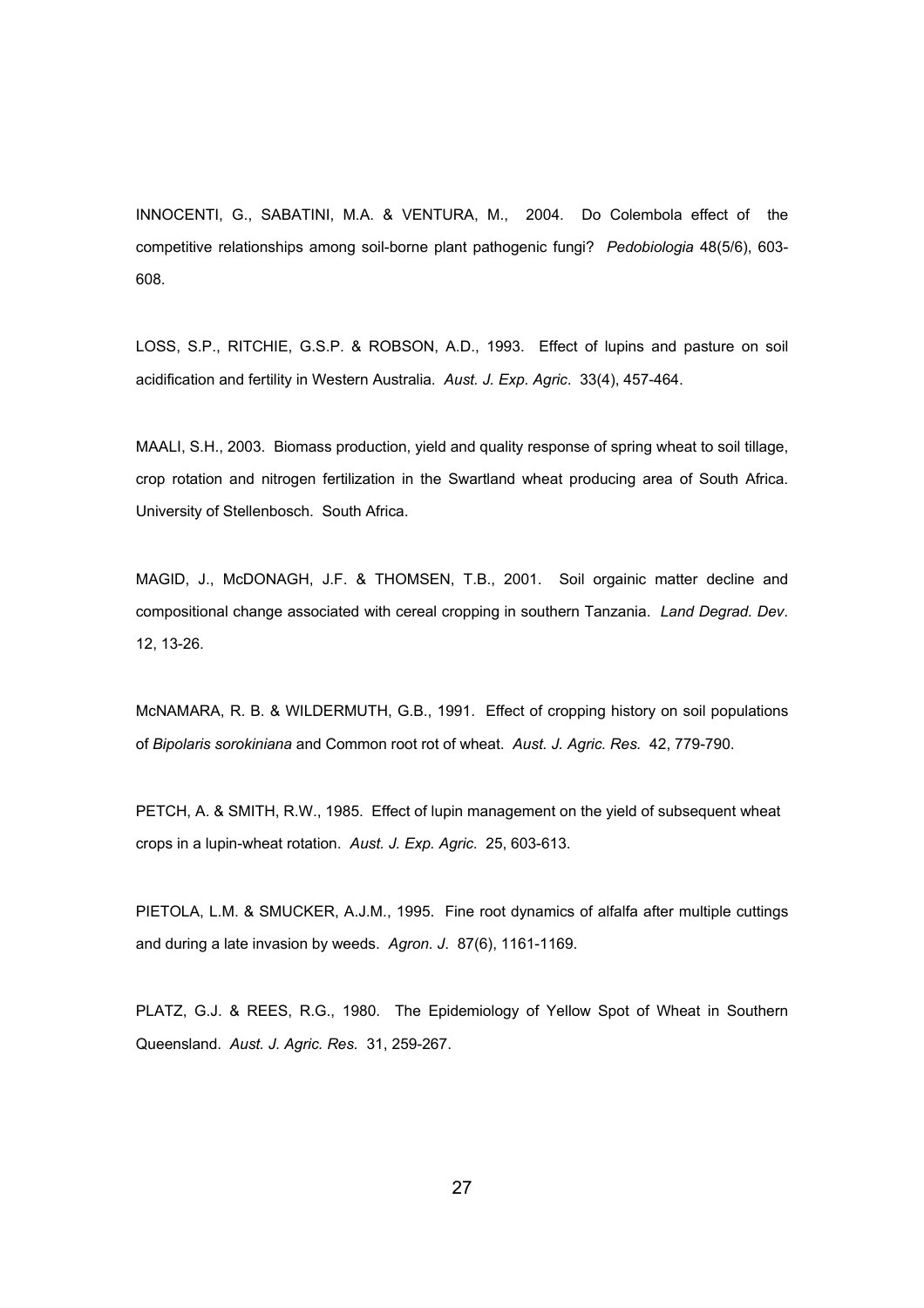INNOCENTI, G., SABATINI, M.A. & VENTURA, M., 2004. Do Colembola effect of the competitive relationships among soil-borne plant pathogenic fungi? *Pedobiologia* 48(5/6), 603-608.

LOSS, S.P., RITCHIE, G.S.P. & ROBSON, A.D., 1993. Effect of lupins and pasture on soil acidification and fertility in Western Australia. *Aust. J. Exp. Agric*. 33(4), 457-464.

MAALI, S.H., 2003. Biomass production, yield and quality response of spring wheat to soil tillage, crop rotation and nitrogen fertilization in the Swartland wheat producing area of South Africa. University of Stellenbosch. South Africa.

MAGID, J., McDONAGH, J.F. & THOMSEN, T.B., 2001. Soil orgainic matter decline and compositional change associated with cereal cropping in southern Tanzania. *Land Degrad. Dev*. 12, 13-26.

McNAMARA, R. B. & WILDERMUTH, G.B., 1991. Effect of cropping history on soil populations of *Bipolaris sorokiniana* and Common root rot of wheat. *Aust. J. Agric. Res.* 42, 779-790.

PETCH, A. & SMITH, R.W., 1985. Effect of lupin management on the yield of subsequent wheat crops in a lupin-wheat rotation. *Aust. J. Exp. Agric*. 25, 603-613.

PIETOLA, L.M. & SMUCKER, A.J.M., 1995. Fine root dynamics of alfalfa after multiple cuttings and during a late invasion by weeds. *Agron. J*. 87(6), 1161-1169.

PLATZ, G.J. & REES, R.G., 1980. The Epidemiology of Yellow Spot of Wheat in Southern Queensland. *Aust. J. Agric. Res.* 31, 259-267.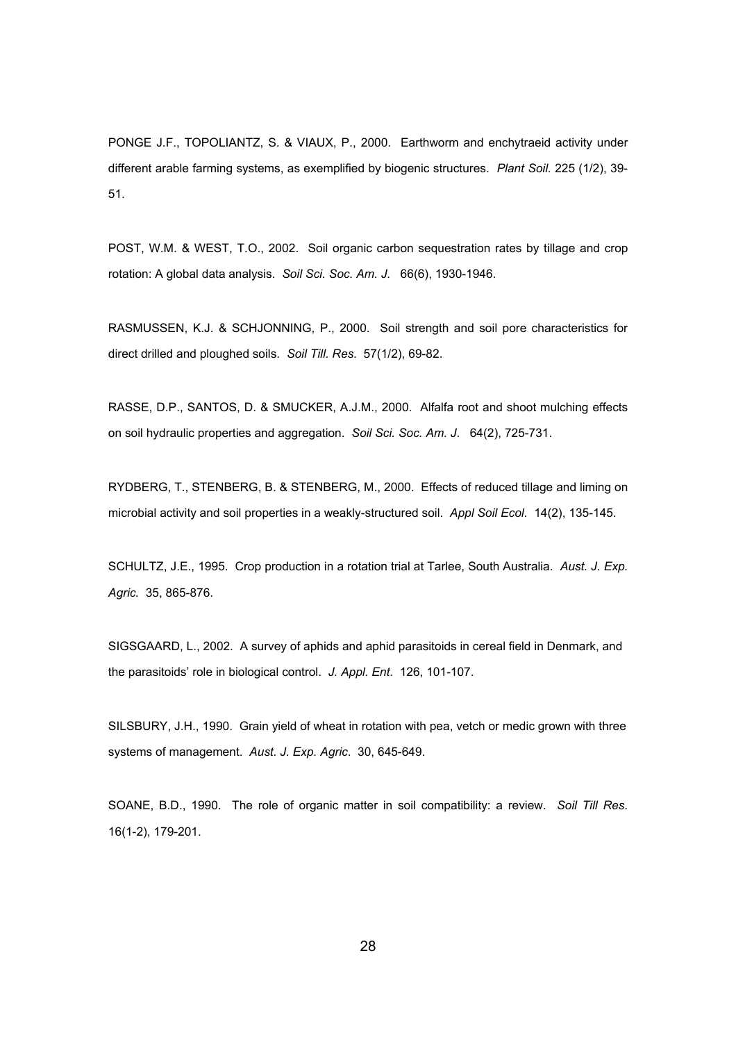PONGE J.F., TOPOLIANTZ, S. & VIAUX, P., 2000. Earthworm and enchytraeid activity under different arable farming systems, as exemplified by biogenic structures. *Plant Soil.* 225 (1/2), 39-51.

POST, W.M. & WEST, T.O., 2002. Soil organic carbon sequestration rates by tillage and crop rotation: A global data analysis. *Soil Sci. Soc. Am. J.* 66(6), 1930-1946.

RASMUSSEN, K.J. & SCHJONNING, P., 2000. Soil strength and soil pore characteristics for direct drilled and ploughed soils. *Soil Till. Res.* 57(1/2), 69-82.

RASSE, D.P., SANTOS, D. & SMUCKER, A.J.M., 2000. Alfalfa root and shoot mulching effects on soil hydraulic properties and aggregation. *Soil Sci. Soc. Am. J.* 64(2), 725-731.

RYDBERG, T., STENBERG, B. & STENBERG, M., 2000. Effects of reduced tillage and liming on microbial activity and soil properties in a weakly-structured soil. *Appl Soil Ecol.* 14(2), 135-145.

SCHULTZ, J.E., 1995. Crop production in a rotation trial at Tarlee, South Australia. *Aust. J. Exp. Agric.* 35, 865-876.

SIGSGAARD, L., 2002. A survey of aphids and aphid parasitoids in cereal field in Denmark, and the parasitoids' role in biological control. *J. Appl. Ent.* 126, 101-107.

SILSBURY, J.H., 1990. Grain yield of wheat in rotation with pea, vetch or medic grown with three systems of management. *Aust. J. Exp. Agric.* 30, 645-649.

SOANE, B.D., 1990. The role of organic matter in soil compatibility: a review. *Soil Till Res.* 16(1-2), 179-201.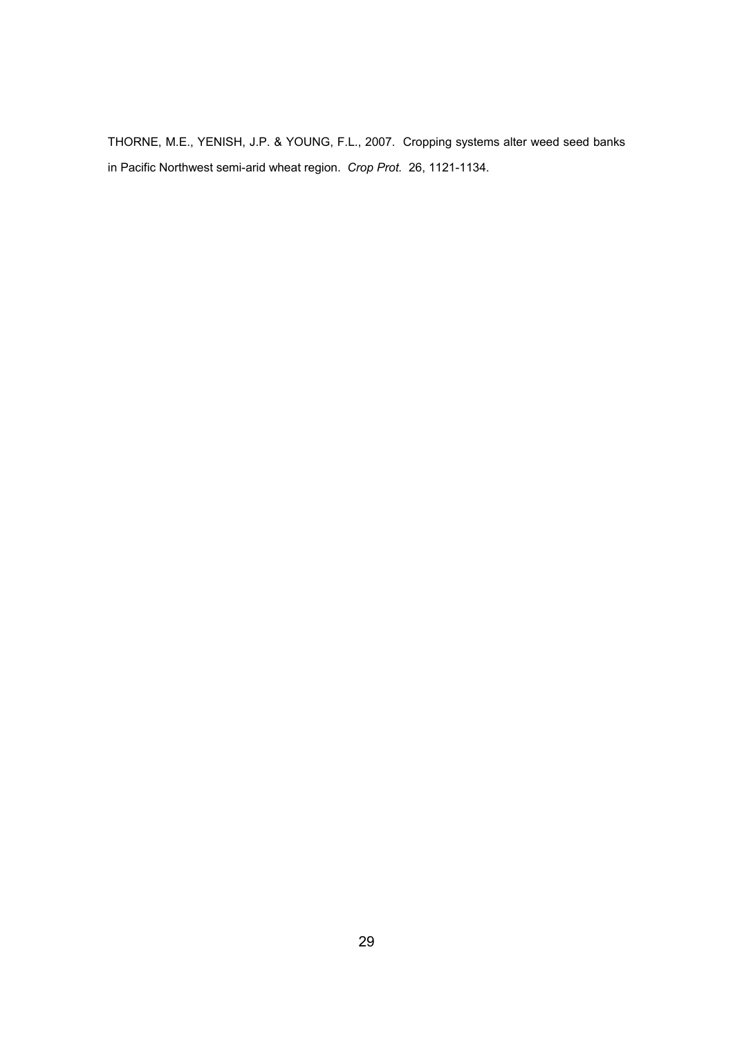THORNE, M.E., YENISH, J.P. & YOUNG, F.L., 2007. Cropping systems alter weed seed banks in Pacific Northwest semi-arid wheat region. *Crop Prot.* 26, 1121-1134.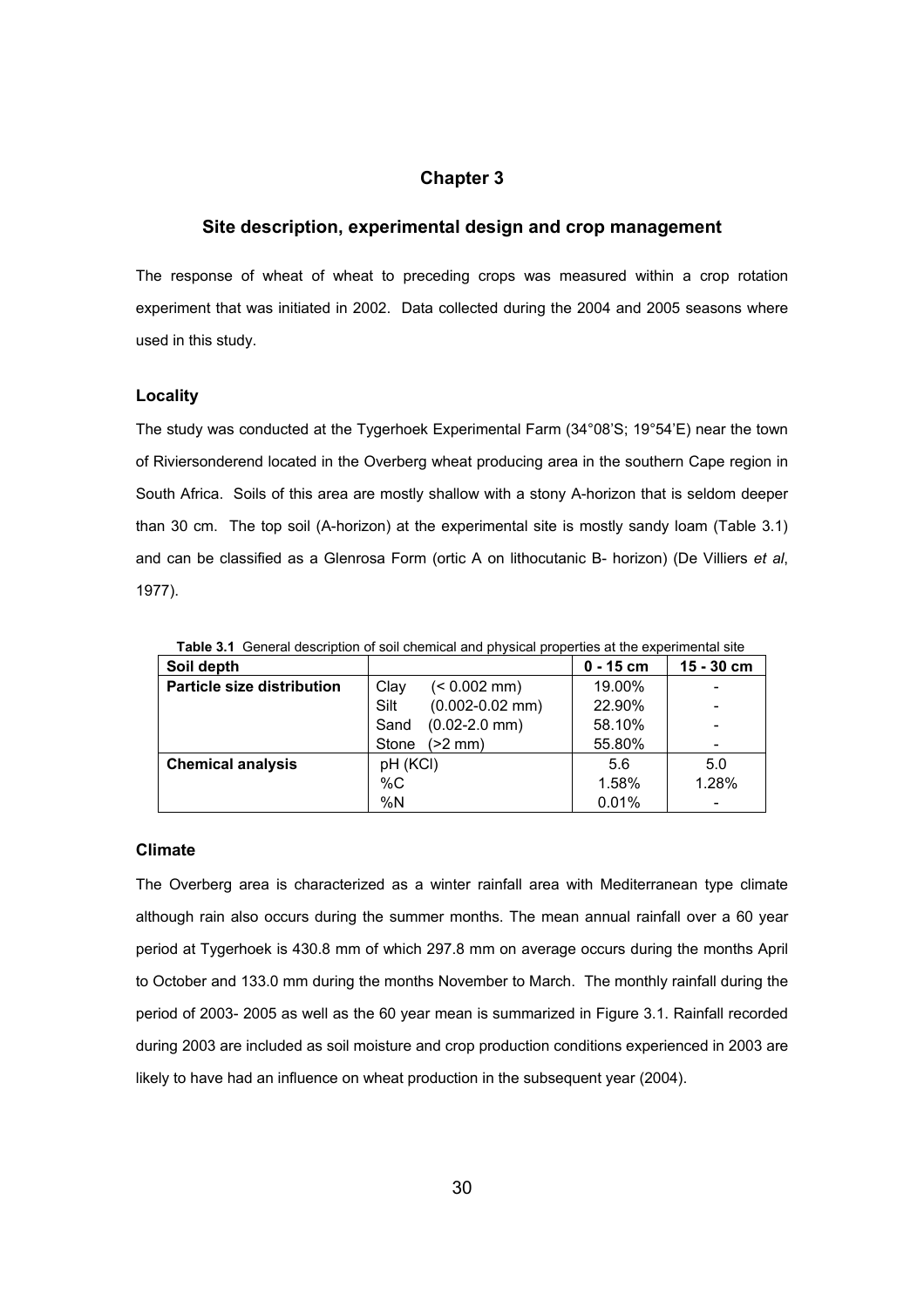# Chapter 3

## Site description, experimental design and crop management

The response of wheat of wheat to preceding crops was measured within a crop rotation experiment that was initiated in 2002. Data collected during the 2004 and 2005 seasons where used in this study.

### Locality

The study was conducted at the Tygerhoek Experimental Farm (34°08'S; 19°54'E) near the town of Riviersonderend located in the Overberg wheat producing area in the southern Cape region in South Africa. Soils of this area are mostly shallow with a stony A-horizon that is seldom deeper than 30 cm. The top soil (A-horizon) at the experimental site is mostly sandy loam (Table 3.1) and can be classified as a Glenrosa Form (ortic A on lithocutanic B- horizon) (De Villiers *et al*, 1977).

**Table 3.1** General description of soil chemical and physical properties at the experimental site

| Soil depth | | 0 - 15 cm | 15 - 30 cm |
|---|---|---|---|
| **Particle size distribution** | Clay (< 0.002 mm) | 19.00% | - |
| | Silt (0.002-0.02 mm) | 22.90% | - |
| | Sand (0.02-2.0 mm) | 58.10% | - |
| | Stone (>2 mm) | 55.80% | - |
| **Chemical analysis** | pH (KCl) | 5.6 | 5.0 |
| | %C | 1.58% | 1.28% |
| | %N | 0.01% | - |

### Climate

The Overberg area is characterized as a winter rainfall area with Mediterranean type climate although rain also occurs during the summer months. The mean annual rainfall over a 60 year period at Tygerhoek is 430.8 mm of which 297.8 mm on average occurs during the months April to October and 133.0 mm during the months November to March. The monthly rainfall during the period of 2003- 2005 as well as the 60 year mean is summarized in Figure 3.1. Rainfall recorded during 2003 are included as soil moisture and crop production conditions experienced in 2003 are likely to have had an influence on wheat production in the subsequent year (2004).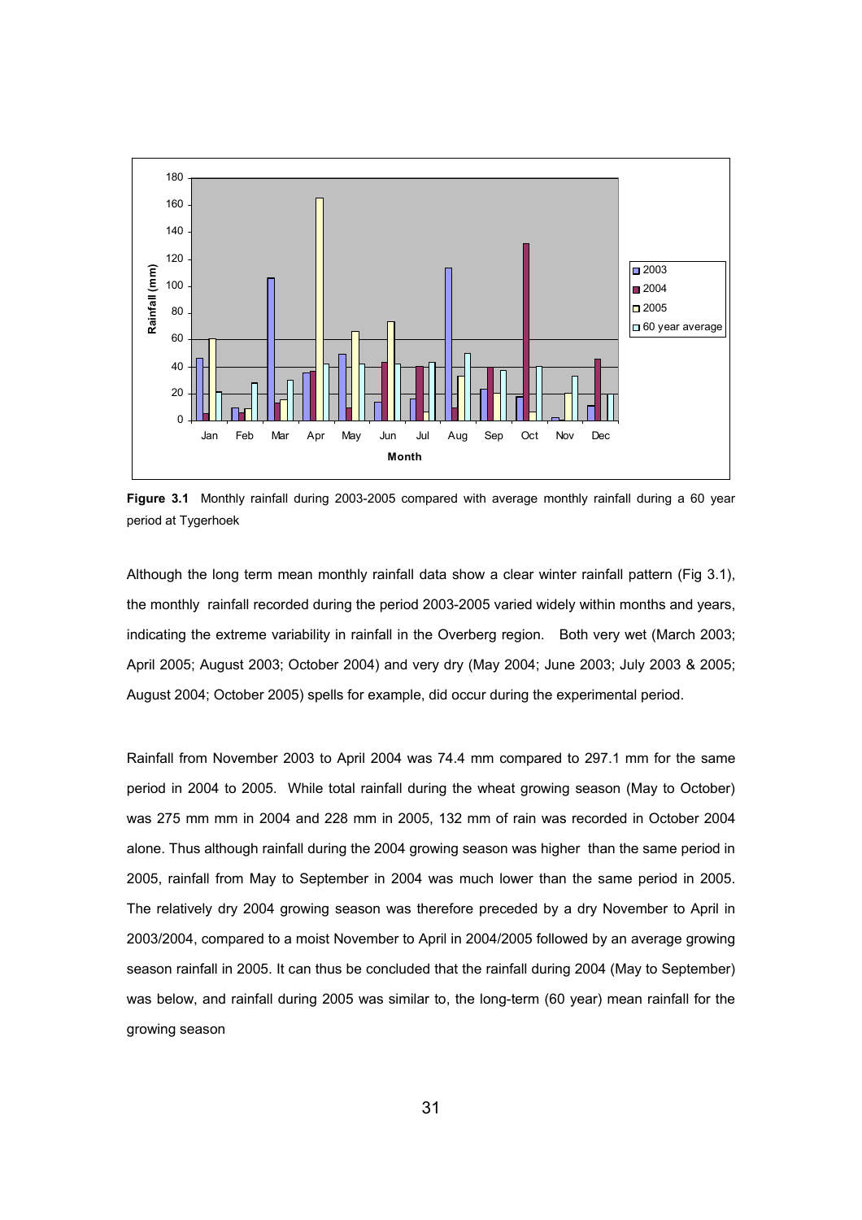**Figure 3.1** Monthly rainfall during 2003-2005 compared with average monthly rainfall during a 60 year period at Tygerhoek

Although the long term mean monthly rainfall data show a clear winter rainfall pattern (Fig 3.1), the monthly rainfall recorded during the period 2003-2005 varied widely within months and years, indicating the extreme variability in rainfall in the Overberg region. Both very wet (March 2003; April 2005; August 2003; October 2004) and very dry (May 2004; June 2003; July 2003 & 2005; August 2004; October 2005) spells for example, did occur during the experimental period.

Rainfall from November 2003 to April 2004 was 74.4 mm compared to 297.1 mm for the same period in 2004 to 2005. While total rainfall during the wheat growing season (May to October) was 275 mm mm in 2004 and 228 mm in 2005, 132 mm of rain was recorded in October 2004 alone. Thus although rainfall during the 2004 growing season was higher than the same period in 2005, rainfall from May to September in 2004 was much lower than the same period in 2005. The relatively dry 2004 growing season was therefore preceded by a dry November to April in 2003/2004, compared to a moist November to April in 2004/2005 followed by an average growing season rainfall in 2005. It can thus be concluded that the rainfall during 2004 (May to September) was below, and rainfall during 2005 was similar to, the long-term (60 year) mean rainfall for the growing season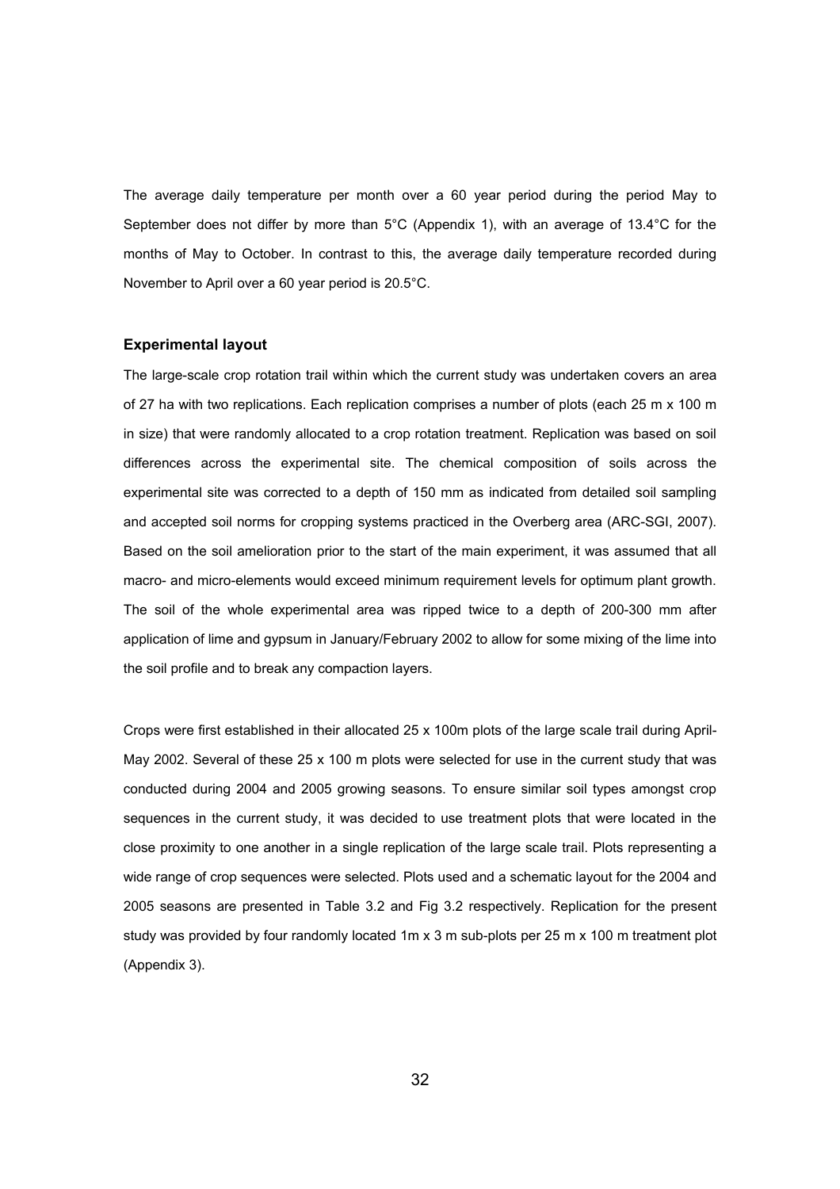The average daily temperature per month over a 60 year period during the period May to September does not differ by more than 5°C (Appendix 1), with an average of 13.4°C for the months of May to October. In contrast to this, the average daily temperature recorded during November to April over a 60 year period is 20.5°C.

### Experimental layout

The large-scale crop rotation trail within which the current study was undertaken covers an area of 27 ha with two replications. Each replication comprises a number of plots (each 25 m x 100 m in size) that were randomly allocated to a crop rotation treatment. Replication was based on soil differences across the experimental site. The chemical composition of soils across the experimental site was corrected to a depth of 150 mm as indicated from detailed soil sampling and accepted soil norms for cropping systems practiced in the Overberg area (ARC-SGI, 2007). Based on the soil amelioration prior to the start of the main experiment, it was assumed that all macro- and micro-elements would exceed minimum requirement levels for optimum plant growth. The soil of the whole experimental area was ripped twice to a depth of 200-300 mm after application of lime and gypsum in January/February 2002 to allow for some mixing of the lime into the soil profile and to break any compaction layers.

Crops were first established in their allocated 25 x 100m plots of the large scale trail during April-May 2002. Several of these 25 x 100 m plots were selected for use in the current study that was conducted during 2004 and 2005 growing seasons. To ensure similar soil types amongst crop sequences in the current study, it was decided to use treatment plots that were located in the close proximity to one another in a single replication of the large scale trail. Plots representing a wide range of crop sequences were selected. Plots used and a schematic layout for the 2004 and 2005 seasons are presented in Table 3.2 and Fig 3.2 respectively. Replication for the present study was provided by four randomly located 1m x 3 m sub-plots per 25 m x 100 m treatment plot (Appendix 3).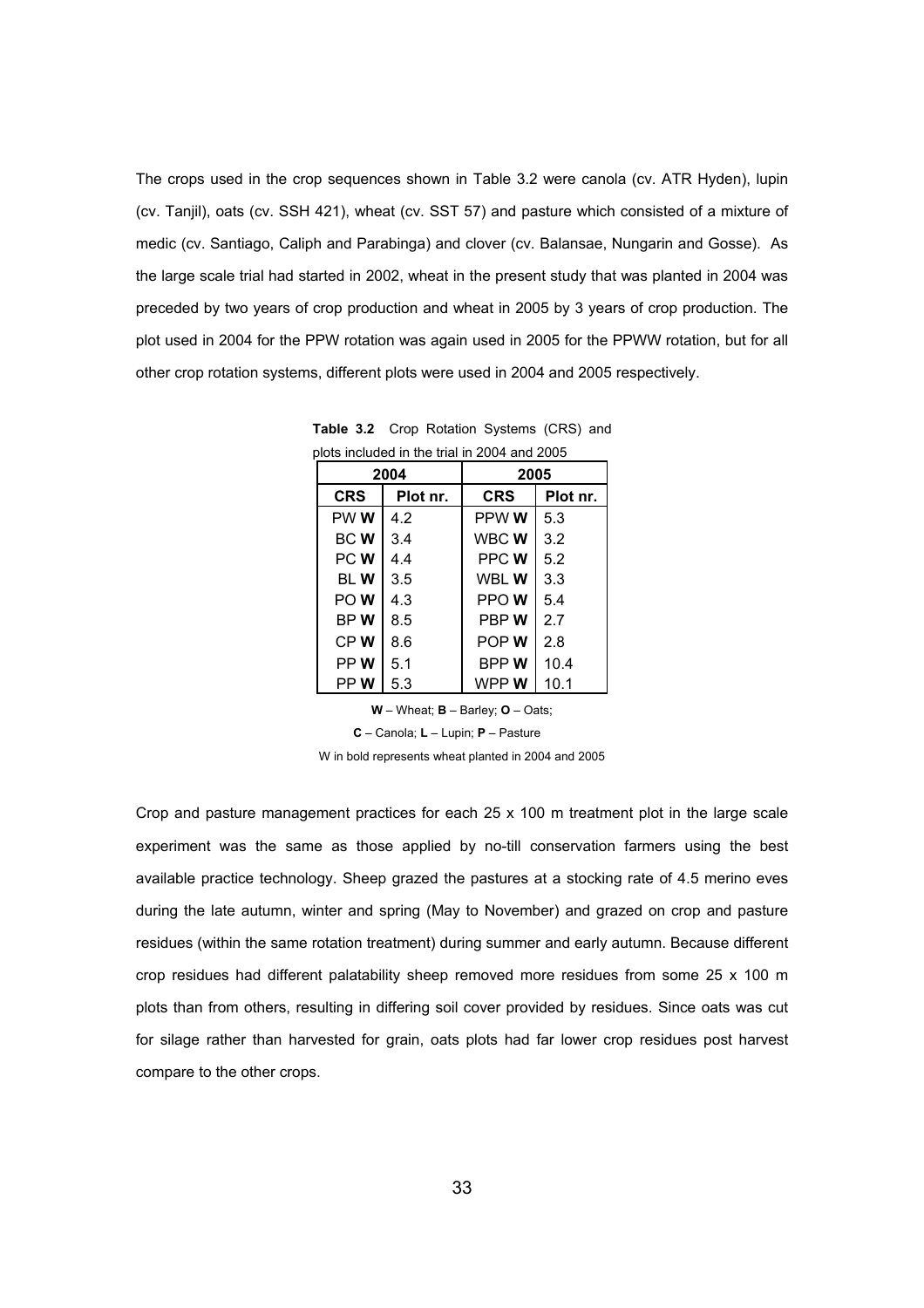The crops used in the crop sequences shown in Table 3.2 were canola (cv. ATR Hyden), lupin (cv. Tanjil), oats (cv. SSH 421), wheat (cv. SST 57) and pasture which consisted of a mixture of medic (cv. Santiago, Caliph and Parabinga) and clover (cv. Balansae, Nungarin and Gosse). As the large scale trial had started in 2002, wheat in the present study that was planted in 2004 was preceded by two years of crop production and wheat in 2005 by 3 years of crop production. The plot used in 2004 for the PPW rotation was again used in 2005 for the PPWW rotation, but for all other crop rotation systems, different plots were used in 2004 and 2005 respectively.

**Table 3.2** Crop Rotation Systems (CRS) and plots included in the trial in 2004 and 2005

| 2004 | | 2005 | |
|---|---|---|---|
| **CRS** | **Plot nr.** | **CRS** | **Plot nr.** |
| PW **W** | 4.2 | PPW **W** | 5.3 |
| BC **W** | 3.4 | WBC **W** | 3.2 |
| PC **W** | 4.4 | PPC **W** | 5.2 |
| BL **W** | 3.5 | WBL **W** | 3.3 |
| PO **W** | 4.3 | PPO **W** | 5.4 |
| BP **W** | 8.5 | PBP **W** | 2.7 |
| CP **W** | 8.6 | POP **W** | 2.8 |
| PP **W** | 5.1 | BPP **W** | 10.4 |
| PP **W** | 5.3 | WPP **W** | 10.1 |

**W** – Wheat; **B** – Barley; **O** – Oats;
**C** – Canola; **L** – Lupin; **P** – Pasture
W in bold represents wheat planted in 2004 and 2005

Crop and pasture management practices for each 25 x 100 m treatment plot in the large scale experiment was the same as those applied by no-till conservation farmers using the best available practice technology. Sheep grazed the pastures at a stocking rate of 4.5 merino eves during the late autumn, winter and spring (May to November) and grazed on crop and pasture residues (within the same rotation treatment) during summer and early autumn. Because different crop residues had different palatability sheep removed more residues from some 25 x 100 m plots than from others, resulting in differing soil cover provided by residues. Since oats was cut for silage rather than harvested for grain, oats plots had far lower crop residues post harvest compare to the other crops.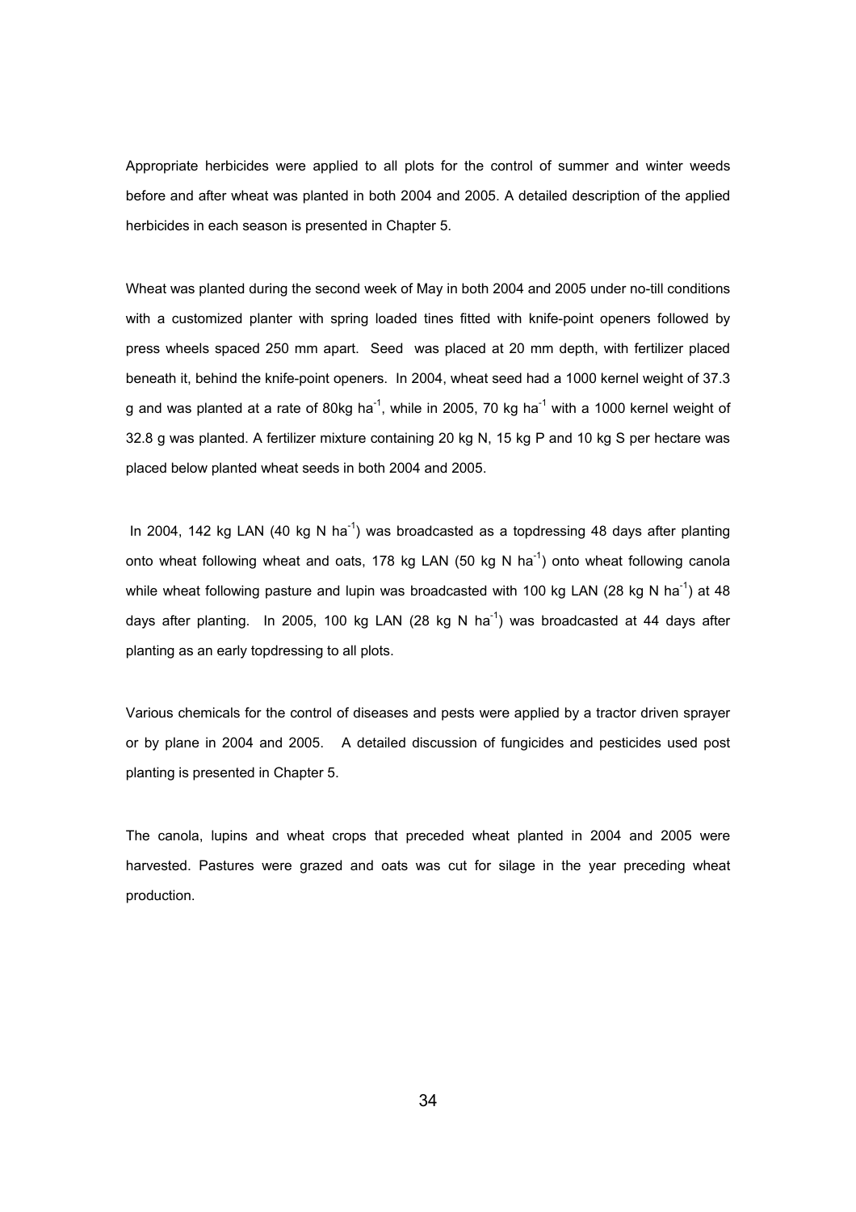Appropriate herbicides were applied to all plots for the control of summer and winter weeds before and after wheat was planted in both 2004 and 2005. A detailed description of the applied herbicides in each season is presented in Chapter 5.

Wheat was planted during the second week of May in both 2004 and 2005 under no-till conditions with a customized planter with spring loaded tines fitted with knife-point openers followed by press wheels spaced 250 mm apart. Seed was placed at 20 mm depth, with fertilizer placed beneath it, behind the knife-point openers. In 2004, wheat seed had a 1000 kernel weight of 37.3 g and was planted at a rate of 80kg ha$^{-1}$, while in 2005, 70 kg ha$^{-1}$ with a 1000 kernel weight of 32.8 g was planted. A fertilizer mixture containing 20 kg N, 15 kg P and 10 kg S per hectare was placed below planted wheat seeds in both 2004 and 2005.

In 2004, 142 kg LAN (40 kg N ha$^{-1}$) was broadcasted as a topdressing 48 days after planting onto wheat following wheat and oats, 178 kg LAN (50 kg N ha$^{-1}$) onto wheat following canola while wheat following pasture and lupin was broadcasted with 100 kg LAN (28 kg N ha$^{-1}$) at 48 days after planting. In 2005, 100 kg LAN (28 kg N ha$^{-1}$) was broadcasted at 44 days after planting as an early topdressing to all plots.

Various chemicals for the control of diseases and pests were applied by a tractor driven sprayer or by plane in 2004 and 2005. A detailed discussion of fungicides and pesticides used post planting is presented in Chapter 5.

The canola, lupins and wheat crops that preceded wheat planted in 2004 and 2005 were harvested. Pastures were grazed and oats was cut for silage in the year preceding wheat production.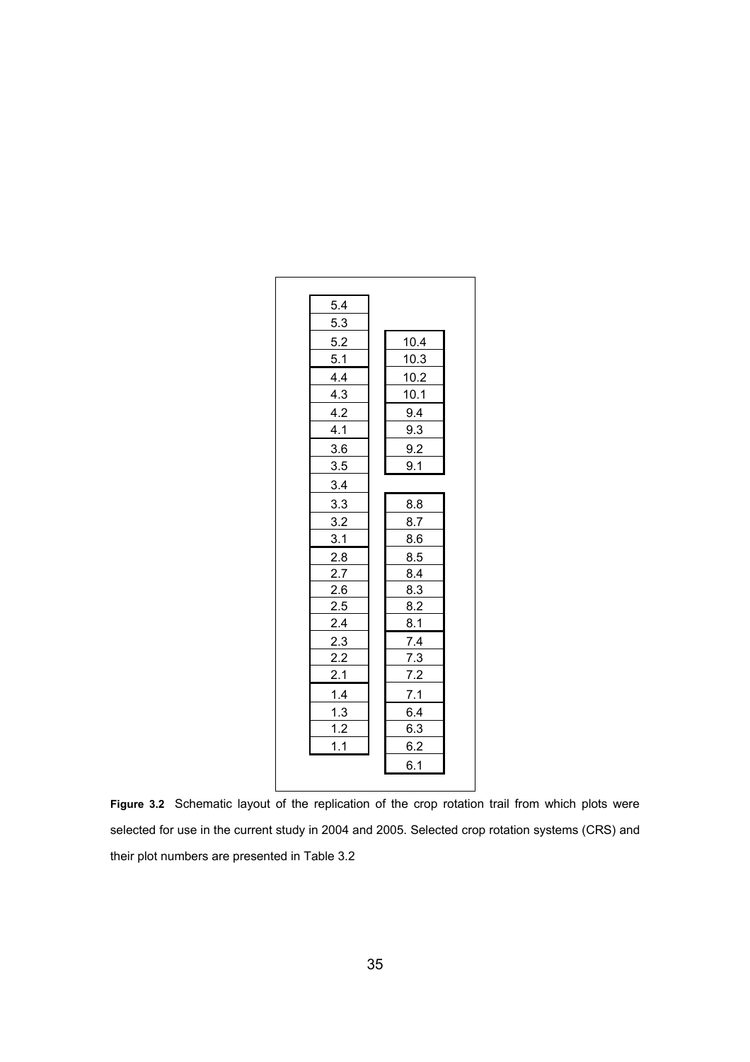| 5.4 | |
|---|---|
| 5.3 | |
| 5.2 | 10.4 |
| 5.1 | 10.3 |
| 4.4 | 10.2 |
| 4.3 | 10.1 |
| 4.2 | 9.4 |
| 4.1 | 9.3 |
| 3.6 | 9.2 |
| 3.5 | 9.1 |
| 3.4 | |
| 3.3 | 8.8 |
| 3.2 | 8.7 |
| 3.1 | 8.6 |
| 2.8 | 8.5 |
| 2.7 | 8.4 |
| 2.6 | 8.3 |
| 2.5 | 8.2 |
| 2.4 | 8.1 |
| 2.3 | 7.4 |
| 2.2 | 7.3 |
| 2.1 | 7.2 |
| 1.4 | 7.1 |
| 1.3 | 6.4 |
| 1.2 | 6.3 |
| 1.1 | 6.2 |
| | 6.1 |

**Figure 3.2** Schematic layout of the replication of the crop rotation trail from which plots were selected for use in the current study in 2004 and 2005. Selected crop rotation systems (CRS) and their plot numbers are presented in Table 3.2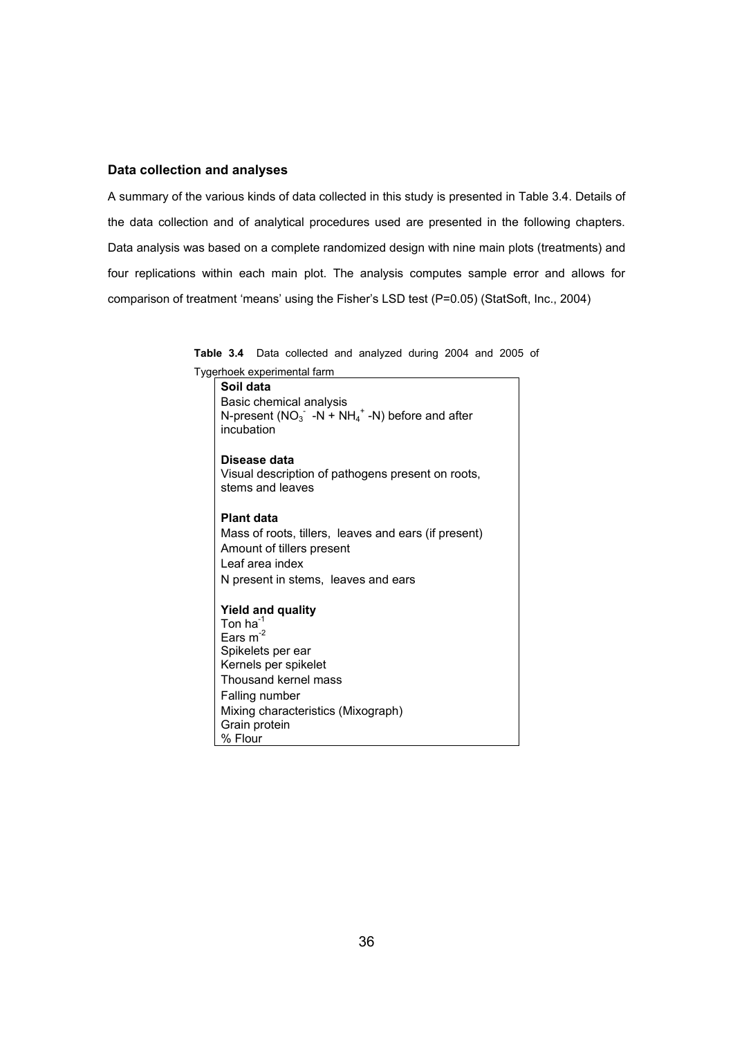### Data collection and analyses

A summary of the various kinds of data collected in this study is presented in Table 3.4. Details of the data collection and of analytical procedures used are presented in the following chapters. Data analysis was based on a complete randomized design with nine main plots (treatments) and four replications within each main plot. The analysis computes sample error and allows for comparison of treatment 'means' using the Fisher's LSD test (P=0.05) (StatSoft, Inc., 2004)

**Table 3.4** Data collected and analyzed during 2004 and 2005 of Tygerhoek experimental farm

| |
|---|
| **Soil data** |
| Basic chemical analysis |
| N-present ($NO_3^-$ -N + $NH_4^+$ -N) before and after incubation |
| |
| **Disease data** |
| Visual description of pathogens present on roots, stems and leaves |
| |
| **Plant data** |
| Mass of roots, tillers, leaves and ears (if present) |
| Amount of tillers present |
| Leaf area index |
| N present in stems, leaves and ears |
| |
| **Yield and quality** |
| Ton $ha^{-1}$ |
| Ears $m^{-2}$ |
| Spikelets per ear |
| Kernels per spikelet |
| Thousand kernel mass |
| Falling number |
| Mixing characteristics (Mixograph) |
| Grain protein |
| % Flour |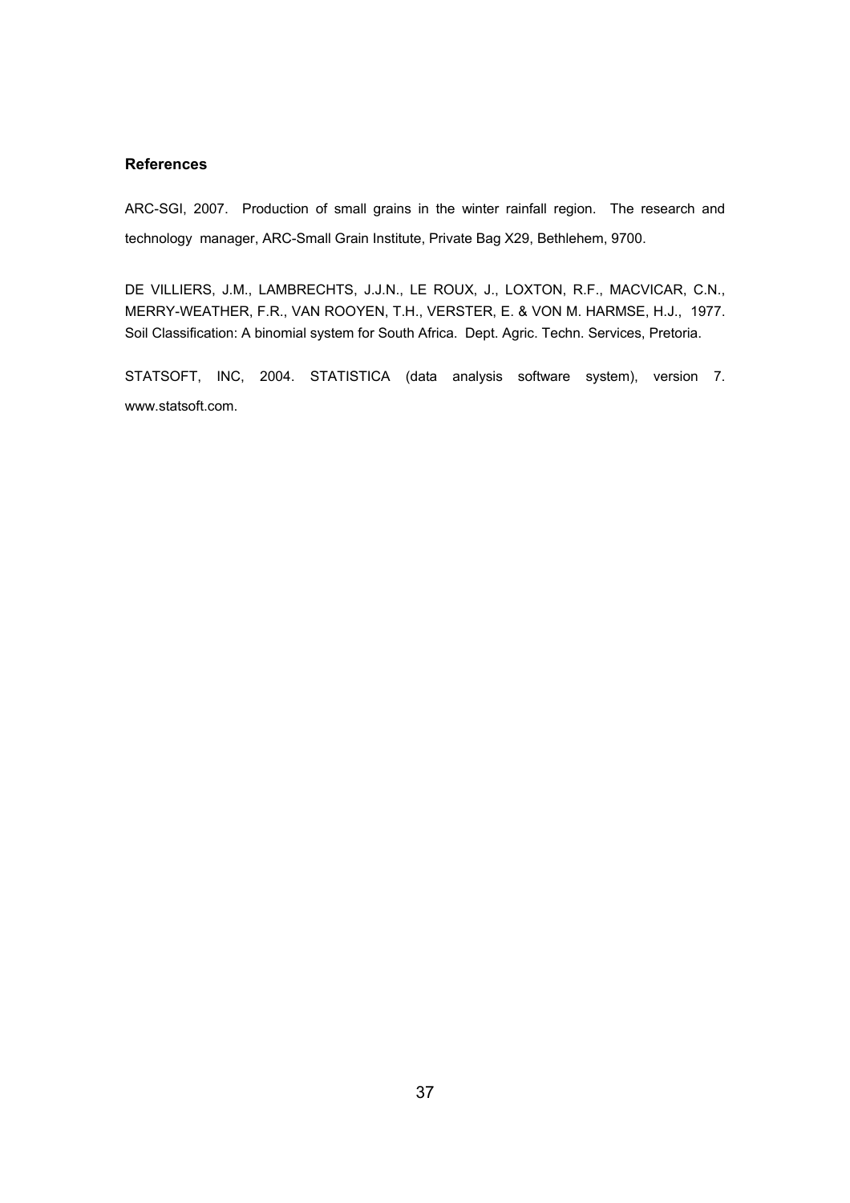## References

ARC-SGI, 2007. Production of small grains in the winter rainfall region. The research and technology manager, ARC-Small Grain Institute, Private Bag X29, Bethlehem, 9700.

DE VILLIERS, J.M., LAMBRECHTS, J.J.N., LE ROUX, J., LOXTON, R.F., MACVICAR, C.N., MERRY-WEATHER, F.R., VAN ROOYEN, T.H., VERSTER, E. & VON M. HARMSE, H.J., 1977. Soil Classification: A binomial system for South Africa. Dept. Agric. Techn. Services, Pretoria.

STATSOFT, INC, 2004. STATISTICA (data analysis software system), version 7. www.statsoft.com.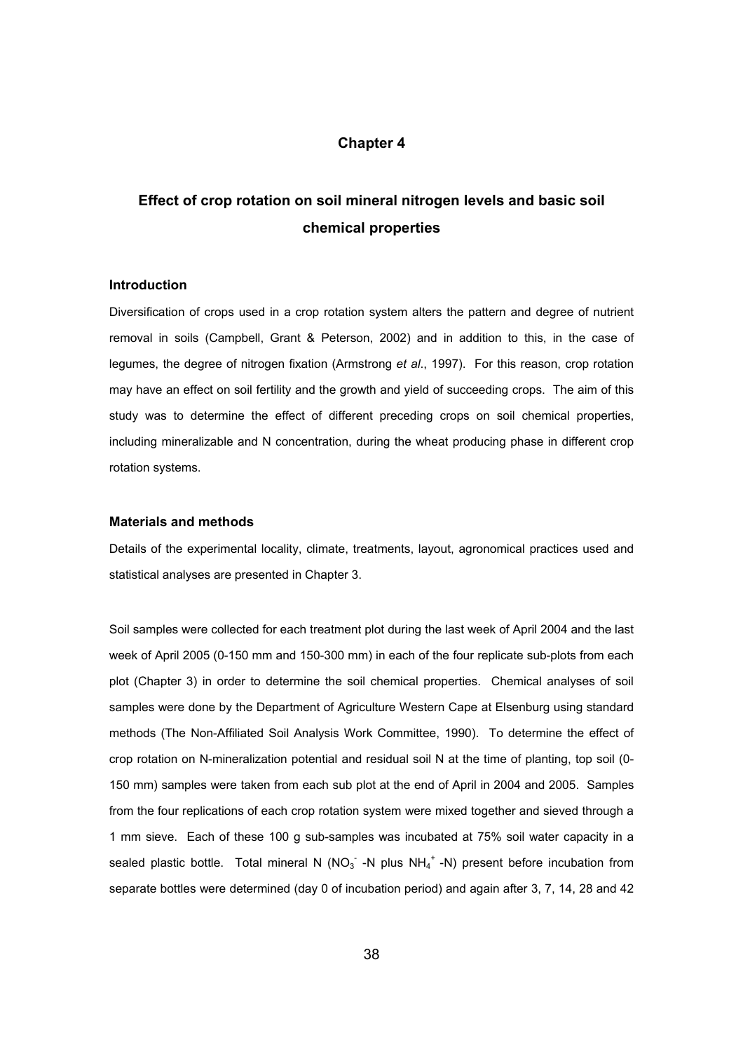# Chapter 4

## Effect of crop rotation on soil mineral nitrogen levels and basic soil chemical properties

### Introduction

Diversification of crops used in a crop rotation system alters the pattern and degree of nutrient removal in soils (Campbell, Grant & Peterson, 2002) and in addition to this, in the case of legumes, the degree of nitrogen fixation (Armstrong *et al*., 1997). For this reason, crop rotation may have an effect on soil fertility and the growth and yield of succeeding crops. The aim of this study was to determine the effect of different preceding crops on soil chemical properties, including mineralizable and N concentration, during the wheat producing phase in different crop rotation systems.

### Materials and methods

Details of the experimental locality, climate, treatments, layout, agronomical practices used and statistical analyses are presented in Chapter 3.

Soil samples were collected for each treatment plot during the last week of April 2004 and the last week of April 2005 (0-150 mm and 150-300 mm) in each of the four replicate sub-plots from each plot (Chapter 3) in order to determine the soil chemical properties. Chemical analyses of soil samples were done by the Department of Agriculture Western Cape at Elsenburg using standard methods (The Non-Affiliated Soil Analysis Work Committee, 1990). To determine the effect of crop rotation on N-mineralization potential and residual soil N at the time of planting, top soil (0-150 mm) samples were taken from each sub plot at the end of April in 2004 and 2005. Samples from the four replications of each crop rotation system were mixed together and sieved through a 1 mm sieve. Each of these 100 g sub-samples was incubated at 75% soil water capacity in a sealed plastic bottle. Total mineral N ($NO_3^-$ -N plus $NH_4^+$ -N) present before incubation from separate bottles were determined (day 0 of incubation period) and again after 3, 7, 14, 28 and 42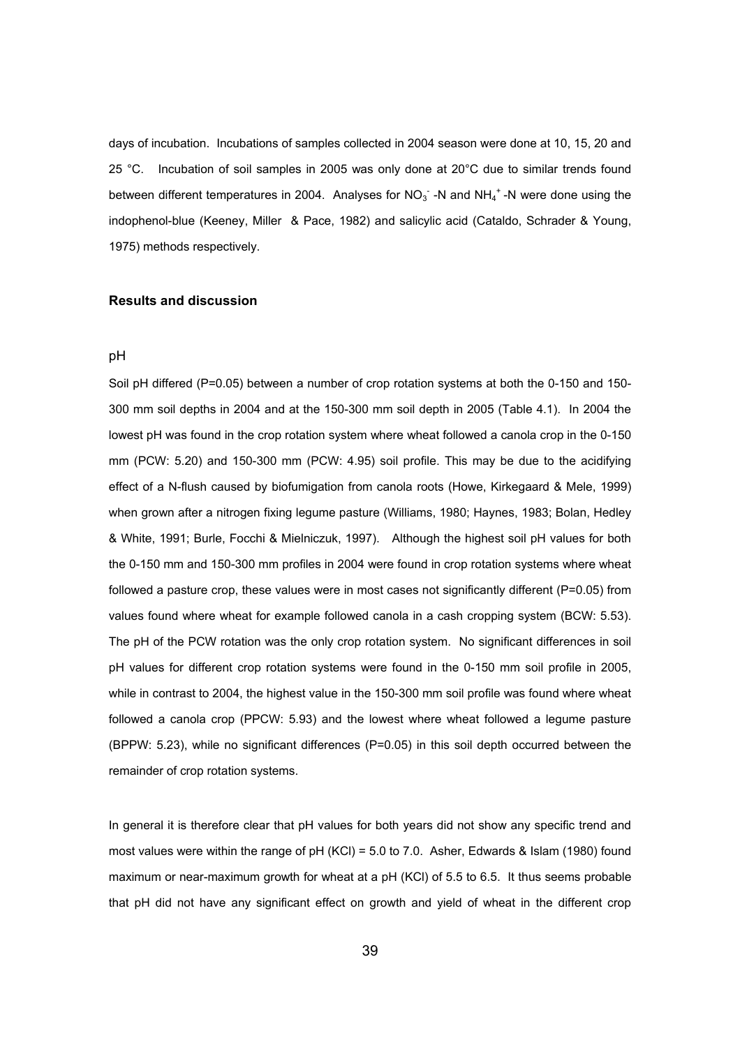days of incubation. Incubations of samples collected in 2004 season were done at 10, 15, 20 and 25 °C. Incubation of soil samples in 2005 was only done at 20°C due to similar trends found between different temperatures in 2004. Analyses for $NO_3^-$ -N and $NH_4^+$ -N were done using the indophenol-blue (Keeney, Miller & Pace, 1982) and salicylic acid (Cataldo, Schrader & Young, 1975) methods respectively.

## Results and discussion

### pH

Soil pH differed (P=0.05) between a number of crop rotation systems at both the 0-150 and 150-300 mm soil depths in 2004 and at the 150-300 mm soil depth in 2005 (Table 4.1). In 2004 the lowest pH was found in the crop rotation system where wheat followed a canola crop in the 0-150 mm (PCW: 5.20) and 150-300 mm (PCW: 4.95) soil profile. This may be due to the acidifying effect of a N-flush caused by biofumigation from canola roots (Howe, Kirkegaard & Mele, 1999) when grown after a nitrogen fixing legume pasture (Williams, 1980; Haynes, 1983; Bolan, Hedley & White, 1991; Burle, Focchi & Mielniczuk, 1997). Although the highest soil pH values for both the 0-150 mm and 150-300 mm profiles in 2004 were found in crop rotation systems where wheat followed a pasture crop, these values were in most cases not significantly different (P=0.05) from values found where wheat for example followed canola in a cash cropping system (BCW: 5.53). The pH of the PCW rotation was the only crop rotation system. No significant differences in soil pH values for different crop rotation systems were found in the 0-150 mm soil profile in 2005, while in contrast to 2004, the highest value in the 150-300 mm soil profile was found where wheat followed a canola crop (PPCW: 5.93) and the lowest where wheat followed a legume pasture (BPPW: 5.23), while no significant differences (P=0.05) in this soil depth occurred between the remainder of crop rotation systems.

In general it is therefore clear that pH values for both years did not show any specific trend and most values were within the range of pH (KCl) = 5.0 to 7.0. Asher, Edwards & Islam (1980) found maximum or near-maximum growth for wheat at a pH (KCl) of 5.5 to 6.5. It thus seems probable that pH did not have any significant effect on growth and yield of wheat in the different crop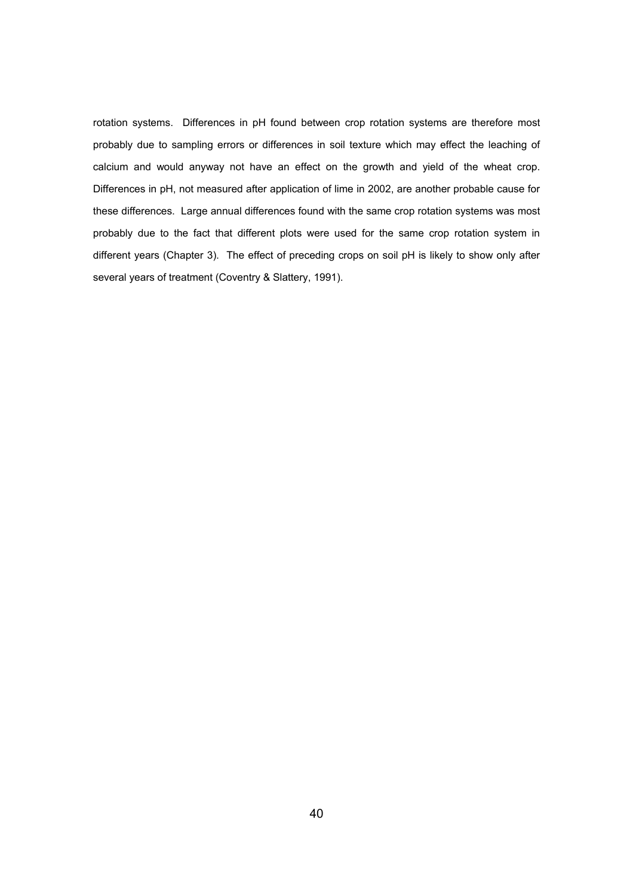rotation systems. Differences in pH found between crop rotation systems are therefore most probably due to sampling errors or differences in soil texture which may effect the leaching of calcium and would anyway not have an effect on the growth and yield of the wheat crop. Differences in pH, not measured after application of lime in 2002, are another probable cause for these differences. Large annual differences found with the same crop rotation systems was most probably due to the fact that different plots were used for the same crop rotation system in different years (Chapter 3). The effect of preceding crops on soil pH is likely to show only after several years of treatment (Coventry & Slattery, 1991).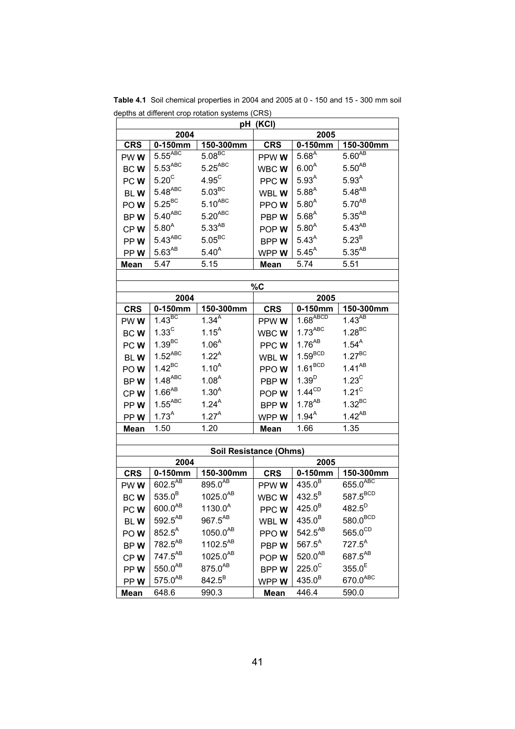**Table 4.1** Soil chemical properties in 2004 and 2005 at 0 - 150 and 15 - 300 mm soil depths at different crop rotation systems (CRS)

| pH (KCl) | | | | | |
|---|---|---|---|---|---|
| 2004 | | | 2005 | | |
| **CRS** | **0-150mm** | **150-300mm** | **CRS** | **0-150mm** | **150-300mm** |
| PW **W** | 5.55$^{ABC}$ | 5.08$^{BC}$ | PPW **W** | 5.68$^{A}$ | 5.60$^{AB}$ |
| BC **W** | 5.53$^{ABC}$ | 5.25$^{ABC}$ | WBC **W** | 6.00$^{A}$ | 5.50$^{AB}$ |
| PC **W** | 5.20$^{C}$ | 4.95$^{C}$ | PPC **W** | 5.93$^{A}$ | 5.93$^{A}$ |
| BL **W** | 5.48$^{ABC}$ | 5.03$^{BC}$ | WBL **W** | 5.88$^{A}$ | 5.48$^{AB}$ |
| PO **W** | 5.25$^{BC}$ | 5.10$^{ABC}$ | PPO **W** | 5.80$^{A}$ | 5.70$^{AB}$ |
| BP **W** | 5.40$^{ABC}$ | 5.20$^{ABC}$ | PBP **W** | 5.68$^{A}$ | 5.35$^{AB}$ |
| CP **W** | 5.80$^{A}$ | 5.33$^{AB}$ | POP **W** | 5.80$^{A}$ | 5.43$^{AB}$ |
| PP **W** | 5.43$^{ABC}$ | 5.05$^{BC}$ | BPP **W** | 5.43$^{A}$ | 5.23$^{B}$ |
| PP **W** | 5.63$^{AB}$ | 5.40$^{A}$ | WPP **W** | 5.45$^{A}$ | 5.35$^{AB}$ |
| **Mean** | 5.47 | 5.15 | **Mean** | 5.74 | 5.51 |

| %C | | | | | |
|---|---|---|---|---|---|
| 2004 | | | 2005 | | |
| **CRS** | **0-150mm** | **150-300mm** | **CRS** | **0-150mm** | **150-300mm** |
| PW **W** | 1.43$^{BC}$ | 1.34$^{A}$ | PPW **W** | 1.68$^{ABCD}$ | 1.43$^{AB}$ |
| BC **W** | 1.33$^{C}$ | 1.15$^{A}$ | WBC **W** | 1.73$^{ABC}$ | 1.28$^{BC}$ |
| PC **W** | 1.39$^{BC}$ | 1.06$^{A}$ | PPC **W** | 1.76$^{AB}$ | 1.54$^{A}$ |
| BL **W** | 1.52$^{ABC}$ | 1.22$^{A}$ | WBL **W** | 1.59$^{BCD}$ | 1.27$^{BC}$ |
| PO **W** | 1.42$^{BC}$ | 1.10$^{A}$ | PPO **W** | 1.61$^{BCD}$ | 1.41$^{AB}$ |
| BP **W** | 1.48$^{ABC}$ | 1.08$^{A}$ | PBP **W** | 1.39$^{D}$ | 1.23$^{C}$ |
| CP **W** | 1.66$^{AB}$ | 1.30$^{A}$ | POP **W** | 1.44$^{CD}$ | 1.21$^{C}$ |
| PP **W** | 1.55$^{ABC}$ | 1.24$^{A}$ | BPP **W** | 1.78$^{AB}$ | 1.32$^{BC}$ |
| PP **W** | 1.73$^{A}$ | 1.27$^{A}$ | WPP **W** | 1.94$^{A}$ | 1.42$^{AB}$ |
| **Mean** | 1.50 | 1.20 | **Mean** | 1.66 | 1.35 |

| Soil Resistance (Ohms) | | | | | |
|---|---|---|---|---|---|
| 2004 | | | 2005 | | |
| **CRS** | **0-150mm** | **150-300mm** | **CRS** | **0-150mm** | **150-300mm** |
| PW **W** | 602.5$^{AB}$ | 895.0$^{AB}$ | PPW **W** | 435.0$^{B}$ | 655.0$^{ABC}$ |
| BC **W** | 535.0$^{B}$ | 1025.0$^{AB}$ | WBC **W** | 432.5$^{B}$ | 587.5$^{BCD}$ |
| PC **W** | 600.0$^{AB}$ | 1130.0$^{A}$ | PPC **W** | 425.0$^{B}$ | 482.5$^{D}$ |
| BL **W** | 592.5$^{AB}$ | 967.5$^{AB}$ | WBL **W** | 435.0$^{B}$ | 580.0$^{BCD}$ |
| PO **W** | 852.5$^{A}$ | 1050.0$^{AB}$ | PPO **W** | 542.5$^{AB}$ | 565.0$^{CD}$ |
| BP **W** | 782.5$^{AB}$ | 1102.5$^{AB}$ | PBP **W** | 567.5$^{A}$ | 727.5$^{A}$ |
| CP **W** | 747.5$^{AB}$ | 1025.0$^{AB}$ | POP **W** | 520.0$^{AB}$ | 687.5$^{AB}$ |
| PP **W** | 550.0$^{AB}$ | 875.0$^{AB}$ | BPP **W** | 225.0$^{C}$ | 355.0$^{E}$ |
| PP **W** | 575.0$^{AB}$ | 842.5$^{B}$ | WPP **W** | 435.0$^{B}$ | 670.0$^{ABC}$ |
| **Mean** | 648.6 | 990.3 | **Mean** | 446.4 | 590.0 |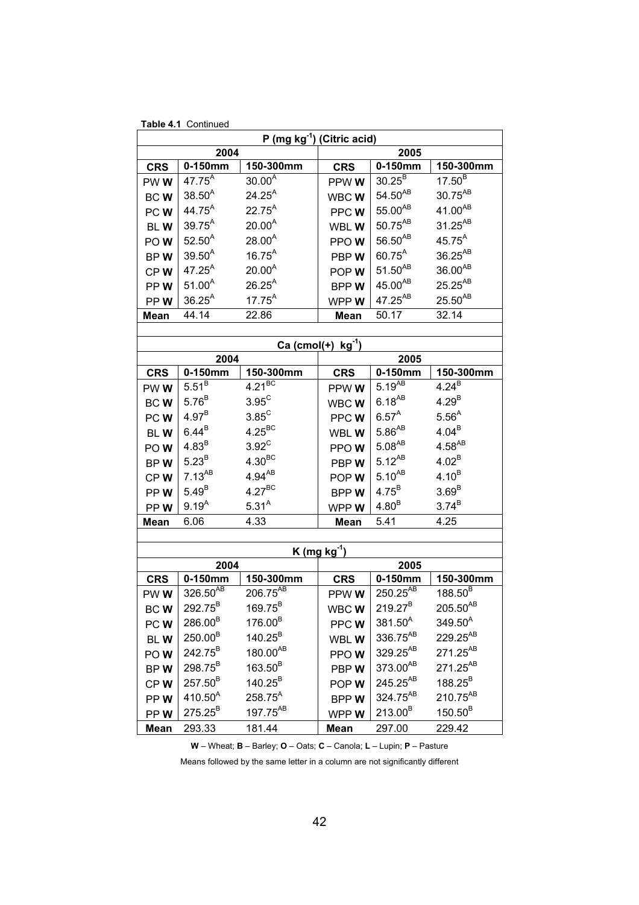**Table 4.1** Continued

| P (mg kg$^{-1}$) (Citric acid) | | | | | |
|---|---|---|---|---|---|
| 2004 | | | 2005 | | |
| **CRS** | **0-150mm** | **150-300mm** | **CRS** | **0-150mm** | **150-300mm** |
| PW **W** | 47.75$^{A}$ | 30.00$^{A}$ | PPW **W** | 30.25$^{B}$ | 17.50$^{B}$ |
| BC **W** | 38.50$^{A}$ | 24.25$^{A}$ | WBC **W** | 54.50$^{AB}$ | 30.75$^{AB}$ |
| PC **W** | 44.75$^{A}$ | 22.75$^{A}$ | PPC **W** | 55.00$^{AB}$ | 41.00$^{AB}$ |
| BL **W** | 39.75$^{A}$ | 20.00$^{A}$ | WBL **W** | 50.75$^{AB}$ | 31.25$^{AB}$ |
| PO **W** | 52.50$^{A}$ | 28.00$^{A}$ | PPO **W** | 56.50$^{AB}$ | 45.75$^{A}$ |
| BP **W** | 39.50$^{A}$ | 16.75$^{A}$ | PBP **W** | 60.75$^{A}$ | 36.25$^{AB}$ |
| CP **W** | 47.25$^{A}$ | 20.00$^{A}$ | POP **W** | 51.50$^{AB}$ | 36.00$^{AB}$ |
| PP **W** | 51.00$^{A}$ | 26.25$^{A}$ | BPP **W** | 45.00$^{AB}$ | 25.25$^{AB}$ |
| PP **W** | 36.25$^{A}$ | 17.75$^{A}$ | WPP **W** | 47.25$^{AB}$ | 25.50$^{AB}$ |
| **Mean** | 44.14 | 22.86 | **Mean** | 50.17 | 32.14 |

| Ca (cmol(+) kg$^{-1}$) | | | | | |
|---|---|---|---|---|---|
| 2004 | | | 2005 | | |
| **CRS** | **0-150mm** | **150-300mm** | **CRS** | **0-150mm** | **150-300mm** |
| PW **W** | 5.51$^{B}$ | 4.21$^{BC}$ | PPW **W** | 5.19$^{AB}$ | 4.24$^{B}$ |
| BC **W** | 5.76$^{B}$ | 3.95$^{C}$ | WBC **W** | 6.18$^{AB}$ | 4.29$^{B}$ |
| PC **W** | 4.97$^{B}$ | 3.85$^{C}$ | PPC **W** | 6.57$^{A}$ | 5.56$^{A}$ |
| BL **W** | 6.44$^{B}$ | 4.25$^{BC}$ | WBL **W** | 5.86$^{AB}$ | 4.04$^{B}$ |
| PO **W** | 4.83$^{B}$ | 3.92$^{C}$ | PPO **W** | 5.08$^{AB}$ | 4.58$^{AB}$ |
| BP **W** | 5.23$^{B}$ | 4.30$^{BC}$ | PBP **W** | 5.12$^{AB}$ | 4.02$^{B}$ |
| CP **W** | 7.13$^{AB}$ | 4.94$^{AB}$ | POP **W** | 5.10$^{AB}$ | 4.10$^{B}$ |
| PP **W** | 5.49$^{B}$ | 4.27$^{BC}$ | BPP **W** | 4.75$^{B}$ | 3.69$^{B}$ |
| PP **W** | 9.19$^{A}$ | 5.31$^{A}$ | WPP **W** | 4.80$^{B}$ | 3.74$^{B}$ |
| **Mean** | 6.06 | 4.33 | **Mean** | 5.41 | 4.25 |

| K (mg kg$^{-1}$) | | | | | |
|---|---|---|---|---|---|
| 2004 | | | 2005 | | |
| **CRS** | **0-150mm** | **150-300mm** | **CRS** | **0-150mm** | **150-300mm** |
| PW **W** | 326.50$^{AB}$ | 206.75$^{AB}$ | PPW **W** | 250.25$^{AB}$ | 188.50$^{B}$ |
| BC **W** | 292.75$^{B}$ | 169.75$^{B}$ | WBC **W** | 219.27$^{B}$ | 205.50$^{AB}$ |
| PC **W** | 286.00$^{B}$ | 176.00$^{B}$ | PPC **W** | 381.50$^{A}$ | 349.50$^{A}$ |
| BL **W** | 250.00$^{B}$ | 140.25$^{B}$ | WBL **W** | 336.75$^{AB}$ | 229.25$^{AB}$ |
| PO **W** | 242.75$^{B}$ | 180.00$^{AB}$ | PPO **W** | 329.25$^{AB}$ | 271.25$^{AB}$ |
| BP **W** | 298.75$^{B}$ | 163.50$^{B}$ | PBP **W** | 373.00$^{AB}$ | 271.25$^{AB}$ |
| CP **W** | 257.50$^{B}$ | 140.25$^{B}$ | POP **W** | 245.25$^{AB}$ | 188.25$^{B}$ |
| PP **W** | 410.50$^{A}$ | 258.75$^{A}$ | BPP **W** | 324.75$^{AB}$ | 210.75$^{AB}$ |
| PP **W** | 275.25$^{B}$ | 197.75$^{AB}$ | WPP **W** | 213.00$^{B}$ | 150.50$^{B}$ |
| **Mean** | 293.33 | 181.44 | **Mean** | 297.00 | 229.42 |

**W** – Wheat; **B** – Barley; **O** – Oats; **C** – Canola; **L** – Lupin; **P** – Pasture

Means followed by the same letter in a column are not significantly different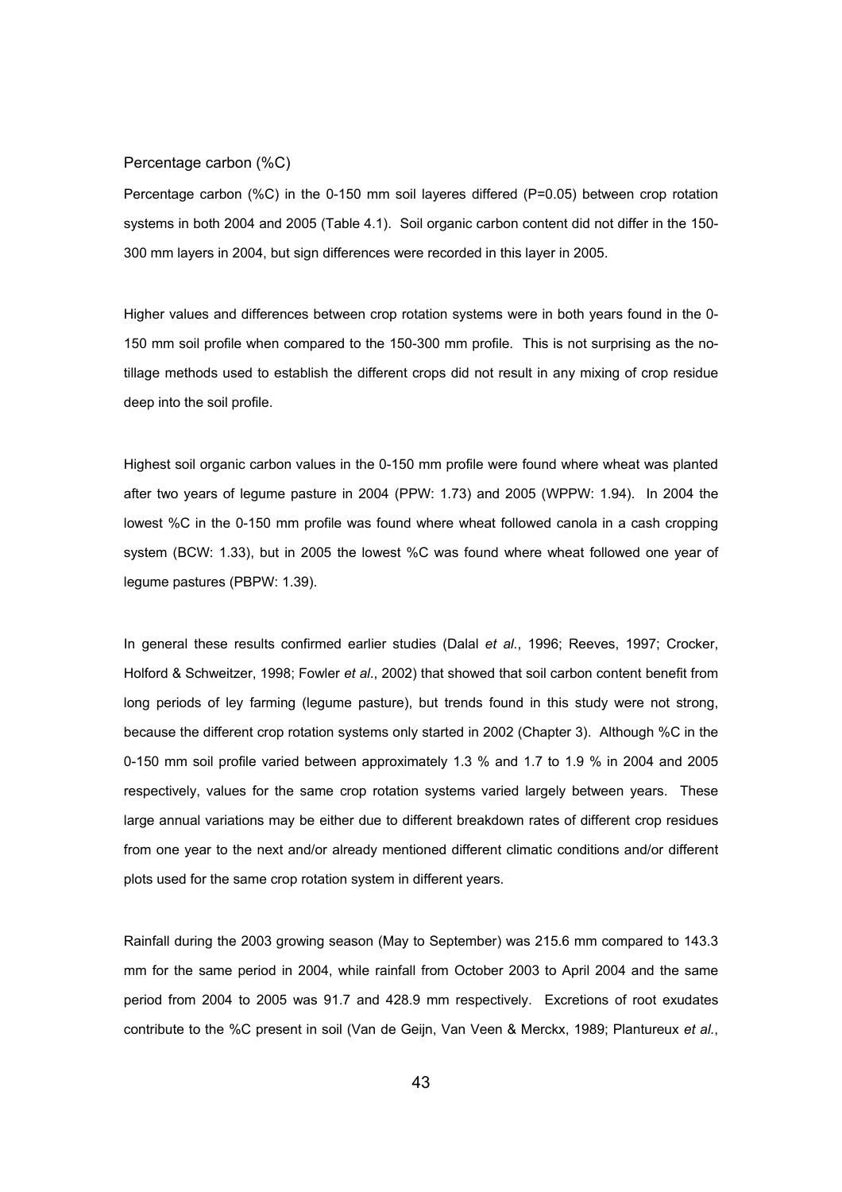### Percentage carbon (%C)

Percentage carbon (%C) in the 0-150 mm soil layeres differed (P=0.05) between crop rotation systems in both 2004 and 2005 (Table 4.1). Soil organic carbon content did not differ in the 150-300 mm layers in 2004, but sign differences were recorded in this layer in 2005.

Higher values and differences between crop rotation systems were in both years found in the 0-150 mm soil profile when compared to the 150-300 mm profile. This is not surprising as the no-tillage methods used to establish the different crops did not result in any mixing of crop residue deep into the soil profile.

Highest soil organic carbon values in the 0-150 mm profile were found where wheat was planted after two years of legume pasture in 2004 (PPW: 1.73) and 2005 (WPPW: 1.94). In 2004 the lowest %C in the 0-150 mm profile was found where wheat followed canola in a cash cropping system (BCW: 1.33), but in 2005 the lowest %C was found where wheat followed one year of legume pastures (PBPW: 1.39).

In general these results confirmed earlier studies (Dalal *et al*., 1996; Reeves, 1997; Crocker, Holford & Schweitzer, 1998; Fowler *et al*., 2002) that showed that soil carbon content benefit from long periods of ley farming (legume pasture), but trends found in this study were not strong, because the different crop rotation systems only started in 2002 (Chapter 3). Although %C in the 0-150 mm soil profile varied between approximately 1.3 % and 1.7 to 1.9 % in 2004 and 2005 respectively, values for the same crop rotation systems varied largely between years. These large annual variations may be either due to different breakdown rates of different crop residues from one year to the next and/or already mentioned different climatic conditions and/or different plots used for the same crop rotation system in different years.

Rainfall during the 2003 growing season (May to September) was 215.6 mm compared to 143.3 mm for the same period in 2004, while rainfall from October 2003 to April 2004 and the same period from 2004 to 2005 was 91.7 and 428.9 mm respectively. Excretions of root exudates contribute to the %C present in soil (Van de Geijn, Van Veen & Merckx, 1989; Plantureux *et al*.,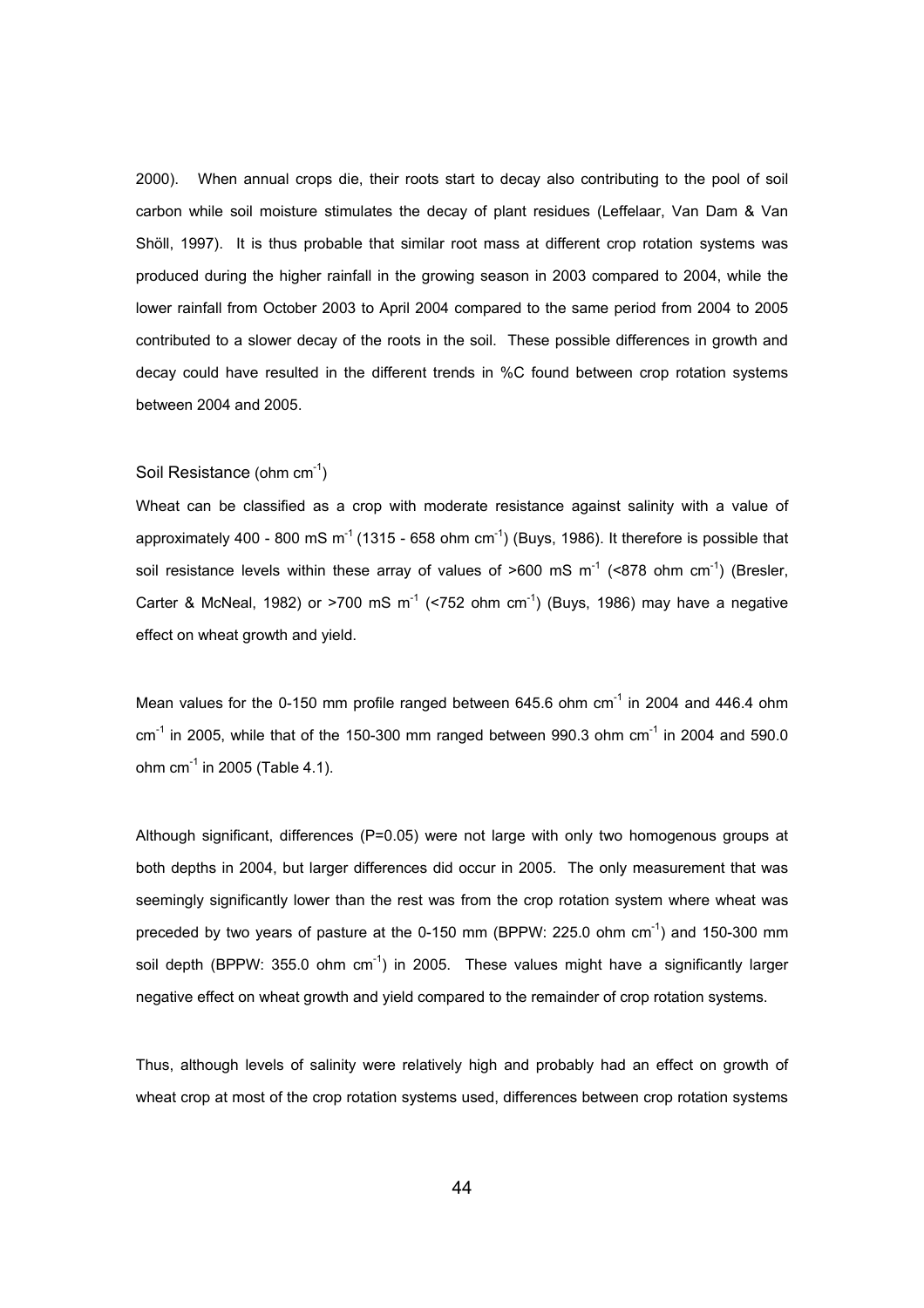2000). When annual crops die, their roots start to decay also contributing to the pool of soil carbon while soil moisture stimulates the decay of plant residues (Leffelaar, Van Dam & Van Shöll, 1997). It is thus probable that similar root mass at different crop rotation systems was produced during the higher rainfall in the growing season in 2003 compared to 2004, while the lower rainfall from October 2003 to April 2004 compared to the same period from 2004 to 2005 contributed to a slower decay of the roots in the soil. These possible differences in growth and decay could have resulted in the different trends in %C found between crop rotation systems between 2004 and 2005.

### Soil Resistance (ohm $cm^{-1}$)

Wheat can be classified as a crop with moderate resistance against salinity with a value of approximately 400 - 800 mS $m^{-1}$ (1315 - 658 ohm $cm^{-1}$) (Buys, 1986). It therefore is possible that soil resistance levels within these array of values of >600 mS $m^{-1}$ (<878 ohm $cm^{-1}$) (Bresler, Carter & McNeal, 1982) or >700 mS $m^{-1}$ (<752 ohm $cm^{-1}$) (Buys, 1986) may have a negative effect on wheat growth and yield.

Mean values for the 0-150 mm profile ranged between 645.6 ohm $cm^{-1}$ in 2004 and 446.4 ohm $cm^{-1}$ in 2005, while that of the 150-300 mm ranged between 990.3 ohm $cm^{-1}$ in 2004 and 590.0 ohm $cm^{-1}$ in 2005 (Table 4.1).

Although significant, differences (P=0.05) were not large with only two homogenous groups at both depths in 2004, but larger differences did occur in 2005. The only measurement that was seemingly significantly lower than the rest was from the crop rotation system where wheat was preceded by two years of pasture at the 0-150 mm (BPPW: 225.0 ohm $cm^{-1}$) and 150-300 mm soil depth (BPPW: 355.0 ohm $cm^{-1}$) in 2005. These values might have a significantly larger negative effect on wheat growth and yield compared to the remainder of crop rotation systems.

Thus, although levels of salinity were relatively high and probably had an effect on growth of wheat crop at most of the crop rotation systems used, differences between crop rotation systems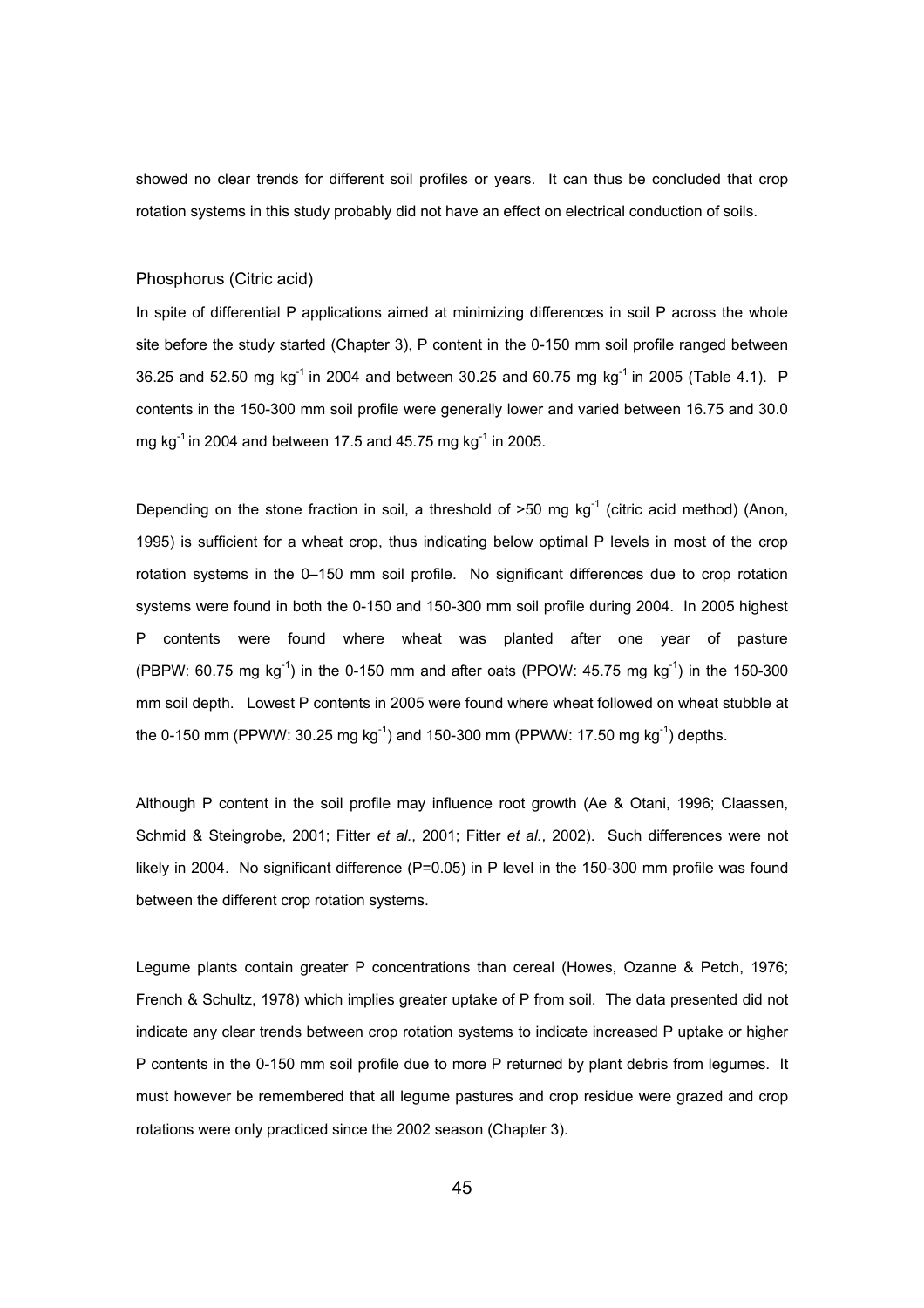showed no clear trends for different soil profiles or years. It can thus be concluded that crop rotation systems in this study probably did not have an effect on electrical conduction of soils.

### Phosphorus (Citric acid)

In spite of differential P applications aimed at minimizing differences in soil P across the whole site before the study started (Chapter 3), P content in the 0-150 mm soil profile ranged between 36.25 and 52.50 mg $kg^{-1}$ in 2004 and between 30.25 and 60.75 mg $kg^{-1}$ in 2005 (Table 4.1). P contents in the 150-300 mm soil profile were generally lower and varied between 16.75 and 30.0 mg $kg^{-1}$ in 2004 and between 17.5 and 45.75 mg $kg^{-1}$ in 2005.

Depending on the stone fraction in soil, a threshold of >50 mg $kg^{-1}$ (citric acid method) (Anon, 1995) is sufficient for a wheat crop, thus indicating below optimal P levels in most of the crop rotation systems in the 0–150 mm soil profile. No significant differences due to crop rotation systems were found in both the 0-150 and 150-300 mm soil profile during 2004. In 2005 highest P contents were found where wheat was planted after one year of pasture (PBPW: 60.75 mg $kg^{-1}$) in the 0-150 mm and after oats (PPOW: 45.75 mg $kg^{-1}$) in the 150-300 mm soil depth. Lowest P contents in 2005 were found where wheat followed on wheat stubble at the 0-150 mm (PPWW: 30.25 mg $kg^{-1}$) and 150-300 mm (PPWW: 17.50 mg $kg^{-1}$) depths.

Although P content in the soil profile may influence root growth (Ae & Otani, 1996; Claassen, Schmid & Steingrobe, 2001; Fitter *et al.*, 2001; Fitter *et al.*, 2002). Such differences were not likely in 2004. No significant difference (P=0.05) in P level in the 150-300 mm profile was found between the different crop rotation systems.

Legume plants contain greater P concentrations than cereal (Howes, Ozanne & Petch, 1976; French & Schultz, 1978) which implies greater uptake of P from soil. The data presented did not indicate any clear trends between crop rotation systems to indicate increased P uptake or higher P contents in the 0-150 mm soil profile due to more P returned by plant debris from legumes. It must however be remembered that all legume pastures and crop residue were grazed and crop rotations were only practiced since the 2002 season (Chapter 3).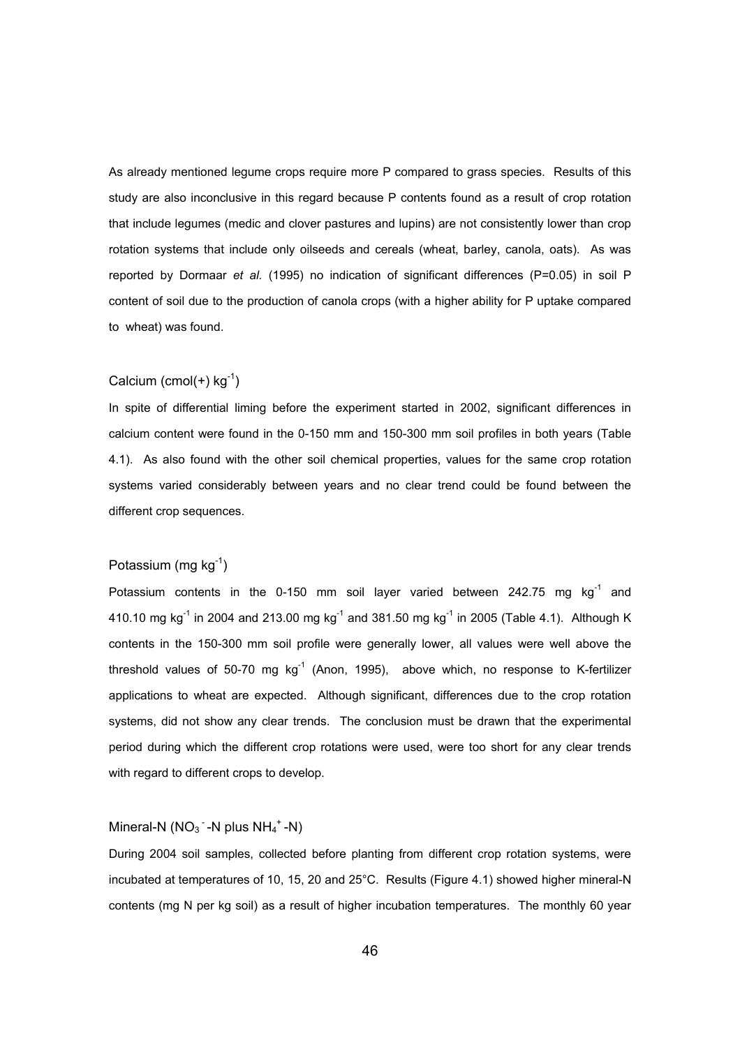As already mentioned legume crops require more P compared to grass species. Results of this study are also inconclusive in this regard because P contents found as a result of crop rotation that include legumes (medic and clover pastures and lupins) are not consistently lower than crop rotation systems that include only oilseeds and cereals (wheat, barley, canola, oats). As was reported by Dormaar *et al.* (1995) no indication of significant differences (P=0.05) in soil P content of soil due to the production of canola crops (with a higher ability for P uptake compared to wheat) was found.

### Calcium (cmol(+) $kg^{-1}$)

In spite of differential liming before the experiment started in 2002, significant differences in calcium content were found in the 0-150 mm and 150-300 mm soil profiles in both years (Table 4.1). As also found with the other soil chemical properties, values for the same crop rotation systems varied considerably between years and no clear trend could be found between the different crop sequences.

### Potassium (mg $kg^{-1}$)

Potassium contents in the 0-150 mm soil layer varied between 242.75 mg $kg^{-1}$ and 410.10 mg $kg^{-1}$ in 2004 and 213.00 mg $kg^{-1}$ and 381.50 mg $kg^{-1}$ in 2005 (Table 4.1). Although K contents in the 150-300 mm soil profile were generally lower, all values were well above the threshold values of 50-70 mg $kg^{-1}$ (Anon, 1995), above which, no response to K-fertilizer applications to wheat are expected. Although significant, differences due to the crop rotation systems, did not show any clear trends. The conclusion must be drawn that the experimental period during which the different crop rotations were used, were too short for any clear trends with regard to different crops to develop.

### Mineral-N ($NO_3^-$-N plus $NH_4^+$-N)

During 2004 soil samples, collected before planting from different crop rotation systems, were incubated at temperatures of 10, 15, 20 and 25°C. Results (Figure 4.1) showed higher mineral-N contents (mg N per kg soil) as a result of higher incubation temperatures. The monthly 60 year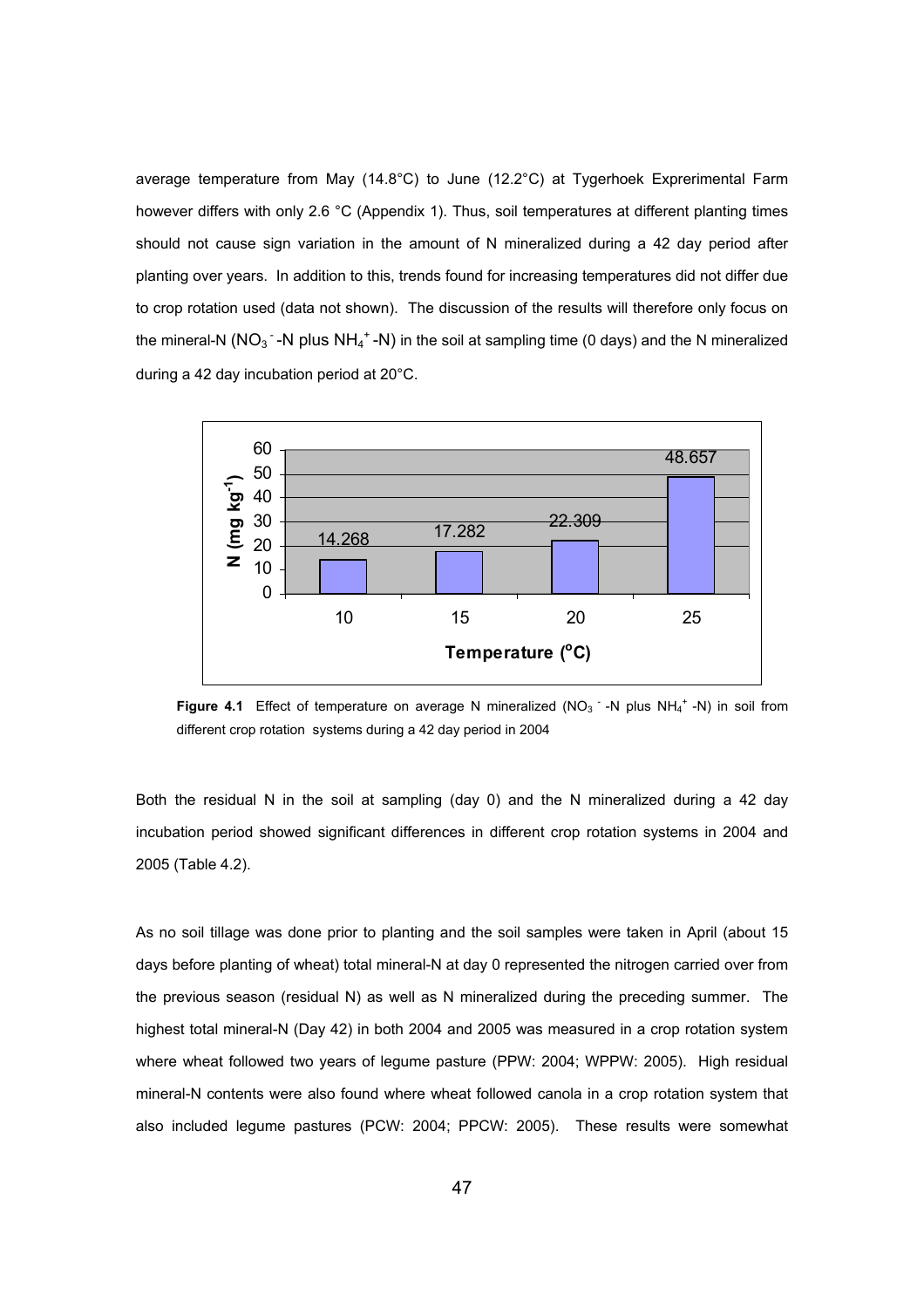average temperature from May (14.8°C) to June (12.2°C) at Tygerhoek Exprerimental Farm however differs with only 2.6 °C (Appendix 1). Thus, soil temperatures at different planting times should not cause sign variation in the amount of N mineralized during a 42 day period after planting over years. In addition to this, trends found for increasing temperatures did not differ due to crop rotation used (data not shown). The discussion of the results will therefore only focus on the mineral-N ($NO_3^-$-N plus $NH_4^+$-N) in the soil at sampling time (0 days) and the N mineralized during a 42 day incubation period at 20°C.

**Figure 4.1** Effect of temperature on average N mineralized ($NO_3^-$-N plus $NH_4^+$-N) in soil from different crop rotation systems during a 42 day period in 2004

Both the residual N in the soil at sampling (day 0) and the N mineralized during a 42 day incubation period showed significant differences in different crop rotation systems in 2004 and 2005 (Table 4.2).

As no soil tillage was done prior to planting and the soil samples were taken in April (about 15 days before planting of wheat) total mineral-N at day 0 represented the nitrogen carried over from the previous season (residual N) as well as N mineralized during the preceding summer. The highest total mineral-N (Day 42) in both 2004 and 2005 was measured in a crop rotation system where wheat followed two years of legume pasture (PPW: 2004; WPPW: 2005). High residual mineral-N contents were also found where wheat followed canola in a crop rotation system that also included legume pastures (PCW: 2004; PPCW: 2005). These results were somewhat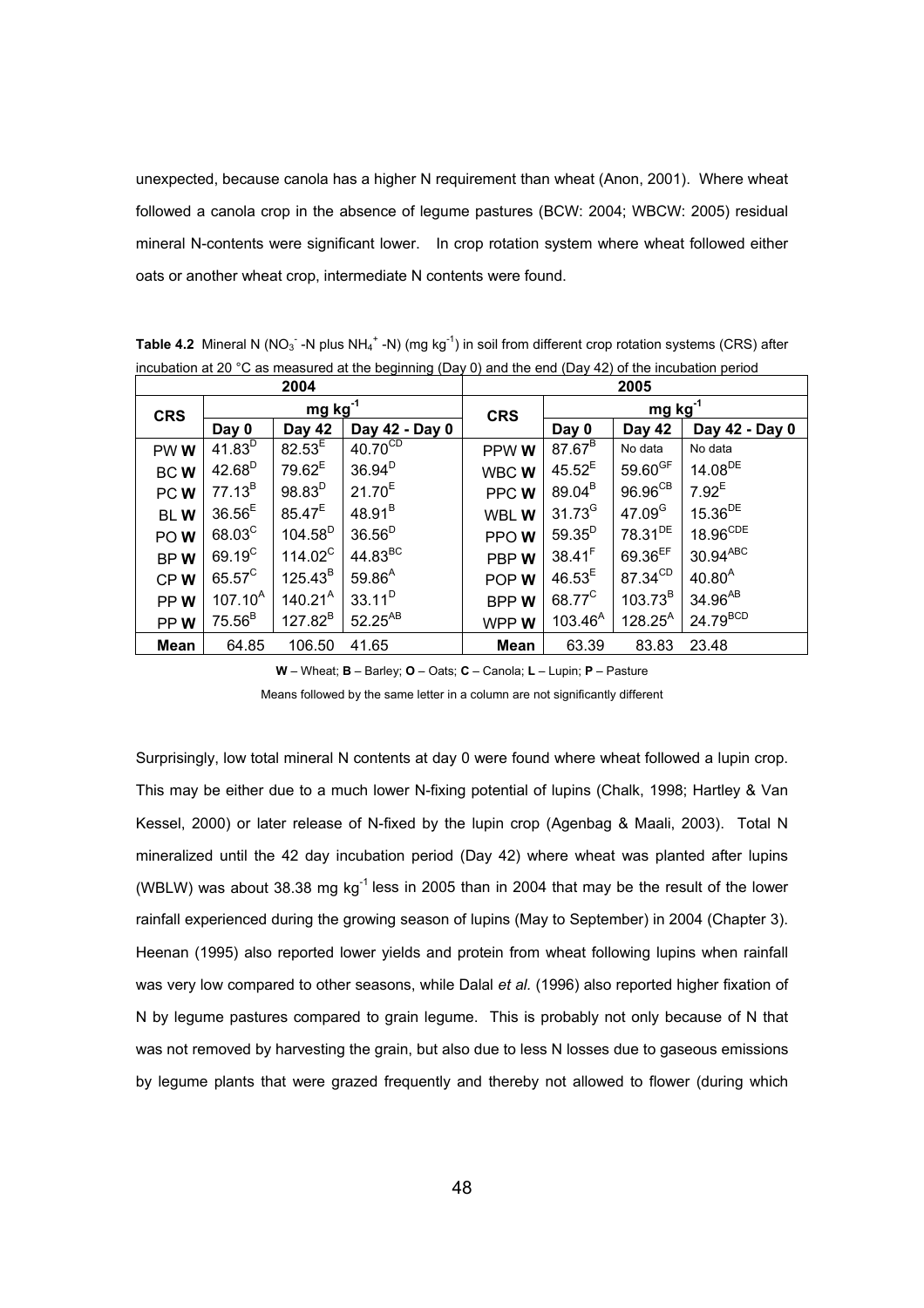unexpected, because canola has a higher N requirement than wheat (Anon, 2001). Where wheat followed a canola crop in the absence of legume pastures (BCW: 2004; WBCW: 2005) residual mineral N-contents were significant lower. In crop rotation system where wheat followed either oats or another wheat crop, intermediate N contents were found.

**Table 4.2** Mineral N ($NO_3^-$ -N plus $NH_4^+$ -N) (mg kg$^{-1}$) in soil from different crop rotation systems (CRS) after incubation at 20 °C as measured at the beginning (Day 0) and the end (Day 42) of the incubation period

| 2004 | | | | 2005 | | | |
|---|---|---|---|---|---|---|---|
| **CRS** | mg kg$^{-1}$ | | | **CRS** | mg kg$^{-1}$ | | |
| | **Day 0** | **Day 42** | **Day 42 - Day 0** | | **Day 0** | **Day 42** | **Day 42 - Day 0** |
| PW **W** | $41.83^{D}$ | $82.53^{E}$ | $40.70^{CD}$ | PPW **W** | $87.67^{B}$ | No data | No data |
| BC **W** | $42.68^{D}$ | $79.62^{E}$ | $36.94^{D}$ | WBC **W** | $45.52^{E}$ | $59.60^{GF}$ | $14.08^{DE}$ |
| PC **W** | $77.13^{B}$ | $98.83^{D}$ | $21.70^{E}$ | PPC **W** | $89.04^{B}$ | $96.96^{CB}$ | $7.92^{E}$ |
| BL **W** | $36.56^{E}$ | $85.47^{E}$ | $48.91^{B}$ | WBL **W** | $31.73^{G}$ | $47.09^{G}$ | $15.36^{DE}$ |
| PO **W** | $68.03^{C}$ | $104.58^{D}$ | $36.56^{D}$ | PPO **W** | $59.35^{D}$ | $78.31^{DE}$ | $18.96^{CDE}$ |
| BP **W** | $69.19^{C}$ | $114.02^{C}$ | $44.83^{BC}$ | PBP **W** | $38.41^{F}$ | $69.36^{EF}$ | $30.94^{ABC}$ |
| CP **W** | $65.57^{C}$ | $125.43^{B}$ | $59.86^{A}$ | POP **W** | $46.53^{E}$ | $87.34^{CD}$ | $40.80^{A}$ |
| PP **W** | $107.10^{A}$ | $140.21^{A}$ | $33.11^{D}$ | BPP **W** | $68.77^{C}$ | $103.73^{B}$ | $34.96^{AB}$ |
| PP **W** | $75.56^{B}$ | $127.82^{B}$ | $52.25^{AB}$ | WPP **W** | $103.46^{A}$ | $128.25^{A}$ | $24.79^{BCD}$ |
| **Mean** | 64.85 | 106.50 | 41.65 | **Mean** | 63.39 | 83.83 | 23.48 |

**W** – Wheat; **B** – Barley; **O** – Oats; **C** – Canola; **L** – Lupin; **P** – Pasture

Means followed by the same letter in a column are not significantly different

Surprisingly, low total mineral N contents at day 0 were found where wheat followed a lupin crop. This may be either due to a much lower N-fixing potential of lupins (Chalk, 1998; Hartley & Van Kessel, 2000) or later release of N-fixed by the lupin crop (Agenbag & Maali, 2003). Total N mineralized until the 42 day incubation period (Day 42) where wheat was planted after lupins (WBLW) was about 38.38 mg kg$^{-1}$ less in 2005 than in 2004 that may be the result of the lower rainfall experienced during the growing season of lupins (May to September) in 2004 (Chapter 3). Heenan (1995) also reported lower yields and protein from wheat following lupins when rainfall was very low compared to other seasons, while Dalal *et al.* (1996) also reported higher fixation of N by legume pastures compared to grain legume. This is probably not only because of N that was not removed by harvesting the grain, but also due to less N losses due to gaseous emissions by legume plants that were grazed frequently and thereby not allowed to flower (during which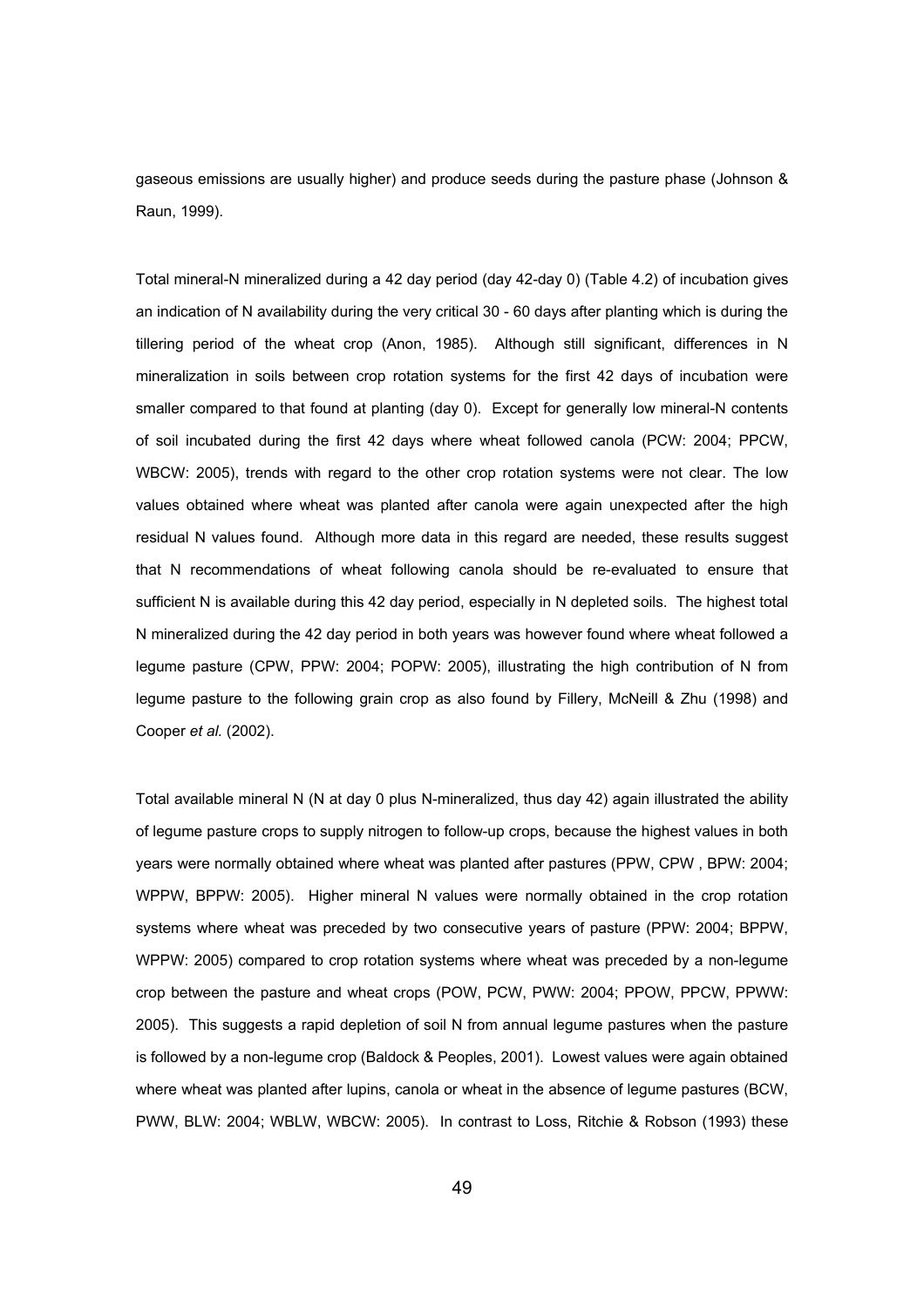gaseous emissions are usually higher) and produce seeds during the pasture phase (Johnson & Raun, 1999).

Total mineral-N mineralized during a 42 day period (day 42-day 0) (Table 4.2) of incubation gives an indication of N availability during the very critical 30 - 60 days after planting which is during the tillering period of the wheat crop (Anon, 1985). Although still significant, differences in N mineralization in soils between crop rotation systems for the first 42 days of incubation were smaller compared to that found at planting (day 0). Except for generally low mineral-N contents of soil incubated during the first 42 days where wheat followed canola (PCW: 2004; PPCW, WBCW: 2005), trends with regard to the other crop rotation systems were not clear. The low values obtained where wheat was planted after canola were again unexpected after the high residual N values found. Although more data in this regard are needed, these results suggest that N recommendations of wheat following canola should be re-evaluated to ensure that sufficient N is available during this 42 day period, especially in N depleted soils. The highest total N mineralized during the 42 day period in both years was however found where wheat followed a legume pasture (CPW, PPW: 2004; POPW: 2005), illustrating the high contribution of N from legume pasture to the following grain crop as also found by Fillery, McNeill & Zhu (1998) and Cooper *et al.* (2002).

Total available mineral N (N at day 0 plus N-mineralized, thus day 42) again illustrated the ability of legume pasture crops to supply nitrogen to follow-up crops, because the highest values in both years were normally obtained where wheat was planted after pastures (PPW, CPW , BPW: 2004; WPPW, BPPW: 2005). Higher mineral N values were normally obtained in the crop rotation systems where wheat was preceded by two consecutive years of pasture (PPW: 2004; BPPW, WPPW: 2005) compared to crop rotation systems where wheat was preceded by a non-legume crop between the pasture and wheat crops (POW, PCW, PWW: 2004; PPOW, PPCW, PPWW: 2005). This suggests a rapid depletion of soil N from annual legume pastures when the pasture is followed by a non-legume crop (Baldock & Peoples, 2001). Lowest values were again obtained where wheat was planted after lupins, canola or wheat in the absence of legume pastures (BCW, PWW, BLW: 2004; WBLW, WBCW: 2005). In contrast to Loss, Ritchie & Robson (1993) these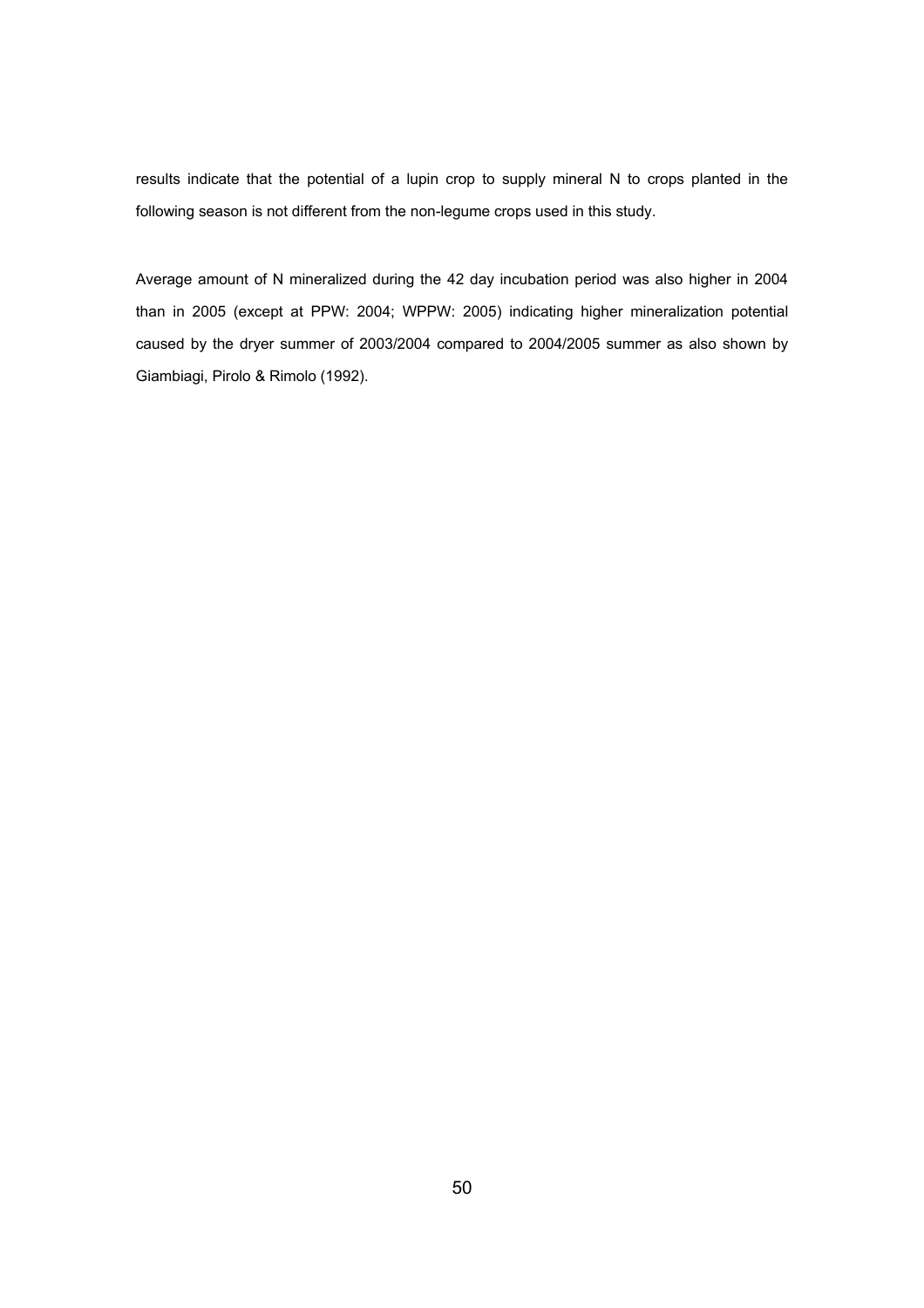results indicate that the potential of a lupin crop to supply mineral N to crops planted in the following season is not different from the non-legume crops used in this study.

Average amount of N mineralized during the 42 day incubation period was also higher in 2004 than in 2005 (except at PPW: 2004; WPPW: 2005) indicating higher mineralization potential caused by the dryer summer of 2003/2004 compared to 2004/2005 summer as also shown by Giambiagi, Pirolo & Rimolo (1992).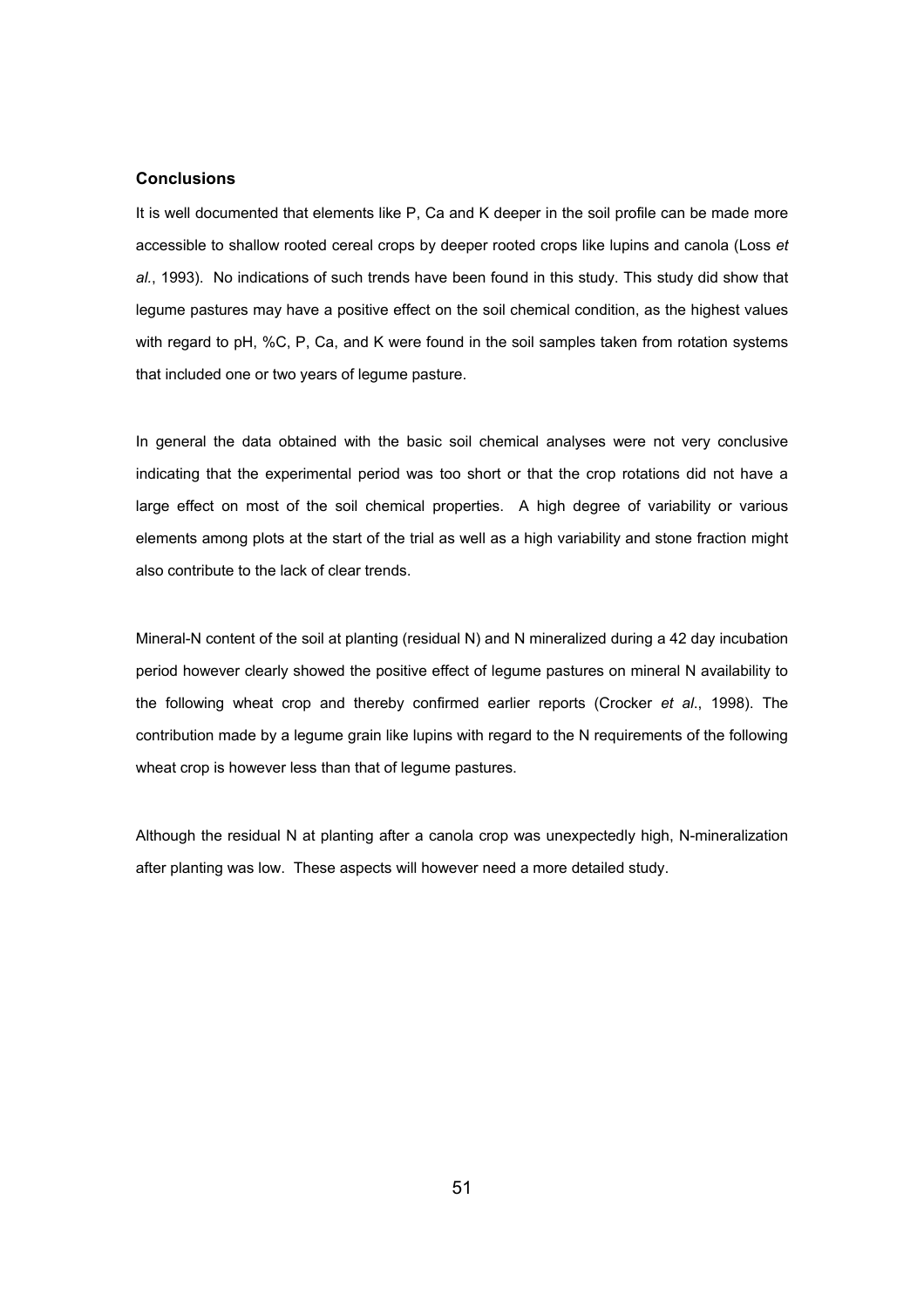### Conclusions

It is well documented that elements like P, Ca and K deeper in the soil profile can be made more accessible to shallow rooted cereal crops by deeper rooted crops like lupins and canola (Loss *et al*., 1993). No indications of such trends have been found in this study. This study did show that legume pastures may have a positive effect on the soil chemical condition, as the highest values with regard to pH, %C, P, Ca, and K were found in the soil samples taken from rotation systems that included one or two years of legume pasture.

In general the data obtained with the basic soil chemical analyses were not very conclusive indicating that the experimental period was too short or that the crop rotations did not have a large effect on most of the soil chemical properties. A high degree of variability or various elements among plots at the start of the trial as well as a high variability and stone fraction might also contribute to the lack of clear trends.

Mineral-N content of the soil at planting (residual N) and N mineralized during a 42 day incubation period however clearly showed the positive effect of legume pastures on mineral N availability to the following wheat crop and thereby confirmed earlier reports (Crocker *et al*., 1998). The contribution made by a legume grain like lupins with regard to the N requirements of the following wheat crop is however less than that of legume pastures.

Although the residual N at planting after a canola crop was unexpectedly high, N-mineralization after planting was low. These aspects will however need a more detailed study.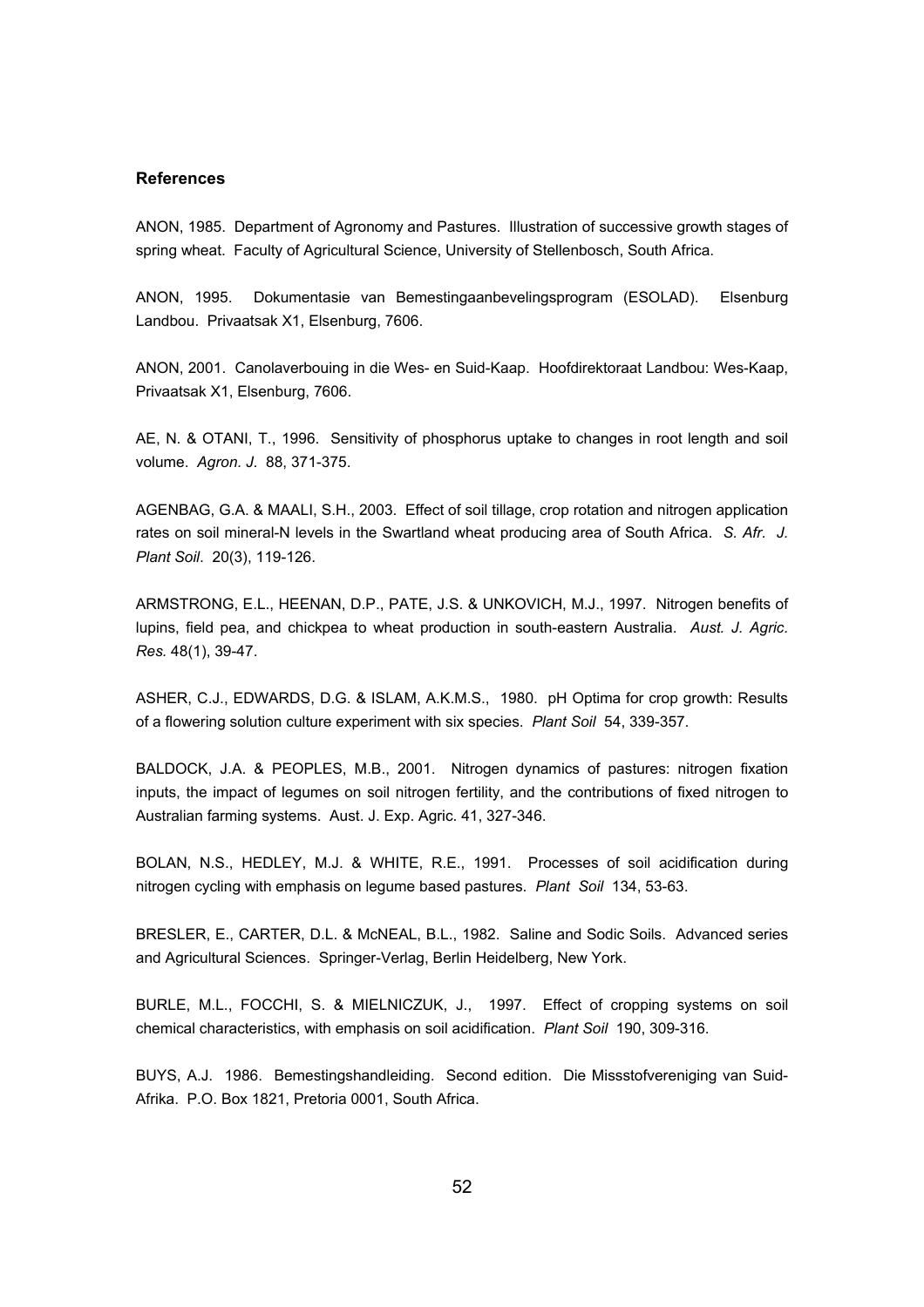### References

ANON, 1985. Department of Agronomy and Pastures. Illustration of successive growth stages of spring wheat. Faculty of Agricultural Science, University of Stellenbosch, South Africa.

ANON, 1995. Dokumentasie van Bemestingaanbevelingsprogram (ESOLAD). Elsenburg Landbou. Privaatsak X1, Elsenburg, 7606.

ANON, 2001. Canolaverbouing in die Wes- en Suid-Kaap. Hoofdirektoraat Landbou: Wes-Kaap, Privaatsak X1, Elsenburg, 7606.

AE, N. & OTANI, T., 1996. Sensitivity of phosphorus uptake to changes in root length and soil volume. *Agron. J.* 88, 371-375.

AGENBAG, G.A. & MAALI, S.H., 2003. Effect of soil tillage, crop rotation and nitrogen application rates on soil mineral-N levels in the Swartland wheat producing area of South Africa. *S. Afr. J. Plant Soil*. 20(3), 119-126.

ARMSTRONG, E.L., HEENAN, D.P., PATE, J.S. & UNKOVICH, M.J., 1997. Nitrogen benefits of lupins, field pea, and chickpea to wheat production in south-eastern Australia. *Aust. J. Agric. Res.* 48(1), 39-47.

ASHER, C.J., EDWARDS, D.G. & ISLAM, A.K.M.S., 1980. pH Optima for crop growth: Results of a flowering solution culture experiment with six species. *Plant Soil* 54, 339-357.

BALDOCK, J.A. & PEOPLES, M.B., 2001. Nitrogen dynamics of pastures: nitrogen fixation inputs, the impact of legumes on soil nitrogen fertility, and the contributions of fixed nitrogen to Australian farming systems. Aust. J. Exp. Agric. 41, 327-346.

BOLAN, N.S., HEDLEY, M.J. & WHITE, R.E., 1991. Processes of soil acidification during nitrogen cycling with emphasis on legume based pastures. *Plant Soil* 134, 53-63.

BRESLER, E., CARTER, D.L. & McNEAL, B.L., 1982. Saline and Sodic Soils. Advanced series and Agricultural Sciences. Springer-Verlag, Berlin Heidelberg, New York.

BURLE, M.L., FOCCHI, S. & MIELNICZUK, J., 1997. Effect of cropping systems on soil chemical characteristics, with emphasis on soil acidification. *Plant Soil* 190, 309-316.

BUYS, A.J. 1986. Bemestingshandleiding. Second edition. Die Missstofvereniging van Suid-Afrika. P.O. Box 1821, Pretoria 0001, South Africa.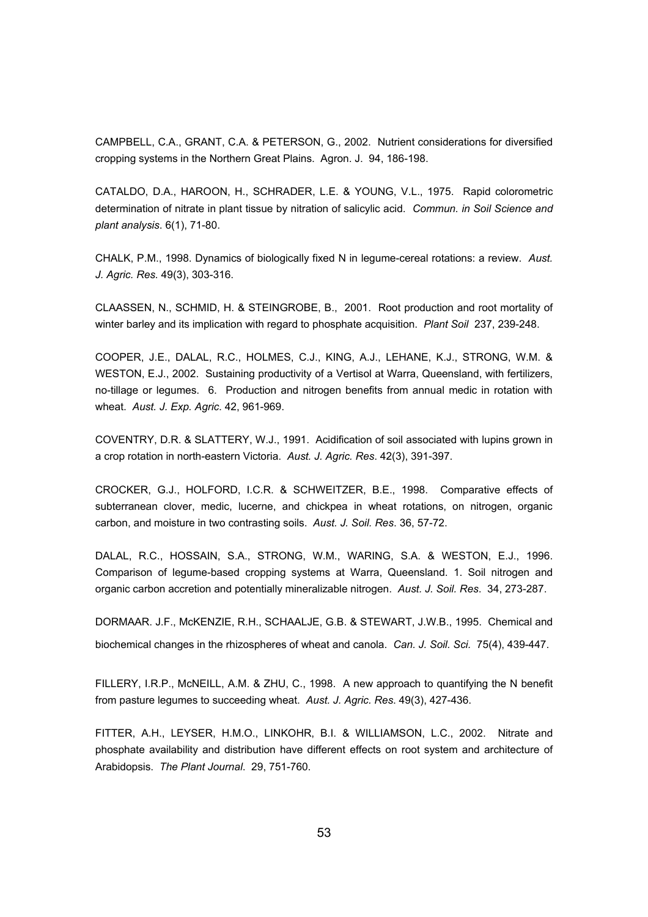CAMPBELL, C.A., GRANT, C.A. & PETERSON, G., 2002. Nutrient considerations for diversified cropping systems in the Northern Great Plains. Agron. J. 94, 186-198.

CATALDO, D.A., HAROON, H., SCHRADER, L.E. & YOUNG, V.L., 1975. Rapid colorometric determination of nitrate in plant tissue by nitration of salicylic acid. *Commun. in Soil Science and plant analysis*. 6(1), 71-80.

CHALK, P.M., 1998. Dynamics of biologically fixed N in legume-cereal rotations: a review. *Aust. J. Agric. Res*. 49(3), 303-316.

CLAASSEN, N., SCHMID, H. & STEINGROBE, B., 2001. Root production and root mortality of winter barley and its implication with regard to phosphate acquisition. *Plant Soil* 237, 239-248.

COOPER, J.E., DALAL, R.C., HOLMES, C.J., KING, A.J., LEHANE, K.J., STRONG, W.M. & WESTON, E.J., 2002. Sustaining productivity of a Vertisol at Warra, Queensland, with fertilizers, no-tillage or legumes. 6. Production and nitrogen benefits from annual medic in rotation with wheat. *Aust. J. Exp. Agric*. 42, 961-969.

COVENTRY, D.R. & SLATTERY, W.J., 1991. Acidification of soil associated with lupins grown in a crop rotation in north-eastern Victoria. *Aust. J. Agric. Res*. 42(3), 391-397.

CROCKER, G.J., HOLFORD, I.C.R. & SCHWEITZER, B.E., 1998. Comparative effects of subterranean clover, medic, lucerne, and chickpea in wheat rotations, on nitrogen, organic carbon, and moisture in two contrasting soils. *Aust. J. Soil. Res*. 36, 57-72.

DALAL, R.C., HOSSAIN, S.A., STRONG, W.M., WARING, S.A. & WESTON, E.J., 1996. Comparison of legume-based cropping systems at Warra, Queensland. 1. Soil nitrogen and organic carbon accretion and potentially mineralizable nitrogen. *Aust. J. Soil. Res*. 34, 273-287.

DORMAAR. J.F., McKENZIE, R.H., SCHAALJE, G.B. & STEWART, J.W.B., 1995. Chemical and biochemical changes in the rhizospheres of wheat and canola. *Can. J. Soil. Sci.* 75(4), 439-447.

FILLERY, I.R.P., McNEILL, A.M. & ZHU, C., 1998. A new approach to quantifying the N benefit from pasture legumes to succeeding wheat. *Aust. J. Agric. Res*. 49(3), 427-436.

FITTER, A.H., LEYSER, H.M.O., LINKOHR, B.I. & WILLIAMSON, L.C., 2002. Nitrate and phosphate availability and distribution have different effects on root system and architecture of Arabidopsis. *The Plant Journal*. 29, 751-760.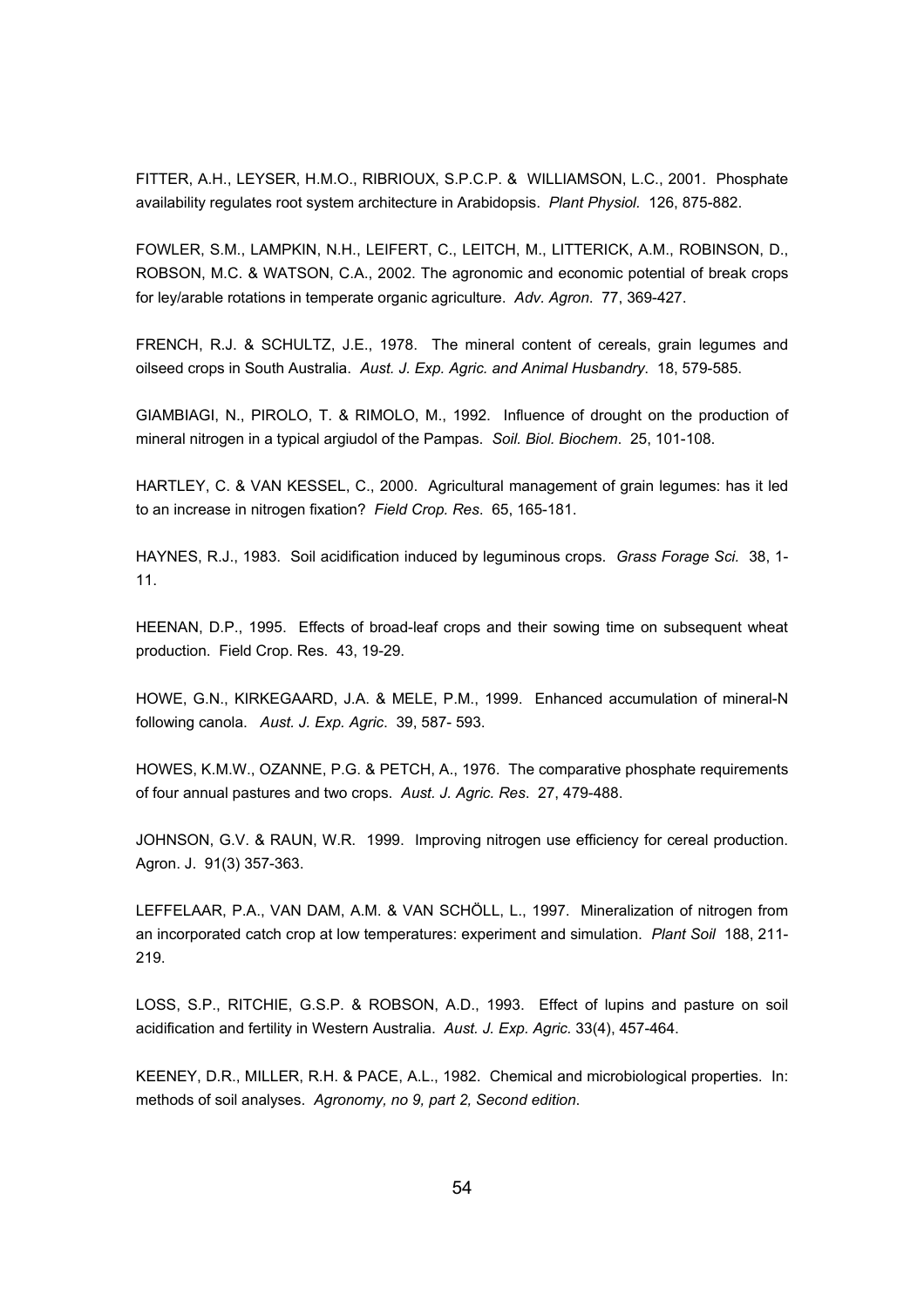FITTER, A.H., LEYSER, H.M.O., RIBRIOUX, S.P.C.P. & WILLIAMSON, L.C., 2001. Phosphate availability regulates root system architecture in Arabidopsis. *Plant Physiol.* 126, 875-882.

FOWLER, S.M., LAMPKIN, N.H., LEIFERT, C., LEITCH, M., LITTERICK, A.M., ROBINSON, D., ROBSON, M.C. & WATSON, C.A., 2002. The agronomic and economic potential of break crops for ley/arable rotations in temperate organic agriculture. *Adv. Agron.* 77, 369-427.

FRENCH, R.J. & SCHULTZ, J.E., 1978. The mineral content of cereals, grain legumes and oilseed crops in South Australia. *Aust. J. Exp. Agric. and Animal Husbandry.* 18, 579-585.

GIAMBIAGI, N., PIROLO, T. & RIMOLO, M., 1992. Influence of drought on the production of mineral nitrogen in a typical argiudol of the Pampas. *Soil. Biol. Biochem.* 25, 101-108.

HARTLEY, C. & VAN KESSEL, C., 2000. Agricultural management of grain legumes: has it led to an increase in nitrogen fixation? *Field Crop. Res.* 65, 165-181.

HAYNES, R.J., 1983. Soil acidification induced by leguminous crops. *Grass Forage Sci.* 38, 1-11.

HEENAN, D.P., 1995. Effects of broad-leaf crops and their sowing time on subsequent wheat production. Field Crop. Res. 43, 19-29.

HOWE, G.N., KIRKEGAARD, J.A. & MELE, P.M., 1999. Enhanced accumulation of mineral-N following canola. *Aust. J. Exp. Agric.* 39, 587- 593.

HOWES, K.M.W., OZANNE, P.G. & PETCH, A., 1976. The comparative phosphate requirements of four annual pastures and two crops. *Aust. J. Agric. Res.* 27, 479-488.

JOHNSON, G.V. & RAUN, W.R. 1999. Improving nitrogen use efficiency for cereal production. Agron. J. 91(3) 357-363.

LEFFELAAR, P.A., VAN DAM, A.M. & VAN SCHÖLL, L., 1997. Mineralization of nitrogen from an incorporated catch crop at low temperatures: experiment and simulation. *Plant Soil* 188, 211-219.

LOSS, S.P., RITCHIE, G.S.P. & ROBSON, A.D., 1993. Effect of lupins and pasture on soil acidification and fertility in Western Australia. *Aust. J. Exp. Agric.* 33(4), 457-464.

KEENEY, D.R., MILLER, R.H. & PACE, A.L., 1982. Chemical and microbiological properties. In: methods of soil analyses. *Agronomy, no 9, part 2, Second edition*.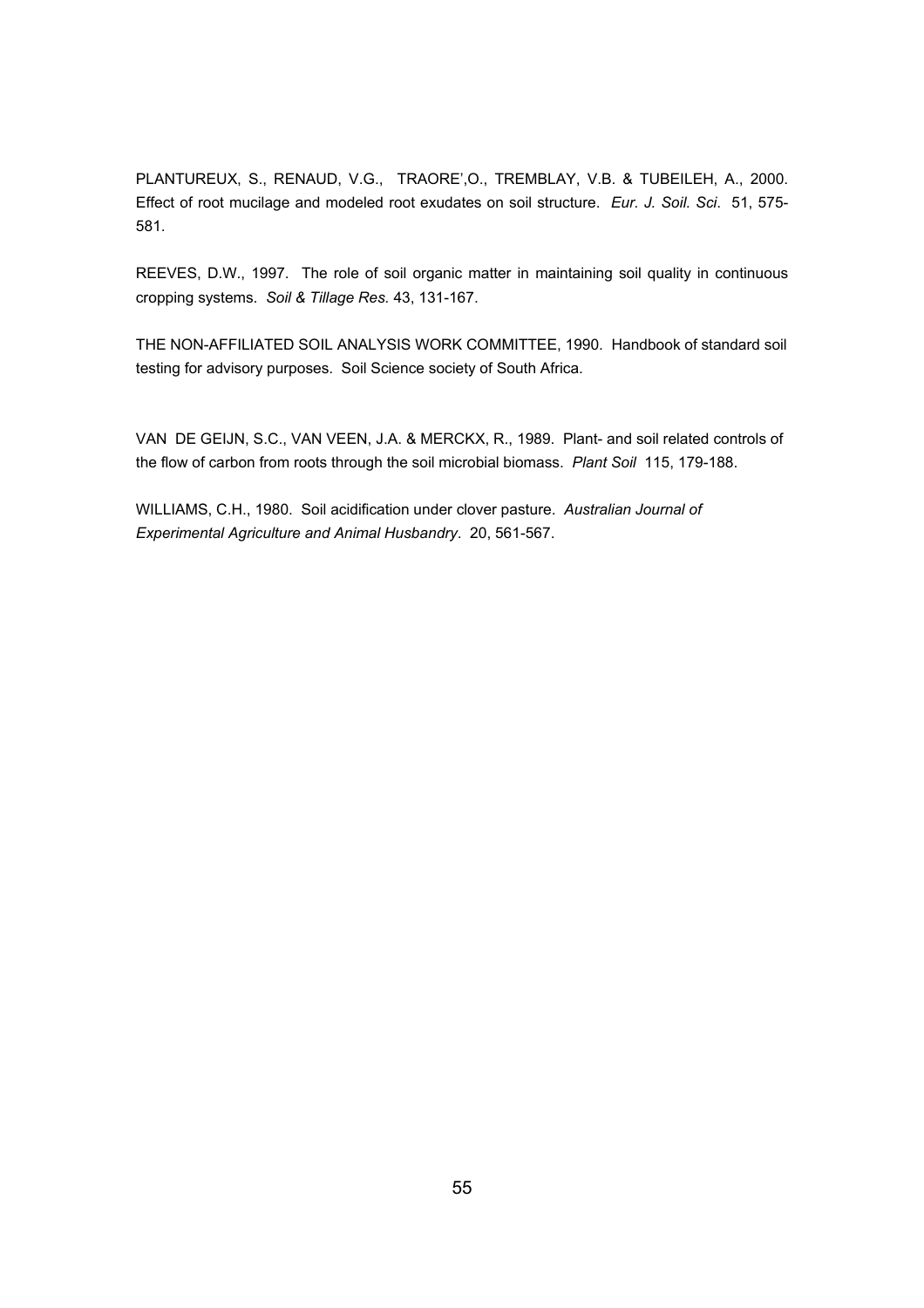PLANTUREUX, S., RENAUD, V.G., TRAORE',O., TREMBLAY, V.B. & TUBEILEH, A., 2000. Effect of root mucilage and modeled root exudates on soil structure. *Eur. J. Soil. Sci*. 51, 575-581.

REEVES, D.W., 1997. The role of soil organic matter in maintaining soil quality in continuous cropping systems. *Soil & Tillage Res.* 43, 131-167.

THE NON-AFFILIATED SOIL ANALYSIS WORK COMMITTEE, 1990. Handbook of standard soil testing for advisory purposes. Soil Science society of South Africa.

VAN DE GEIJN, S.C., VAN VEEN, J.A. & MERCKX, R., 1989. Plant- and soil related controls of the flow of carbon from roots through the soil microbial biomass. *Plant Soil* 115, 179-188.

WILLIAMS, C.H., 1980. Soil acidification under clover pasture. *Australian Journal of Experimental Agriculture and Animal Husbandry*. 20, 561-567.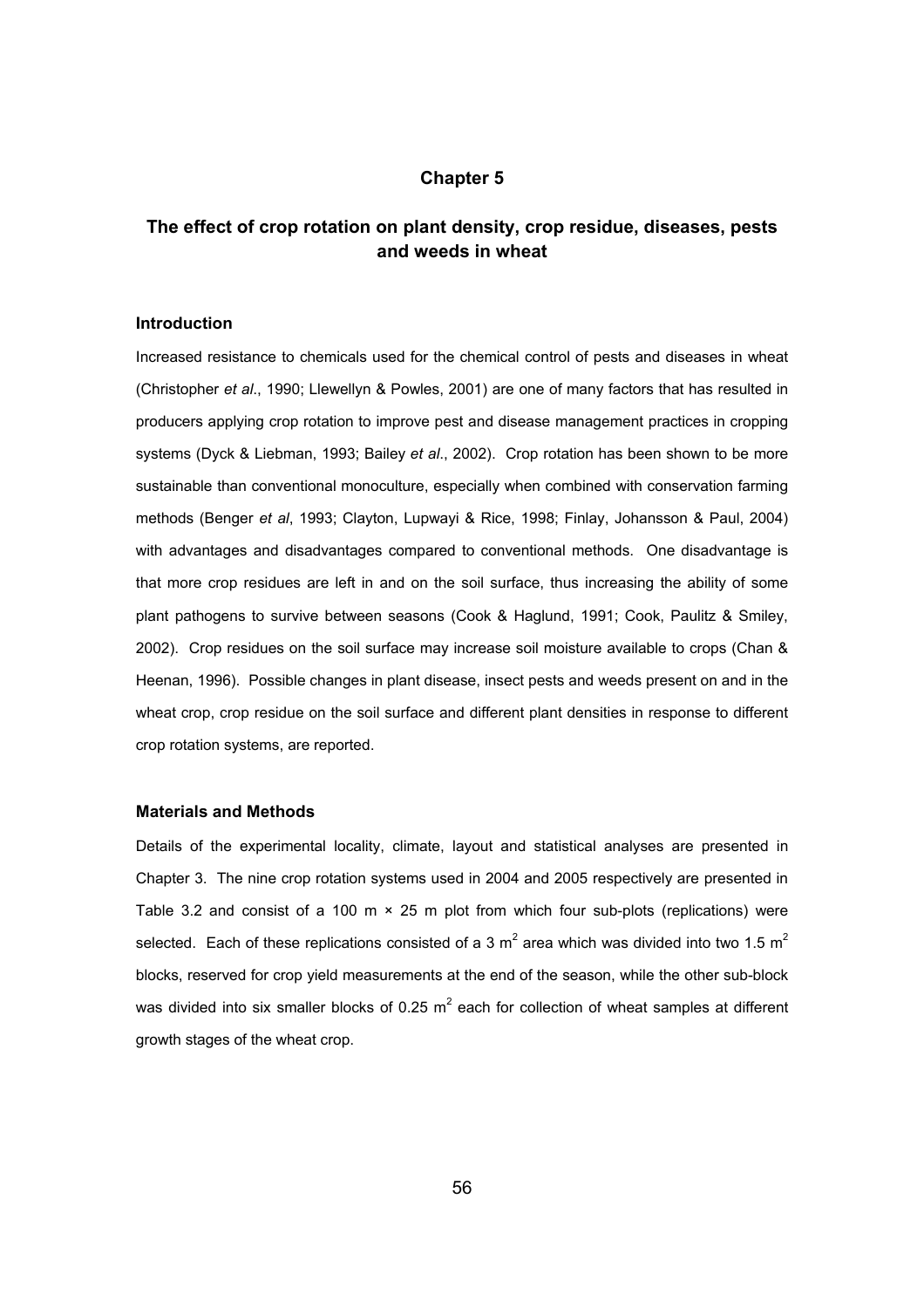# Chapter 5

## The effect of crop rotation on plant density, crop residue, diseases, pests and weeds in wheat

### Introduction

Increased resistance to chemicals used for the chemical control of pests and diseases in wheat (Christopher *et al*., 1990; Llewellyn & Powles, 2001) are one of many factors that has resulted in producers applying crop rotation to improve pest and disease management practices in cropping systems (Dyck & Liebman, 1993; Bailey *et al*., 2002). Crop rotation has been shown to be more sustainable than conventional monoculture, especially when combined with conservation farming methods (Benger *et al*, 1993; Clayton, Lupwayi & Rice, 1998; Finlay, Johansson & Paul, 2004) with advantages and disadvantages compared to conventional methods. One disadvantage is that more crop residues are left in and on the soil surface, thus increasing the ability of some plant pathogens to survive between seasons (Cook & Haglund, 1991; Cook, Paulitz & Smiley, 2002). Crop residues on the soil surface may increase soil moisture available to crops (Chan & Heenan, 1996). Possible changes in plant disease, insect pests and weeds present on and in the wheat crop, crop residue on the soil surface and different plant densities in response to different crop rotation systems, are reported.

### Materials and Methods

Details of the experimental locality, climate, layout and statistical analyses are presented in Chapter 3. The nine crop rotation systems used in 2004 and 2005 respectively are presented in Table 3.2 and consist of a 100 m × 25 m plot from which four sub-plots (replications) were selected. Each of these replications consisted of a 3 $m^2$ area which was divided into two 1.5 $m^2$ blocks, reserved for crop yield measurements at the end of the season, while the other sub-block was divided into six smaller blocks of 0.25 $m^2$ each for collection of wheat samples at different growth stages of the wheat crop.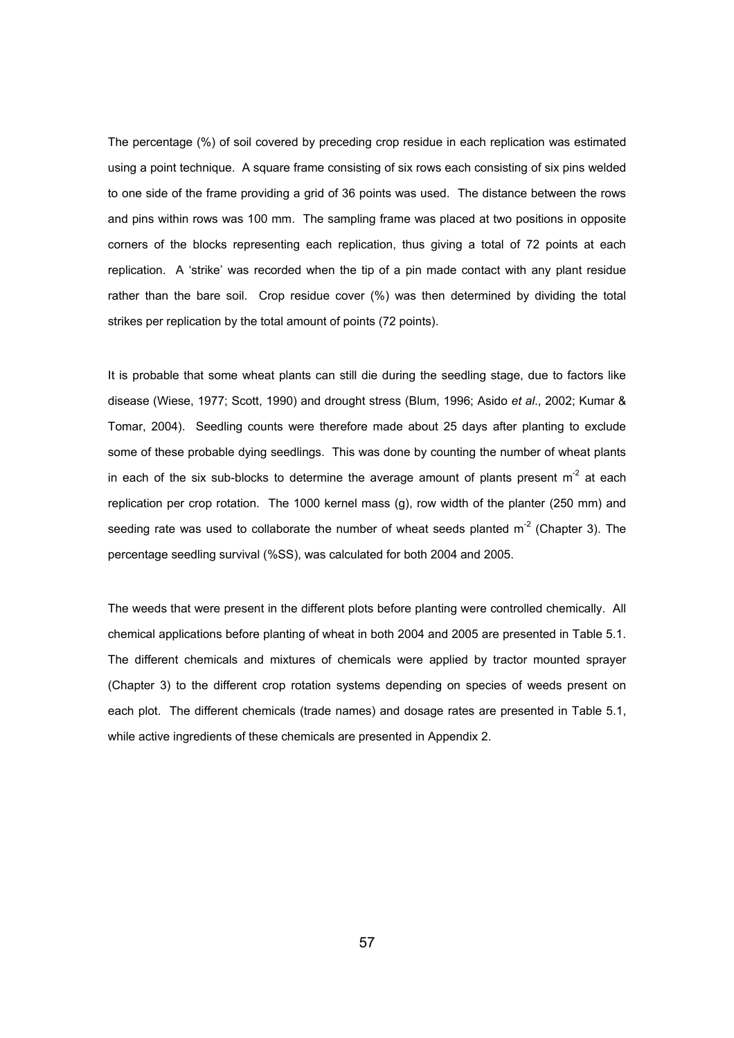The percentage (%) of soil covered by preceding crop residue in each replication was estimated using a point technique. A square frame consisting of six rows each consisting of six pins welded to one side of the frame providing a grid of 36 points was used. The distance between the rows and pins within rows was 100 mm. The sampling frame was placed at two positions in opposite corners of the blocks representing each replication, thus giving a total of 72 points at each replication. A 'strike' was recorded when the tip of a pin made contact with any plant residue rather than the bare soil. Crop residue cover (%) was then determined by dividing the total strikes per replication by the total amount of points (72 points).

It is probable that some wheat plants can still die during the seedling stage, due to factors like disease (Wiese, 1977; Scott, 1990) and drought stress (Blum, 1996; Asido *et al*., 2002; Kumar & Tomar, 2004). Seedling counts were therefore made about 25 days after planting to exclude some of these probable dying seedlings. This was done by counting the number of wheat plants in each of the six sub-blocks to determine the average amount of plants present $m^{-2}$ at each replication per crop rotation. The 1000 kernel mass (g), row width of the planter (250 mm) and seeding rate was used to collaborate the number of wheat seeds planted $m^{-2}$ (Chapter 3). The percentage seedling survival (%SS), was calculated for both 2004 and 2005.

The weeds that were present in the different plots before planting were controlled chemically. All chemical applications before planting of wheat in both 2004 and 2005 are presented in Table 5.1. The different chemicals and mixtures of chemicals were applied by tractor mounted sprayer (Chapter 3) to the different crop rotation systems depending on species of weeds present on each plot. The different chemicals (trade names) and dosage rates are presented in Table 5.1, while active ingredients of these chemicals are presented in Appendix 2.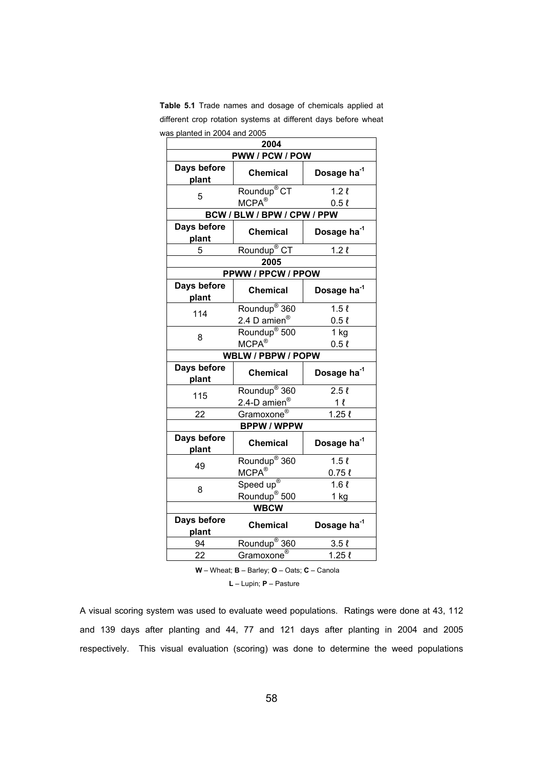**Table 5.1** Trade names and dosage of chemicals applied at different crop rotation systems at different days before wheat was planted in 2004 and 2005

| Days before plant | Chemical | Dosage ha$^{-1}$ |
|---|---|---|
| **2004** | | |
| **PWW / PCW / POW** | | |
| 5 | Roundup® CT | 1.2 ℓ |
| | MCPA® | 0.5 ℓ |
| **BCW / BLW / BPW / CPW / PPW** | | |
| 5 | Roundup® CT | 1.2 ℓ |
| **2005** | | |
| **PPWW / PPCW / PPOW** | | |
| 114 | Roundup® 360 | 1.5 ℓ |
| | 2.4 D amien® | 0.5 ℓ |
| 8 | Roundup® 500 | 1 kg |
| | MCPA® | 0.5 ℓ |
| **WBLW / PBPW / POPW** | | |
| 115 | Roundup® 360 | 2.5 ℓ |
| | 2.4-D amien® | 1 ℓ |
| 22 | Gramoxone® | 1.25 ℓ |
| **BPPW / WPPW** | | |
| 49 | Roundup® 360 | 1.5 ℓ |
| | MCPA® | 0.75 ℓ |
| 8 | Speed up® | 1.6 ℓ |
| | Roundup® 500 | 1 kg |
| **WBCW** | | |
| 94 | Roundup® 360 | 3.5 ℓ |
| 22 | Gramoxone® | 1.25 ℓ |

**W** – Wheat; **B** – Barley; **O** – Oats; **C** – Canola
**L** – Lupin; **P** – Pasture

A visual scoring system was used to evaluate weed populations. Ratings were done at 43, 112 and 139 days after planting and 44, 77 and 121 days after planting in 2004 and 2005 respectively. This visual evaluation (scoring) was done to determine the weed populations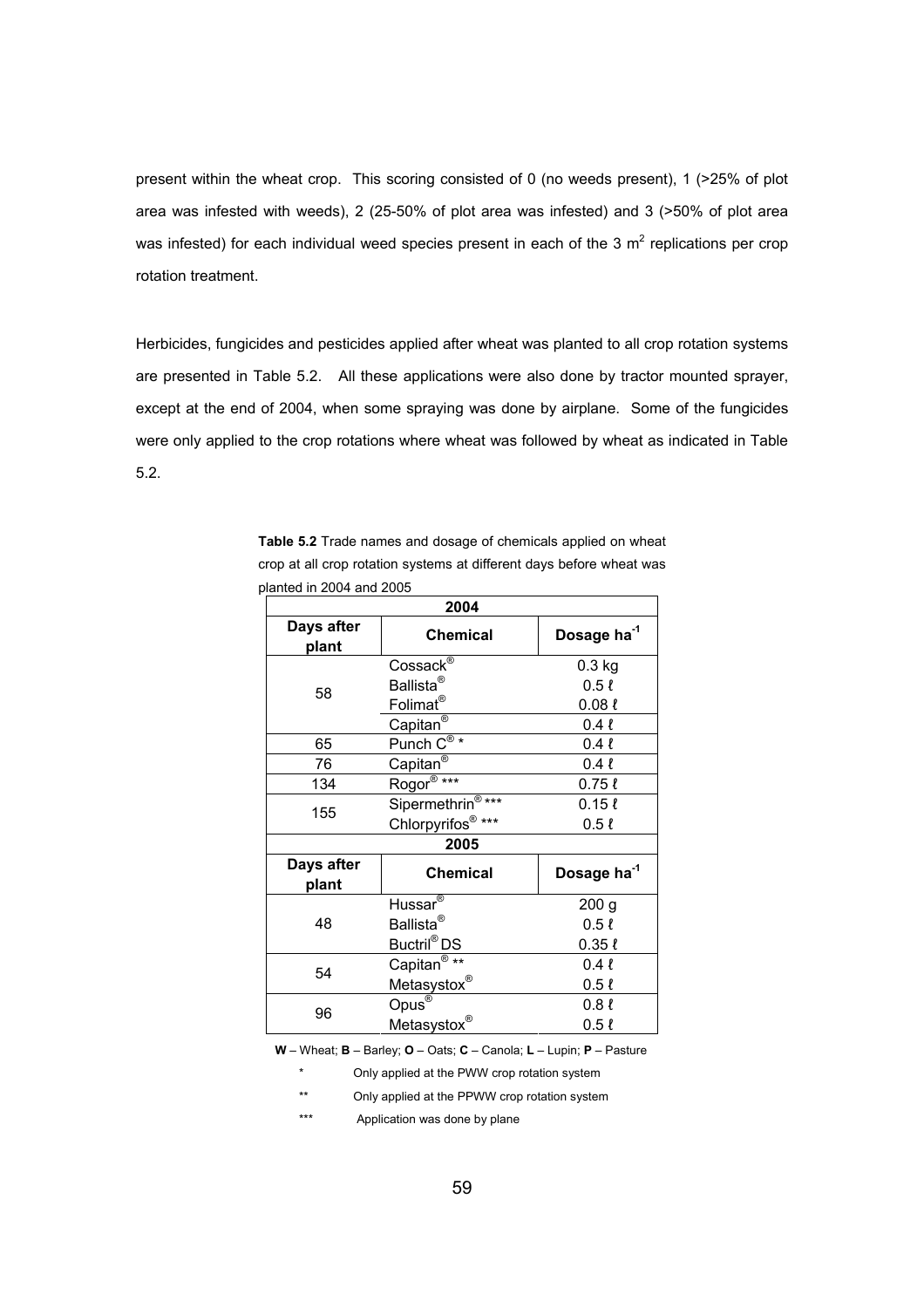present within the wheat crop. This scoring consisted of 0 (no weeds present), 1 (>25% of plot area was infested with weeds), 2 (25-50% of plot area was infested) and 3 (>50% of plot area was infested) for each individual weed species present in each of the 3 m$^2$ replications per crop rotation treatment.

Herbicides, fungicides and pesticides applied after wheat was planted to all crop rotation systems are presented in Table 5.2. All these applications were also done by tractor mounted sprayer, except at the end of 2004, when some spraying was done by airplane. Some of the fungicides were only applied to the crop rotations where wheat was followed by wheat as indicated in Table 5.2.

**Table 5.2** Trade names and dosage of chemicals applied on wheat crop at all crop rotation systems at different days before wheat was planted in 2004 and 2005

| **2004** | | |
|---|---|---|
| **Days after plant** | **Chemical** | **Dosage ha$^{-1}$** |
| 58 | Cossack® | 0.3 kg |
| | Ballista® | 0.5 ℓ |
| | Folimat® | 0.08 ℓ |
| | Capitan® | 0.4 ℓ |
| 65 | Punch C® * | 0.4 ℓ |
| 76 | Capitan® | 0.4 ℓ |
| 134 | Rogor® *** | 0.75 ℓ |
| 155 | Sipermethrin® *** | 0.15 ℓ |
| | Chlorpyrifos® *** | 0.5 ℓ |
| **2005** | | |
| **Days after plant** | **Chemical** | **Dosage ha$^{-1}$** |
| 48 | Hussar® | 200 g |
| | Ballista® | 0.5 ℓ |
| | Buctril® DS | 0.35 ℓ |
| 54 | Capitan® ** | 0.4 ℓ |
| | Metasystox® | 0.5 ℓ |
| 96 | Opus® | 0.8 ℓ |
| | Metasystox® | 0.5 ℓ |

**W** – Wheat; **B** – Barley; **O** – Oats; **C** – Canola; **L** – Lupin; **P** – Pasture

\* Only applied at the PWW crop rotation system

** Only applied at the PPWW crop rotation system

*** Application was done by plane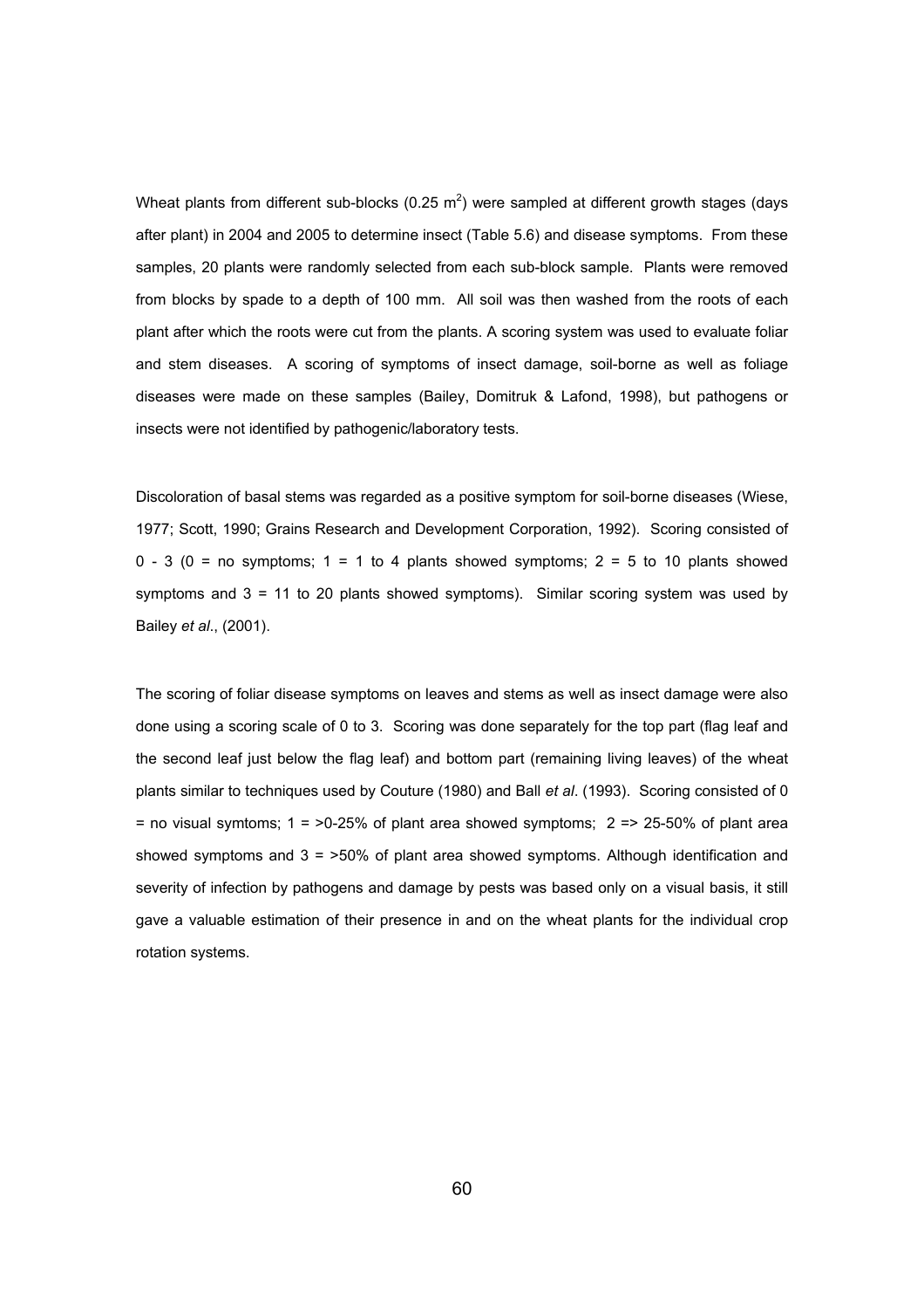Wheat plants from different sub-blocks (0.25 $m^2$) were sampled at different growth stages (days after plant) in 2004 and 2005 to determine insect (Table 5.6) and disease symptoms. From these samples, 20 plants were randomly selected from each sub-block sample. Plants were removed from blocks by spade to a depth of 100 mm. All soil was then washed from the roots of each plant after which the roots were cut from the plants. A scoring system was used to evaluate foliar and stem diseases. A scoring of symptoms of insect damage, soil-borne as well as foliage diseases were made on these samples (Bailey, Domitruk & Lafond, 1998), but pathogens or insects were not identified by pathogenic/laboratory tests.

Discoloration of basal stems was regarded as a positive symptom for soil-borne diseases (Wiese, 1977; Scott, 1990; Grains Research and Development Corporation, 1992). Scoring consisted of 0 - 3 (0 = no symptoms; 1 = 1 to 4 plants showed symptoms; 2 = 5 to 10 plants showed symptoms and 3 = 11 to 20 plants showed symptoms). Similar scoring system was used by Bailey *et al*., (2001).

The scoring of foliar disease symptoms on leaves and stems as well as insect damage were also done using a scoring scale of 0 to 3. Scoring was done separately for the top part (flag leaf and the second leaf just below the flag leaf) and bottom part (remaining living leaves) of the wheat plants similar to techniques used by Couture (1980) and Ball *et al*. (1993). Scoring consisted of 0 = no visual symtoms; 1 = >0-25% of plant area showed symptoms; 2 => 25-50% of plant area showed symptoms and 3 = >50% of plant area showed symptoms. Although identification and severity of infection by pathogens and damage by pests was based only on a visual basis, it still gave a valuable estimation of their presence in and on the wheat plants for the individual crop rotation systems.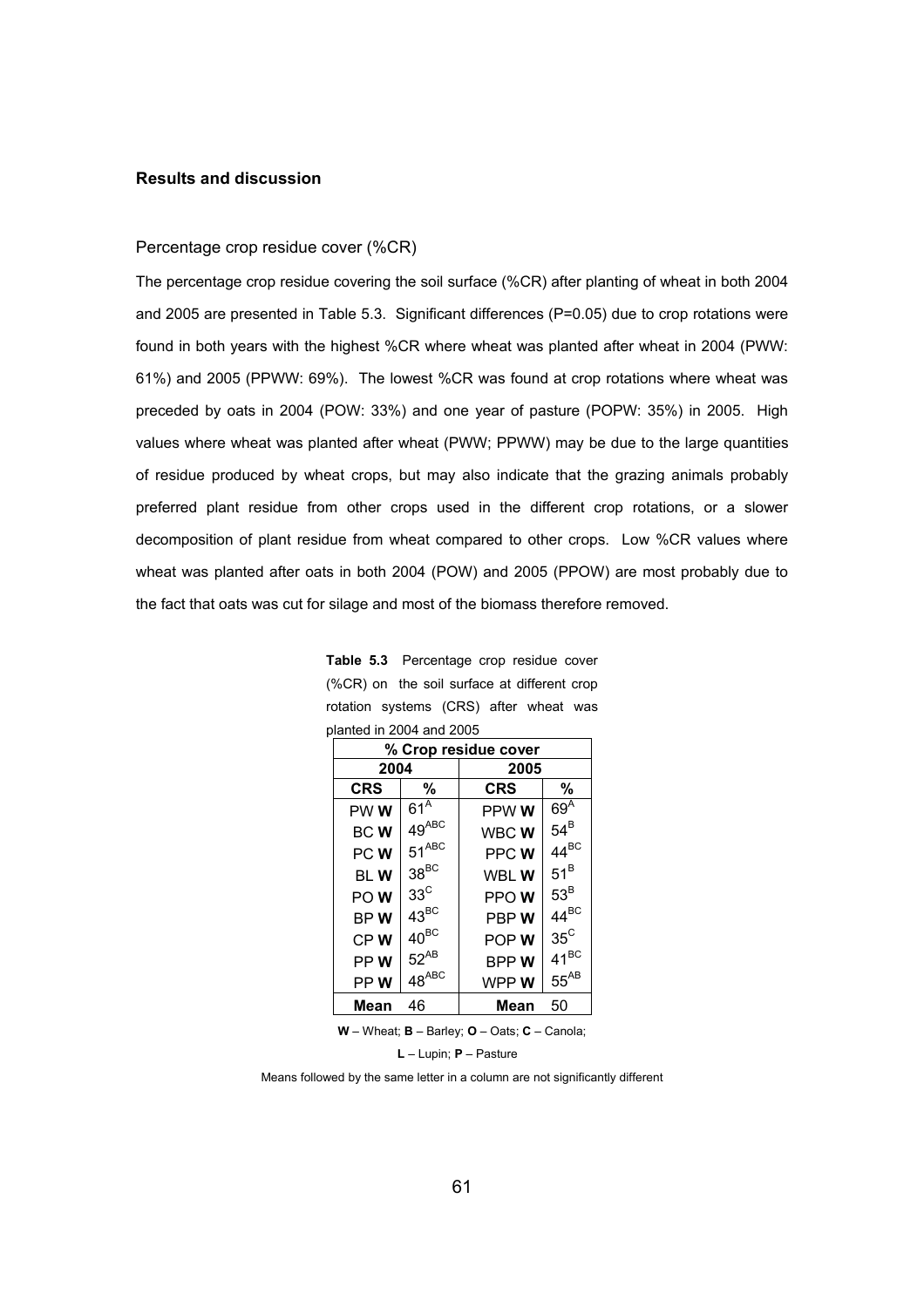## Results and discussion

### Percentage crop residue cover (%CR)

The percentage crop residue covering the soil surface (%CR) after planting of wheat in both 2004 and 2005 are presented in Table 5.3. Significant differences (P=0.05) due to crop rotations were found in both years with the highest %CR where wheat was planted after wheat in 2004 (PWW: 61%) and 2005 (PPWW: 69%). The lowest %CR was found at crop rotations where wheat was preceded by oats in 2004 (POW: 33%) and one year of pasture (POPW: 35%) in 2005. High values where wheat was planted after wheat (PWW; PPWW) may be due to the large quantities of residue produced by wheat crops, but may also indicate that the grazing animals probably preferred plant residue from other crops used in the different crop rotations, or a slower decomposition of plant residue from wheat compared to other crops. Low %CR values where wheat was planted after oats in both 2004 (POW) and 2005 (PPOW) are most probably due to the fact that oats was cut for silage and most of the biomass therefore removed.

**Table 5.3** Percentage crop residue cover (%CR) on the soil surface at different crop rotation systems (CRS) after wheat was planted in 2004 and 2005

| % Crop residue cover | | | |
|---|---|---|---|
| 2004 | | 2005 | |
| **CRS** | **%** | **CRS** | **%** |
| PW **W** | $61^{A}$ | PPW **W** | $69^{A}$ |
| BC **W** | $49^{ABC}$ | WBC **W** | $54^{B}$ |
| PC **W** | $51^{ABC}$ | PPC **W** | $44^{BC}$ |
| BL **W** | $38^{BC}$ | WBL **W** | $51^{B}$ |
| PO **W** | $33^{C}$ | PPO **W** | $53^{B}$ |
| BP **W** | $43^{BC}$ | PBP **W** | $44^{BC}$ |
| CP **W** | $40^{BC}$ | POP **W** | $35^{C}$ |
| PP **W** | $52^{AB}$ | BPP **W** | $41^{BC}$ |
| PP **W** | $48^{ABC}$ | WPP **W** | $55^{AB}$ |
| **Mean** | 46 | **Mean** | 50 |

**W** – Wheat; **B** – Barley; **O** – Oats; **C** – Canola; **L** – Lupin; **P** – Pasture

Means followed by the same letter in a column are not significantly different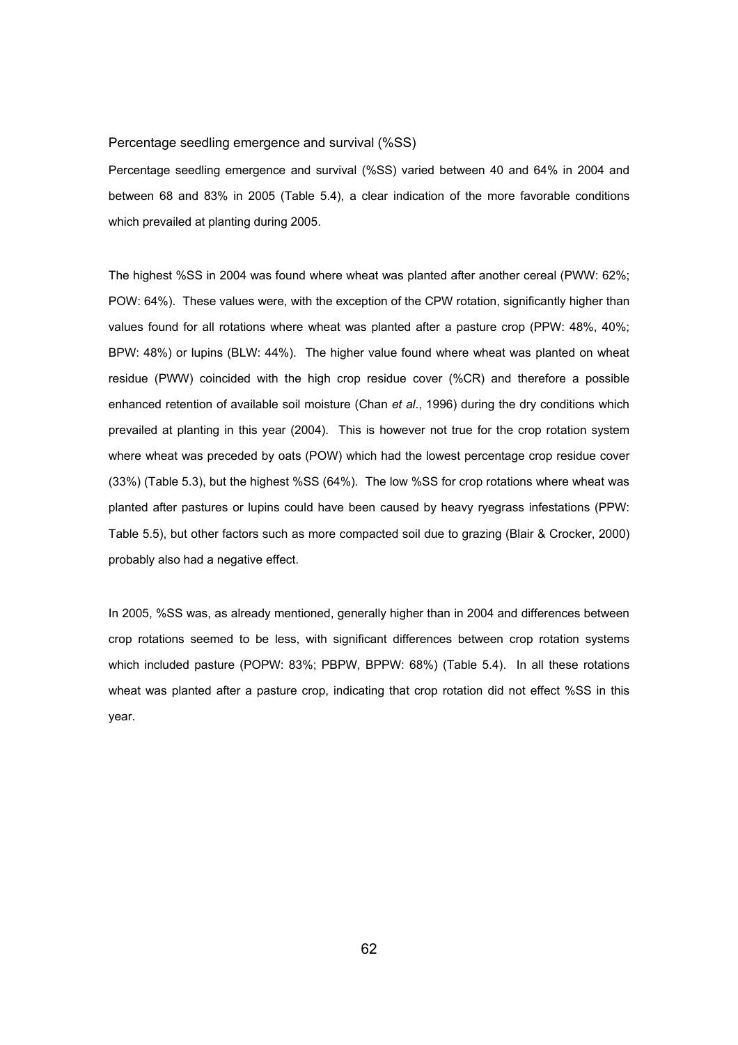### Percentage seedling emergence and survival (%SS)

Percentage seedling emergence and survival (%SS) varied between 40 and 64% in 2004 and between 68 and 83% in 2005 (Table 5.4), a clear indication of the more favorable conditions which prevailed at planting during 2005.

The highest %SS in 2004 was found where wheat was planted after another cereal (PWW: 62%; POW: 64%). These values were, with the exception of the CPW rotation, significantly higher than values found for all rotations where wheat was planted after a pasture crop (PPW: 48%, 40%; BPW: 48%) or lupins (BLW: 44%). The higher value found where wheat was planted on wheat residue (PWW) coincided with the high crop residue cover (%CR) and therefore a possible enhanced retention of available soil moisture (Chan *et al*., 1996) during the dry conditions which prevailed at planting in this year (2004). This is however not true for the crop rotation system where wheat was preceded by oats (POW) which had the lowest percentage crop residue cover (33%) (Table 5.3), but the highest %SS (64%). The low %SS for crop rotations where wheat was planted after pastures or lupins could have been caused by heavy ryegrass infestations (PPW: Table 5.5), but other factors such as more compacted soil due to grazing (Blair & Crocker, 2000) probably also had a negative effect.

In 2005, %SS was, as already mentioned, generally higher than in 2004 and differences between crop rotations seemed to be less, with significant differences between crop rotation systems which included pasture (POPW: 83%; PBPW, BPPW: 68%) (Table 5.4). In all these rotations wheat was planted after a pasture crop, indicating that crop rotation did not effect %SS in this year.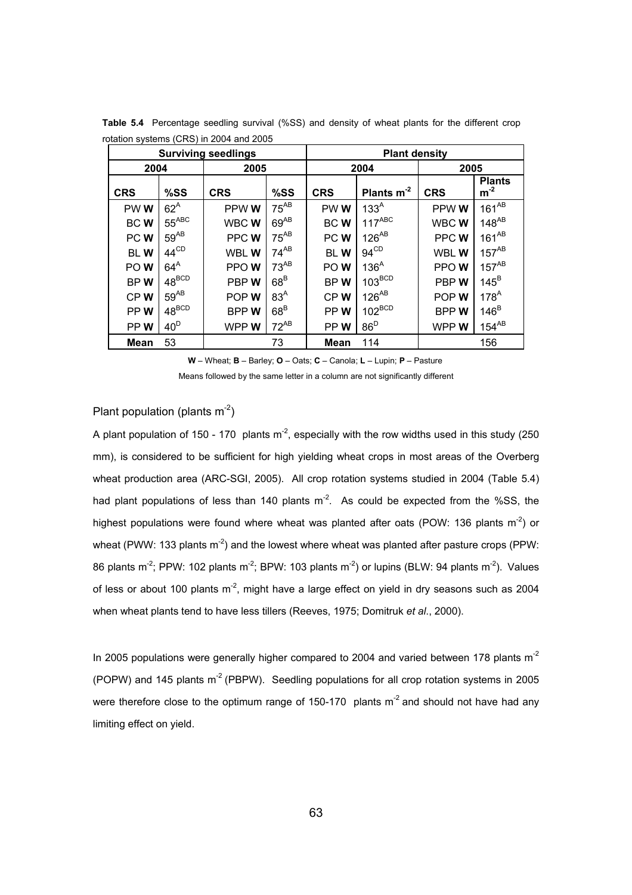**Table 5.4** Percentage seedling survival (%SS) and density of wheat plants for the different crop rotation systems (CRS) in 2004 and 2005

| Surviving seedlings | | | | Plant density | | | |
|---|---|---|---|---|---|---|---|
| 2004 | | 2005 | | 2004 | | 2005 | |
| **CRS** | **%SS** | **CRS** | **%SS** | **CRS** | **Plants $m^{-2}$** | **CRS** | **Plants $m^{-2}$** |
| PW **W** | $62^{A}$ | PPW **W** | $75^{AB}$ | PW **W** | $133^{A}$ | PPW **W** | $161^{AB}$ |
| BC **W** | $55^{ABC}$ | WBC **W** | $69^{AB}$ | BC **W** | $117^{ABC}$ | WBC **W** | $148^{AB}$ |
| PC **W** | $59^{AB}$ | PPC **W** | $75^{AB}$ | PC **W** | $126^{AB}$ | PPC **W** | $161^{AB}$ |
| BL **W** | $44^{CD}$ | WBL **W** | $74^{AB}$ | BL **W** | $94^{CD}$ | WBL **W** | $157^{AB}$ |
| PO **W** | $64^{A}$ | PPO **W** | $73^{AB}$ | PO **W** | $136^{A}$ | PPO **W** | $157^{AB}$ |
| BP **W** | $48^{BCD}$ | PBP **W** | $68^{B}$ | BP **W** | $103^{BCD}$ | PBP **W** | $145^{B}$ |
| CP **W** | $59^{AB}$ | POP **W** | $83^{A}$ | CP **W** | $126^{AB}$ | POP **W** | $178^{A}$ |
| PP **W** | $48^{BCD}$ | BPP **W** | $68^{B}$ | PP **W** | $102^{BCD}$ | BPP **W** | $146^{B}$ |
| PP **W** | $40^{D}$ | WPP **W** | $72^{AB}$ | PP **W** | $86^{D}$ | WPP **W** | $154^{AB}$ |
| **Mean** | 53 | | 73 | **Mean** | 114 | | 156 |

**W** – Wheat; **B** – Barley; **O** – Oats; **C** – Canola; **L** – Lupin; **P** – Pasture

Means followed by the same letter in a column are not significantly different

### Plant population (plants $m^{-2}$)

A plant population of 150 - 170 plants $m^{-2}$, especially with the row widths used in this study (250 mm), is considered to be sufficient for high yielding wheat crops in most areas of the Overberg wheat production area (ARC-SGI, 2005). All crop rotation systems studied in 2004 (Table 5.4) had plant populations of less than 140 plants $m^{-2}$. As could be expected from the %SS, the highest populations were found where wheat was planted after oats (POW: 136 plants $m^{-2}$) or wheat (PWW: 133 plants $m^{-2}$) and the lowest where wheat was planted after pasture crops (PPW: 86 plants $m^{-2}$; PPW: 102 plants $m^{-2}$; BPW: 103 plants $m^{-2}$) or lupins (BLW: 94 plants $m^{-2}$). Values of less or about 100 plants $m^{-2}$, might have a large effect on yield in dry seasons such as 2004 when wheat plants tend to have less tillers (Reeves, 1975; Domitruk *et al*., 2000).

In 2005 populations were generally higher compared to 2004 and varied between 178 plants $m^{-2}$ (POPW) and 145 plants $m^{-2}$ (PBPW). Seedling populations for all crop rotation systems in 2005 were therefore close to the optimum range of 150-170 plants $m^{-2}$ and should not have had any limiting effect on yield.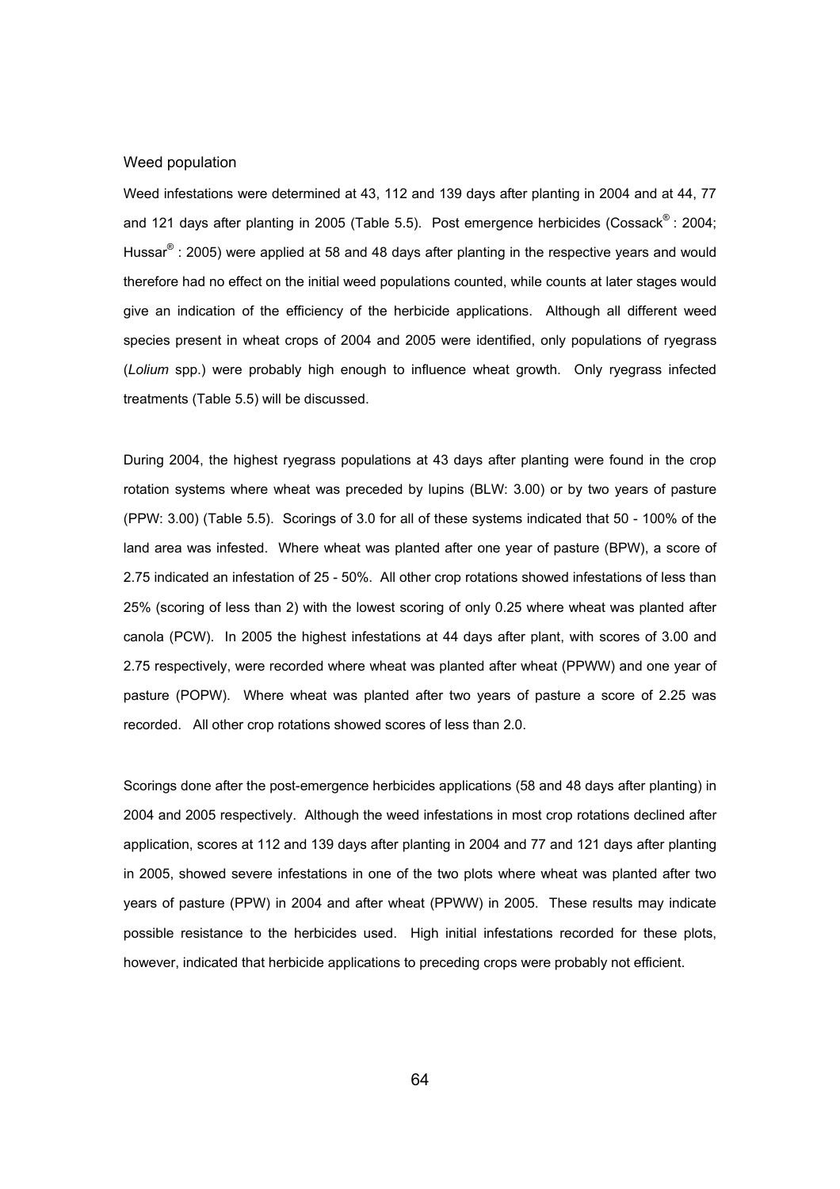Weed population

Weed infestations were determined at 43, 112 and 139 days after planting in 2004 and at 44, 77 and 121 days after planting in 2005 (Table 5.5). Post emergence herbicides (Cossack® : 2004; Hussar® : 2005) were applied at 58 and 48 days after planting in the respective years and would therefore had no effect on the initial weed populations counted, while counts at later stages would give an indication of the efficiency of the herbicide applications. Although all different weed species present in wheat crops of 2004 and 2005 were identified, only populations of ryegrass (*Lolium* spp.) were probably high enough to influence wheat growth. Only ryegrass infected treatments (Table 5.5) will be discussed.

During 2004, the highest ryegrass populations at 43 days after planting were found in the crop rotation systems where wheat was preceded by lupins (BLW: 3.00) or by two years of pasture (PPW: 3.00) (Table 5.5). Scorings of 3.0 for all of these systems indicated that 50 - 100% of the land area was infested. Where wheat was planted after one year of pasture (BPW), a score of 2.75 indicated an infestation of 25 - 50%. All other crop rotations showed infestations of less than 25% (scoring of less than 2) with the lowest scoring of only 0.25 where wheat was planted after canola (PCW). In 2005 the highest infestations at 44 days after plant, with scores of 3.00 and 2.75 respectively, were recorded where wheat was planted after wheat (PPWW) and one year of pasture (POPW). Where wheat was planted after two years of pasture a score of 2.25 was recorded. All other crop rotations showed scores of less than 2.0.

Scorings done after the post-emergence herbicides applications (58 and 48 days after planting) in 2004 and 2005 respectively. Although the weed infestations in most crop rotations declined after application, scores at 112 and 139 days after planting in 2004 and 77 and 121 days after planting in 2005, showed severe infestations in one of the two plots where wheat was planted after two years of pasture (PPW) in 2004 and after wheat (PPWW) in 2005. These results may indicate possible resistance to the herbicides used. High initial infestations recorded for these plots, however, indicated that herbicide applications to preceding crops were probably not efficient.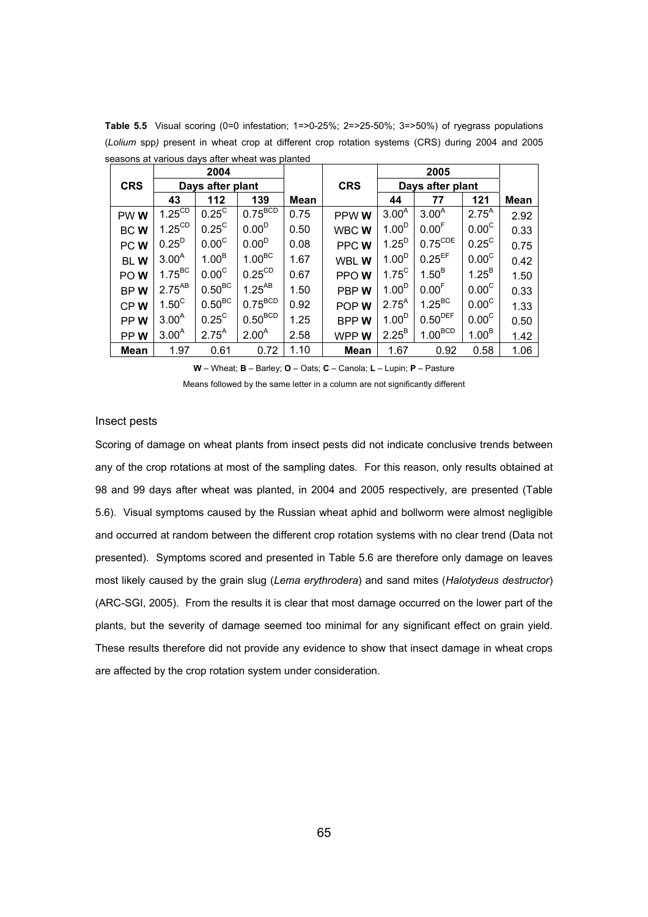**Table 5.5** Visual scoring (0=0 infestation; 1=>0-25%; 2=>25-50%; 3=>50%) of ryegrass populations (*Lolium* spp*)* present in wheat crop at different crop rotation systems (CRS) during 2004 and 2005 seasons at various days after wheat was planted

| CRS | 2004 Days after plant | | | | CRS | 2005 Days after plant | | | |
|---|---|---|---|---|---|---|---|---|---|
| | 43 | 112 | 139 | Mean | | 44 | 77 | 121 | Mean |
| PW **W** | $1.25^{CD}$ | $0.25^{C}$ | $0.75^{BCD}$ | 0.75 | PPW **W** | $3.00^{A}$ | $3.00^{A}$ | $2.75^{A}$ | 2.92 |
| BC **W** | $1.25^{CD}$ | $0.25^{C}$ | $0.00^{D}$ | 0.50 | WBC **W** | $1.00^{D}$ | $0.00^{F}$ | $0.00^{C}$ | 0.33 |
| PC **W** | $0.25^{D}$ | $0.00^{C}$ | $0.00^{D}$ | 0.08 | PPC **W** | $1.25^{D}$ | $0.75^{CDE}$ | $0.25^{C}$ | 0.75 |
| BL **W** | $3.00^{A}$ | $1.00^{B}$ | $1.00^{BC}$ | 1.67 | WBL **W** | $1.00^{D}$ | $0.25^{EF}$ | $0.00^{C}$ | 0.42 |
| PO **W** | $1.75^{BC}$ | $0.00^{C}$ | $0.25^{CD}$ | 0.67 | PPO **W** | $1.75^{C}$ | $1.50^{B}$ | $1.25^{B}$ | 1.50 |
| BP **W** | $2.75^{AB}$ | $0.50^{BC}$ | $1.25^{AB}$ | 1.50 | PBP **W** | $1.00^{D}$ | $0.00^{F}$ | $0.00^{C}$ | 0.33 |
| CP **W** | $1.50^{C}$ | $0.50^{BC}$ | $0.75^{BCD}$ | 0.92 | POP **W** | $2.75^{A}$ | $1.25^{BC}$ | $0.00^{C}$ | 1.33 |
| PP **W** | $3.00^{A}$ | $0.25^{C}$ | $0.50^{BCD}$ | 1.25 | BPP **W** | $1.00^{D}$ | $0.50^{DEF}$ | $0.00^{C}$ | 0.50 |
| PP **W** | $3.00^{A}$ | $2.75^{A}$ | $2.00^{A}$ | 2.58 | WPP **W** | $2.25^{B}$ | $1.00^{BCD}$ | $1.00^{B}$ | 1.42 |
| **Mean** | 1.97 | 0.61 | 0.72 | 1.10 | **Mean** | 1.67 | 0.92 | 0.58 | 1.06 |

**W** – Wheat; **B** – Barley; **O** – Oats; **C** – Canola; **L** – Lupin; **P** – Pasture

Means followed by the same letter in a column are not significantly different

Insect pests

Scoring of damage on wheat plants from insect pests did not indicate conclusive trends between any of the crop rotations at most of the sampling dates. For this reason, only results obtained at 98 and 99 days after wheat was planted, in 2004 and 2005 respectively, are presented (Table 5.6). Visual symptoms caused by the Russian wheat aphid and bollworm were almost negligible and occurred at random between the different crop rotation systems with no clear trend (Data not presented). Symptoms scored and presented in Table 5.6 are therefore only damage on leaves most likely caused by the grain slug (*Lema erythrodera*) and sand mites (*Halotydeus destructor*) (ARC-SGI, 2005). From the results it is clear that most damage occurred on the lower part of the plants, but the severity of damage seemed too minimal for any significant effect on grain yield. These results therefore did not provide any evidence to show that insect damage in wheat crops are affected by the crop rotation system under consideration.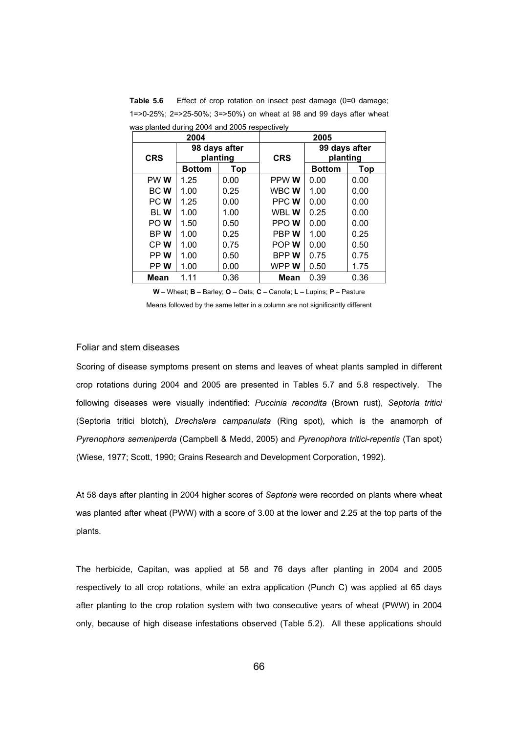**Table 5.6** Effect of crop rotation on insect pest damage (0=0 damage; 1=>0-25%; 2=>25-50%; 3=>50%) on wheat at 98 and 99 days after wheat was planted during 2004 and 2005 respectively

| 2004 | | | 2005 | | |
|---|---|---|---|---|---|
| **CRS** | **98 days after planting** | | **CRS** | **99 days after planting** | |
| | **Bottom** | **Top** | | **Bottom** | **Top** |
| PW **W** | 1.25 | 0.00 | PPW **W** | 0.00 | 0.00 |
| BC **W** | 1.00 | 0.25 | WBC **W** | 1.00 | 0.00 |
| PC **W** | 1.25 | 0.00 | PPC **W** | 0.00 | 0.00 |
| BL **W** | 1.00 | 1.00 | WBL **W** | 0.25 | 0.00 |
| PO **W** | 1.50 | 0.50 | PPO **W** | 0.00 | 0.00 |
| BP **W** | 1.00 | 0.25 | PBP **W** | 1.00 | 0.25 |
| CP **W** | 1.00 | 0.75 | POP **W** | 0.00 | 0.50 |
| PP **W** | 1.00 | 0.50 | BPP **W** | 0.75 | 0.75 |
| PP **W** | 1.00 | 0.00 | WPP **W** | 0.50 | 1.75 |
| **Mean** | 1.11 | 0.36 | **Mean** | 0.39 | 0.36 |

**W** – Wheat; **B** – Barley; **O** – Oats; **C** – Canola; **L** – Lupins; **P** – Pasture

Means followed by the same letter in a column are not significantly different

### Foliar and stem diseases

Scoring of disease symptoms present on stems and leaves of wheat plants sampled in different crop rotations during 2004 and 2005 are presented in Tables 5.7 and 5.8 respectively. The following diseases were visually indentified: *Puccinia recondita* (Brown rust), *Septoria tritici* (Septoria tritici blotch), *Drechslera campanulata* (Ring spot), which is the anamorph of *Pyrenophora semeniperda* (Campbell & Medd, 2005) and *Pyrenophora tritici-repentis* (Tan spot) (Wiese, 1977; Scott, 1990; Grains Research and Development Corporation, 1992).

At 58 days after planting in 2004 higher scores of *Septoria* were recorded on plants where wheat was planted after wheat (PWW) with a score of 3.00 at the lower and 2.25 at the top parts of the plants.

The herbicide, Capitan, was applied at 58 and 76 days after planting in 2004 and 2005 respectively to all crop rotations, while an extra application (Punch C) was applied at 65 days after planting to the crop rotation system with two consecutive years of wheat (PWW) in 2004 only, because of high disease infestations observed (Table 5.2). All these applications should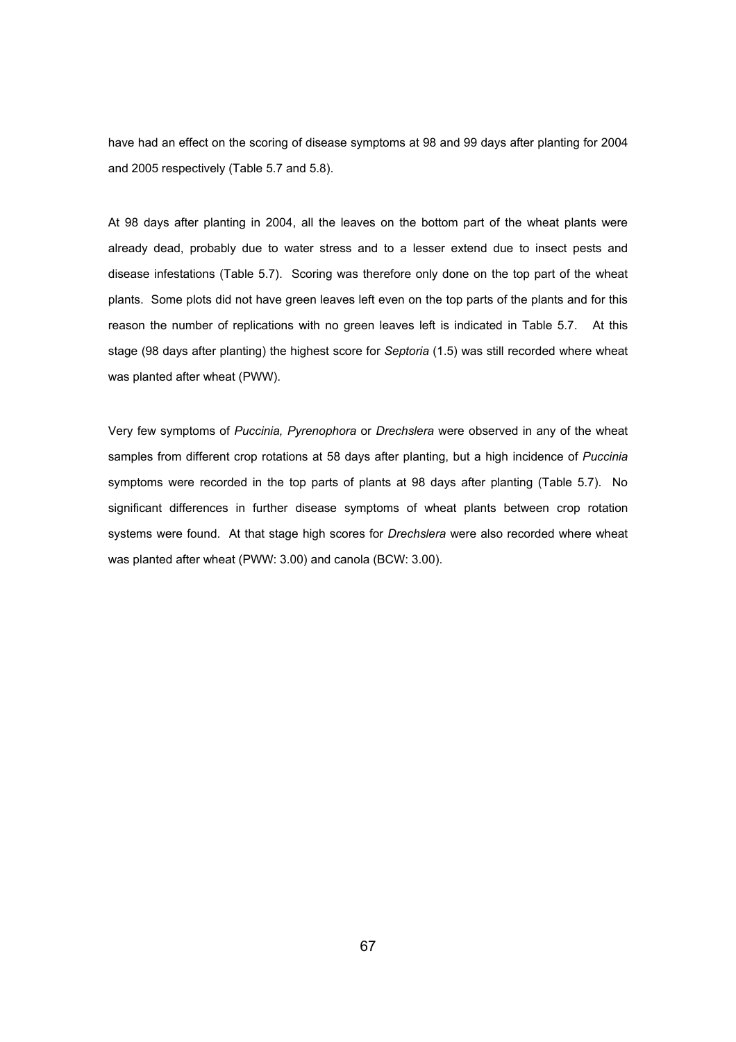have had an effect on the scoring of disease symptoms at 98 and 99 days after planting for 2004 and 2005 respectively (Table 5.7 and 5.8).

At 98 days after planting in 2004, all the leaves on the bottom part of the wheat plants were already dead, probably due to water stress and to a lesser extend due to insect pests and disease infestations (Table 5.7). Scoring was therefore only done on the top part of the wheat plants. Some plots did not have green leaves left even on the top parts of the plants and for this reason the number of replications with no green leaves left is indicated in Table 5.7. At this stage (98 days after planting) the highest score for *Septoria* (1.5) was still recorded where wheat was planted after wheat (PWW).

Very few symptoms of *Puccinia, Pyrenophora* or *Drechslera* were observed in any of the wheat samples from different crop rotations at 58 days after planting, but a high incidence of *Puccinia* symptoms were recorded in the top parts of plants at 98 days after planting (Table 5.7). No significant differences in further disease symptoms of wheat plants between crop rotation systems were found. At that stage high scores for *Drechslera* were also recorded where wheat was planted after wheat (PWW: 3.00) and canola (BCW: 3.00).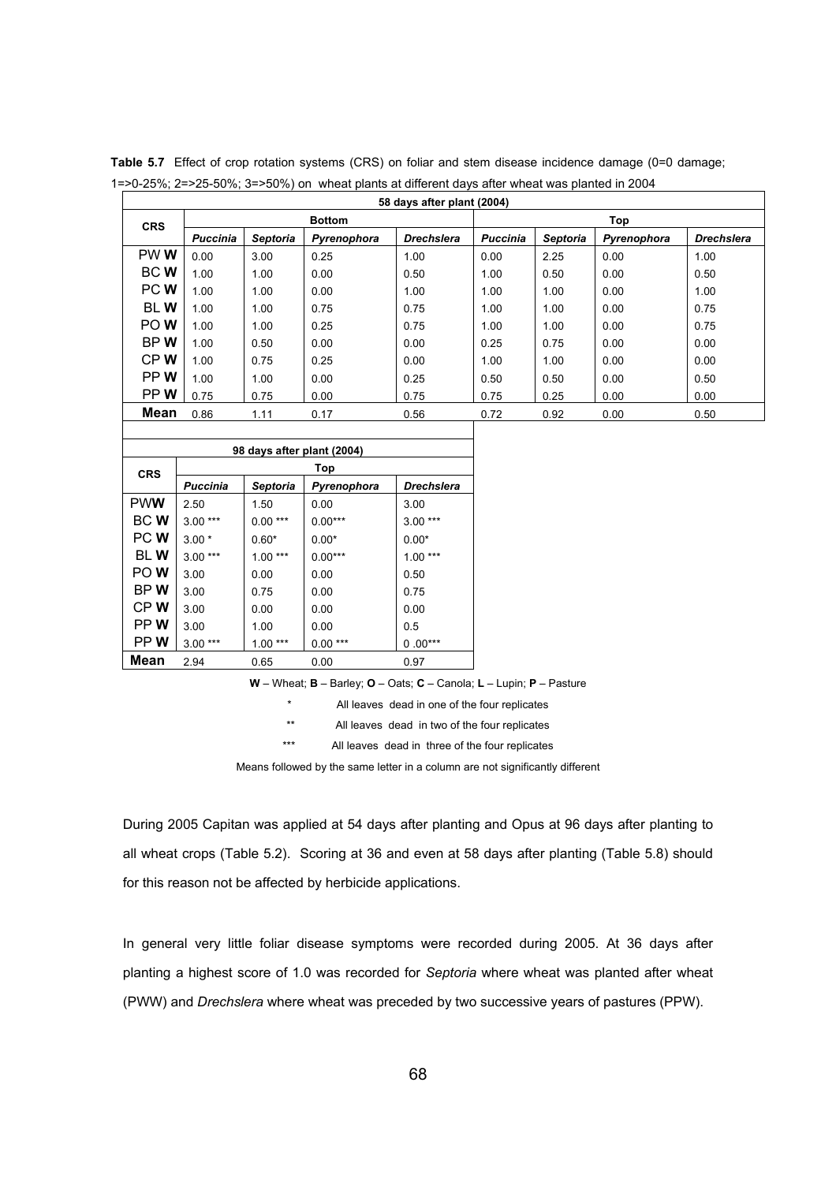**Table 5.7** Effect of crop rotation systems (CRS) on foliar and stem disease incidence damage (0=0 damage; 1=>0-25%; 2=>25-50%; 3=>50%) on wheat plants at different days after wheat was planted in 2004

| 58 days after plant (2004) | | | | | | | | |
|---|---|---|---|---|---|---|---|---|
| **CRS** | **Bottom** | | | | **Top** | | | |
| | ***Puccinia*** | ***Septoria*** | ***Pyrenophora*** | ***Drechslera*** | ***Puccinia*** | ***Septoria*** | ***Pyrenophora*** | ***Drechslera*** |
| PW **W** | 0.00 | 3.00 | 0.25 | 1.00 | 0.00 | 2.25 | 0.00 | 1.00 |
| BC **W** | 1.00 | 1.00 | 0.00 | 0.50 | 1.00 | 0.50 | 0.00 | 0.50 |
| PC **W** | 1.00 | 1.00 | 0.00 | 1.00 | 1.00 | 1.00 | 0.00 | 1.00 |
| BL **W** | 1.00 | 1.00 | 0.75 | 0.75 | 1.00 | 1.00 | 0.00 | 0.75 |
| PO **W** | 1.00 | 1.00 | 0.25 | 0.75 | 1.00 | 1.00 | 0.00 | 0.75 |
| BP **W** | 1.00 | 0.50 | 0.00 | 0.00 | 0.25 | 0.75 | 0.00 | 0.00 |
| CP **W** | 1.00 | 0.75 | 0.25 | 0.00 | 1.00 | 1.00 | 0.00 | 0.00 |
| PP **W** | 1.00 | 1.00 | 0.00 | 0.25 | 0.50 | 0.50 | 0.00 | 0.50 |
| PP **W** | 0.75 | 0.75 | 0.00 | 0.75 | 0.75 | 0.25 | 0.00 | 0.00 |
| **Mean** | 0.86 | 1.11 | 0.17 | 0.56 | 0.72 | 0.92 | 0.00 | 0.50 |

| 98 days after plant (2004) | | | | |
|---|---|---|---|---|
| **CRS** | **Top** | | | |
| | ***Puccinia*** | ***Septoria*** | ***Pyrenophora*** | ***Drechslera*** |
| PW**W** | 2.50 | 1.50 | 0.00 | 3.00 |
| BC **W** | 3.00 *** | 0.00 *** | 0.00*** | 3.00 *** |
| PC **W** | 3.00 * | 0.60* | 0.00* | 0.00* |
| BL **W** | 3.00 *** | 1.00 *** | 0.00*** | 1.00 *** |
| PO **W** | 3.00 | 0.00 | 0.00 | 0.50 |
| BP **W** | 3.00 | 0.75 | 0.00 | 0.75 |
| CP **W** | 3.00 | 0.00 | 0.00 | 0.00 |
| PP **W** | 3.00 | 1.00 | 0.00 | 0.5 |
| PP **W** | 3.00 *** | 1.00 *** | 0.00 *** | 0 .00*** |
| **Mean** | 2.94 | 0.65 | 0.00 | 0.97 |

**W** – Wheat; **B** – Barley; **O** – Oats; **C** – Canola; **L** – Lupin; **P** – Pasture

\* All leaves dead in one of the four replicates

\*\* All leaves dead in two of the four replicates

\*\*\* All leaves dead in three of the four replicates

Means followed by the same letter in a column are not significantly different

During 2005 Capitan was applied at 54 days after planting and Opus at 96 days after planting to all wheat crops (Table 5.2). Scoring at 36 and even at 58 days after planting (Table 5.8) should for this reason not be affected by herbicide applications.

In general very little foliar disease symptoms were recorded during 2005. At 36 days after planting a highest score of 1.0 was recorded for *Septoria* where wheat was planted after wheat (PWW) and *Drechslera* where wheat was preceded by two successive years of pastures (PPW).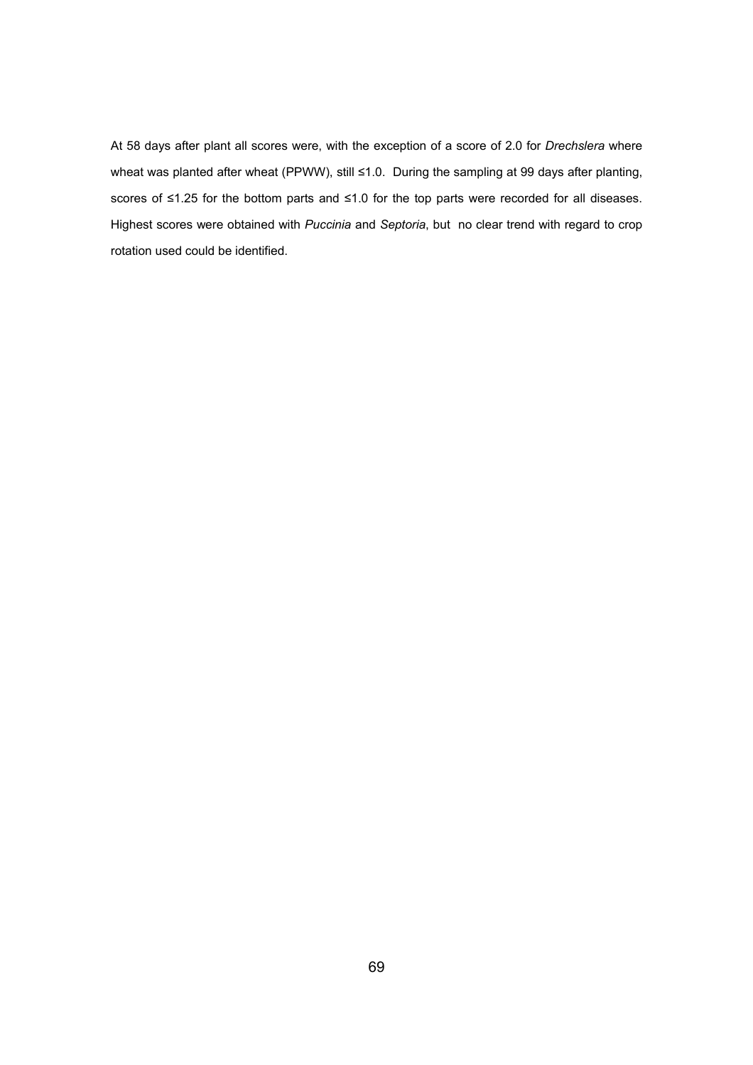At 58 days after plant all scores were, with the exception of a score of 2.0 for *Drechslera* where wheat was planted after wheat (PPWW), still ≤1.0. During the sampling at 99 days after planting, scores of ≤1.25 for the bottom parts and ≤1.0 for the top parts were recorded for all diseases. Highest scores were obtained with *Puccinia* and *Septoria*, but no clear trend with regard to crop rotation used could be identified.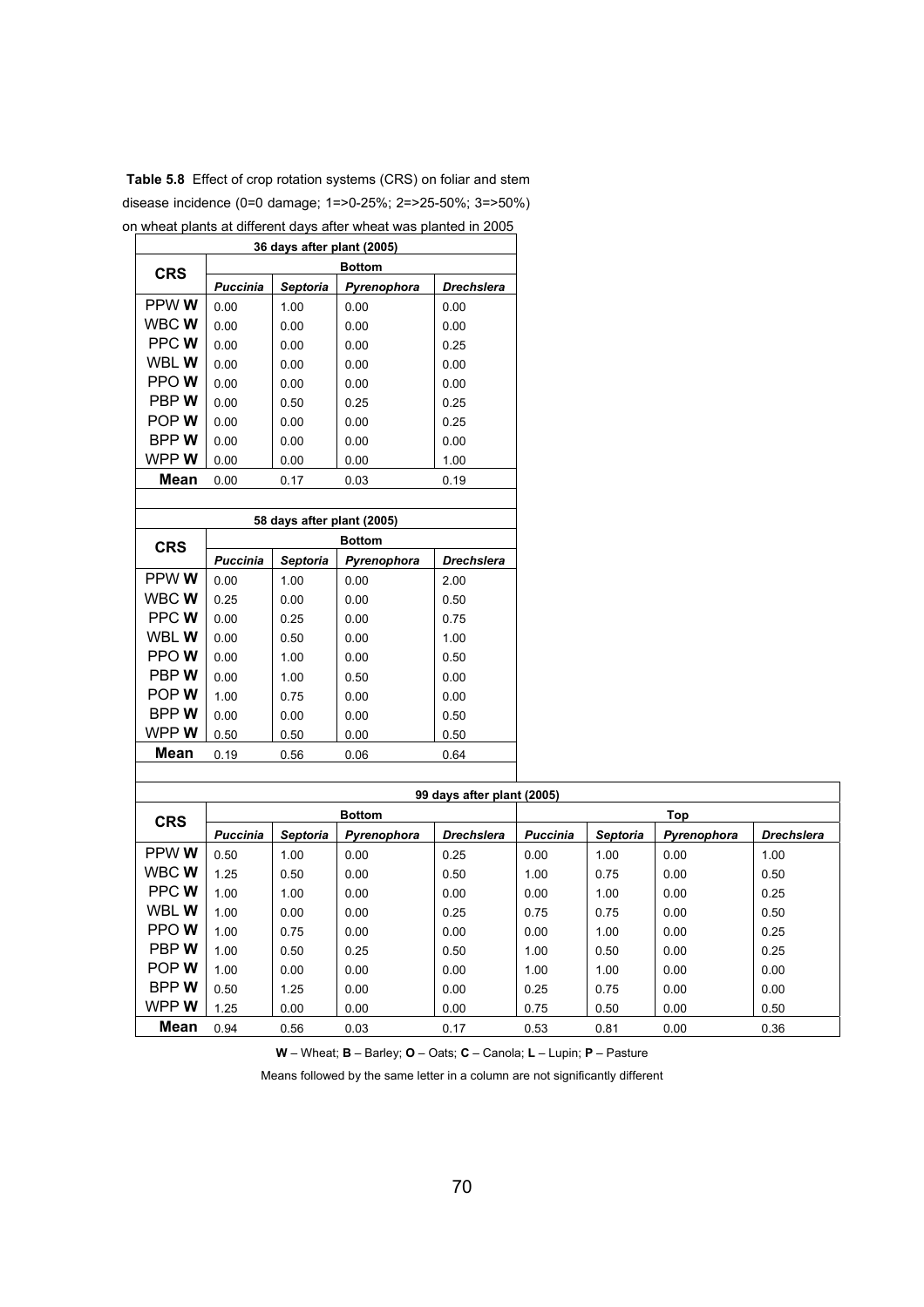**Table 5.8** Effect of crop rotation systems (CRS) on foliar and stem disease incidence (0=0 damage; 1=>0-25%; 2=>25-50%; 3=>50%) on wheat plants at different days after wheat was planted in 2005

| 36 days after plant (2005) | | | | |
|---|---|---|---|---|
| **CRS** | **Bottom** | | | |
| | ***Puccinia*** | ***Septoria*** | ***Pyrenophora*** | ***Drechslera*** |
| PPW **W** | 0.00 | 1.00 | 0.00 | 0.00 |
| WBC **W** | 0.00 | 0.00 | 0.00 | 0.00 |
| PPC **W** | 0.00 | 0.00 | 0.00 | 0.25 |
| WBL **W** | 0.00 | 0.00 | 0.00 | 0.00 |
| PPO **W** | 0.00 | 0.00 | 0.00 | 0.00 |
| PBP **W** | 0.00 | 0.50 | 0.25 | 0.25 |
| POP **W** | 0.00 | 0.00 | 0.00 | 0.25 |
| BPP **W** | 0.00 | 0.00 | 0.00 | 0.00 |
| WPP **W** | 0.00 | 0.00 | 0.00 | 1.00 |
| **Mean** | 0.00 | 0.17 | 0.03 | 0.19 |

| 58 days after plant (2005) | | | | |
|---|---|---|---|---|
| **CRS** | **Bottom** | | | |
| | ***Puccinia*** | ***Septoria*** | ***Pyrenophora*** | ***Drechslera*** |
| PPW **W** | 0.00 | 1.00 | 0.00 | 2.00 |
| WBC **W** | 0.25 | 0.00 | 0.00 | 0.50 |
| PPC **W** | 0.00 | 0.25 | 0.00 | 0.75 |
| WBL **W** | 0.00 | 0.50 | 0.00 | 1.00 |
| PPO **W** | 0.00 | 1.00 | 0.00 | 0.50 |
| PBP **W** | 0.00 | 1.00 | 0.50 | 0.00 |
| POP **W** | 1.00 | 0.75 | 0.00 | 0.00 |
| BPP **W** | 0.00 | 0.00 | 0.00 | 0.50 |
| WPP **W** | 0.50 | 0.50 | 0.00 | 0.50 |
| **Mean** | 0.19 | 0.56 | 0.06 | 0.64 |

| 99 days after plant (2005) | | | | | | | | |
|---|---|---|---|---|---|---|---|---|
| **CRS** | **Bottom** | | | | **Top** | | | |
| | ***Puccinia*** | ***Septoria*** | ***Pyrenophora*** | ***Drechslera*** | ***Puccinia*** | ***Septoria*** | ***Pyrenophora*** | ***Drechslera*** |
| PPW **W** | 0.50 | 1.00 | 0.00 | 0.25 | 0.00 | 1.00 | 0.00 | 1.00 |
| WBC **W** | 1.25 | 0.50 | 0.00 | 0.50 | 1.00 | 0.75 | 0.00 | 0.50 |
| PPC **W** | 1.00 | 1.00 | 0.00 | 0.00 | 0.00 | 1.00 | 0.00 | 0.25 |
| WBL **W** | 1.00 | 0.00 | 0.00 | 0.25 | 0.75 | 0.75 | 0.00 | 0.50 |
| PPO **W** | 1.00 | 0.75 | 0.00 | 0.00 | 0.00 | 1.00 | 0.00 | 0.25 |
| PBP **W** | 1.00 | 0.50 | 0.25 | 0.50 | 1.00 | 0.50 | 0.00 | 0.25 |
| POP **W** | 1.00 | 0.00 | 0.00 | 0.00 | 1.00 | 1.00 | 0.00 | 0.00 |
| BPP **W** | 0.50 | 1.25 | 0.00 | 0.00 | 0.25 | 0.75 | 0.00 | 0.00 |
| WPP **W** | 1.25 | 0.00 | 0.00 | 0.00 | 0.75 | 0.50 | 0.00 | 0.50 |
| **Mean** | 0.94 | 0.56 | 0.03 | 0.17 | 0.53 | 0.81 | 0.00 | 0.36 |

**W** – Wheat; **B** – Barley; **O** – Oats; **C** – Canola; **L** – Lupin; **P** – Pasture

Means followed by the same letter in a column are not significantly different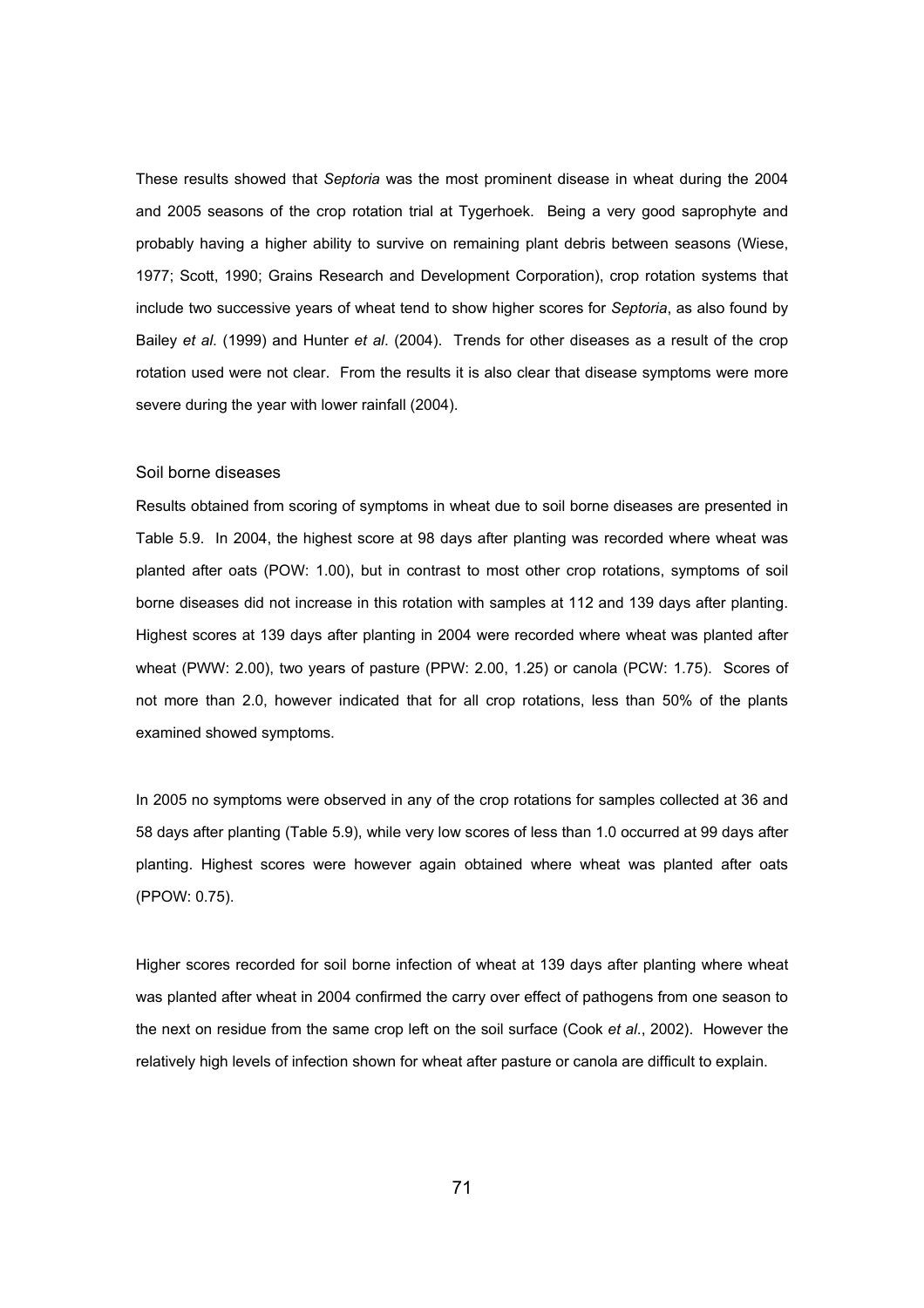These results showed that *Septoria* was the most prominent disease in wheat during the 2004 and 2005 seasons of the crop rotation trial at Tygerhoek. Being a very good saprophyte and probably having a higher ability to survive on remaining plant debris between seasons (Wiese, 1977; Scott, 1990; Grains Research and Development Corporation), crop rotation systems that include two successive years of wheat tend to show higher scores for *Septoria*, as also found by Bailey *et al*. (1999) and Hunter *et al*. (2004). Trends for other diseases as a result of the crop rotation used were not clear. From the results it is also clear that disease symptoms were more severe during the year with lower rainfall (2004).

### Soil borne diseases

Results obtained from scoring of symptoms in wheat due to soil borne diseases are presented in Table 5.9. In 2004, the highest score at 98 days after planting was recorded where wheat was planted after oats (POW: 1.00), but in contrast to most other crop rotations, symptoms of soil borne diseases did not increase in this rotation with samples at 112 and 139 days after planting. Highest scores at 139 days after planting in 2004 were recorded where wheat was planted after wheat (PWW: 2.00), two years of pasture (PPW: 2.00, 1.25) or canola (PCW: 1.75). Scores of not more than 2.0, however indicated that for all crop rotations, less than 50% of the plants examined showed symptoms.

In 2005 no symptoms were observed in any of the crop rotations for samples collected at 36 and 58 days after planting (Table 5.9), while very low scores of less than 1.0 occurred at 99 days after planting. Highest scores were however again obtained where wheat was planted after oats (PPOW: 0.75).

Higher scores recorded for soil borne infection of wheat at 139 days after planting where wheat was planted after wheat in 2004 confirmed the carry over effect of pathogens from one season to the next on residue from the same crop left on the soil surface (Cook *et al*., 2002). However the relatively high levels of infection shown for wheat after pasture or canola are difficult to explain.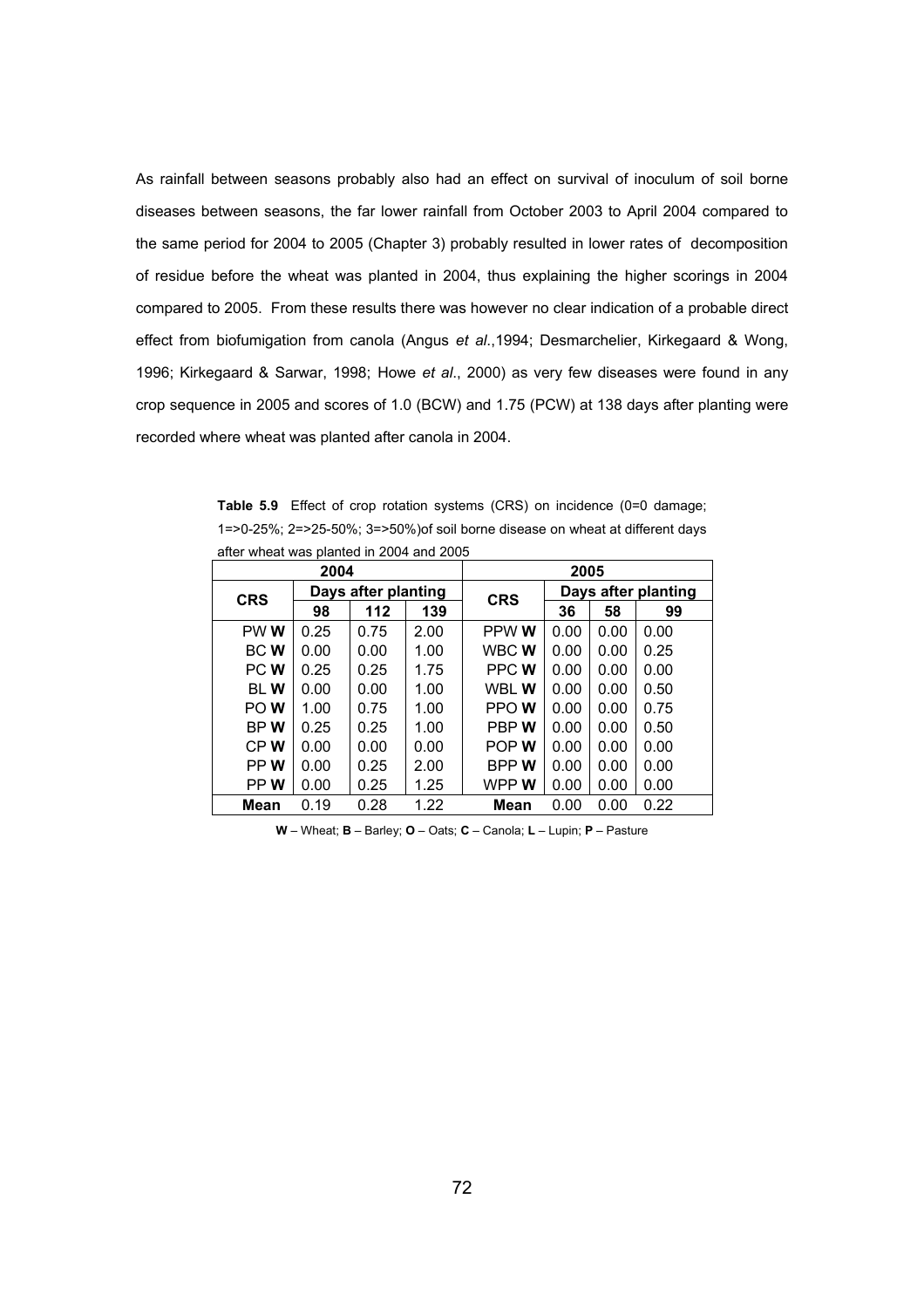As rainfall between seasons probably also had an effect on survival of inoculum of soil borne diseases between seasons, the far lower rainfall from October 2003 to April 2004 compared to the same period for 2004 to 2005 (Chapter 3) probably resulted in lower rates of decomposition of residue before the wheat was planted in 2004, thus explaining the higher scorings in 2004 compared to 2005. From these results there was however no clear indication of a probable direct effect from biofumigation from canola (Angus *et al*.,1994; Desmarchelier, Kirkegaard & Wong, 1996; Kirkegaard & Sarwar, 1998; Howe *et al*., 2000) as very few diseases were found in any crop sequence in 2005 and scores of 1.0 (BCW) and 1.75 (PCW) at 138 days after planting were recorded where wheat was planted after canola in 2004.

**Table 5.9** Effect of crop rotation systems (CRS) on incidence (0=0 damage; 1=>0-25%; 2=>25-50%; 3=>50%)of soil borne disease on wheat at different days after wheat was planted in 2004 and 2005

| 2004 | | | | 2005 | | | |
|---|---|---|---|---|---|---|---|
| CRS | Days after planting | | | CRS | Days after planting | | |
| | 98 | 112 | 139 | | 36 | 58 | 99 |
| PW **W** | 0.25 | 0.75 | 2.00 | PPW **W** | 0.00 | 0.00 | 0.00 |
| BC **W** | 0.00 | 0.00 | 1.00 | WBC **W** | 0.00 | 0.00 | 0.25 |
| PC **W** | 0.25 | 0.25 | 1.75 | PPC **W** | 0.00 | 0.00 | 0.00 |
| BL **W** | 0.00 | 0.00 | 1.00 | WBL **W** | 0.00 | 0.00 | 0.50 |
| PO **W** | 1.00 | 0.75 | 1.00 | PPO **W** | 0.00 | 0.00 | 0.75 |
| BP **W** | 0.25 | 0.25 | 1.00 | PBP **W** | 0.00 | 0.00 | 0.50 |
| CP **W** | 0.00 | 0.00 | 0.00 | POP **W** | 0.00 | 0.00 | 0.00 |
| PP **W** | 0.00 | 0.25 | 2.00 | BPP **W** | 0.00 | 0.00 | 0.00 |
| PP **W** | 0.00 | 0.25 | 1.25 | WPP **W** | 0.00 | 0.00 | 0.00 |
| **Mean** | 0.19 | 0.28 | 1.22 | **Mean** | 0.00 | 0.00 | 0.22 |

**W** – Wheat; **B** – Barley; **O** – Oats; **C** – Canola; **L** – Lupin; **P** – Pasture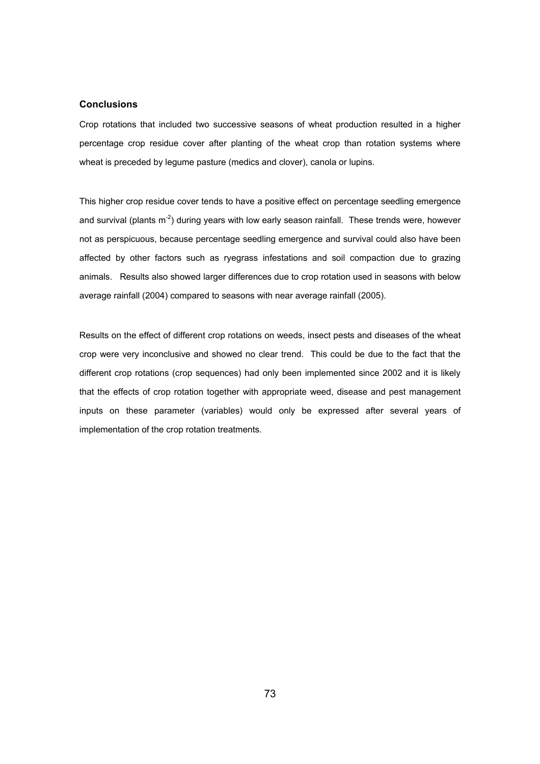### Conclusions

Crop rotations that included two successive seasons of wheat production resulted in a higher percentage crop residue cover after planting of the wheat crop than rotation systems where wheat is preceded by legume pasture (medics and clover), canola or lupins.

This higher crop residue cover tends to have a positive effect on percentage seedling emergence and survival (plants $m^{-2}$) during years with low early season rainfall. These trends were, however not as perspicuous, because percentage seedling emergence and survival could also have been affected by other factors such as ryegrass infestations and soil compaction due to grazing animals. Results also showed larger differences due to crop rotation used in seasons with below average rainfall (2004) compared to seasons with near average rainfall (2005).

Results on the effect of different crop rotations on weeds, insect pests and diseases of the wheat crop were very inconclusive and showed no clear trend. This could be due to the fact that the different crop rotations (crop sequences) had only been implemented since 2002 and it is likely that the effects of crop rotation together with appropriate weed, disease and pest management inputs on these parameter (variables) would only be expressed after several years of implementation of the crop rotation treatments.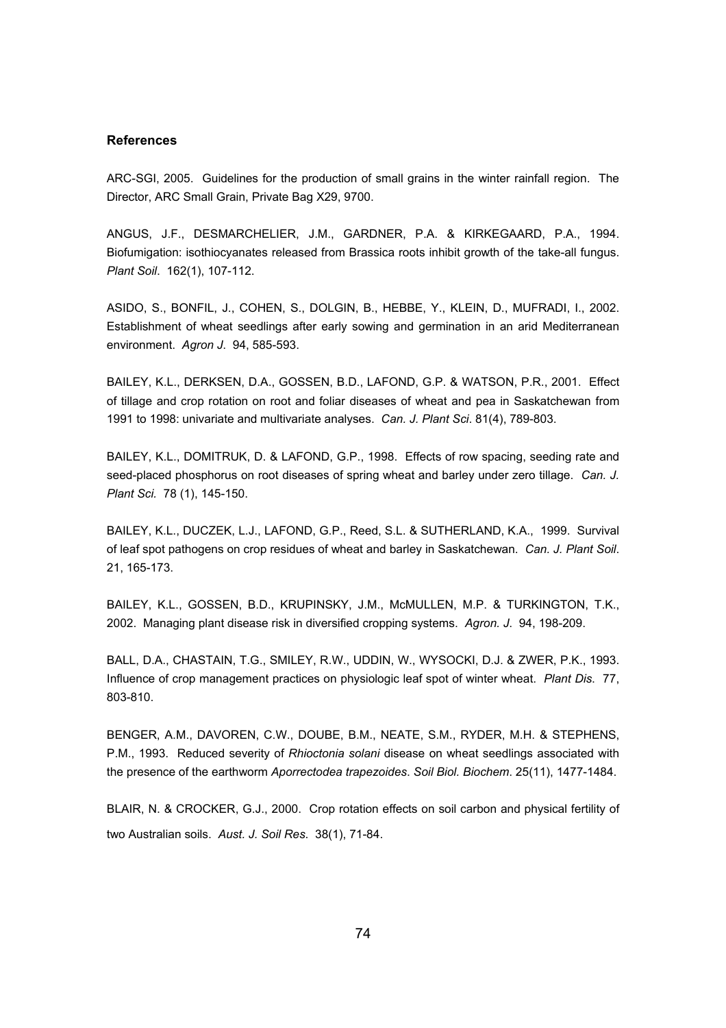## References

ARC-SGI, 2005. Guidelines for the production of small grains in the winter rainfall region. The Director, ARC Small Grain, Private Bag X29, 9700.

ANGUS, J.F., DESMARCHELIER, J.M., GARDNER, P.A. & KIRKEGAARD, P.A., 1994. Biofumigation: isothiocyanates released from Brassica roots inhibit growth of the take-all fungus. *Plant Soil*. 162(1), 107-112.

ASIDO, S., BONFIL, J., COHEN, S., DOLGIN, B., HEBBE, Y., KLEIN, D., MUFRADI, I., 2002. Establishment of wheat seedlings after early sowing and germination in an arid Mediterranean environment. *Agron J.* 94, 585-593.

BAILEY, K.L., DERKSEN, D.A., GOSSEN, B.D., LAFOND, G.P. & WATSON, P.R., 2001. Effect of tillage and crop rotation on root and foliar diseases of wheat and pea in Saskatchewan from 1991 to 1998: univariate and multivariate analyses. *Can. J. Plant Sci*. 81(4), 789-803.

BAILEY, K.L., DOMITRUK, D. & LAFOND, G.P., 1998. Effects of row spacing, seeding rate and seed-placed phosphorus on root diseases of spring wheat and barley under zero tillage. *Can. J. Plant Sci.* 78 (1), 145-150.

BAILEY, K.L., DUCZEK, L.J., LAFOND, G.P., Reed, S.L. & SUTHERLAND, K.A., 1999. Survival of leaf spot pathogens on crop residues of wheat and barley in Saskatchewan. *Can. J. Plant Soil*. 21, 165-173.

BAILEY, K.L., GOSSEN, B.D., KRUPINSKY, J.M., McMULLEN, M.P. & TURKINGTON, T.K., 2002. Managing plant disease risk in diversified cropping systems. *Agron. J.* 94, 198-209.

BALL, D.A., CHASTAIN, T.G., SMILEY, R.W., UDDIN, W., WYSOCKI, D.J. & ZWER, P.K., 1993. Influence of crop management practices on physiologic leaf spot of winter wheat. *Plant Dis.* 77, 803-810.

BENGER, A.M., DAVOREN, C.W., DOUBE, B.M., NEATE, S.M., RYDER, M.H. & STEPHENS, P.M., 1993. Reduced severity of *Rhioctonia solani* disease on wheat seedlings associated with the presence of the earthworm *Aporrectodea trapezoides*. *Soil Biol. Biochem*. 25(11), 1477-1484.

BLAIR, N. & CROCKER, G.J., 2000. Crop rotation effects on soil carbon and physical fertility of two Australian soils. *Aust. J. Soil Res.* 38(1), 71-84.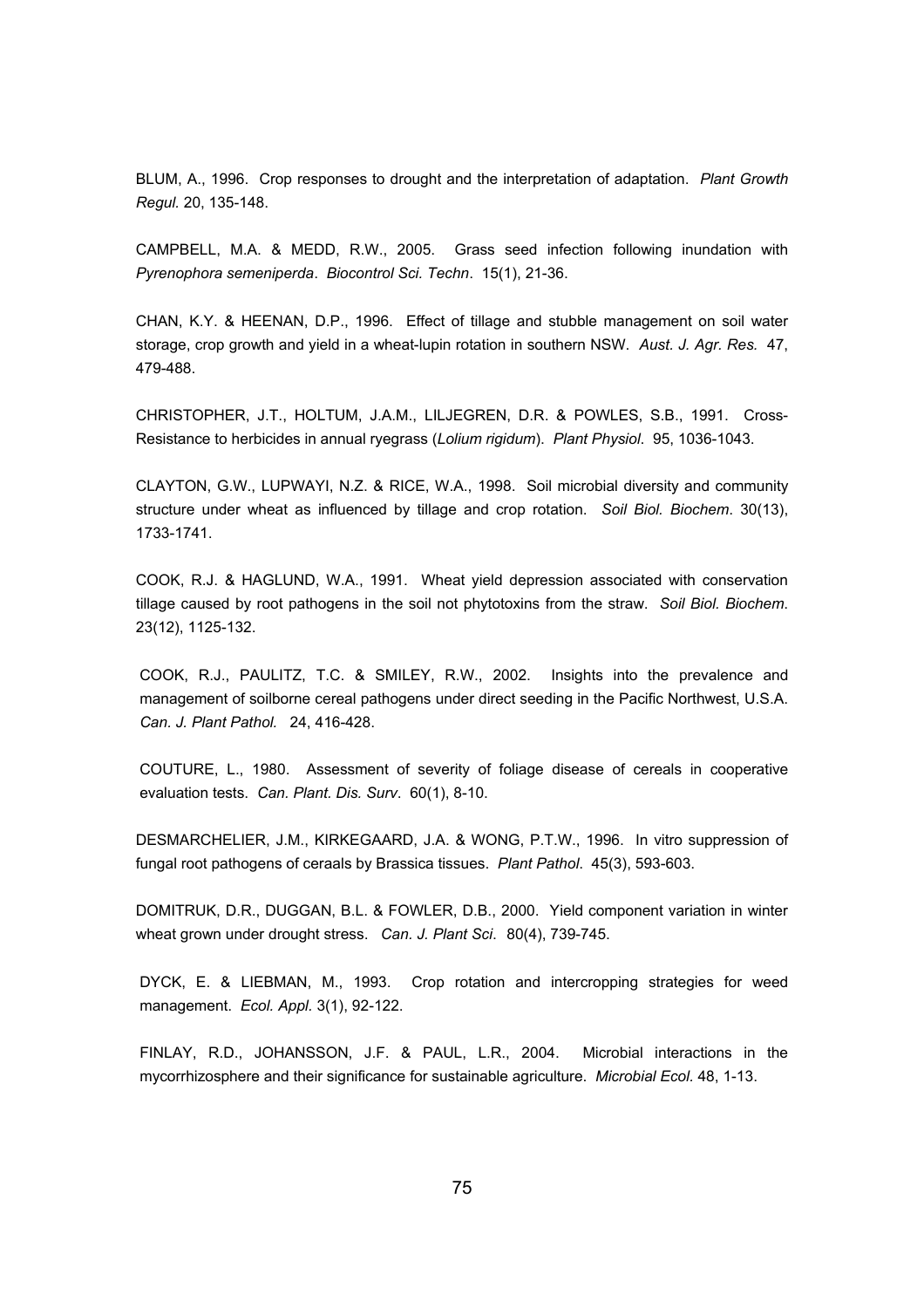BLUM, A., 1996. Crop responses to drought and the interpretation of adaptation. *Plant Growth Regul.* 20, 135-148.

CAMPBELL, M.A. & MEDD, R.W., 2005. Grass seed infection following inundation with *Pyrenophora semeniperda*. *Biocontrol Sci. Techn*. 15(1), 21-36.

CHAN, K.Y. & HEENAN, D.P., 1996. Effect of tillage and stubble management on soil water storage, crop growth and yield in a wheat-lupin rotation in southern NSW. *Aust. J. Agr. Res.* 47, 479-488.

CHRISTOPHER, J.T., HOLTUM, J.A.M., LILJEGREN, D.R. & POWLES, S.B., 1991. Cross-Resistance to herbicides in annual ryegrass (*Lolium rigidum*). *Plant Physiol*. 95, 1036-1043.

CLAYTON, G.W., LUPWAYI, N.Z. & RICE, W.A., 1998. Soil microbial diversity and community structure under wheat as influenced by tillage and crop rotation. *Soil Biol. Biochem*. 30(13), 1733-1741.

COOK, R.J. & HAGLUND, W.A., 1991. Wheat yield depression associated with conservation tillage caused by root pathogens in the soil not phytotoxins from the straw. *Soil Biol. Biochem*. 23(12), 1125-132.

COOK, R.J., PAULITZ, T.C. & SMILEY, R.W., 2002. Insights into the prevalence and management of soilborne cereal pathogens under direct seeding in the Pacific Northwest, U.S.A. *Can. J. Plant Pathol.* 24, 416-428.

COUTURE, L., 1980. Assessment of severity of foliage disease of cereals in cooperative evaluation tests. *Can. Plant. Dis. Surv*. 60(1), 8-10.

DESMARCHELIER, J.M., KIRKEGAARD, J.A. & WONG, P.T.W., 1996. In vitro suppression of fungal root pathogens of ceraals by Brassica tissues. *Plant Pathol*. 45(3), 593-603.

DOMITRUK, D.R., DUGGAN, B.L. & FOWLER, D.B., 2000. Yield component variation in winter wheat grown under drought stress. *Can. J. Plant Sci*. 80(4), 739-745.

DYCK, E. & LIEBMAN, M., 1993. Crop rotation and intercropping strategies for weed management. *Ecol. Appl.* 3(1), 92-122.

FINLAY, R.D., JOHANSSON, J.F. & PAUL, L.R., 2004. Microbial interactions in the mycorrhizosphere and their significance for sustainable agriculture. *Microbial Ecol.* 48, 1-13.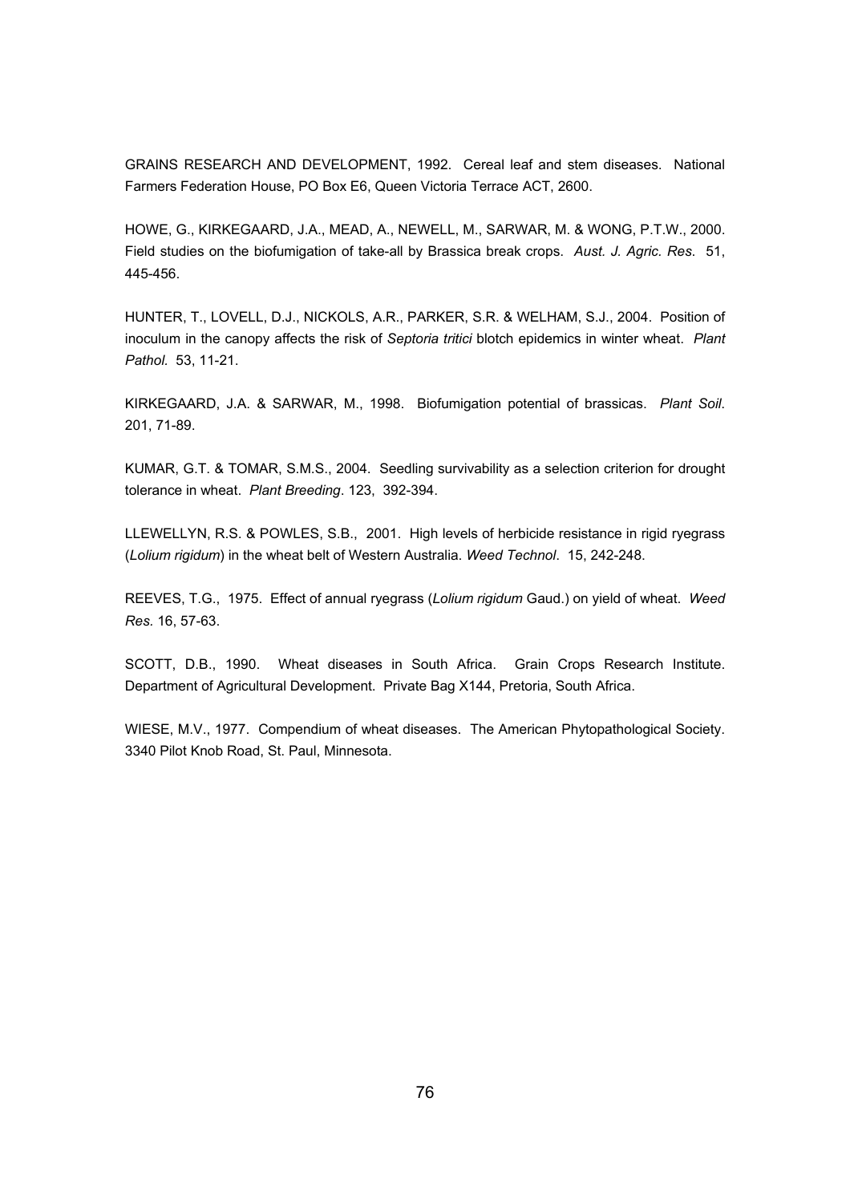GRAINS RESEARCH AND DEVELOPMENT, 1992. Cereal leaf and stem diseases. National Farmers Federation House, PO Box E6, Queen Victoria Terrace ACT, 2600.

HOWE, G., KIRKEGAARD, J.A., MEAD, A., NEWELL, M., SARWAR, M. & WONG, P.T.W., 2000. Field studies on the biofumigation of take-all by Brassica break crops. *Aust. J. Agric. Res.* 51, 445-456.

HUNTER, T., LOVELL, D.J., NICKOLS, A.R., PARKER, S.R. & WELHAM, S.J., 2004. Position of inoculum in the canopy affects the risk of *Septoria tritici* blotch epidemics in winter wheat. *Plant Pathol.* 53, 11-21.

KIRKEGAARD, J.A. & SARWAR, M., 1998. Biofumigation potential of brassicas. *Plant Soil*. 201, 71-89.

KUMAR, G.T. & TOMAR, S.M.S., 2004. Seedling survivability as a selection criterion for drought tolerance in wheat. *Plant Breeding*. 123, 392-394.

LLEWELLYN, R.S. & POWLES, S.B., 2001. High levels of herbicide resistance in rigid ryegrass (*Lolium rigidum*) in the wheat belt of Western Australia. *Weed Technol*. 15, 242-248.

REEVES, T.G., 1975. Effect of annual ryegrass (*Lolium rigidum* Gaud.) on yield of wheat. *Weed Res.* 16, 57-63.

SCOTT, D.B., 1990. Wheat diseases in South Africa. Grain Crops Research Institute. Department of Agricultural Development. Private Bag X144, Pretoria, South Africa.

WIESE, M.V., 1977. Compendium of wheat diseases. The American Phytopathological Society. 3340 Pilot Knob Road, St. Paul, Minnesota.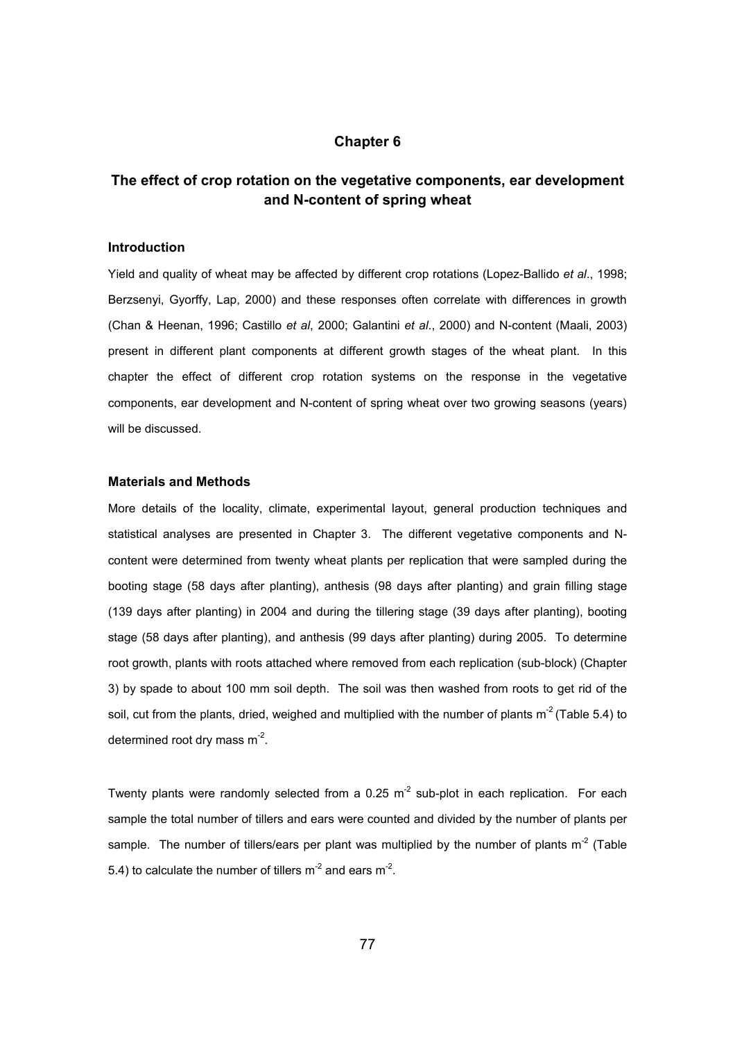# Chapter 6

## The effect of crop rotation on the vegetative components, ear development and N-content of spring wheat

### Introduction

Yield and quality of wheat may be affected by different crop rotations (Lopez-Ballido *et al*., 1998; Berzsenyi, Gyorffy, Lap, 2000) and these responses often correlate with differences in growth (Chan & Heenan, 1996; Castillo *et al*, 2000; Galantini *et al*., 2000) and N-content (Maali, 2003) present in different plant components at different growth stages of the wheat plant. In this chapter the effect of different crop rotation systems on the response in the vegetative components, ear development and N-content of spring wheat over two growing seasons (years) will be discussed.

### Materials and Methods

More details of the locality, climate, experimental layout, general production techniques and statistical analyses are presented in Chapter 3. The different vegetative components and N-content were determined from twenty wheat plants per replication that were sampled during the booting stage (58 days after planting), anthesis (98 days after planting) and grain filling stage (139 days after planting) in 2004 and during the tillering stage (39 days after planting), booting stage (58 days after planting), and anthesis (99 days after planting) during 2005. To determine root growth, plants with roots attached where removed from each replication (sub-block) (Chapter 3) by spade to about 100 mm soil depth. The soil was then washed from roots to get rid of the soil, cut from the plants, dried, weighed and multiplied with the number of plants $m^{-2}$ (Table 5.4) to determined root dry mass $m^{-2}$.

Twenty plants were randomly selected from a 0.25 $m^{-2}$ sub-plot in each replication. For each sample the total number of tillers and ears were counted and divided by the number of plants per sample. The number of tillers/ears per plant was multiplied by the number of plants $m^{-2}$ (Table 5.4) to calculate the number of tillers $m^{-2}$ and ears $m^{-2}$.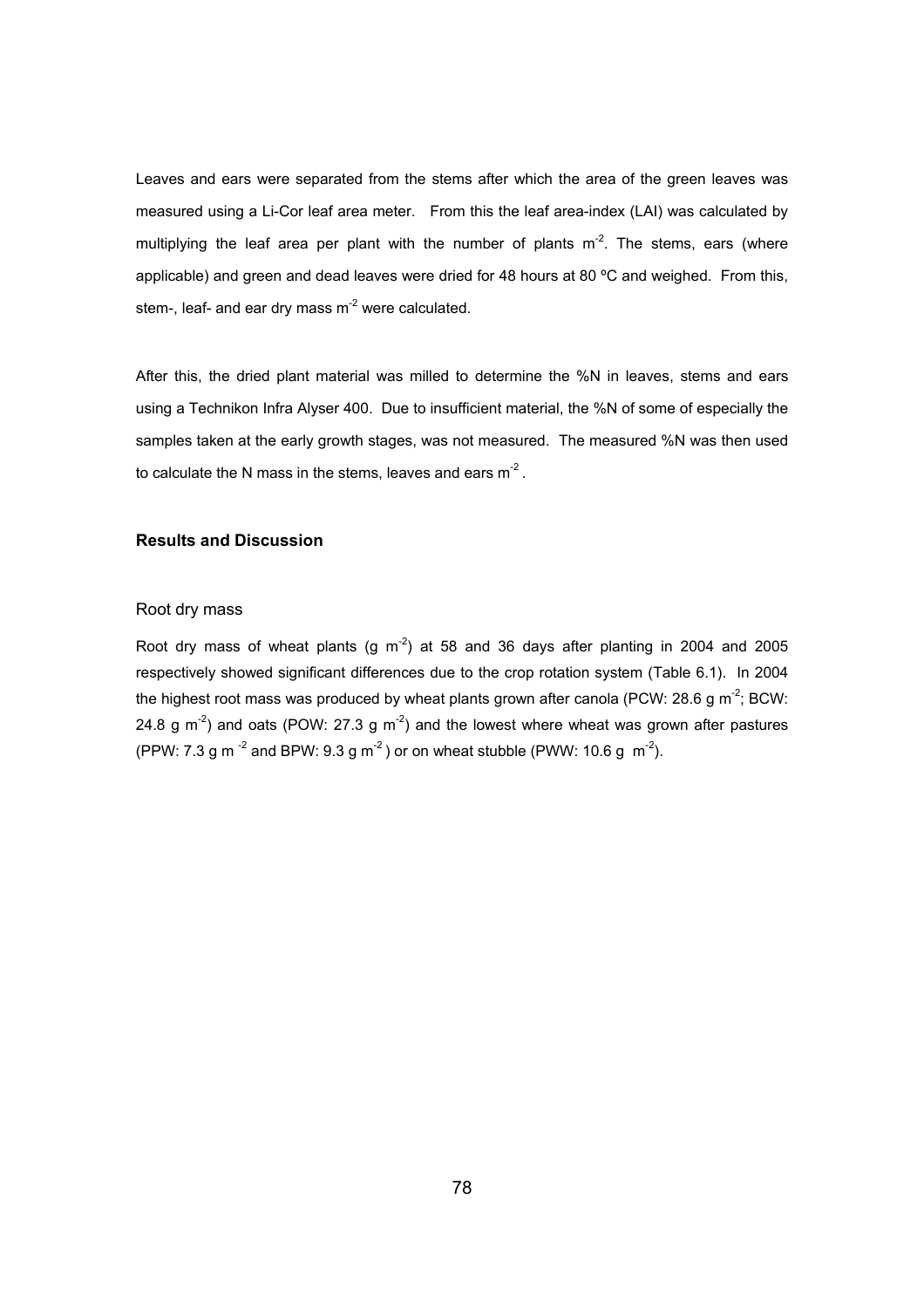Leaves and ears were separated from the stems after which the area of the green leaves was measured using a Li-Cor leaf area meter. From this the leaf area-index (LAI) was calculated by multiplying the leaf area per plant with the number of plants $m^{-2}$. The stems, ears (where applicable) and green and dead leaves were dried for 48 hours at 80 ºC and weighed. From this, stem-, leaf- and ear dry mass $m^{-2}$ were calculated.

After this, the dried plant material was milled to determine the %N in leaves, stems and ears using a Technikon Infra Alyser 400. Due to insufficient material, the %N of some of especially the samples taken at the early growth stages, was not measured. The measured %N was then used to calculate the N mass in the stems, leaves and ears $m^{-2}$ .

## Results and Discussion

### Root dry mass

Root dry mass of wheat plants (g $m^{-2}$) at 58 and 36 days after planting in 2004 and 2005 respectively showed significant differences due to the crop rotation system (Table 6.1). In 2004 the highest root mass was produced by wheat plants grown after canola (PCW: 28.6 g $m^{-2}$; BCW: 24.8 g $m^{-2}$) and oats (POW: 27.3 g $m^{-2}$) and the lowest where wheat was grown after pastures (PPW: 7.3 g $m^{-2}$ and BPW: 9.3 g $m^{-2}$ ) or on wheat stubble (PWW: 10.6 g $m^{-2}$).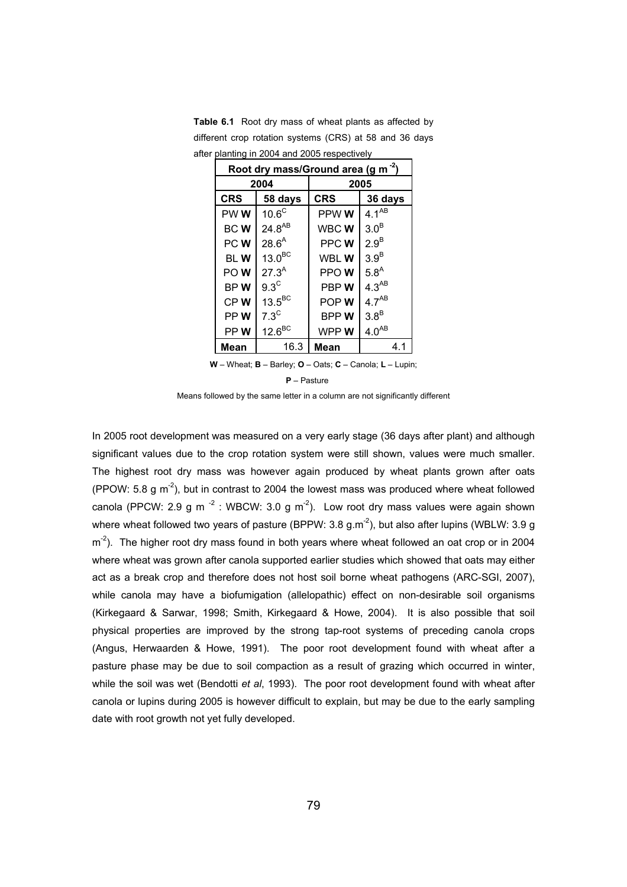**Table 6.1** Root dry mass of wheat plants as affected by different crop rotation systems (CRS) at 58 and 36 days after planting in 2004 and 2005 respectively

| Root dry mass/Ground area (g m $^{-2}$) | | | |
|---|---|---|---|
| 2004 | | 2005 | |
| **CRS** | **58 days** | **CRS** | **36 days** |
| PW **W** | $10.6^{C}$ | PPW **W** | $4.1^{AB}$ |
| BC **W** | $24.8^{AB}$ | WBC **W** | $3.0^{B}$ |
| PC **W** | $28.6^{A}$ | PPC **W** | $2.9^{B}$ |
| BL **W** | $13.0^{BC}$ | WBL **W** | $3.9^{B}$ |
| PO **W** | $27.3^{A}$ | PPO **W** | $5.8^{A}$ |
| BP **W** | $9.3^{C}$ | PBP **W** | $4.3^{AB}$ |
| CP **W** | $13.5^{BC}$ | POP **W** | $4.7^{AB}$ |
| PP **W** | $7.3^{C}$ | BPP **W** | $3.8^{B}$ |
| PP **W** | $12.6^{BC}$ | WPP **W** | $4.0^{AB}$ |
| **Mean** | 16.3 | **Mean** | 4.1 |

**W** – Wheat; **B** – Barley; **O** – Oats; **C** – Canola; **L** – Lupin; **P** – Pasture

Means followed by the same letter in a column are not significantly different

In 2005 root development was measured on a very early stage (36 days after plant) and although significant values due to the crop rotation system were still shown, values were much smaller. The highest root dry mass was however again produced by wheat plants grown after oats (PPOW: 5.8 g m$^{-2}$), but in contrast to 2004 the lowest mass was produced where wheat followed canola (PPCW: 2.9 g m $^{-2}$ : WBCW: 3.0 g m$^{-2}$). Low root dry mass values were again shown where wheat followed two years of pasture (BPPW: 3.8 g.m$^{-2}$), but also after lupins (WBLW: 3.9 g m$^{-2}$). The higher root dry mass found in both years where wheat followed an oat crop or in 2004 where wheat was grown after canola supported earlier studies which showed that oats may either act as a break crop and therefore does not host soil borne wheat pathogens (ARC-SGI, 2007), while canola may have a biofumigation (allelopathic) effect on non-desirable soil organisms (Kirkegaard & Sarwar, 1998; Smith, Kirkegaard & Howe, 2004). It is also possible that soil physical properties are improved by the strong tap-root systems of preceding canola crops (Angus, Herwaarden & Howe, 1991). The poor root development found with wheat after a pasture phase may be due to soil compaction as a result of grazing which occurred in winter, while the soil was wet (Bendotti *et al*, 1993). The poor root development found with wheat after canola or lupins during 2005 is however difficult to explain, but may be due to the early sampling date with root growth not yet fully developed.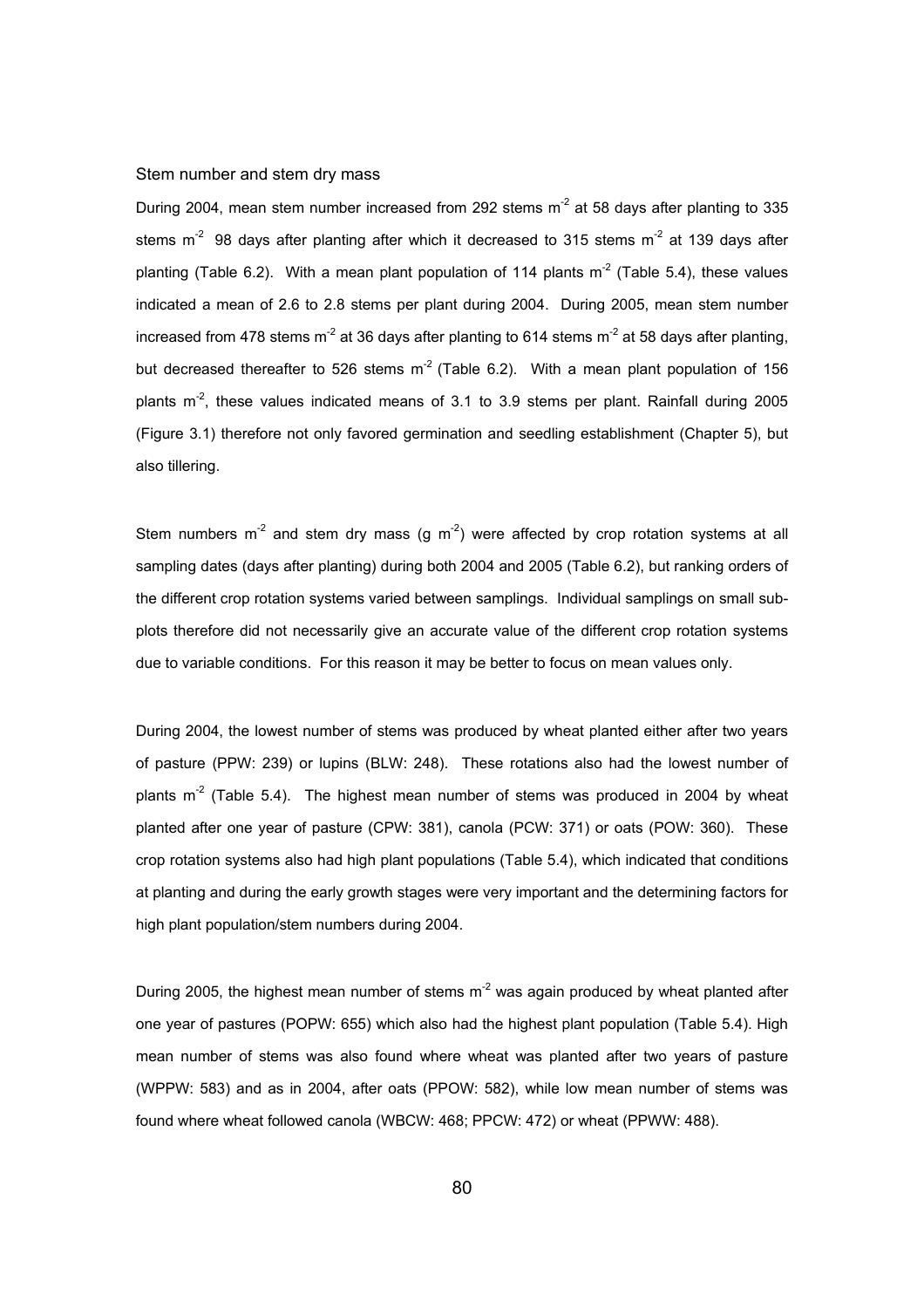### Stem number and stem dry mass

During 2004, mean stem number increased from 292 stems $m^{-2}$ at 58 days after planting to 335 stems $m^{-2}$ 98 days after planting after which it decreased to 315 stems $m^{-2}$ at 139 days after planting (Table 6.2). With a mean plant population of 114 plants $m^{-2}$ (Table 5.4), these values indicated a mean of 2.6 to 2.8 stems per plant during 2004. During 2005, mean stem number increased from 478 stems $m^{-2}$ at 36 days after planting to 614 stems $m^{-2}$ at 58 days after planting, but decreased thereafter to 526 stems $m^{-2}$ (Table 6.2). With a mean plant population of 156 plants $m^{-2}$, these values indicated means of 3.1 to 3.9 stems per plant. Rainfall during 2005 (Figure 3.1) therefore not only favored germination and seedling establishment (Chapter 5), but also tillering.

Stem numbers $m^{-2}$ and stem dry mass (g $m^{-2}$) were affected by crop rotation systems at all sampling dates (days after planting) during both 2004 and 2005 (Table 6.2), but ranking orders of the different crop rotation systems varied between samplings. Individual samplings on small sub-plots therefore did not necessarily give an accurate value of the different crop rotation systems due to variable conditions. For this reason it may be better to focus on mean values only.

During 2004, the lowest number of stems was produced by wheat planted either after two years of pasture (PPW: 239) or lupins (BLW: 248). These rotations also had the lowest number of plants $m^{-2}$ (Table 5.4). The highest mean number of stems was produced in 2004 by wheat planted after one year of pasture (CPW: 381), canola (PCW: 371) or oats (POW: 360). These crop rotation systems also had high plant populations (Table 5.4), which indicated that conditions at planting and during the early growth stages were very important and the determining factors for high plant population/stem numbers during 2004.

During 2005, the highest mean number of stems $m^{-2}$ was again produced by wheat planted after one year of pastures (POPW: 655) which also had the highest plant population (Table 5.4). High mean number of stems was also found where wheat was planted after two years of pasture (WPPW: 583) and as in 2004, after oats (PPOW: 582), while low mean number of stems was found where wheat followed canola (WBCW: 468; PPCW: 472) or wheat (PPWW: 488).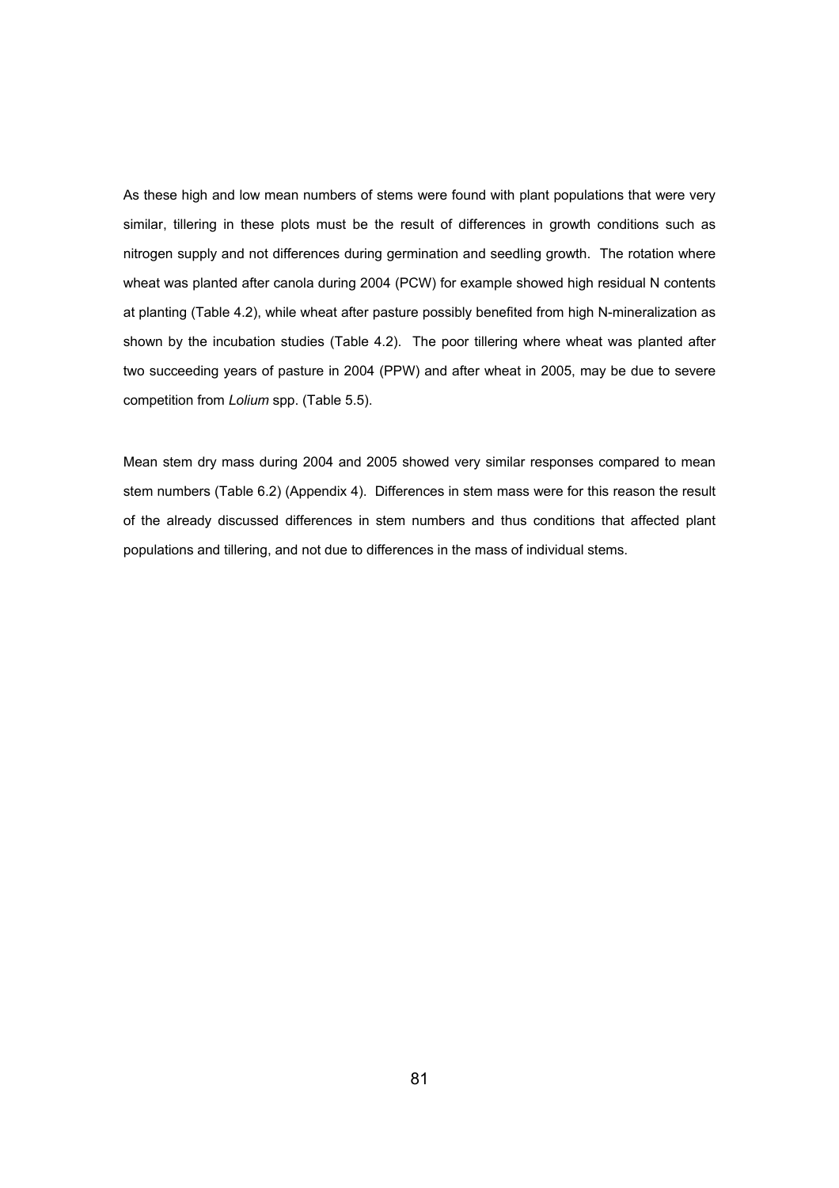As these high and low mean numbers of stems were found with plant populations that were very similar, tillering in these plots must be the result of differences in growth conditions such as nitrogen supply and not differences during germination and seedling growth. The rotation where wheat was planted after canola during 2004 (PCW) for example showed high residual N contents at planting (Table 4.2), while wheat after pasture possibly benefited from high N-mineralization as shown by the incubation studies (Table 4.2). The poor tillering where wheat was planted after two succeeding years of pasture in 2004 (PPW) and after wheat in 2005, may be due to severe competition from *Lolium* spp. (Table 5.5).

Mean stem dry mass during 2004 and 2005 showed very similar responses compared to mean stem numbers (Table 6.2) (Appendix 4). Differences in stem mass were for this reason the result of the already discussed differences in stem numbers and thus conditions that affected plant populations and tillering, and not due to differences in the mass of individual stems.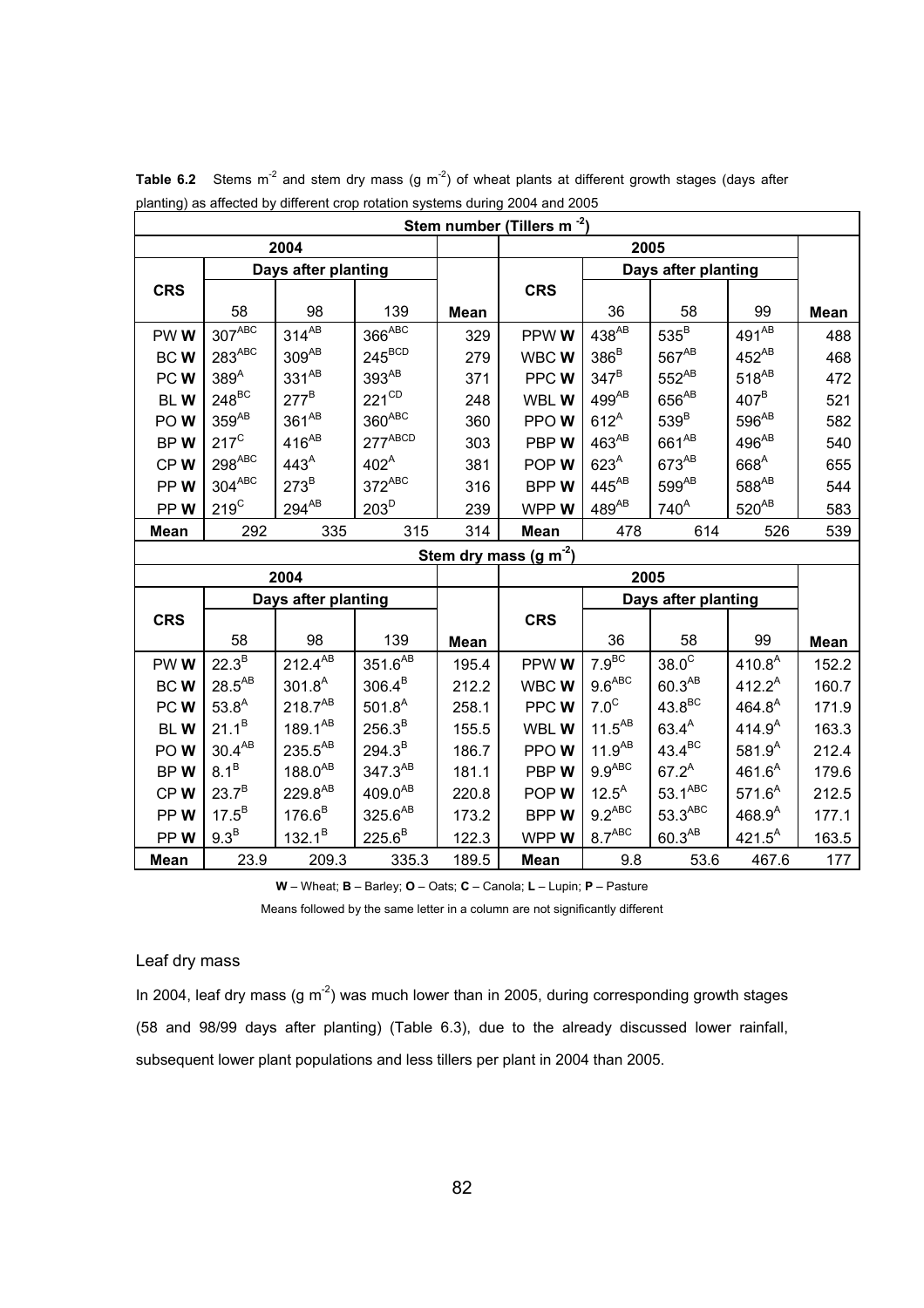**Table 6.2** Stems m$^{-2}$ and stem dry mass (g m$^{-2}$) of wheat plants at different growth stages (days after planting) as affected by different crop rotation systems during 2004 and 2005

| Stem number (Tillers m$^{-2}$) | | | | | | | | | |
|---|---|---|---|---|---|---|---|---|---|
| 2004 | | | | | 2005 | | | | |
| CRS | Days after planting | | | Mean | CRS | Days after planting | | | Mean |
| | 58 | 98 | 139 | | | 36 | 58 | 99 | |
| PW **W** | 307$^{ABC}$ | 314$^{AB}$ | 366$^{ABC}$ | 329 | PPW **W** | 438$^{AB}$ | 535$^{B}$ | 491$^{AB}$ | 488 |
| BC **W** | 283$^{ABC}$ | 309$^{AB}$ | 245$^{BCD}$ | 279 | WBC **W** | 386$^{B}$ | 567$^{AB}$ | 452$^{AB}$ | 468 |
| PC **W** | 389$^{A}$ | 331$^{AB}$ | 393$^{AB}$ | 371 | PPC **W** | 347$^{B}$ | 552$^{AB}$ | 518$^{AB}$ | 472 |
| BL **W** | 248$^{BC}$ | 277$^{B}$ | 221$^{CD}$ | 248 | WBL **W** | 499$^{AB}$ | 656$^{AB}$ | 407$^{B}$ | 521 |
| PO **W** | 359$^{AB}$ | 361$^{AB}$ | 360$^{ABC}$ | 360 | PPO **W** | 612$^{A}$ | 539$^{B}$ | 596$^{AB}$ | 582 |
| BP **W** | 217$^{C}$ | 416$^{AB}$ | 277$^{ABCD}$ | 303 | PBP **W** | 463$^{AB}$ | 661$^{AB}$ | 496$^{AB}$ | 540 |
| CP **W** | 298$^{ABC}$ | 443$^{A}$ | 402$^{A}$ | 381 | POP **W** | 623$^{A}$ | 673$^{AB}$ | 668$^{A}$ | 655 |
| PP **W** | 304$^{ABC}$ | 273$^{B}$ | 372$^{ABC}$ | 316 | BPP **W** | 445$^{AB}$ | 599$^{AB}$ | 588$^{AB}$ | 544 |
| PP **W** | 219$^{C}$ | 294$^{AB}$ | 203$^{D}$ | 239 | WPP **W** | 489$^{AB}$ | 740$^{A}$ | 520$^{AB}$ | 583 |
| **Mean** | 292 | 335 | 315 | 314 | **Mean** | 478 | 614 | 526 | 539 |
| **Stem dry mass (g m$^{-2}$)** | | | | | | | | | |
| 2004 | | | | | 2005 | | | | |
| CRS | Days after planting | | | Mean | CRS | Days after planting | | | Mean |
| | 58 | 98 | 139 | | | 36 | 58 | 99 | |
| PW **W** | 22.3$^{B}$ | 212.4$^{AB}$ | 351.6$^{AB}$ | 195.4 | PPW **W** | 7.9$^{BC}$ | 38.0$^{C}$ | 410.8$^{A}$ | 152.2 |
| BC **W** | 28.5$^{AB}$ | 301.8$^{A}$ | 306.4$^{B}$ | 212.2 | WBC **W** | 9.6$^{ABC}$ | 60.3$^{AB}$ | 412.2$^{A}$ | 160.7 |
| PC **W** | 53.8$^{A}$ | 218.7$^{AB}$ | 501.8$^{A}$ | 258.1 | PPC **W** | 7.0$^{C}$ | 43.8$^{BC}$ | 464.8$^{A}$ | 171.9 |
| BL **W** | 21.1$^{B}$ | 189.1$^{AB}$ | 256.3$^{B}$ | 155.5 | WBL **W** | 11.5$^{AB}$ | 63.4$^{A}$ | 414.9$^{A}$ | 163.3 |
| PO **W** | 30.4$^{AB}$ | 235.5$^{AB}$ | 294.3$^{B}$ | 186.7 | PPO **W** | 11.9$^{AB}$ | 43.4$^{BC}$ | 581.9$^{A}$ | 212.4 |
| BP **W** | 8.1$^{B}$ | 188.0$^{AB}$ | 347.3$^{AB}$ | 181.1 | PBP **W** | 9.9$^{ABC}$ | 67.2$^{A}$ | 461.6$^{A}$ | 179.6 |
| CP **W** | 23.7$^{B}$ | 229.8$^{AB}$ | 409.0$^{AB}$ | 220.8 | POP **W** | 12.5$^{A}$ | 53.1$^{ABC}$ | 571.6$^{A}$ | 212.5 |
| PP **W** | 17.5$^{B}$ | 176.6$^{B}$ | 325.6$^{AB}$ | 173.2 | BPP **W** | 9.2$^{ABC}$ | 53.3$^{ABC}$ | 468.9$^{A}$ | 177.1 |
| PP **W** | 9.3$^{B}$ | 132.1$^{B}$ | 225.6$^{B}$ | 122.3 | WPP **W** | 8.7$^{ABC}$ | 60.3$^{AB}$ | 421.5$^{A}$ | 163.5 |
| **Mean** | 23.9 | 209.3 | 335.3 | 189.5 | **Mean** | 9.8 | 53.6 | 467.6 | 177 |

**W** – Wheat; **B** – Barley; **O** – Oats; **C** – Canola; **L** – Lupin; **P** – Pasture

Means followed by the same letter in a column are not significantly different

Leaf dry mass

In 2004, leaf dry mass (g m$^{-2}$) was much lower than in 2005, during corresponding growth stages (58 and 98/99 days after planting) (Table 6.3), due to the already discussed lower rainfall, subsequent lower plant populations and less tillers per plant in 2004 than 2005.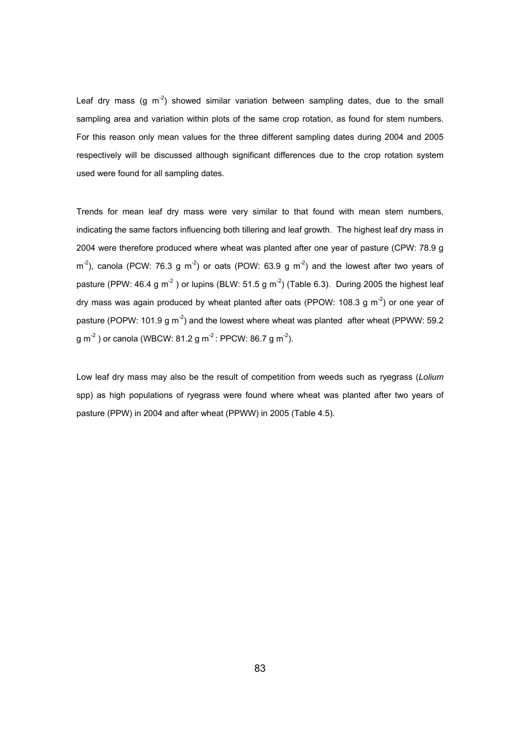Leaf dry mass (g $m^{-2}$) showed similar variation between sampling dates, due to the small sampling area and variation within plots of the same crop rotation, as found for stem numbers. For this reason only mean values for the three different sampling dates during 2004 and 2005 respectively will be discussed although significant differences due to the crop rotation system used were found for all sampling dates.

Trends for mean leaf dry mass were very similar to that found with mean stem numbers, indicating the same factors influencing both tillering and leaf growth. The highest leaf dry mass in 2004 were therefore produced where wheat was planted after one year of pasture (CPW: 78.9 g $m^{-2}$), canola (PCW: 76.3 g $m^{-2}$) or oats (POW: 63.9 g $m^{-2}$) and the lowest after two years of pasture (PPW: 46.4 g $m^{-2}$ ) or lupins (BLW: 51.5 g $m^{-2}$) (Table 6.3). During 2005 the highest leaf dry mass was again produced by wheat planted after oats (PPOW: 108.3 g $m^{-2}$) or one year of pasture (POPW: 101.9 g $m^{-2}$) and the lowest where wheat was planted after wheat (PPWW: 59.2 g $m^{-2}$ ) or canola (WBCW: 81.2 g $m^{-2}$ : PPCW: 86.7 g $m^{-2}$).

Low leaf dry mass may also be the result of competition from weeds such as ryegrass (*Lolium* spp) as high populations of ryegrass were found where wheat was planted after two years of pasture (PPW) in 2004 and after wheat (PPWW) in 2005 (Table 4.5).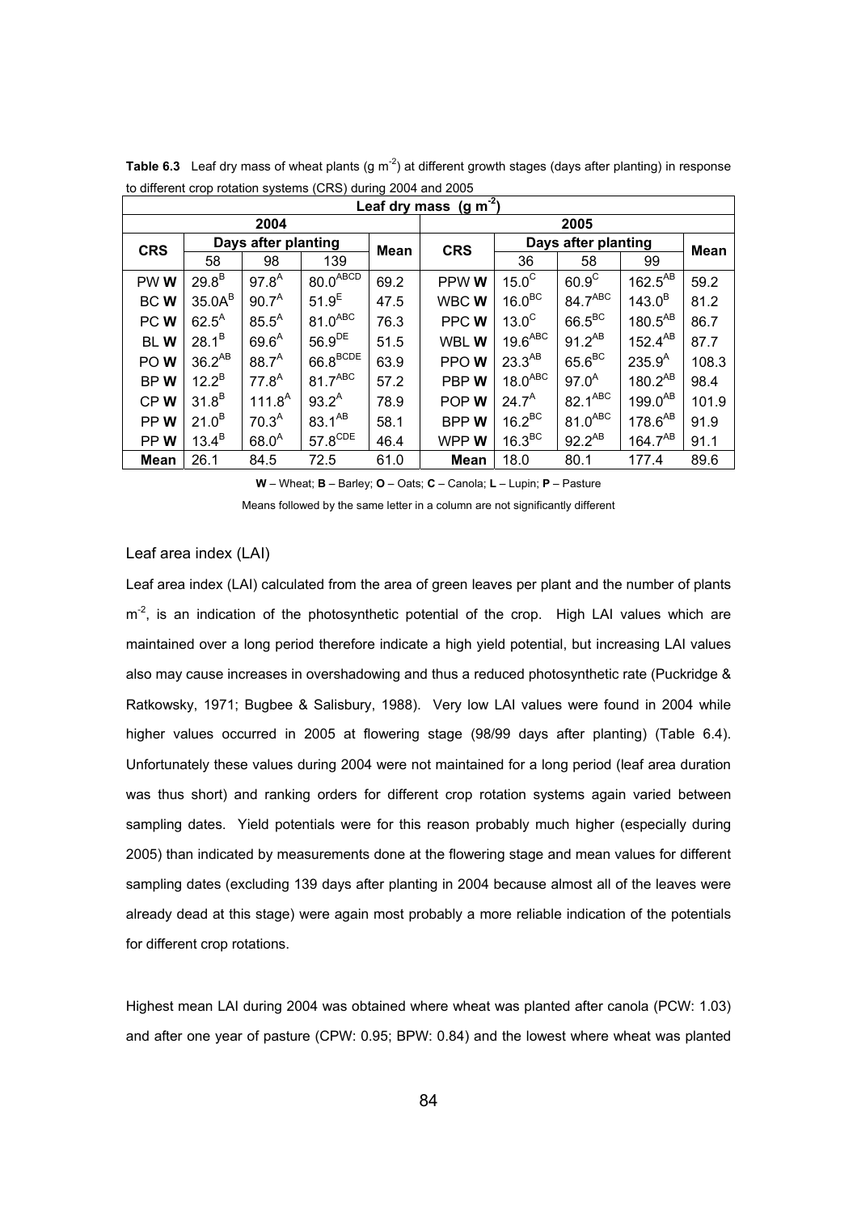**Table 6.3** Leaf dry mass of wheat plants (g $m^{-2}$) at different growth stages (days after planting) in response to different crop rotation systems (CRS) during 2004 and 2005

| Leaf dry mass (g $m^{-2}$) | | | | | | | | | |
|---|---|---|---|---|---|---|---|---|---|
| **2004** | | | | | **2005** | | | | |
| **CRS** | **Days after planting** | | | **Mean** | **CRS** | **Days after planting** | | | **Mean** |
| | 58 | 98 | 139 | | | 36 | 58 | 99 | |
| PW **W** | $29.8^{B}$ | $97.8^{A}$ | $80.0^{ABCD}$ | 69.2 | PPW **W** | $15.0^{C}$ | $60.9^{C}$ | $162.5^{AB}$ | 59.2 |
| BC **W** | $35.0A^{B}$ | $90.7^{A}$ | $51.9^{E}$ | 47.5 | WBC **W** | $16.0^{BC}$ | $84.7^{ABC}$ | $143.0^{B}$ | 81.2 |
| PC **W** | $62.5^{A}$ | $85.5^{A}$ | $81.0^{ABC}$ | 76.3 | PPC **W** | $13.0^{C}$ | $66.5^{BC}$ | $180.5^{AB}$ | 86.7 |
| BL **W** | $28.1^{B}$ | $69.6^{A}$ | $56.9^{DE}$ | 51.5 | WBL **W** | $19.6^{ABC}$ | $91.2^{AB}$ | $152.4^{AB}$ | 87.7 |
| PO **W** | $36.2^{AB}$ | $88.7^{A}$ | $66.8^{BCDE}$ | 63.9 | PPO **W** | $23.3^{AB}$ | $65.6^{BC}$ | $235.9^{A}$ | 108.3 |
| BP **W** | $12.2^{B}$ | $77.8^{A}$ | $81.7^{ABC}$ | 57.2 | PBP **W** | $18.0^{ABC}$ | $97.0^{A}$ | $180.2^{AB}$ | 98.4 |
| CP **W** | $31.8^{B}$ | $111.8^{A}$ | $93.2^{A}$ | 78.9 | POP **W** | $24.7^{A}$ | $82.1^{ABC}$ | $199.0^{AB}$ | 101.9 |
| PP **W** | $21.0^{B}$ | $70.3^{A}$ | $83.1^{AB}$ | 58.1 | BPP **W** | $16.2^{BC}$ | $81.0^{ABC}$ | $178.6^{AB}$ | 91.9 |
| PP **W** | $13.4^{B}$ | $68.0^{A}$ | $57.8^{CDE}$ | 46.4 | WPP **W** | $16.3^{BC}$ | $92.2^{AB}$ | $164.7^{AB}$ | 91.1 |
| **Mean** | 26.1 | 84.5 | 72.5 | 61.0 | **Mean** | 18.0 | 80.1 | 177.4 | 89.6 |

**W** – Wheat; **B** – Barley; **O** – Oats; **C** – Canola; **L** – Lupin; **P** – Pasture

Means followed by the same letter in a column are not significantly different

### Leaf area index (LAI)

Leaf area index (LAI) calculated from the area of green leaves per plant and the number of plants $m^{-2}$, is an indication of the photosynthetic potential of the crop. High LAI values which are maintained over a long period therefore indicate a high yield potential, but increasing LAI values also may cause increases in overshadowing and thus a reduced photosynthetic rate (Puckridge & Ratkowsky, 1971; Bugbee & Salisbury, 1988). Very low LAI values were found in 2004 while higher values occurred in 2005 at flowering stage (98/99 days after planting) (Table 6.4). Unfortunately these values during 2004 were not maintained for a long period (leaf area duration was thus short) and ranking orders for different crop rotation systems again varied between sampling dates. Yield potentials were for this reason probably much higher (especially during 2005) than indicated by measurements done at the flowering stage and mean values for different sampling dates (excluding 139 days after planting in 2004 because almost all of the leaves were already dead at this stage) were again most probably a more reliable indication of the potentials for different crop rotations.

Highest mean LAI during 2004 was obtained where wheat was planted after canola (PCW: 1.03) and after one year of pasture (CPW: 0.95; BPW: 0.84) and the lowest where wheat was planted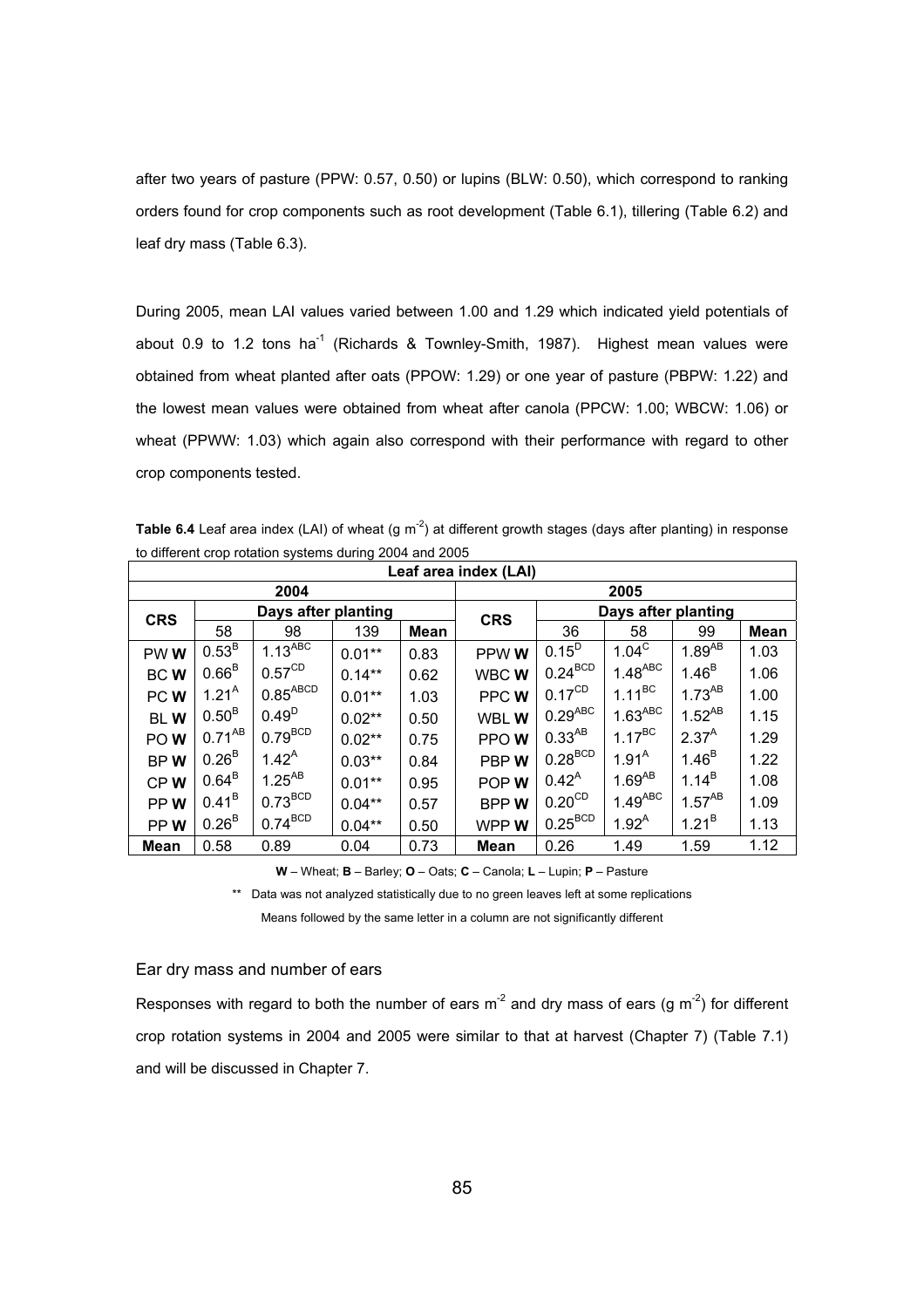after two years of pasture (PPW: 0.57, 0.50) or lupins (BLW: 0.50), which correspond to ranking orders found for crop components such as root development (Table 6.1), tillering (Table 6.2) and leaf dry mass (Table 6.3).

During 2005, mean LAI values varied between 1.00 and 1.29 which indicated yield potentials of about 0.9 to 1.2 tons $ha^{-1}$ (Richards & Townley-Smith, 1987). Highest mean values were obtained from wheat planted after oats (PPOW: 1.29) or one year of pasture (PBPW: 1.22) and the lowest mean values were obtained from wheat after canola (PPCW: 1.00; WBCW: 1.06) or wheat (PPWW: 1.03) which again also correspond with their performance with regard to other crop components tested.

**Table 6.4** Leaf area index (LAI) of wheat (g $m^{-2}$) at different growth stages (days after planting) in response to different crop rotation systems during 2004 and 2005

| Leaf area index (LAI) | | | | | | | | | |
|---|---|---|---|---|---|---|---|---|---|
| **2004** | | | | | **2005** | | | | |
| **CRS** | **Days after planting** | | | | **CRS** | **Days after planting** | | | |
| | 58 | 98 | 139 | **Mean** | | 36 | 58 | 99 | **Mean** |
| PW **W** | $0.53^{B}$ | $1.13^{ABC}$ | 0.01** | 0.83 | PPW **W** | $0.15^{D}$ | $1.04^{C}$ | $1.89^{AB}$ | 1.03 |
| BC **W** | $0.66^{B}$ | $0.57^{CD}$ | 0.14** | 0.62 | WBC **W** | $0.24^{BCD}$ | $1.48^{ABC}$ | $1.46^{B}$ | 1.06 |
| PC **W** | $1.21^{A}$ | $0.85^{ABCD}$ | 0.01** | 1.03 | PPC **W** | $0.17^{CD}$ | $1.11^{BC}$ | $1.73^{AB}$ | 1.00 |
| BL **W** | $0.50^{B}$ | $0.49^{D}$ | 0.02** | 0.50 | WBL **W** | $0.29^{ABC}$ | $1.63^{ABC}$ | $1.52^{AB}$ | 1.15 |
| PO **W** | $0.71^{AB}$ | $0.79^{BCD}$ | 0.02** | 0.75 | PPO **W** | $0.33^{AB}$ | $1.17^{BC}$ | $2.37^{A}$ | 1.29 |
| BP **W** | $0.26^{B}$ | $1.42^{A}$ | 0.03** | 0.84 | PBP **W** | $0.28^{BCD}$ | $1.91^{A}$ | $1.46^{B}$ | 1.22 |
| CP **W** | $0.64^{B}$ | $1.25^{AB}$ | 0.01** | 0.95 | POP **W** | $0.42^{A}$ | $1.69^{AB}$ | $1.14^{B}$ | 1.08 |
| PP **W** | $0.41^{B}$ | $0.73^{BCD}$ | 0.04** | 0.57 | BPP **W** | $0.20^{CD}$ | $1.49^{ABC}$ | $1.57^{AB}$ | 1.09 |
| PP **W** | $0.26^{B}$ | $0.74^{BCD}$ | 0.04** | 0.50 | WPP **W** | $0.25^{BCD}$ | $1.92^{A}$ | $1.21^{B}$ | 1.13 |
| **Mean** | 0.58 | 0.89 | 0.04 | 0.73 | **Mean** | 0.26 | 1.49 | 1.59 | 1.12 |

**W** – Wheat; **B** – Barley; **O** – Oats; **C** – Canola; **L** – Lupin; **P** – Pasture

** Data was not analyzed statistically due to no green leaves left at some replications

Means followed by the same letter in a column are not significantly different

### Ear dry mass and number of ears

Responses with regard to both the number of ears $m^{-2}$ and dry mass of ears (g $m^{-2}$) for different crop rotation systems in 2004 and 2005 were similar to that at harvest (Chapter 7) (Table 7.1) and will be discussed in Chapter 7.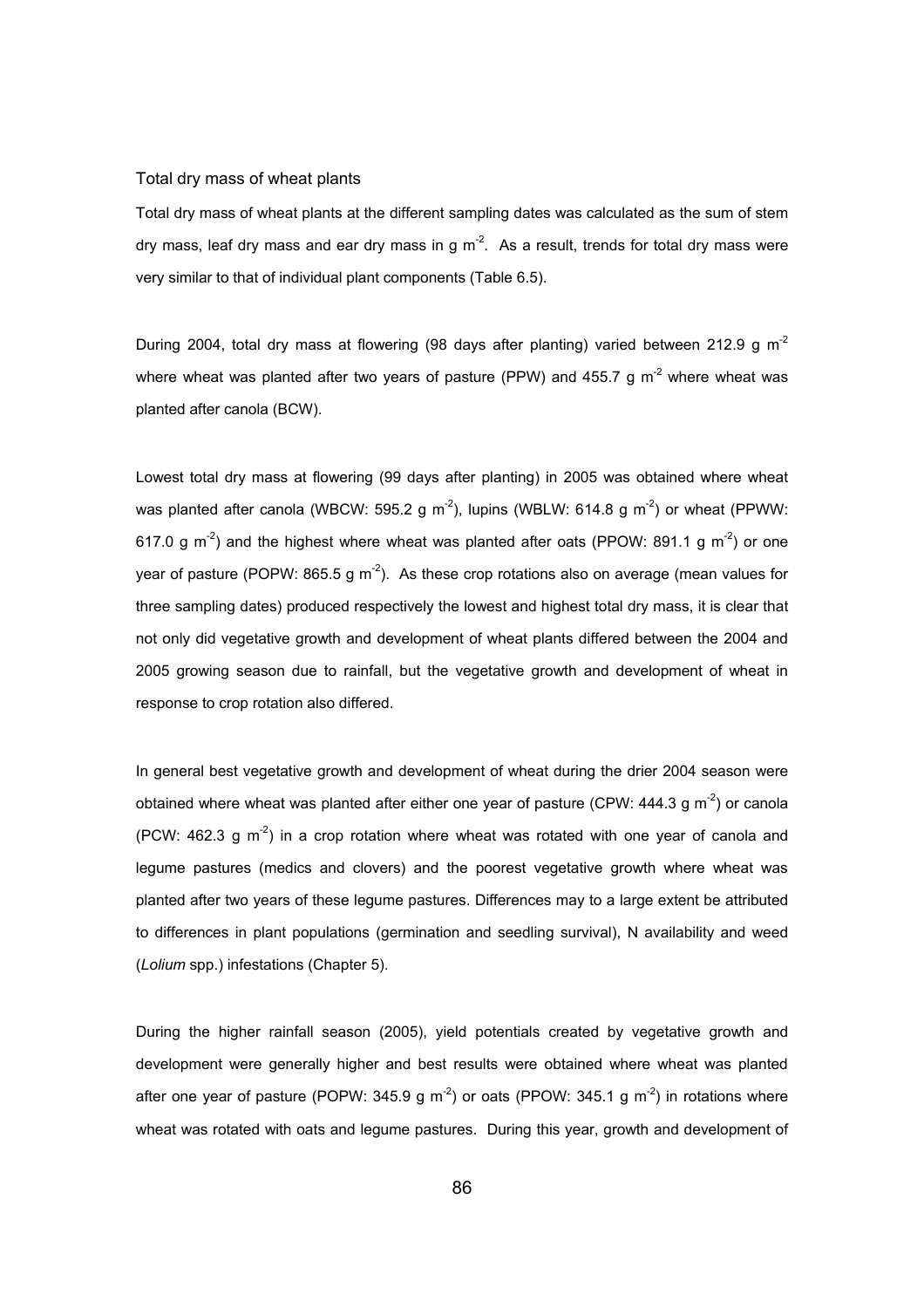### Total dry mass of wheat plants

Total dry mass of wheat plants at the different sampling dates was calculated as the sum of stem dry mass, leaf dry mass and ear dry mass in g $m^{-2}$. As a result, trends for total dry mass were very similar to that of individual plant components (Table 6.5).

During 2004, total dry mass at flowering (98 days after planting) varied between 212.9 g $m^{-2}$ where wheat was planted after two years of pasture (PPW) and 455.7 g $m^{-2}$ where wheat was planted after canola (BCW).

Lowest total dry mass at flowering (99 days after planting) in 2005 was obtained where wheat was planted after canola (WBCW: 595.2 g $m^{-2}$), lupins (WBLW: 614.8 g $m^{-2}$) or wheat (PPWW: 617.0 g $m^{-2}$) and the highest where wheat was planted after oats (PPOW: 891.1 g $m^{-2}$) or one year of pasture (POPW: 865.5 g $m^{-2}$). As these crop rotations also on average (mean values for three sampling dates) produced respectively the lowest and highest total dry mass, it is clear that not only did vegetative growth and development of wheat plants differed between the 2004 and 2005 growing season due to rainfall, but the vegetative growth and development of wheat in response to crop rotation also differed.

In general best vegetative growth and development of wheat during the drier 2004 season were obtained where wheat was planted after either one year of pasture (CPW: 444.3 g $m^{-2}$) or canola (PCW: 462.3 g $m^{-2}$) in a crop rotation where wheat was rotated with one year of canola and legume pastures (medics and clovers) and the poorest vegetative growth where wheat was planted after two years of these legume pastures. Differences may to a large extent be attributed to differences in plant populations (germination and seedling survival), N availability and weed (*Lolium* spp.) infestations (Chapter 5).

During the higher rainfall season (2005), yield potentials created by vegetative growth and development were generally higher and best results were obtained where wheat was planted after one year of pasture (POPW: 345.9 g $m^{-2}$) or oats (PPOW: 345.1 g $m^{-2}$) in rotations where wheat was rotated with oats and legume pastures. During this year, growth and development of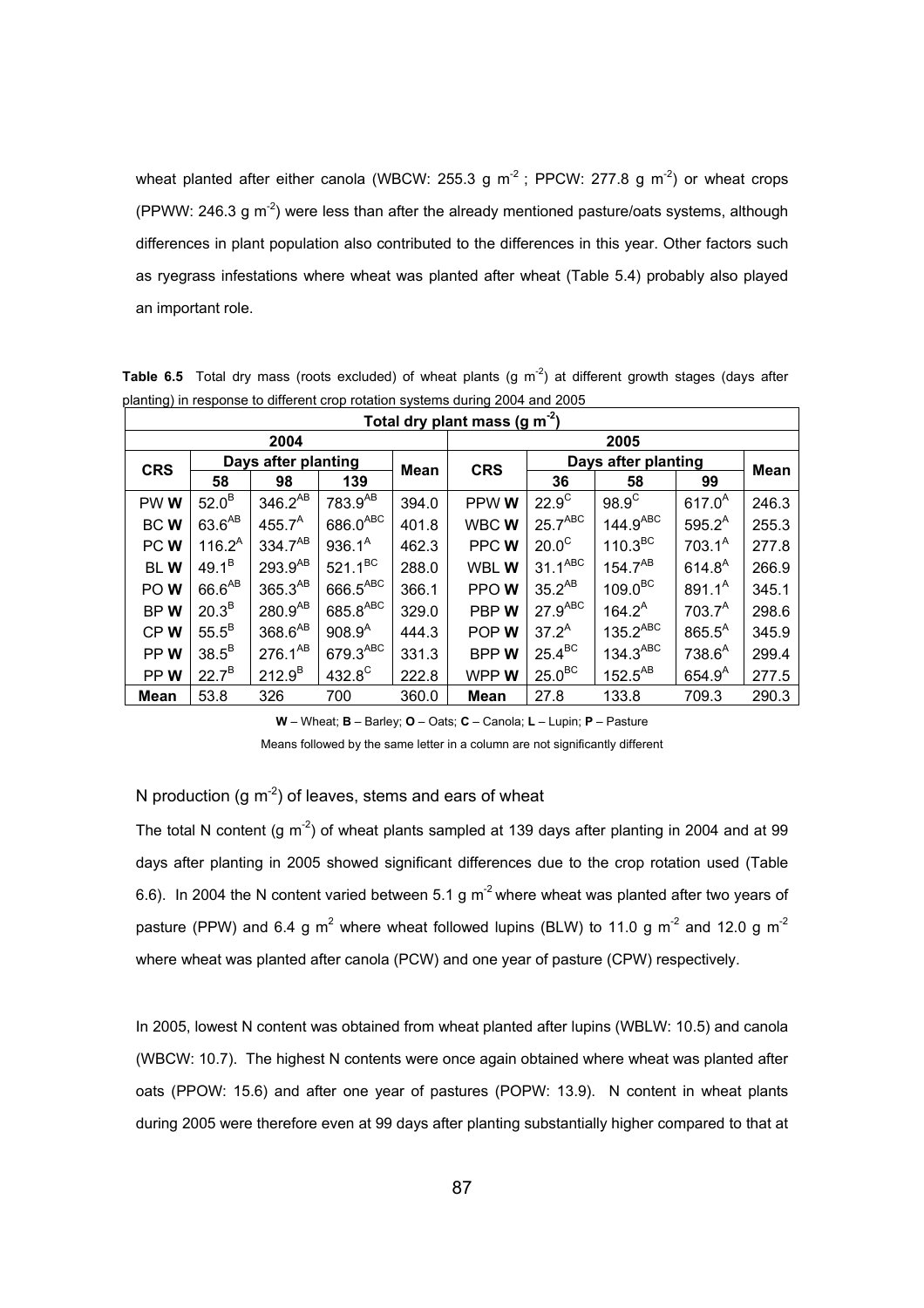wheat planted after either canola (WBCW: 255.3 g m$^{-2}$ ; PPCW: 277.8 g m$^{-2}$) or wheat crops (PPWW: 246.3 g m$^{-2}$) were less than after the already mentioned pasture/oats systems, although differences in plant population also contributed to the differences in this year. Other factors such as ryegrass infestations where wheat was planted after wheat (Table 5.4) probably also played an important role.

**Table 6.5** Total dry mass (roots excluded) of wheat plants (g m$^{-2}$) at different growth stages (days after planting) in response to different crop rotation systems during 2004 and 2005

| Total dry plant mass (g m$^{-2}$) | | | | | | | | | |
|---|---|---|---|---|---|---|---|---|---|
| **2004** | | | | | **2005** | | | | |
| **CRS** | **Days after planting** | | | **Mean** | **CRS** | **Days after planting** | | | **Mean** |
| | **58** | **98** | **139** | | | **36** | **58** | **99** | |
| PW **W** | $52.0^{B}$ | $346.2^{AB}$ | $783.9^{AB}$ | 394.0 | PPW **W** | $22.9^{C}$ | $98.9^{C}$ | $617.0^{A}$ | 246.3 |
| BC **W** | $63.6^{AB}$ | $455.7^{A}$ | $686.0^{ABC}$ | 401.8 | WBC **W** | $25.7^{ABC}$ | $144.9^{ABC}$ | $595.2^{A}$ | 255.3 |
| PC **W** | $116.2^{A}$ | $334.7^{AB}$ | $936.1^{A}$ | 462.3 | PPC **W** | $20.0^{C}$ | $110.3^{BC}$ | $703.1^{A}$ | 277.8 |
| BL **W** | $49.1^{B}$ | $293.9^{AB}$ | $521.1^{BC}$ | 288.0 | WBL **W** | $31.1^{ABC}$ | $154.7^{AB}$ | $614.8^{A}$ | 266.9 |
| PO **W** | $66.6^{AB}$ | $365.3^{AB}$ | $666.5^{ABC}$ | 366.1 | PPO **W** | $35.2^{AB}$ | $109.0^{BC}$ | $891.1^{A}$ | 345.1 |
| BP **W** | $20.3^{B}$ | $280.9^{AB}$ | $685.8^{ABC}$ | 329.0 | PBP **W** | $27.9^{ABC}$ | $164.2^{A}$ | $703.7^{A}$ | 298.6 |
| CP **W** | $55.5^{B}$ | $368.6^{AB}$ | $908.9^{A}$ | 444.3 | POP **W** | $37.2^{A}$ | $135.2^{ABC}$ | $865.5^{A}$ | 345.9 |
| PP **W** | $38.5^{B}$ | $276.1^{AB}$ | $679.3^{ABC}$ | 331.3 | BPP **W** | $25.4^{BC}$ | $134.3^{ABC}$ | $738.6^{A}$ | 299.4 |
| PP **W** | $22.7^{B}$ | $212.9^{B}$ | $432.8^{C}$ | 222.8 | WPP **W** | $25.0^{BC}$ | $152.5^{AB}$ | $654.9^{A}$ | 277.5 |
| **Mean** | 53.8 | 326 | 700 | 360.0 | **Mean** | 27.8 | 133.8 | 709.3 | 290.3 |

**W** – Wheat; **B** – Barley; **O** – Oats; **C** – Canola; **L** – Lupin; **P** – Pasture

Means followed by the same letter in a column are not significantly different

N production (g m$^{-2}$) of leaves, stems and ears of wheat

The total N content (g m$^{-2}$) of wheat plants sampled at 139 days after planting in 2004 and at 99 days after planting in 2005 showed significant differences due to the crop rotation used (Table 6.6). In 2004 the N content varied between 5.1 g m$^{-2}$ where wheat was planted after two years of pasture (PPW) and 6.4 g m$^{2}$ where wheat followed lupins (BLW) to 11.0 g m$^{-2}$ and 12.0 g m$^{-2}$ where wheat was planted after canola (PCW) and one year of pasture (CPW) respectively.

In 2005, lowest N content was obtained from wheat planted after lupins (WBLW: 10.5) and canola (WBCW: 10.7). The highest N contents were once again obtained where wheat was planted after oats (PPOW: 15.6) and after one year of pastures (POPW: 13.9). N content in wheat plants during 2005 were therefore even at 99 days after planting substantially higher compared to that at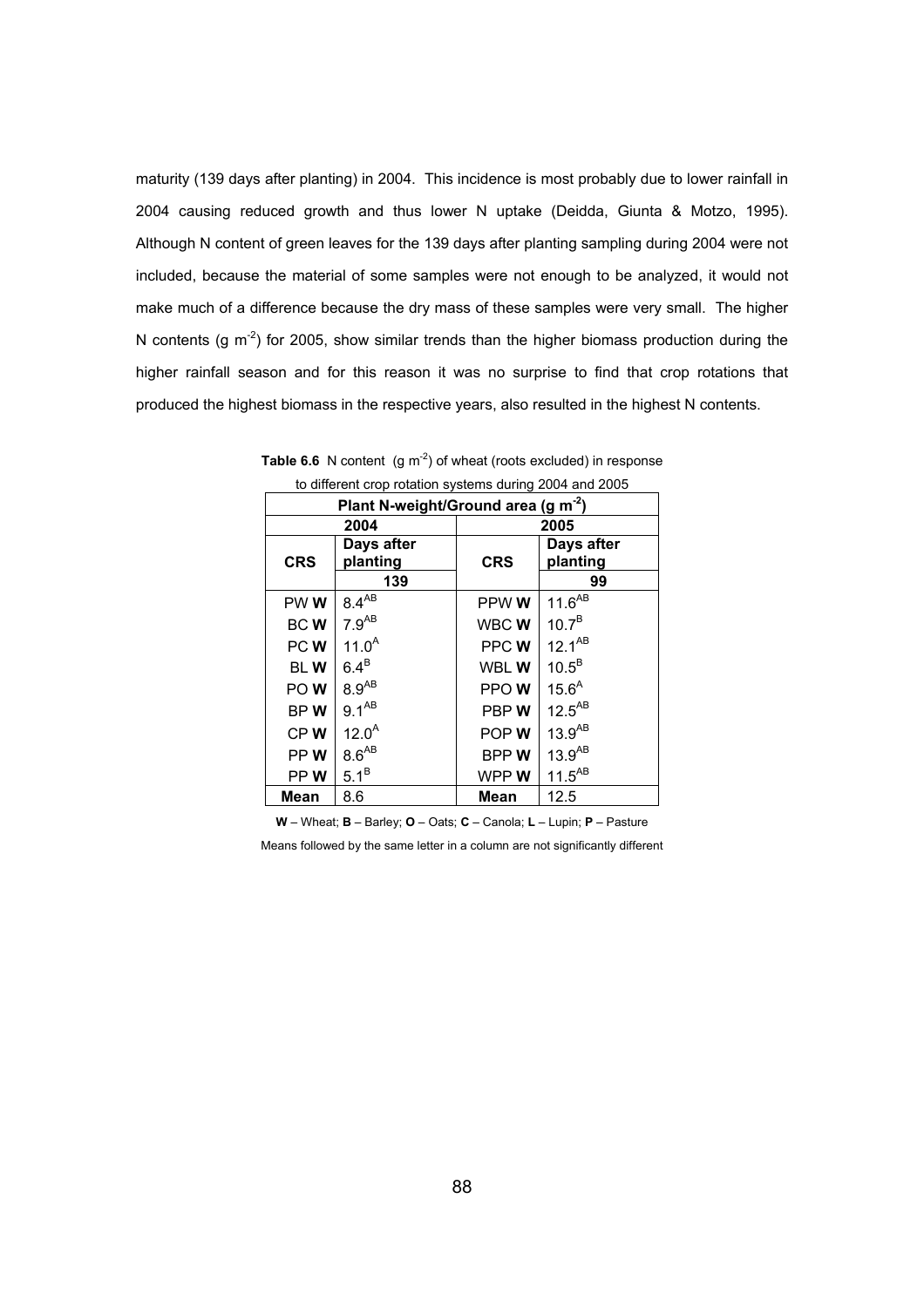maturity (139 days after planting) in 2004. This incidence is most probably due to lower rainfall in 2004 causing reduced growth and thus lower N uptake (Deidda, Giunta & Motzo, 1995). Although N content of green leaves for the 139 days after planting sampling during 2004 were not included, because the material of some samples were not enough to be analyzed, it would not make much of a difference because the dry mass of these samples were very small. The higher N contents (g m$^{-2}$) for 2005, show similar trends than the higher biomass production during the higher rainfall season and for this reason it was no surprise to find that crop rotations that produced the highest biomass in the respective years, also resulted in the highest N contents.

**Table 6.6** N content (g m$^{-2}$) of wheat (roots excluded) in response to different crop rotation systems during 2004 and 2005

| Plant N-weight/Ground area (g m$^{-2}$) | | | |
|---|---|---|---|
| 2004 | | 2005 | |
| CRS | Days after planting | CRS | Days after planting |
| | 139 | | 99 |
| PW **W** | 8.4$^{AB}$ | PPW **W** | 11.6$^{AB}$ |
| BC **W** | 7.9$^{AB}$ | WBC **W** | 10.7$^{B}$ |
| PC **W** | 11.0$^{A}$ | PPC **W** | 12.1$^{AB}$ |
| BL **W** | 6.4$^{B}$ | WBL **W** | 10.5$^{B}$ |
| PO **W** | 8.9$^{AB}$ | PPO **W** | 15.6$^{A}$ |
| BP **W** | 9.1$^{AB}$ | PBP **W** | 12.5$^{AB}$ |
| CP **W** | 12.0$^{A}$ | POP **W** | 13.9$^{AB}$ |
| PP **W** | 8.6$^{AB}$ | BPP **W** | 13.9$^{AB}$ |
| PP **W** | 5.1$^{B}$ | WPP **W** | 11.5$^{AB}$ |
| **Mean** | 8.6 | **Mean** | 12.5 |

**W** – Wheat; **B** – Barley; **O** – Oats; **C** – Canola; **L** – Lupin; **P** – Pasture

Means followed by the same letter in a column are not significantly different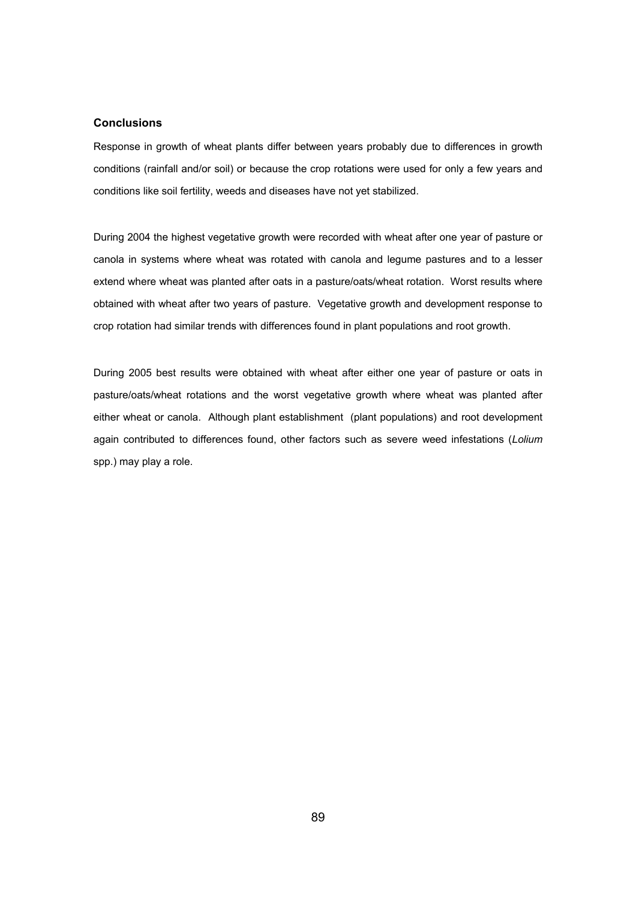### Conclusions

Response in growth of wheat plants differ between years probably due to differences in growth conditions (rainfall and/or soil) or because the crop rotations were used for only a few years and conditions like soil fertility, weeds and diseases have not yet stabilized.

During 2004 the highest vegetative growth were recorded with wheat after one year of pasture or canola in systems where wheat was rotated with canola and legume pastures and to a lesser extend where wheat was planted after oats in a pasture/oats/wheat rotation. Worst results where obtained with wheat after two years of pasture. Vegetative growth and development response to crop rotation had similar trends with differences found in plant populations and root growth.

During 2005 best results were obtained with wheat after either one year of pasture or oats in pasture/oats/wheat rotations and the worst vegetative growth where wheat was planted after either wheat or canola. Although plant establishment (plant populations) and root development again contributed to differences found, other factors such as severe weed infestations (*Lolium* spp.) may play a role.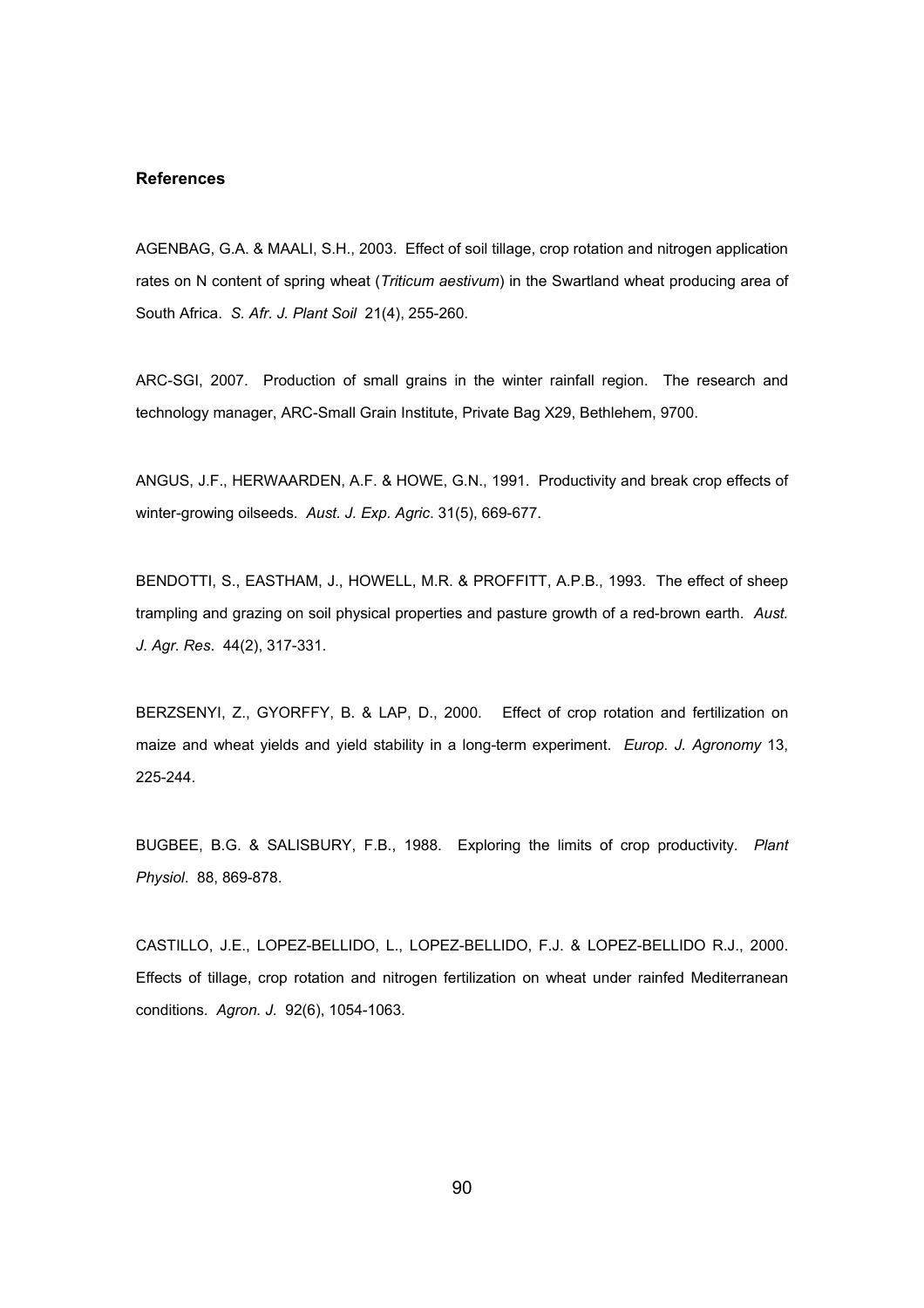**References**

AGENBAG, G.A. & MAALI, S.H., 2003. Effect of soil tillage, crop rotation and nitrogen application rates on N content of spring wheat (*Triticum aestivum*) in the Swartland wheat producing area of South Africa. *S. Afr. J. Plant Soil* 21(4), 255-260.

ARC-SGI, 2007. Production of small grains in the winter rainfall region. The research and technology manager, ARC-Small Grain Institute, Private Bag X29, Bethlehem, 9700.

ANGUS, J.F., HERWAARDEN, A.F. & HOWE, G.N., 1991. Productivity and break crop effects of winter-growing oilseeds. *Aust. J. Exp. Agric*. 31(5), 669-677.

BENDOTTI, S., EASTHAM, J., HOWELL, M.R. & PROFFITT, A.P.B., 1993. The effect of sheep trampling and grazing on soil physical properties and pasture growth of a red-brown earth. *Aust. J. Agr. Res*. 44(2), 317-331.

BERZSENYI, Z., GYORFFY, B. & LAP, D., 2000. Effect of crop rotation and fertilization on maize and wheat yields and yield stability in a long-term experiment. *Europ. J. Agronomy* 13, 225-244.

BUGBEE, B.G. & SALISBURY, F.B., 1988. Exploring the limits of crop productivity. *Plant Physiol*. 88, 869-878.

CASTILLO, J.E., LOPEZ-BELLIDO, L., LOPEZ-BELLIDO, F.J. & LOPEZ-BELLIDO R.J., 2000. Effects of tillage, crop rotation and nitrogen fertilization on wheat under rainfed Mediterranean conditions. *Agron. J.* 92(6), 1054-1063.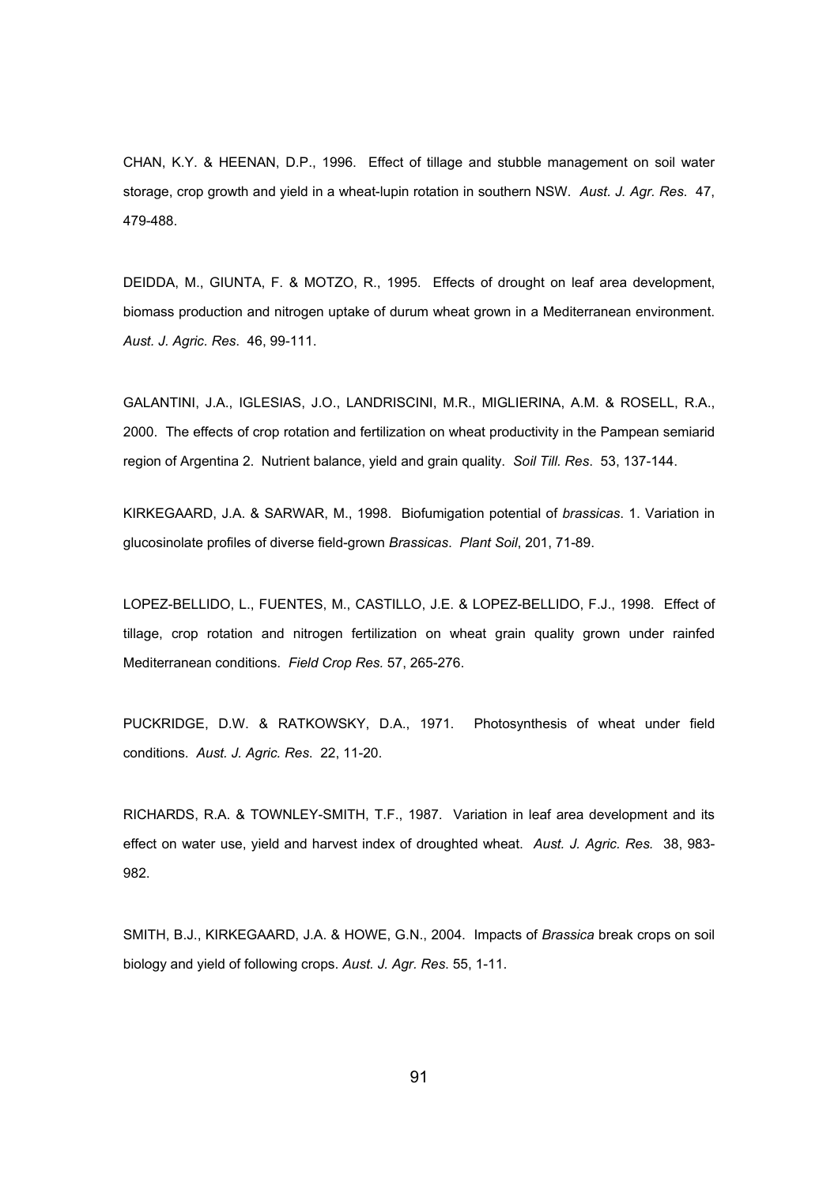CHAN, K.Y. & HEENAN, D.P., 1996. Effect of tillage and stubble management on soil water storage, crop growth and yield in a wheat-lupin rotation in southern NSW. *Aust. J. Agr. Res.* 47, 479-488.

DEIDDA, M., GIUNTA, F. & MOTZO, R., 1995. Effects of drought on leaf area development, biomass production and nitrogen uptake of durum wheat grown in a Mediterranean environment. *Aust. J. Agric. Res*. 46, 99-111.

GALANTINI, J.A., IGLESIAS, J.O., LANDRISCINI, M.R., MIGLIERINA, A.M. & ROSELL, R.A., 2000. The effects of crop rotation and fertilization on wheat productivity in the Pampean semiarid region of Argentina 2. Nutrient balance, yield and grain quality. *Soil Till. Res*. 53, 137-144.

KIRKEGAARD, J.A. & SARWAR, M., 1998. Biofumigation potential of *brassicas*. 1. Variation in glucosinolate profiles of diverse field-grown *Brassicas*. *Plant Soil*, 201, 71-89.

LOPEZ-BELLIDO, L., FUENTES, M., CASTILLO, J.E. & LOPEZ-BELLIDO, F.J., 1998. Effect of tillage, crop rotation and nitrogen fertilization on wheat grain quality grown under rainfed Mediterranean conditions. *Field Crop Res.* 57, 265-276.

PUCKRIDGE, D.W. & RATKOWSKY, D.A., 1971. Photosynthesis of wheat under field conditions. *Aust. J. Agric. Res*. 22, 11-20.

RICHARDS, R.A. & TOWNLEY-SMITH, T.F., 1987. Variation in leaf area development and its effect on water use, yield and harvest index of droughted wheat. *Aust. J. Agric. Res.* 38, 983-982.

SMITH, B.J., KIRKEGAARD, J.A. & HOWE, G.N., 2004. Impacts of *Brassica* break crops on soil biology and yield of following crops. *Aust. J. Agr. Res.* 55, 1-11.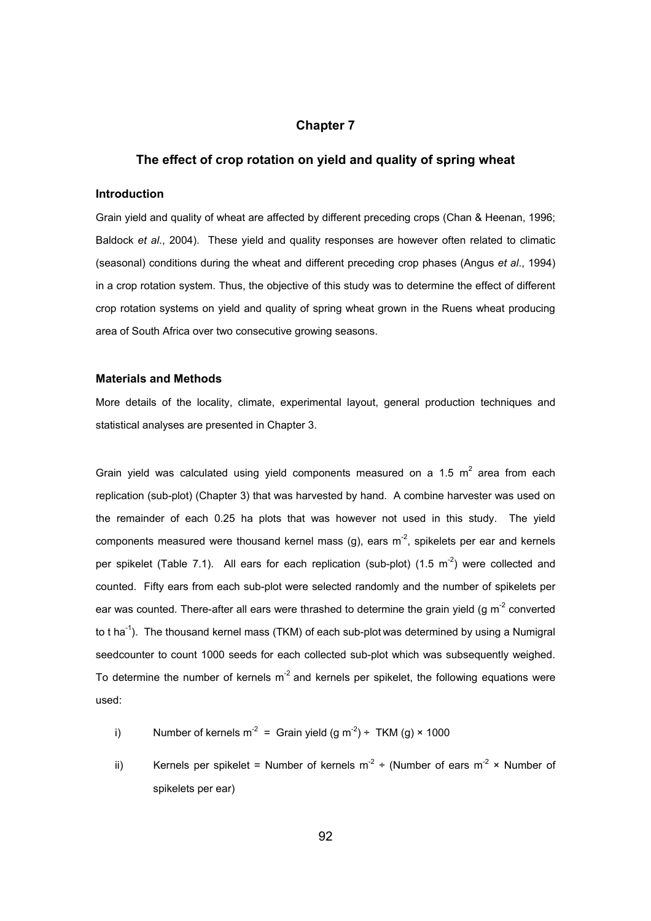# Chapter 7

## The effect of crop rotation on yield and quality of spring wheat

### Introduction

Grain yield and quality of wheat are affected by different preceding crops (Chan & Heenan, 1996; Baldock *et al*., 2004). These yield and quality responses are however often related to climatic (seasonal) conditions during the wheat and different preceding crop phases (Angus *et al*., 1994) in a crop rotation system. Thus, the objective of this study was to determine the effect of different crop rotation systems on yield and quality of spring wheat grown in the Ruens wheat producing area of South Africa over two consecutive growing seasons.

### Materials and Methods

More details of the locality, climate, experimental layout, general production techniques and statistical analyses are presented in Chapter 3.

Grain yield was calculated using yield components measured on a 1.5 $m^2$ area from each replication (sub-plot) (Chapter 3) that was harvested by hand. A combine harvester was used on the remainder of each 0.25 ha plots that was however not used in this study. The yield components measured were thousand kernel mass (g), ears $m^{-2}$, spikelets per ear and kernels per spikelet (Table 7.1). All ears for each replication (sub-plot) (1.5 $m^{-2}$) were collected and counted. Fifty ears from each sub-plot were selected randomly and the number of spikelets per ear was counted. There-after all ears were thrashed to determine the grain yield (g $m^{-2}$ converted to t $ha^{-1}$). The thousand kernel mass (TKM) of each sub-plot was determined by using a Numigral seedcounter to count 1000 seeds for each collected sub-plot which was subsequently weighed. To determine the number of kernels $m^{-2}$ and kernels per spikelet, the following equations were used:

i) Number of kernels $m^{-2}$ = Grain yield (g $m^{-2}$) ÷ TKM (g) × 1000

ii) Kernels per spikelet = Number of kernels $m^{-2}$ ÷ (Number of ears $m^{-2}$ × Number of spikelets per ear)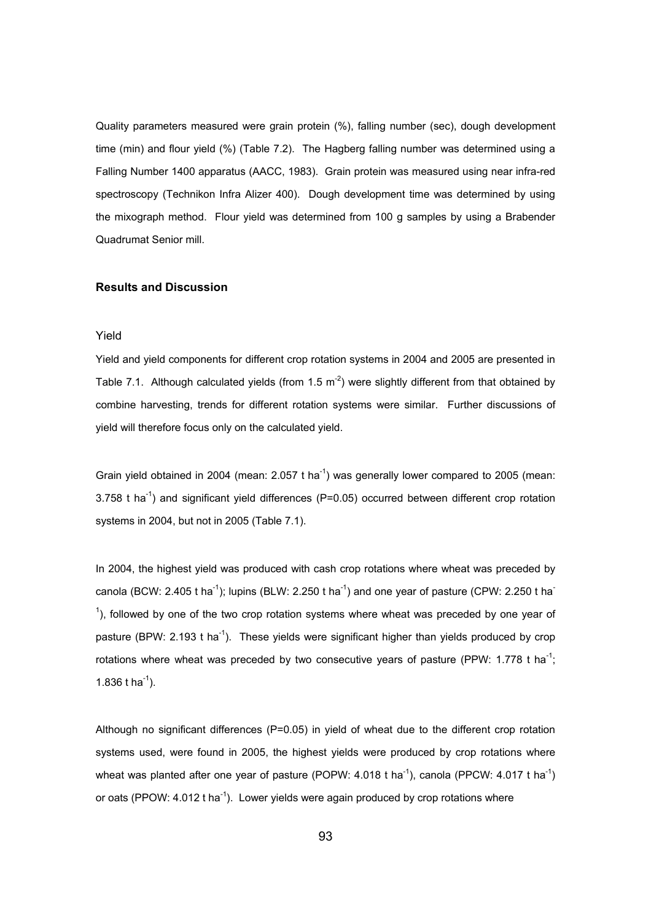Quality parameters measured were grain protein (%), falling number (sec), dough development time (min) and flour yield (%) (Table 7.2). The Hagberg falling number was determined using a Falling Number 1400 apparatus (AACC, 1983). Grain protein was measured using near infra-red spectroscopy (Technikon Infra Alizer 400). Dough development time was determined by using the mixograph method. Flour yield was determined from 100 g samples by using a Brabender Quadrumat Senior mill.

## Results and Discussion

### Yield

Yield and yield components for different crop rotation systems in 2004 and 2005 are presented in Table 7.1. Although calculated yields (from 1.5 $m^{-2}$) were slightly different from that obtained by combine harvesting, trends for different rotation systems were similar. Further discussions of yield will therefore focus only on the calculated yield.

Grain yield obtained in 2004 (mean: 2.057 t $ha^{-1}$) was generally lower compared to 2005 (mean: 3.758 t $ha^{-1}$) and significant yield differences (P=0.05) occurred between different crop rotation systems in 2004, but not in 2005 (Table 7.1).

In 2004, the highest yield was produced with cash crop rotations where wheat was preceded by canola (BCW: 2.405 t $ha^{-1}$); lupins (BLW: 2.250 t $ha^{-1}$) and one year of pasture (CPW: 2.250 t $ha^{-1}$), followed by one of the two crop rotation systems where wheat was preceded by one year of pasture (BPW: 2.193 t $ha^{-1}$). These yields were significant higher than yields produced by crop rotations where wheat was preceded by two consecutive years of pasture (PPW: 1.778 t $ha^{-1}$; 1.836 t $ha^{-1}$).

Although no significant differences (P=0.05) in yield of wheat due to the different crop rotation systems used, were found in 2005, the highest yields were produced by crop rotations where wheat was planted after one year of pasture (POPW: 4.018 t $ha^{-1}$), canola (PPCW: 4.017 t $ha^{-1}$) or oats (PPOW: 4.012 t $ha^{-1}$). Lower yields were again produced by crop rotations where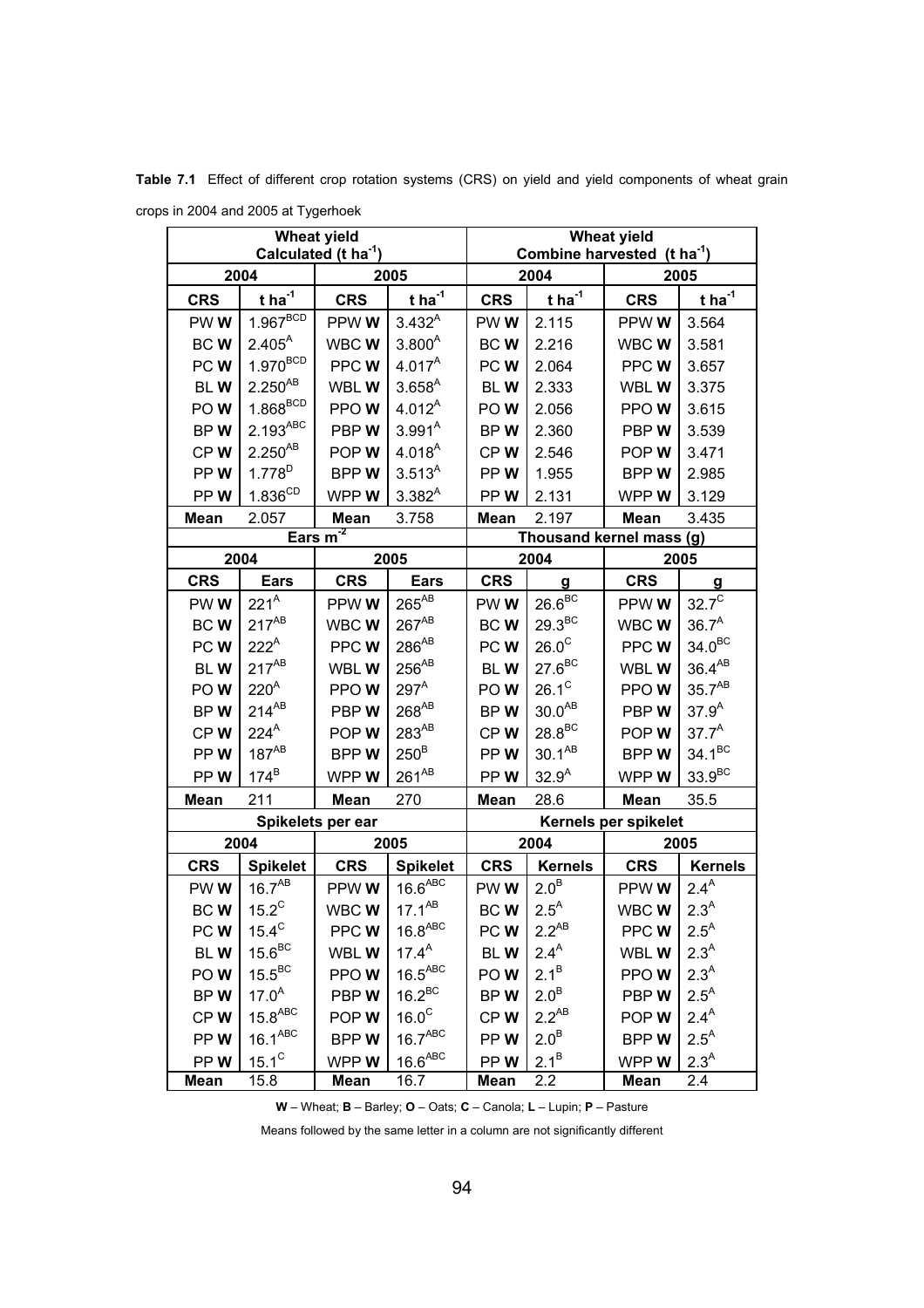**Table 7.1** Effect of different crop rotation systems (CRS) on yield and yield components of wheat grain crops in 2004 and 2005 at Tygerhoek

| Wheat yield Calculated (t ha$^{-1}$) | | | | Wheat yield Combine harvested (t ha$^{-1}$) | | | |
|---|---|---|---|---|---|---|---|
| 2004 | | 2005 | | 2004 | | 2005 | |
| **CRS** | **t ha$^{-1}$** | **CRS** | **t ha$^{-1}$** | **CRS** | **t ha$^{-1}$** | **CRS** | **t ha$^{-1}$** |
| PW **W** | $1.967^{BCD}$ | PPW **W** | $3.432^{A}$ | PW **W** | 2.115 | PPW **W** | 3.564 |
| BC **W** | $2.405^{A}$ | WBC **W** | $3.800^{A}$ | BC **W** | 2.216 | WBC **W** | 3.581 |
| PC **W** | $1.970^{BCD}$ | PPC **W** | $4.017^{A}$ | PC **W** | 2.064 | PPC **W** | 3.657 |
| BL **W** | $2.250^{AB}$ | WBL **W** | $3.658^{A}$ | BL **W** | 2.333 | WBL **W** | 3.375 |
| PO **W** | $1.868^{BCD}$ | PPO **W** | $4.012^{A}$ | PO **W** | 2.056 | PPO **W** | 3.615 |
| BP **W** | $2.193^{ABC}$ | PBP **W** | $3.991^{A}$ | BP **W** | 2.360 | PBP **W** | 3.539 |
| CP **W** | $2.250^{AB}$ | POP **W** | $4.018^{A}$ | CP **W** | 2.546 | POP **W** | 3.471 |
| PP **W** | $1.778^{D}$ | BPP **W** | $3.513^{A}$ | PP **W** | 1.955 | BPP **W** | 2.985 |
| PP **W** | $1.836^{CD}$ | WPP **W** | $3.382^{A}$ | PP **W** | 2.131 | WPP **W** | 3.129 |
| **Mean** | 2.057 | **Mean** | 3.758 | **Mean** | 2.197 | **Mean** | 3.435 |
| **Ears m$^{-2}$** | | | | **Thousand kernel mass (g)** | | | |
| 2004 | | 2005 | | 2004 | | 2005 | |
| **CRS** | **Ears** | **CRS** | **Ears** | **CRS** | **g** | **CRS** | **g** |
| PW **W** | $221^{A}$ | PPW **W** | $265^{AB}$ | PW **W** | $26.6^{BC}$ | PPW **W** | $32.7^{C}$ |
| BC **W** | $217^{AB}$ | WBC **W** | $267^{AB}$ | BC **W** | $29.3^{BC}$ | WBC **W** | $36.7^{A}$ |
| PC **W** | $222^{A}$ | PPC **W** | $286^{AB}$ | PC **W** | $26.0^{C}$ | PPC **W** | $34.0^{BC}$ |
| BL **W** | $217^{AB}$ | WBL **W** | $256^{AB}$ | BL **W** | $27.6^{BC}$ | WBL **W** | $36.4^{AB}$ |
| PO **W** | $220^{A}$ | PPO **W** | $297^{A}$ | PO **W** | $26.1^{C}$ | PPO **W** | $35.7^{AB}$ |
| BP **W** | $214^{AB}$ | PBP **W** | $268^{AB}$ | BP **W** | $30.0^{AB}$ | PBP **W** | $37.9^{A}$ |
| CP **W** | $224^{A}$ | POP **W** | $283^{AB}$ | CP **W** | $28.8^{BC}$ | POP **W** | $37.7^{A}$ |
| PP **W** | $187^{AB}$ | BPP **W** | $250^{B}$ | PP **W** | $30.1^{AB}$ | BPP **W** | $34.1^{BC}$ |
| PP **W** | $174^{B}$ | WPP **W** | $261^{AB}$ | PP **W** | $32.9^{A}$ | WPP **W** | $33.9^{BC}$ |
| **Mean** | 211 | **Mean** | 270 | **Mean** | 28.6 | **Mean** | 35.5 |
| **Spikelets per ear** | | | | **Kernels per spikelet** | | | |
| 2004 | | 2005 | | 2004 | | 2005 | |
| **CRS** | **Spikelet** | **CRS** | **Spikelet** | **CRS** | **Kernels** | **CRS** | **Kernels** |
| PW **W** | $16.7^{AB}$ | PPW **W** | $16.6^{ABC}$ | PW **W** | $2.0^{B}$ | PPW **W** | $2.4^{A}$ |
| BC **W** | $15.2^{C}$ | WBC **W** | $17.1^{AB}$ | BC **W** | $2.5^{A}$ | WBC **W** | $2.3^{A}$ |
| PC **W** | $15.4^{C}$ | PPC **W** | $16.8^{ABC}$ | PC **W** | $2.2^{AB}$ | PPC **W** | $2.5^{A}$ |
| BL **W** | $15.6^{BC}$ | WBL **W** | $17.4^{A}$ | BL **W** | $2.4^{A}$ | WBL **W** | $2.3^{A}$ |
| PO **W** | $15.5^{BC}$ | PPO **W** | $16.5^{ABC}$ | PO **W** | $2.1^{B}$ | PPO **W** | $2.3^{A}$ |
| BP **W** | $17.0^{A}$ | PBP **W** | $16.2^{BC}$ | BP **W** | $2.0^{B}$ | PBP **W** | $2.5^{A}$ |
| CP **W** | $15.8^{ABC}$ | POP **W** | $16.0^{C}$ | CP **W** | $2.2^{AB}$ | POP **W** | $2.4^{A}$ |
| PP **W** | $16.1^{ABC}$ | BPP **W** | $16.7^{ABC}$ | PP **W** | $2.0^{B}$ | BPP **W** | $2.5^{A}$ |
| PP **W** | $15.1^{C}$ | WPP **W** | $16.6^{ABC}$ | PP **W** | $2.1^{B}$ | WPP **W** | $2.3^{A}$ |
| **Mean** | 15.8 | **Mean** | 16.7 | **Mean** | 2.2 | **Mean** | 2.4 |

**W** – Wheat; **B** – Barley; **O** – Oats; **C** – Canola; **L** – Lupin; **P** – Pasture

Means followed by the same letter in a column are not significantly different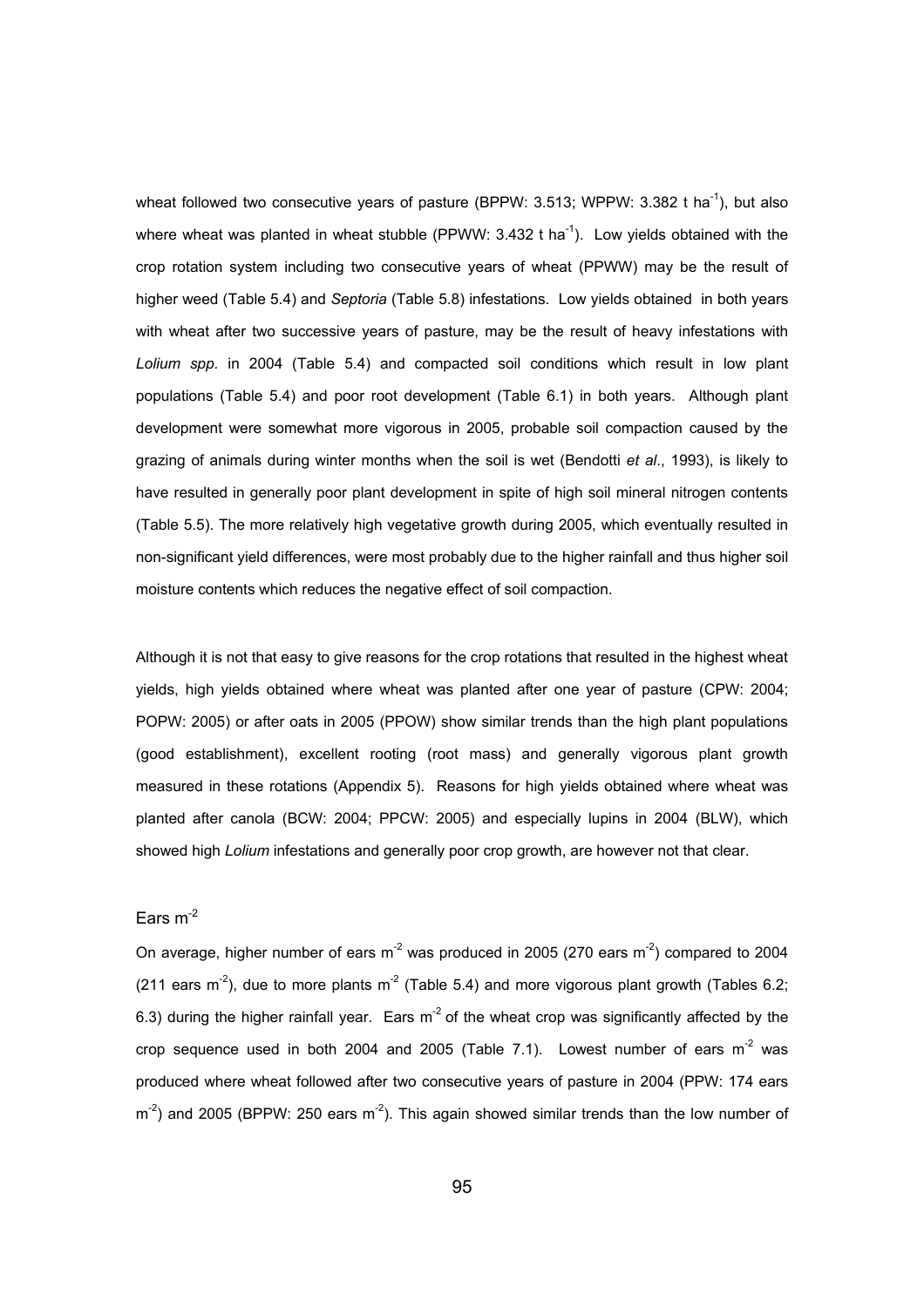wheat followed two consecutive years of pasture (BPPW: 3.513; WPPW: 3.382 t $ha^{-1}$), but also where wheat was planted in wheat stubble (PPWW: 3.432 t $ha^{-1}$). Low yields obtained with the crop rotation system including two consecutive years of wheat (PPWW) may be the result of higher weed (Table 5.4) and *Septoria* (Table 5.8) infestations. Low yields obtained in both years with wheat after two successive years of pasture, may be the result of heavy infestations with *Lolium spp.* in 2004 (Table 5.4) and compacted soil conditions which result in low plant populations (Table 5.4) and poor root development (Table 6.1) in both years. Although plant development were somewhat more vigorous in 2005, probable soil compaction caused by the grazing of animals during winter months when the soil is wet (Bendotti *et al*., 1993), is likely to have resulted in generally poor plant development in spite of high soil mineral nitrogen contents (Table 5.5). The more relatively high vegetative growth during 2005, which eventually resulted in non-significant yield differences, were most probably due to the higher rainfall and thus higher soil moisture contents which reduces the negative effect of soil compaction.

Although it is not that easy to give reasons for the crop rotations that resulted in the highest wheat yields, high yields obtained where wheat was planted after one year of pasture (CPW: 2004; POPW: 2005) or after oats in 2005 (PPOW) show similar trends than the high plant populations (good establishment), excellent rooting (root mass) and generally vigorous plant growth measured in these rotations (Appendix 5). Reasons for high yields obtained where wheat was planted after canola (BCW: 2004; PPCW: 2005) and especially lupins in 2004 (BLW), which showed high *Lolium* infestations and generally poor crop growth, are however not that clear.

### Ears $m^{-2}$

On average, higher number of ears $m^{-2}$ was produced in 2005 (270 ears $m^{-2}$) compared to 2004 (211 ears $m^{-2}$), due to more plants $m^{-2}$ (Table 5.4) and more vigorous plant growth (Tables 6.2; 6.3) during the higher rainfall year. Ears $m^{-2}$ of the wheat crop was significantly affected by the crop sequence used in both 2004 and 2005 (Table 7.1). Lowest number of ears $m^{-2}$ was produced where wheat followed after two consecutive years of pasture in 2004 (PPW: 174 ears $m^{-2}$) and 2005 (BPPW: 250 ears $m^{-2}$). This again showed similar trends than the low number of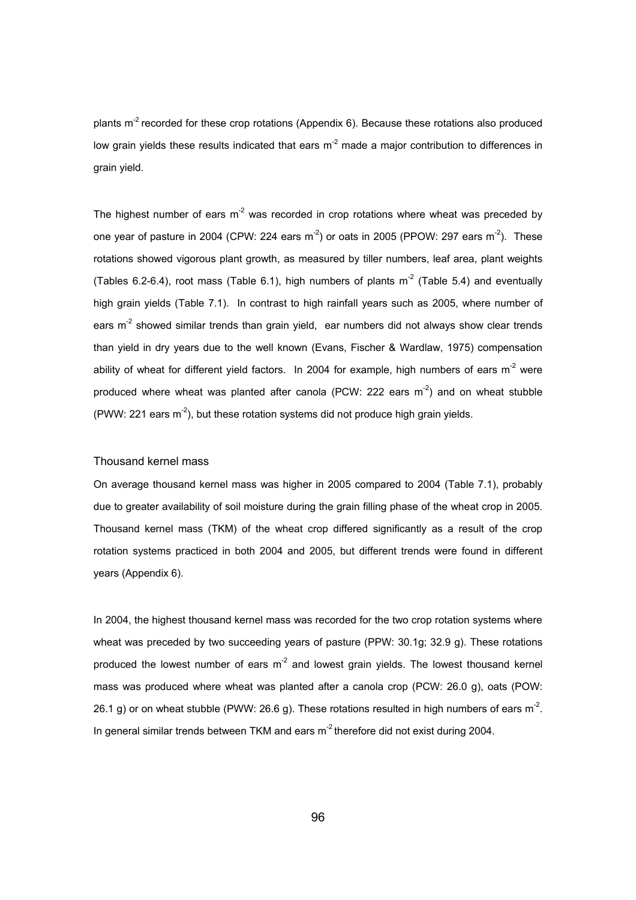plants m$^{-2}$ recorded for these crop rotations (Appendix 6). Because these rotations also produced low grain yields these results indicated that ears m$^{-2}$ made a major contribution to differences in grain yield.

The highest number of ears m$^{-2}$ was recorded in crop rotations where wheat was preceded by one year of pasture in 2004 (CPW: 224 ears m$^{-2}$) or oats in 2005 (PPOW: 297 ears m$^{-2}$). These rotations showed vigorous plant growth, as measured by tiller numbers, leaf area, plant weights (Tables 6.2-6.4), root mass (Table 6.1), high numbers of plants m$^{-2}$ (Table 5.4) and eventually high grain yields (Table 7.1). In contrast to high rainfall years such as 2005, where number of ears m$^{-2}$ showed similar trends than grain yield, ear numbers did not always show clear trends than yield in dry years due to the well known (Evans, Fischer & Wardlaw, 1975) compensation ability of wheat for different yield factors. In 2004 for example, high numbers of ears m$^{-2}$ were produced where wheat was planted after canola (PCW: 222 ears m$^{-2}$) and on wheat stubble (PWW: 221 ears m$^{-2}$), but these rotation systems did not produce high grain yields.

### Thousand kernel mass

On average thousand kernel mass was higher in 2005 compared to 2004 (Table 7.1), probably due to greater availability of soil moisture during the grain filling phase of the wheat crop in 2005. Thousand kernel mass (TKM) of the wheat crop differed significantly as a result of the crop rotation systems practiced in both 2004 and 2005, but different trends were found in different years (Appendix 6).

In 2004, the highest thousand kernel mass was recorded for the two crop rotation systems where wheat was preceded by two succeeding years of pasture (PPW: 30.1g; 32.9 g). These rotations produced the lowest number of ears m$^{-2}$ and lowest grain yields. The lowest thousand kernel mass was produced where wheat was planted after a canola crop (PCW: 26.0 g), oats (POW: 26.1 g) or on wheat stubble (PWW: 26.6 g). These rotations resulted in high numbers of ears m$^{-2}$. In general similar trends between TKM and ears m$^{-2}$ therefore did not exist during 2004.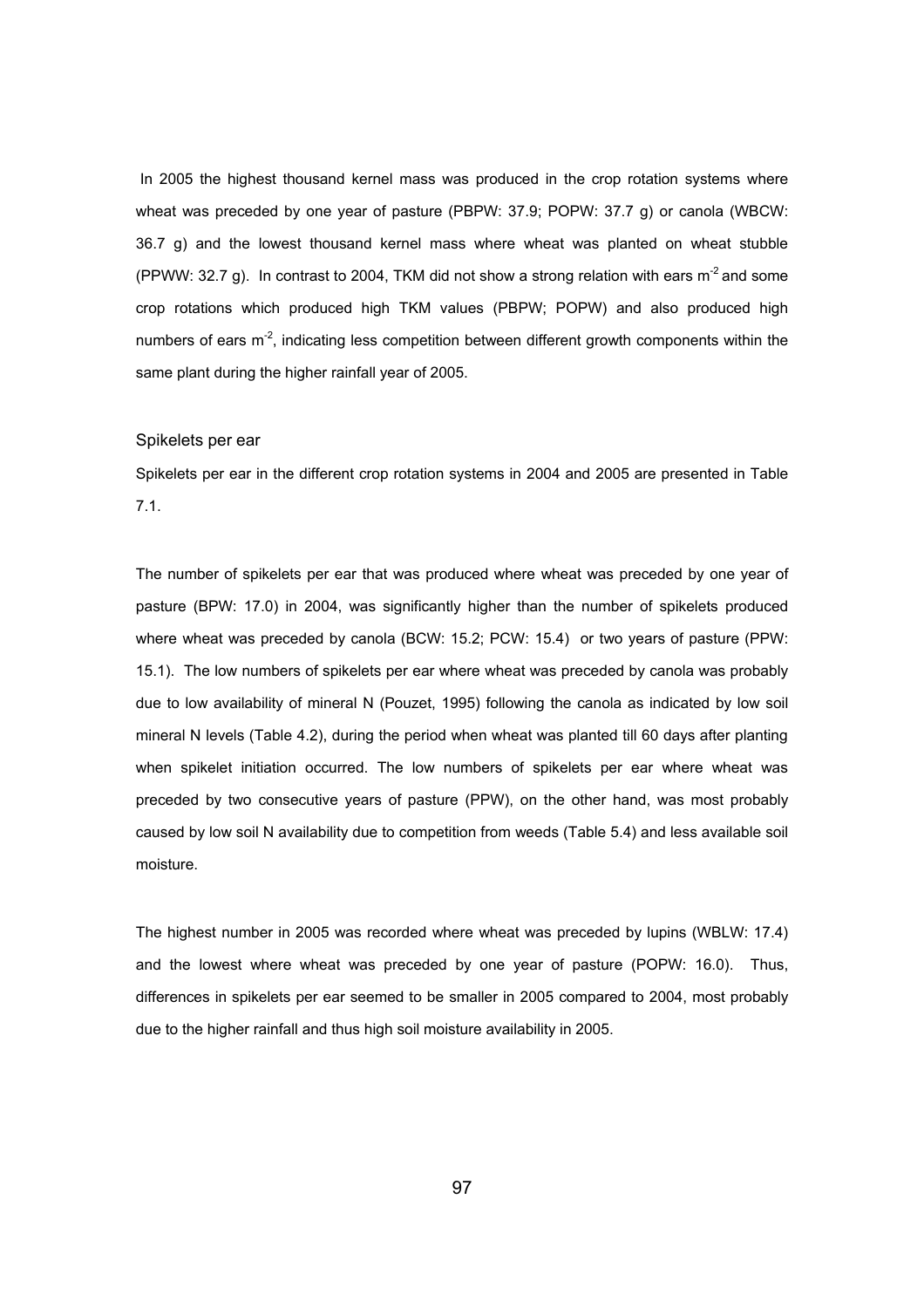In 2005 the highest thousand kernel mass was produced in the crop rotation systems where wheat was preceded by one year of pasture (PBPW: 37.9; POPW: 37.7 g) or canola (WBCW: 36.7 g) and the lowest thousand kernel mass where wheat was planted on wheat stubble (PPWW: 32.7 g). In contrast to 2004, TKM did not show a strong relation with ears $m^{-2}$ and some crop rotations which produced high TKM values (PBPW; POPW) and also produced high numbers of ears $m^{-2}$, indicating less competition between different growth components within the same plant during the higher rainfall year of 2005.

### Spikelets per ear

Spikelets per ear in the different crop rotation systems in 2004 and 2005 are presented in Table 7.1.

The number of spikelets per ear that was produced where wheat was preceded by one year of pasture (BPW: 17.0) in 2004, was significantly higher than the number of spikelets produced where wheat was preceded by canola (BCW: 15.2; PCW: 15.4) or two years of pasture (PPW: 15.1). The low numbers of spikelets per ear where wheat was preceded by canola was probably due to low availability of mineral N (Pouzet, 1995) following the canola as indicated by low soil mineral N levels (Table 4.2), during the period when wheat was planted till 60 days after planting when spikelet initiation occurred. The low numbers of spikelets per ear where wheat was preceded by two consecutive years of pasture (PPW), on the other hand, was most probably caused by low soil N availability due to competition from weeds (Table 5.4) and less available soil moisture.

The highest number in 2005 was recorded where wheat was preceded by lupins (WBLW: 17.4) and the lowest where wheat was preceded by one year of pasture (POPW: 16.0). Thus, differences in spikelets per ear seemed to be smaller in 2005 compared to 2004, most probably due to the higher rainfall and thus high soil moisture availability in 2005.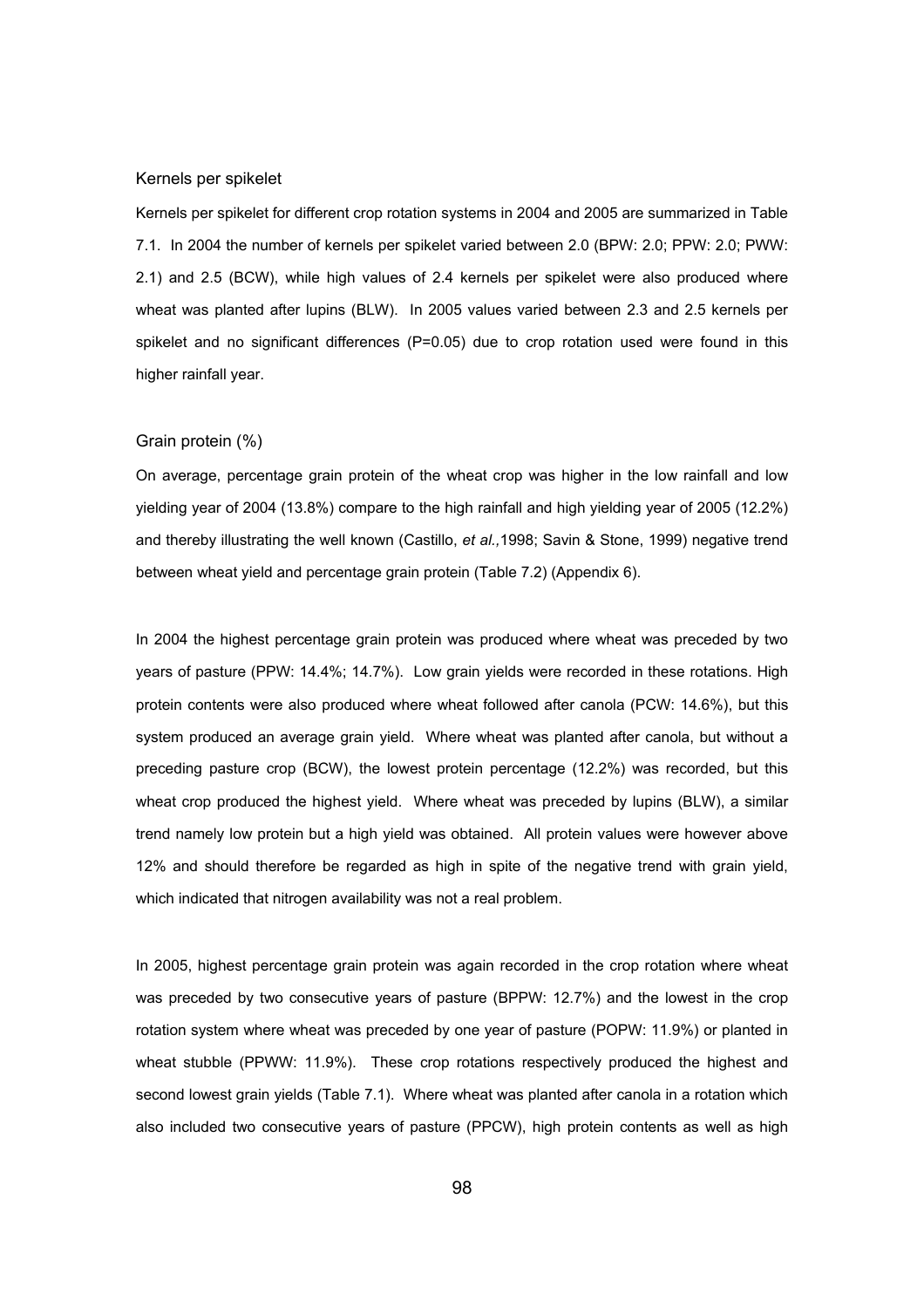### Kernels per spikelet

Kernels per spikelet for different crop rotation systems in 2004 and 2005 are summarized in Table 7.1. In 2004 the number of kernels per spikelet varied between 2.0 (BPW: 2.0; PPW: 2.0; PWW: 2.1) and 2.5 (BCW), while high values of 2.4 kernels per spikelet were also produced where wheat was planted after lupins (BLW). In 2005 values varied between 2.3 and 2.5 kernels per spikelet and no significant differences (P=0.05) due to crop rotation used were found in this higher rainfall year.

### Grain protein (%)

On average, percentage grain protein of the wheat crop was higher in the low rainfall and low yielding year of 2004 (13.8%) compare to the high rainfall and high yielding year of 2005 (12.2%) and thereby illustrating the well known (Castillo, *et al.,*1998; Savin & Stone, 1999) negative trend between wheat yield and percentage grain protein (Table 7.2) (Appendix 6).

In 2004 the highest percentage grain protein was produced where wheat was preceded by two years of pasture (PPW: 14.4%; 14.7%). Low grain yields were recorded in these rotations. High protein contents were also produced where wheat followed after canola (PCW: 14.6%), but this system produced an average grain yield. Where wheat was planted after canola, but without a preceding pasture crop (BCW), the lowest protein percentage (12.2%) was recorded, but this wheat crop produced the highest yield. Where wheat was preceded by lupins (BLW), a similar trend namely low protein but a high yield was obtained. All protein values were however above 12% and should therefore be regarded as high in spite of the negative trend with grain yield, which indicated that nitrogen availability was not a real problem.

In 2005, highest percentage grain protein was again recorded in the crop rotation where wheat was preceded by two consecutive years of pasture (BPPW: 12.7%) and the lowest in the crop rotation system where wheat was preceded by one year of pasture (POPW: 11.9%) or planted in wheat stubble (PPWW: 11.9%). These crop rotations respectively produced the highest and second lowest grain yields (Table 7.1). Where wheat was planted after canola in a rotation which also included two consecutive years of pasture (PPCW), high protein contents as well as high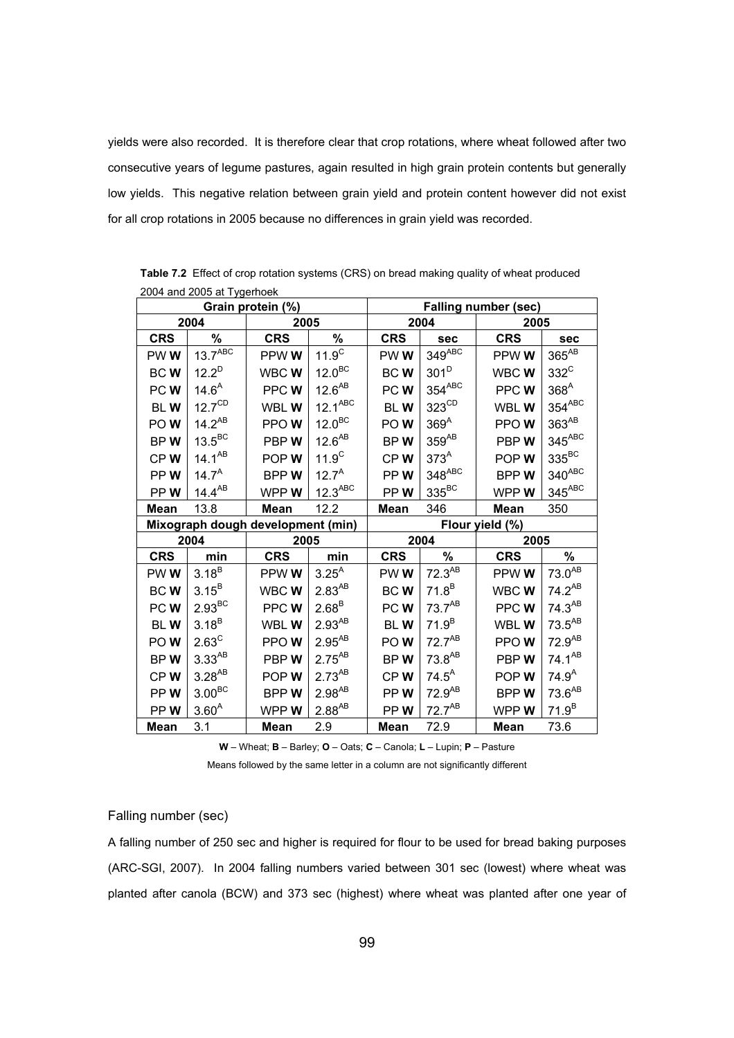yields were also recorded. It is therefore clear that crop rotations, where wheat followed after two consecutive years of legume pastures, again resulted in high grain protein contents but generally low yields. This negative relation between grain yield and protein content however did not exist for all crop rotations in 2005 because no differences in grain yield was recorded.

**Table 7.2** Effect of crop rotation systems (CRS) on bread making quality of wheat produced 2004 and 2005 at Tygerhoek

| Grain protein (%) | | | | Falling number (sec) | | | |
|---|---|---|---|---|---|---|---|
| 2004 | | 2005 | | 2004 | | 2005 | |
| **CRS** | **%** | **CRS** | **%** | **CRS** | **sec** | **CRS** | **sec** |
| PW **W** | $13.7^{ABC}$ | PPW **W** | $11.9^{C}$ | PW **W** | $349^{ABC}$ | PPW **W** | $365^{AB}$ |
| BC **W** | $12.2^{D}$ | WBC **W** | $12.0^{BC}$ | BC **W** | $301^{D}$ | WBC **W** | $332^{C}$ |
| PC **W** | $14.6^{A}$ | PPC **W** | $12.6^{AB}$ | PC **W** | $354^{ABC}$ | PPC **W** | $368^{A}$ |
| BL **W** | $12.7^{CD}$ | WBL **W** | $12.1^{ABC}$ | BL **W** | $323^{CD}$ | WBL **W** | $354^{ABC}$ |
| PO **W** | $14.2^{AB}$ | PPO **W** | $12.0^{BC}$ | PO **W** | $369^{A}$ | PPO **W** | $363^{AB}$ |
| BP **W** | $13.5^{BC}$ | PBP **W** | $12.6^{AB}$ | BP **W** | $359^{AB}$ | PBP **W** | $345^{ABC}$ |
| CP **W** | $14.1^{AB}$ | POP **W** | $11.9^{C}$ | CP **W** | $373^{A}$ | POP **W** | $335^{BC}$ |
| PP **W** | $14.7^{A}$ | BPP **W** | $12.7^{A}$ | PP **W** | $348^{ABC}$ | BPP **W** | $340^{ABC}$ |
| PP **W** | $14.4^{AB}$ | WPP **W** | $12.3^{ABC}$ | PP **W** | $335^{BC}$ | WPP **W** | $345^{ABC}$ |
| **Mean** | 13.8 | **Mean** | 12.2 | **Mean** | 346 | **Mean** | 350 |
| **Mixograph dough development (min)** | | | | **Flour yield (%)** | | | |
| 2004 | | 2005 | | 2004 | | 2005 | |
| **CRS** | **min** | **CRS** | **min** | **CRS** | **%** | **CRS** | **%** |
| PW **W** | $3.18^{B}$ | PPW **W** | $3.25^{A}$ | PW **W** | $72.3^{AB}$ | PPW **W** | $73.0^{AB}$ |
| BC **W** | $3.15^{B}$ | WBC **W** | $2.83^{AB}$ | BC **W** | $71.8^{B}$ | WBC **W** | $74.2^{AB}$ |
| PC **W** | $2.93^{BC}$ | PPC **W** | $2.68^{B}$ | PC **W** | $73.7^{AB}$ | PPC **W** | $74.3^{AB}$ |
| BL **W** | $3.18^{B}$ | WBL **W** | $2.93^{AB}$ | BL **W** | $71.9^{B}$ | WBL **W** | $73.5^{AB}$ |
| PO **W** | $2.63^{C}$ | PPO **W** | $2.95^{AB}$ | PO **W** | $72.7^{AB}$ | PPO **W** | $72.9^{AB}$ |
| BP **W** | $3.33^{AB}$ | PBP **W** | $2.75^{AB}$ | BP **W** | $73.8^{AB}$ | PBP **W** | $74.1^{AB}$ |
| CP **W** | $3.28^{AB}$ | POP **W** | $2.73^{AB}$ | CP **W** | $74.5^{A}$ | POP **W** | $74.9^{A}$ |
| PP **W** | $3.00^{BC}$ | BPP **W** | $2.98^{AB}$ | PP **W** | $72.9^{AB}$ | BPP **W** | $73.6^{AB}$ |
| PP **W** | $3.60^{A}$ | WPP **W** | $2.88^{AB}$ | PP **W** | $72.7^{AB}$ | WPP **W** | $71.9^{B}$ |
| **Mean** | 3.1 | **Mean** | 2.9 | **Mean** | 72.9 | **Mean** | 73.6 |

**W** – Wheat; **B** – Barley; **O** – Oats; **C** – Canola; **L** – Lupin; **P** – Pasture

Means followed by the same letter in a column are not significantly different

### Falling number (sec)

A falling number of 250 sec and higher is required for flour to be used for bread baking purposes (ARC-SGI, 2007). In 2004 falling numbers varied between 301 sec (lowest) where wheat was planted after canola (BCW) and 373 sec (highest) where wheat was planted after one year of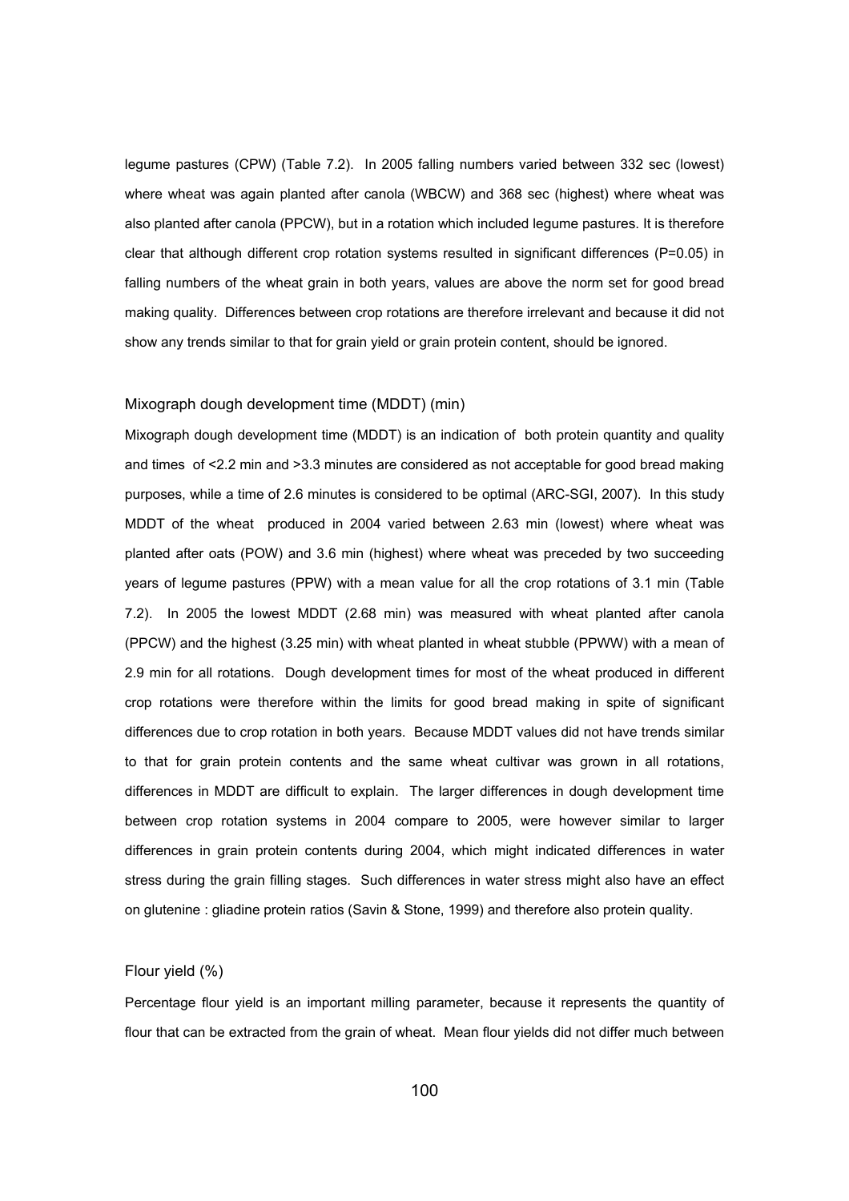legume pastures (CPW) (Table 7.2). In 2005 falling numbers varied between 332 sec (lowest) where wheat was again planted after canola (WBCW) and 368 sec (highest) where wheat was also planted after canola (PPCW), but in a rotation which included legume pastures. It is therefore clear that although different crop rotation systems resulted in significant differences (P=0.05) in falling numbers of the wheat grain in both years, values are above the norm set for good bread making quality. Differences between crop rotations are therefore irrelevant and because it did not show any trends similar to that for grain yield or grain protein content, should be ignored.

### Mixograph dough development time (MDDT) (min)

Mixograph dough development time (MDDT) is an indication of both protein quantity and quality and times of <2.2 min and >3.3 minutes are considered as not acceptable for good bread making purposes, while a time of 2.6 minutes is considered to be optimal (ARC-SGI, 2007). In this study MDDT of the wheat produced in 2004 varied between 2.63 min (lowest) where wheat was planted after oats (POW) and 3.6 min (highest) where wheat was preceded by two succeeding years of legume pastures (PPW) with a mean value for all the crop rotations of 3.1 min (Table 7.2). In 2005 the lowest MDDT (2.68 min) was measured with wheat planted after canola (PPCW) and the highest (3.25 min) with wheat planted in wheat stubble (PPWW) with a mean of 2.9 min for all rotations. Dough development times for most of the wheat produced in different crop rotations were therefore within the limits for good bread making in spite of significant differences due to crop rotation in both years. Because MDDT values did not have trends similar to that for grain protein contents and the same wheat cultivar was grown in all rotations, differences in MDDT are difficult to explain. The larger differences in dough development time between crop rotation systems in 2004 compare to 2005, were however similar to larger differences in grain protein contents during 2004, which might indicated differences in water stress during the grain filling stages. Such differences in water stress might also have an effect on glutenine : gliadine protein ratios (Savin & Stone, 1999) and therefore also protein quality.

### Flour yield (%)

Percentage flour yield is an important milling parameter, because it represents the quantity of flour that can be extracted from the grain of wheat. Mean flour yields did not differ much between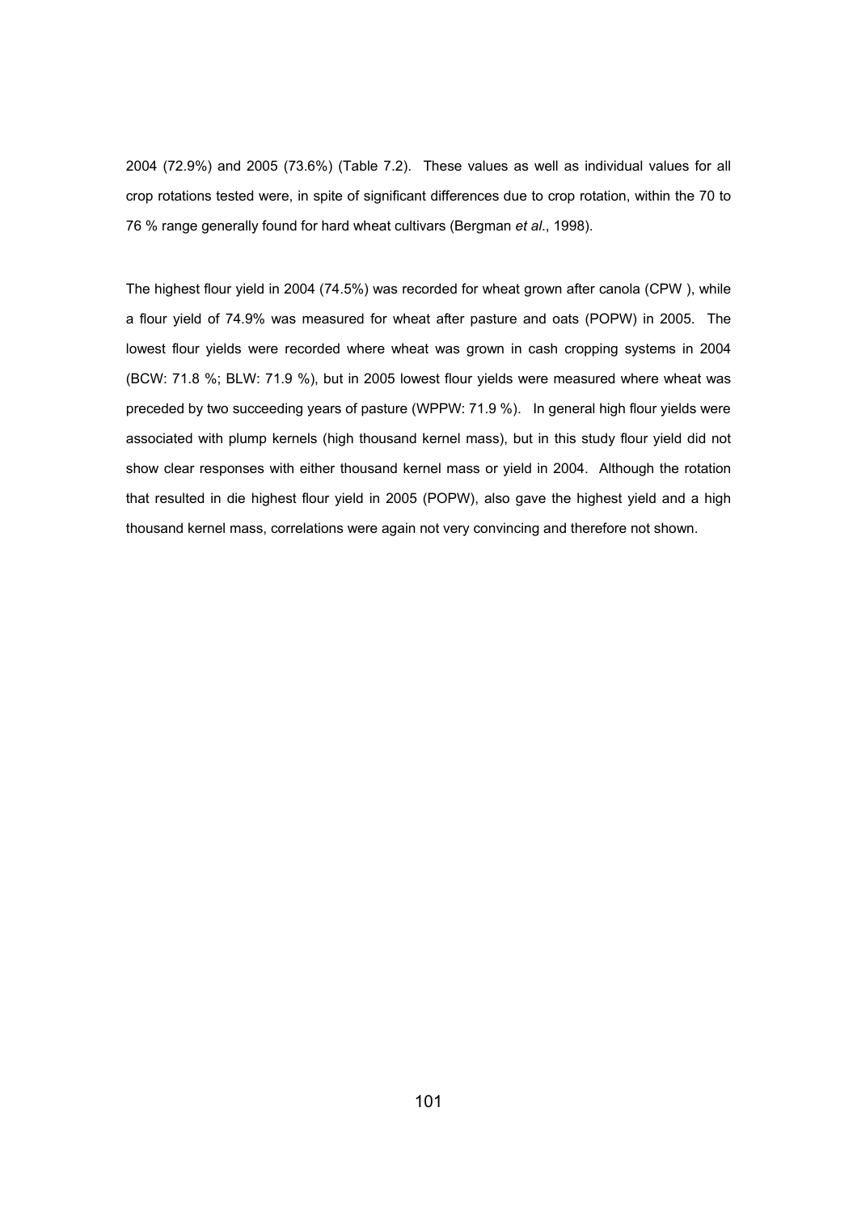2004 (72.9%) and 2005 (73.6%) (Table 7.2). These values as well as individual values for all crop rotations tested were, in spite of significant differences due to crop rotation, within the 70 to 76 % range generally found for hard wheat cultivars (Bergman *et al*., 1998).

The highest flour yield in 2004 (74.5%) was recorded for wheat grown after canola (CPW ), while a flour yield of 74.9% was measured for wheat after pasture and oats (POPW) in 2005. The lowest flour yields were recorded where wheat was grown in cash cropping systems in 2004 (BCW: 71.8 %; BLW: 71.9 %), but in 2005 lowest flour yields were measured where wheat was preceded by two succeeding years of pasture (WPPW: 71.9 %). In general high flour yields were associated with plump kernels (high thousand kernel mass), but in this study flour yield did not show clear responses with either thousand kernel mass or yield in 2004. Although the rotation that resulted in die highest flour yield in 2005 (POPW), also gave the highest yield and a high thousand kernel mass, correlations were again not very convincing and therefore not shown.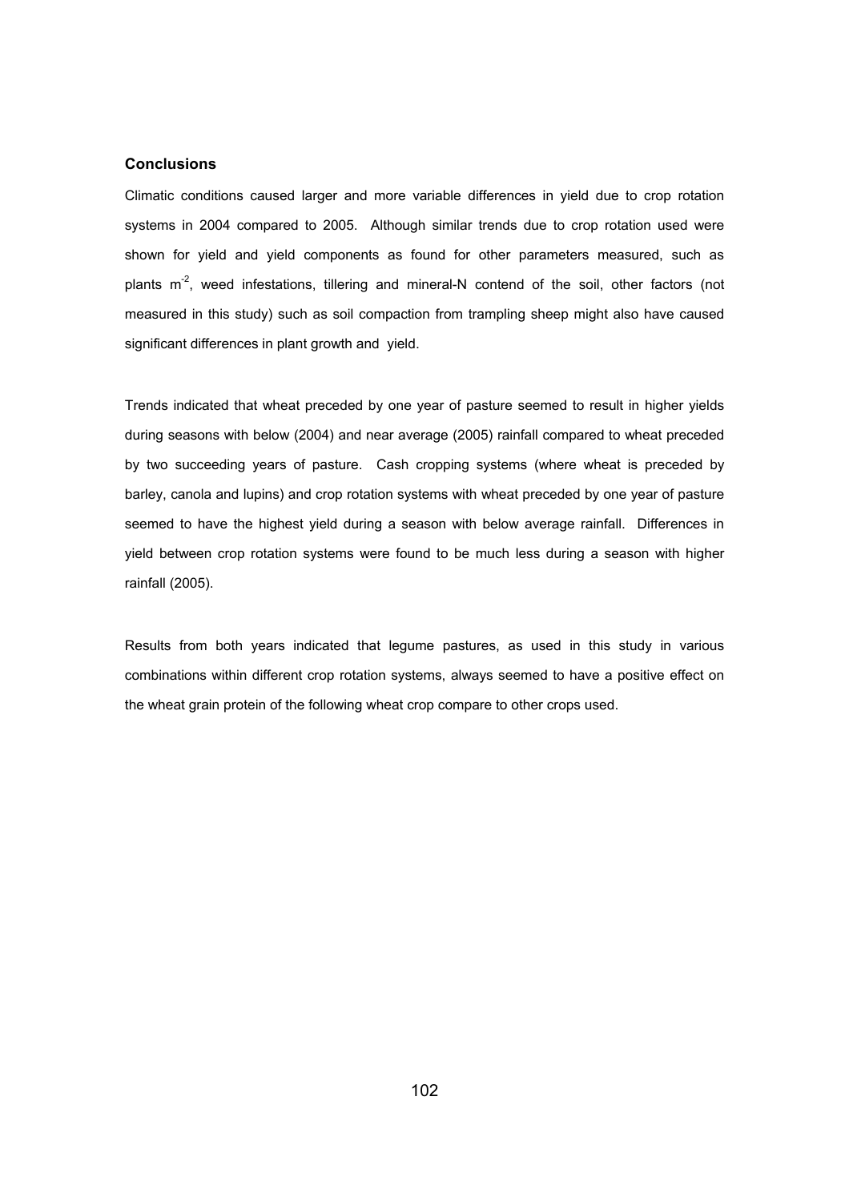### Conclusions

Climatic conditions caused larger and more variable differences in yield due to crop rotation systems in 2004 compared to 2005. Although similar trends due to crop rotation used were shown for yield and yield components as found for other parameters measured, such as plants $m^{-2}$, weed infestations, tillering and mineral-N contend of the soil, other factors (not measured in this study) such as soil compaction from trampling sheep might also have caused significant differences in plant growth and yield.

Trends indicated that wheat preceded by one year of pasture seemed to result in higher yields during seasons with below (2004) and near average (2005) rainfall compared to wheat preceded by two succeeding years of pasture. Cash cropping systems (where wheat is preceded by barley, canola and lupins) and crop rotation systems with wheat preceded by one year of pasture seemed to have the highest yield during a season with below average rainfall. Differences in yield between crop rotation systems were found to be much less during a season with higher rainfall (2005).

Results from both years indicated that legume pastures, as used in this study in various combinations within different crop rotation systems, always seemed to have a positive effect on the wheat grain protein of the following wheat crop compare to other crops used.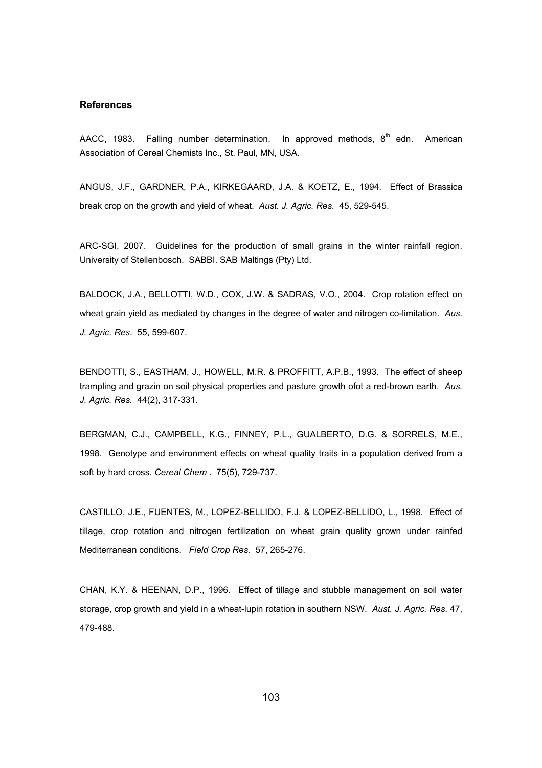**References**

AACC, 1983. Falling number determination. In approved methods, 8th edn. American Association of Cereal Chemists Inc., St. Paul, MN, USA.

ANGUS, J.F., GARDNER, P.A., KIRKEGAARD, J.A. & KOETZ, E., 1994. Effect of Brassica break crop on the growth and yield of wheat. *Aust. J. Agric. Res*. 45, 529-545.

ARC-SGI, 2007. Guidelines for the production of small grains in the winter rainfall region. University of Stellenbosch. SABBI. SAB Maltings (Pty) Ltd.

BALDOCK, J.A., BELLOTTI, W.D., COX, J.W. & SADRAS, V.O., 2004. Crop rotation effect on wheat grain yield as mediated by changes in the degree of water and nitrogen co-limitation. *Aus. J. Agric. Res*. 55, 599-607.

BENDOTTI, S., EASTHAM, J., HOWELL, M.R. & PROFFITT, A.P.B., 1993. The effect of sheep trampling and grazin on soil physical properties and pasture growth ofot a red-brown earth. *Aus. J. Agric. Res.* 44(2), 317-331.

BERGMAN, C.J., CAMPBELL, K.G., FINNEY, P.L., GUALBERTO, D.G. & SORRELS, M.E., 1998. Genotype and environment effects on wheat quality traits in a population derived from a soft by hard cross. *Cereal Chem* . 75(5), 729-737.

CASTILLO, J.E., FUENTES, M., LOPEZ-BELLIDO, F.J. & LOPEZ-BELLIDO, L., 1998. Effect of tillage, crop rotation and nitrogen fertilization on wheat grain quality grown under rainfed Mediterranean conditions. *Field Crop Res.* 57, 265-276.

CHAN, K.Y. & HEENAN, D.P., 1996. Effect of tillage and stubble management on soil water storage, crop growth and yield in a wheat-lupin rotation in southern NSW. *Aust. J. Agric. Res*. 47, 479-488.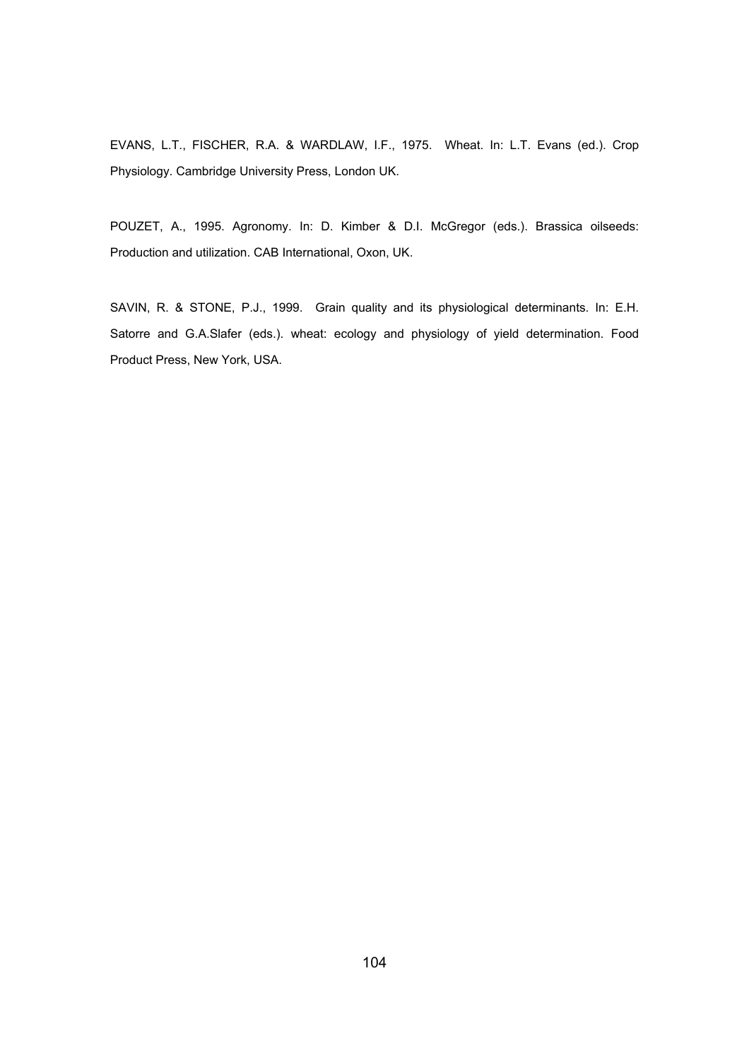EVANS, L.T., FISCHER, R.A. & WARDLAW, I.F., 1975. Wheat. In: L.T. Evans (ed.). Crop Physiology. Cambridge University Press, London UK.

POUZET, A., 1995. Agronomy. In: D. Kimber & D.I. McGregor (eds.). Brassica oilseeds: Production and utilization. CAB International, Oxon, UK.

SAVIN, R. & STONE, P.J., 1999. Grain quality and its physiological determinants. In: E.H. Satorre and G.A.Slafer (eds.). wheat: ecology and physiology of yield determination. Food Product Press, New York, USA.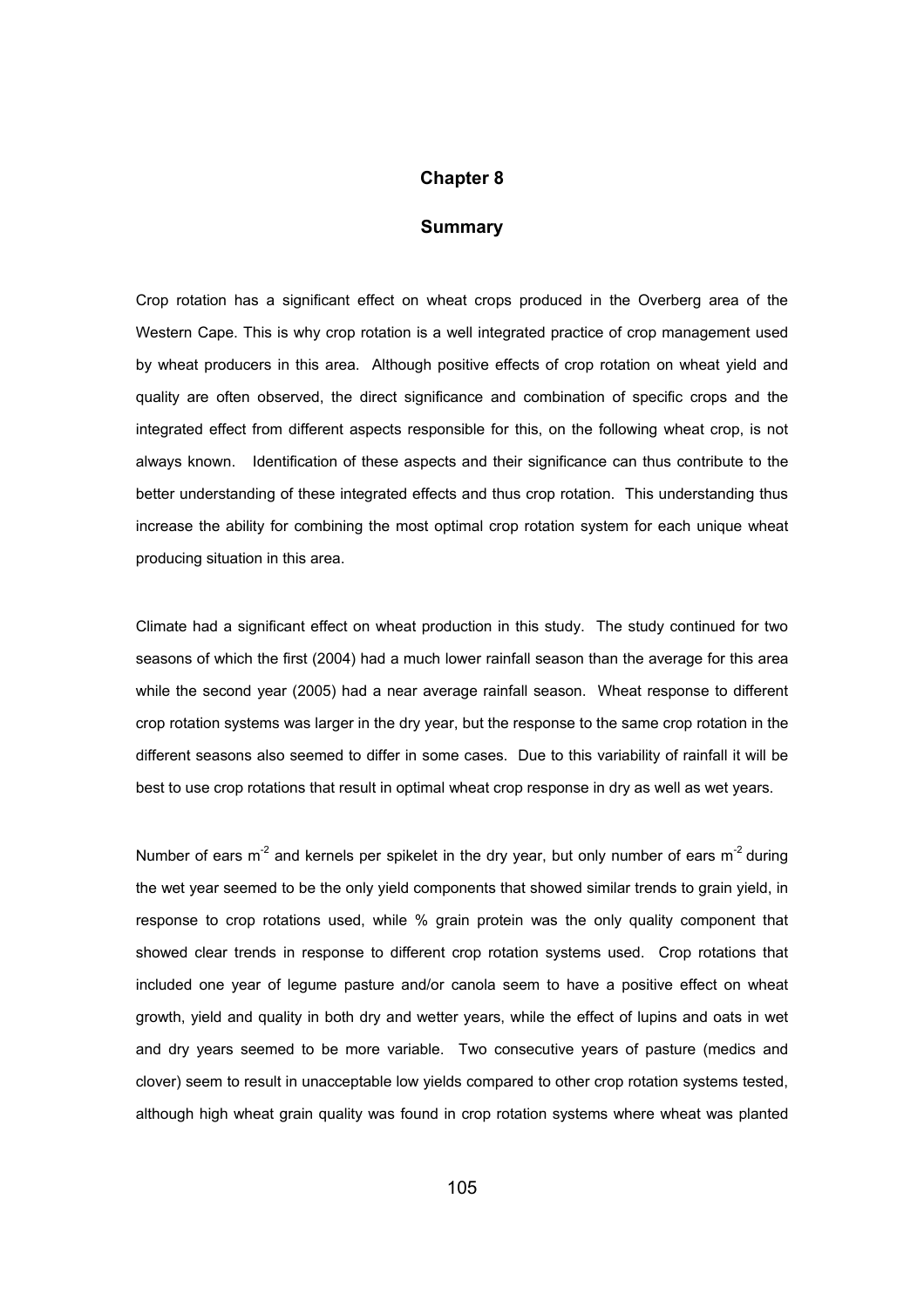# Chapter 8

## Summary

Crop rotation has a significant effect on wheat crops produced in the Overberg area of the Western Cape. This is why crop rotation is a well integrated practice of crop management used by wheat producers in this area. Although positive effects of crop rotation on wheat yield and quality are often observed, the direct significance and combination of specific crops and the integrated effect from different aspects responsible for this, on the following wheat crop, is not always known. Identification of these aspects and their significance can thus contribute to the better understanding of these integrated effects and thus crop rotation. This understanding thus increase the ability for combining the most optimal crop rotation system for each unique wheat producing situation in this area.

Climate had a significant effect on wheat production in this study. The study continued for two seasons of which the first (2004) had a much lower rainfall season than the average for this area while the second year (2005) had a near average rainfall season. Wheat response to different crop rotation systems was larger in the dry year, but the response to the same crop rotation in the different seasons also seemed to differ in some cases. Due to this variability of rainfall it will be best to use crop rotations that result in optimal wheat crop response in dry as well as wet years.

Number of ears $m^{-2}$ and kernels per spikelet in the dry year, but only number of ears $m^{-2}$ during the wet year seemed to be the only yield components that showed similar trends to grain yield, in response to crop rotations used, while % grain protein was the only quality component that showed clear trends in response to different crop rotation systems used. Crop rotations that included one year of legume pasture and/or canola seem to have a positive effect on wheat growth, yield and quality in both dry and wetter years, while the effect of lupins and oats in wet and dry years seemed to be more variable. Two consecutive years of pasture (medics and clover) seem to result in unacceptable low yields compared to other crop rotation systems tested, although high wheat grain quality was found in crop rotation systems where wheat was planted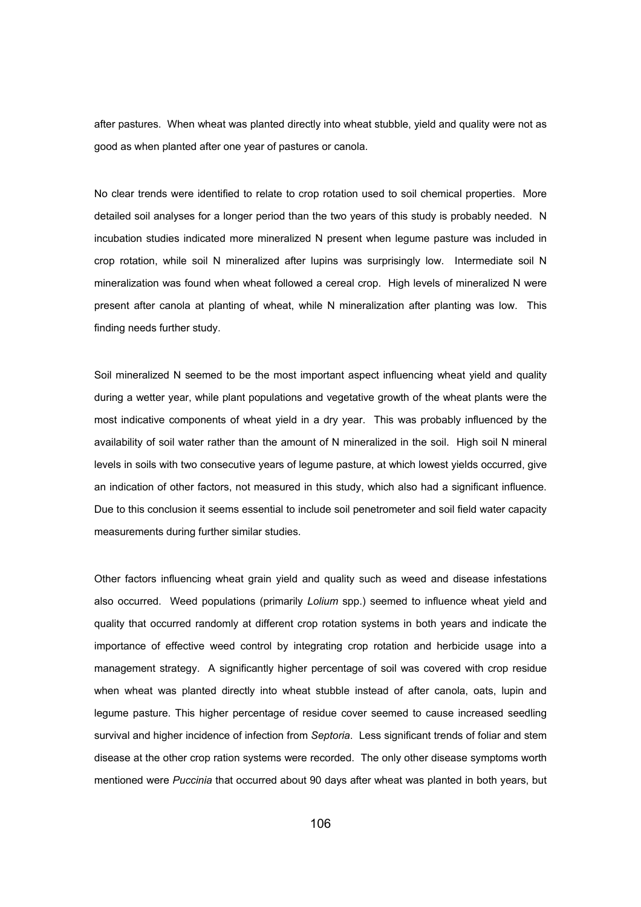after pastures. When wheat was planted directly into wheat stubble, yield and quality were not as good as when planted after one year of pastures or canola.

No clear trends were identified to relate to crop rotation used to soil chemical properties. More detailed soil analyses for a longer period than the two years of this study is probably needed. N incubation studies indicated more mineralized N present when legume pasture was included in crop rotation, while soil N mineralized after lupins was surprisingly low. Intermediate soil N mineralization was found when wheat followed a cereal crop. High levels of mineralized N were present after canola at planting of wheat, while N mineralization after planting was low. This finding needs further study.

Soil mineralized N seemed to be the most important aspect influencing wheat yield and quality during a wetter year, while plant populations and vegetative growth of the wheat plants were the most indicative components of wheat yield in a dry year. This was probably influenced by the availability of soil water rather than the amount of N mineralized in the soil. High soil N mineral levels in soils with two consecutive years of legume pasture, at which lowest yields occurred, give an indication of other factors, not measured in this study, which also had a significant influence. Due to this conclusion it seems essential to include soil penetrometer and soil field water capacity measurements during further similar studies.

Other factors influencing wheat grain yield and quality such as weed and disease infestations also occurred. Weed populations (primarily *Lolium* spp.) seemed to influence wheat yield and quality that occurred randomly at different crop rotation systems in both years and indicate the importance of effective weed control by integrating crop rotation and herbicide usage into a management strategy. A significantly higher percentage of soil was covered with crop residue when wheat was planted directly into wheat stubble instead of after canola, oats, lupin and legume pasture. This higher percentage of residue cover seemed to cause increased seedling survival and higher incidence of infection from *Septoria*. Less significant trends of foliar and stem disease at the other crop ration systems were recorded. The only other disease symptoms worth mentioned were *Puccinia* that occurred about 90 days after wheat was planted in both years, but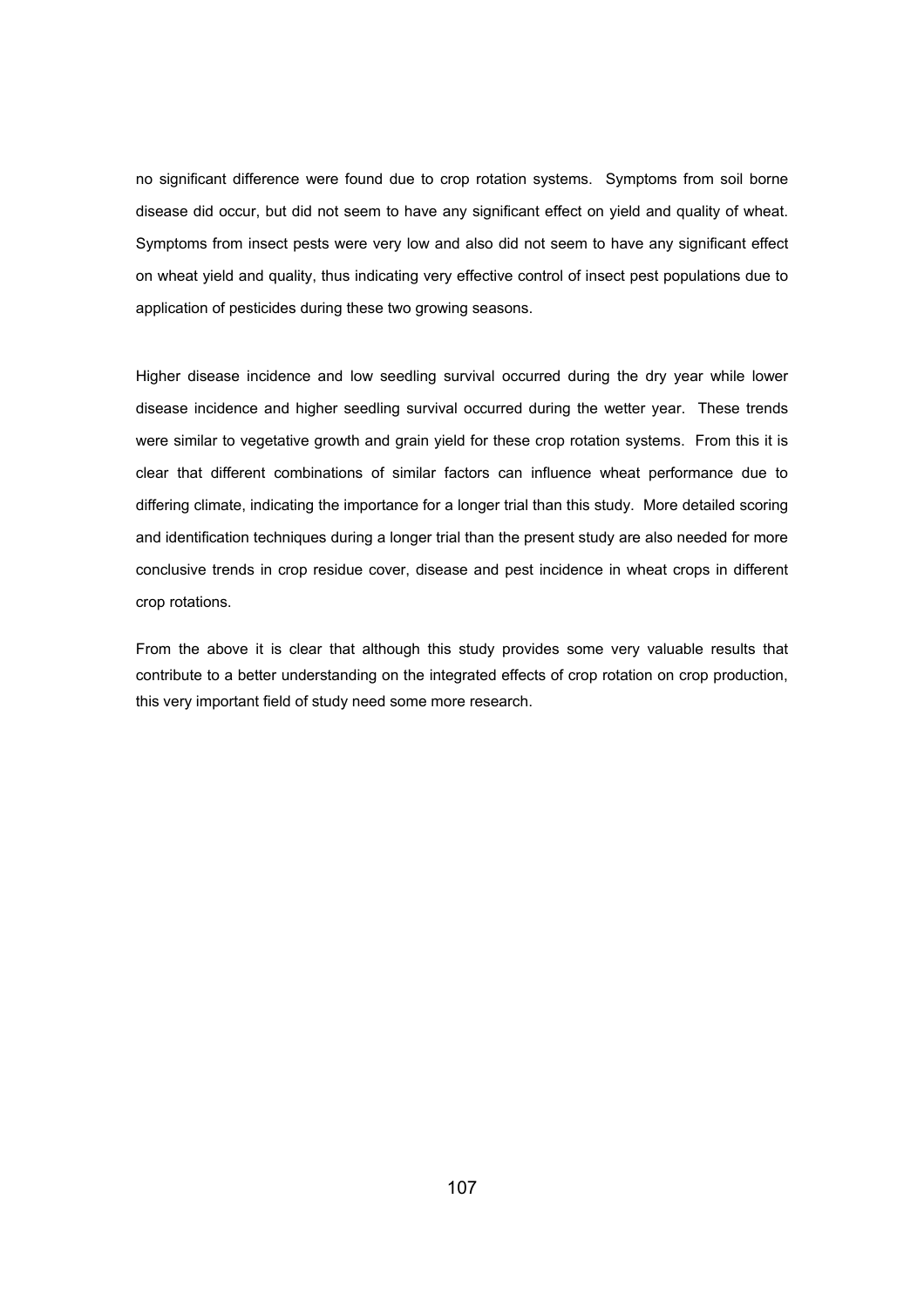no significant difference were found due to crop rotation systems. Symptoms from soil borne disease did occur, but did not seem to have any significant effect on yield and quality of wheat. Symptoms from insect pests were very low and also did not seem to have any significant effect on wheat yield and quality, thus indicating very effective control of insect pest populations due to application of pesticides during these two growing seasons.

Higher disease incidence and low seedling survival occurred during the dry year while lower disease incidence and higher seedling survival occurred during the wetter year. These trends were similar to vegetative growth and grain yield for these crop rotation systems. From this it is clear that different combinations of similar factors can influence wheat performance due to differing climate, indicating the importance for a longer trial than this study. More detailed scoring and identification techniques during a longer trial than the present study are also needed for more conclusive trends in crop residue cover, disease and pest incidence in wheat crops in different crop rotations.

From the above it is clear that although this study provides some very valuable results that contribute to a better understanding on the integrated effects of crop rotation on crop production, this very important field of study need some more research.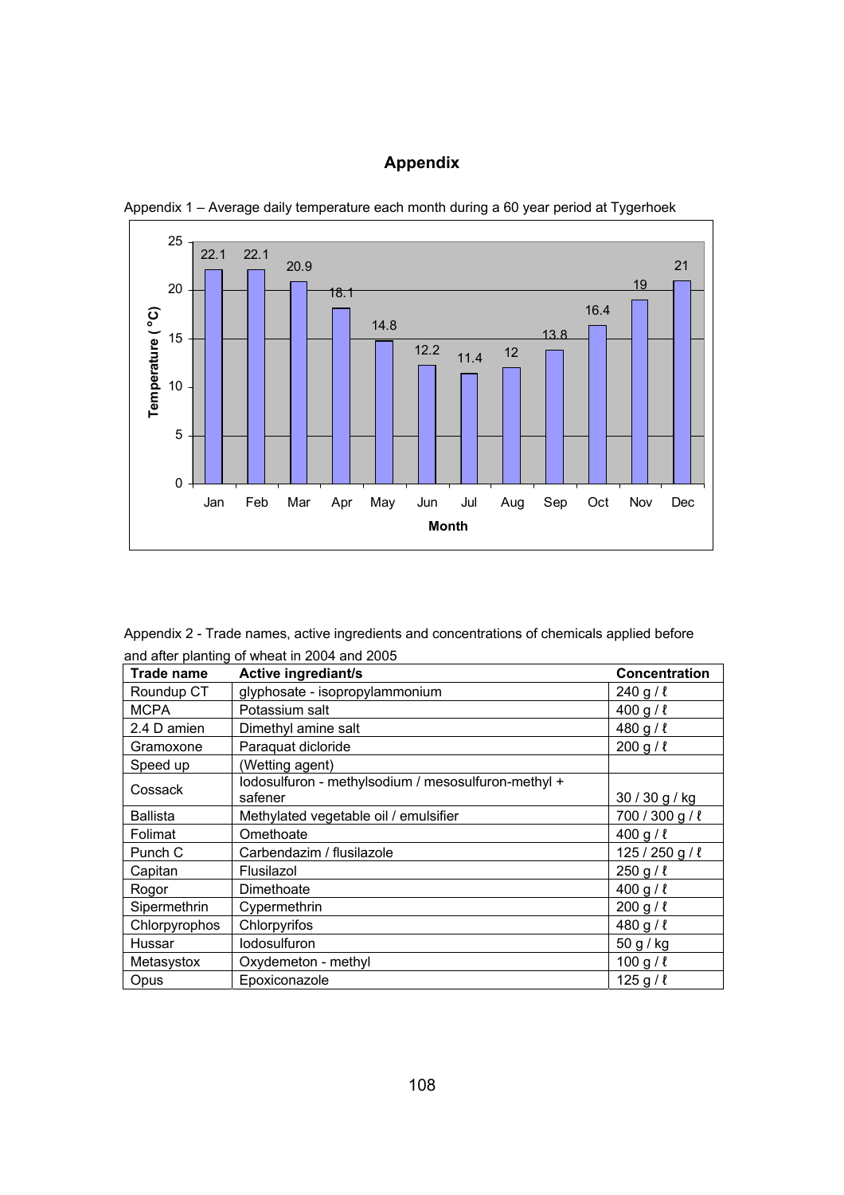# Appendix

Appendix 1 – Average daily temperature each month during a 60 year period at Tygerhoek

| Month | Temperature (°C) |
|---|---|
| Jan | 22.1 |
| Feb | 22.1 |
| Mar | 20.9 |
| Apr | 18.1 |
| May | 14.8 |
| Jun | 12.2 |
| Jul | 11.4 |
| Aug | 12 |
| Sep | 13.8 |
| Oct | 16.4 |
| Nov | 19 |
| Dec | 21 |

Appendix 2 - Trade names, active ingredients and concentrations of chemicals applied before and after planting of wheat in 2004 and 2005

| Trade name | Active ingrediant/s | Concentration |
|---|---|---|
| Roundup CT | glyphosate - isopropylammonium | 240 g / ℓ |
| MCPA | Potassium salt | 400 g / ℓ |
| 2.4 D amien | Dimethyl amine salt | 480 g / ℓ |
| Gramoxone | Paraquat dicloride | 200 g / ℓ |
| Speed up | (Wetting agent) | |
| Cossack | Iodosulfuron - methylsodium / mesosulfuron-methyl + safener | 30 / 30 g / kg |
| Ballista | Methylated vegetable oil / emulsifier | 700 / 300 g / ℓ |
| Folimat | Omethoate | 400 g / ℓ |
| Punch C | Carbendazim / flusilazole | 125 / 250 g / ℓ |
| Capitan | Flusilazol | 250 g / ℓ |
| Rogor | Dimethoate | 400 g / ℓ |
| Sipermethrin | Cypermethrin | 200 g / ℓ |
| Chlorpyrophos | Chlorpyrifos | 480 g / ℓ |
| Hussar | Iodosulfuron | 50 g / kg |
| Metasystox | Oxydemeton - methyl | 100 g / ℓ |
| Opus | Epoxiconazole | 125 g / ℓ |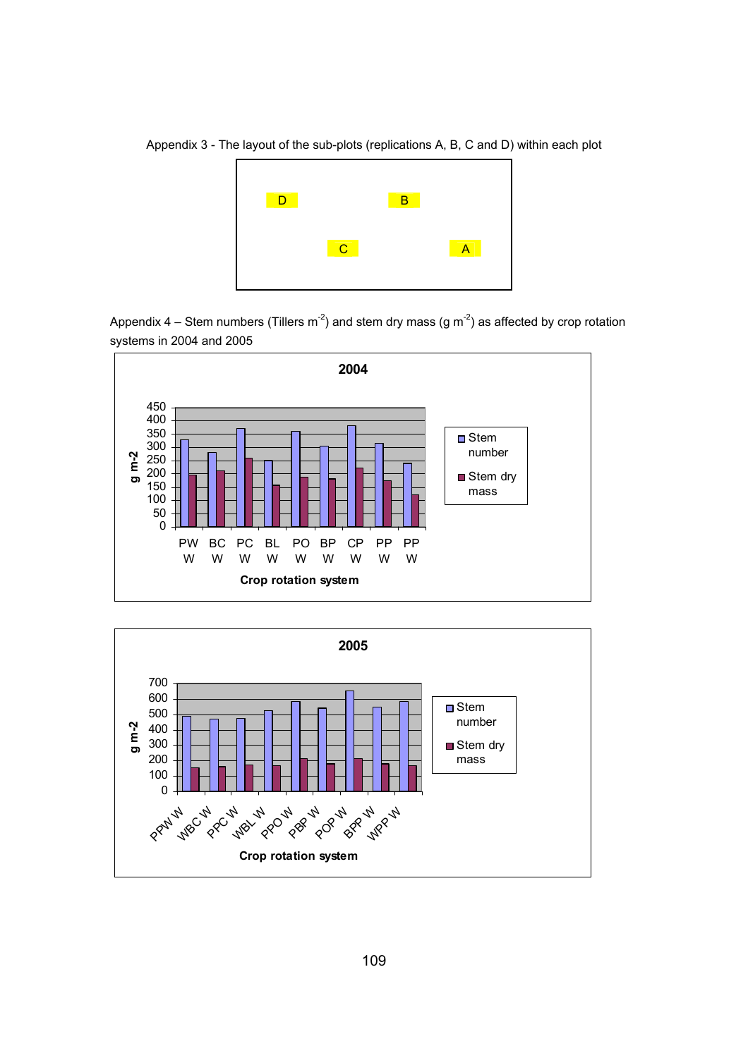Appendix 3 - The layout of the sub-plots (replications A, B, C and D) within each plot

| D | | B | |
|---|---|---|---|
| | C | | A |

Appendix 4 – Stem numbers (Tillers m$^{-2}$) and stem dry mass (g m$^{-2}$) as affected by crop rotation systems in 2004 and 2005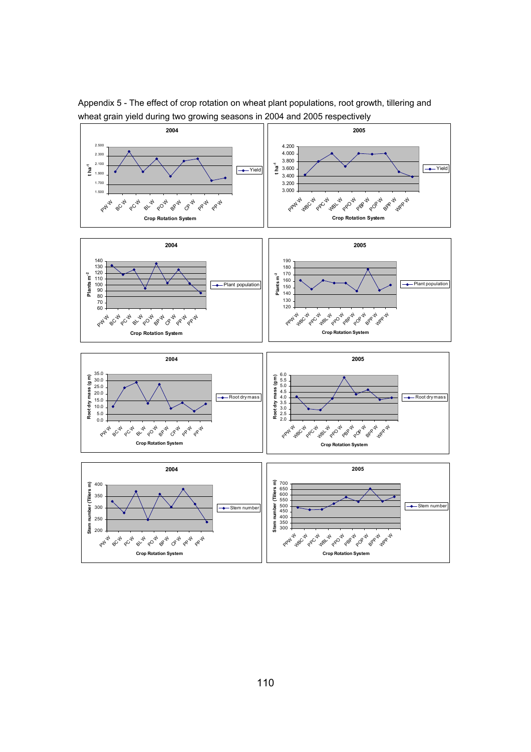Appendix 5 - The effect of crop rotation on wheat plant populations, root growth, tillering and wheat grain yield during two growing seasons in 2004 and 2005 respectively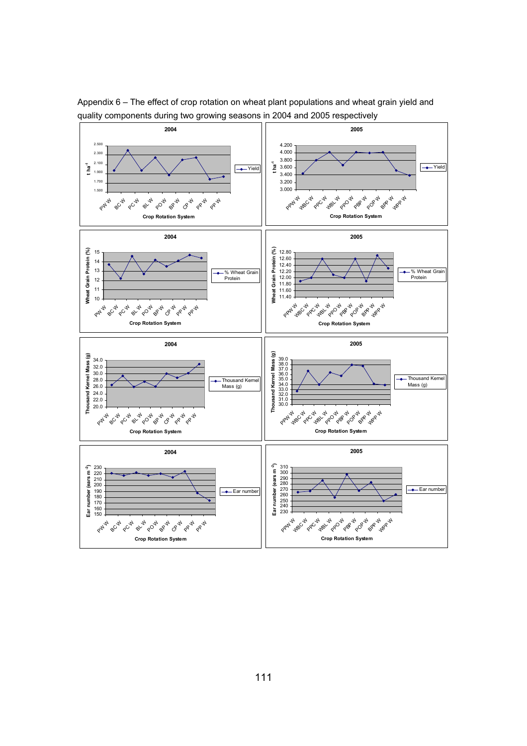Appendix 6 – The effect of crop rotation on wheat plant populations and wheat grain yield and quality components during two growing seasons in 2004 and 2005 respectively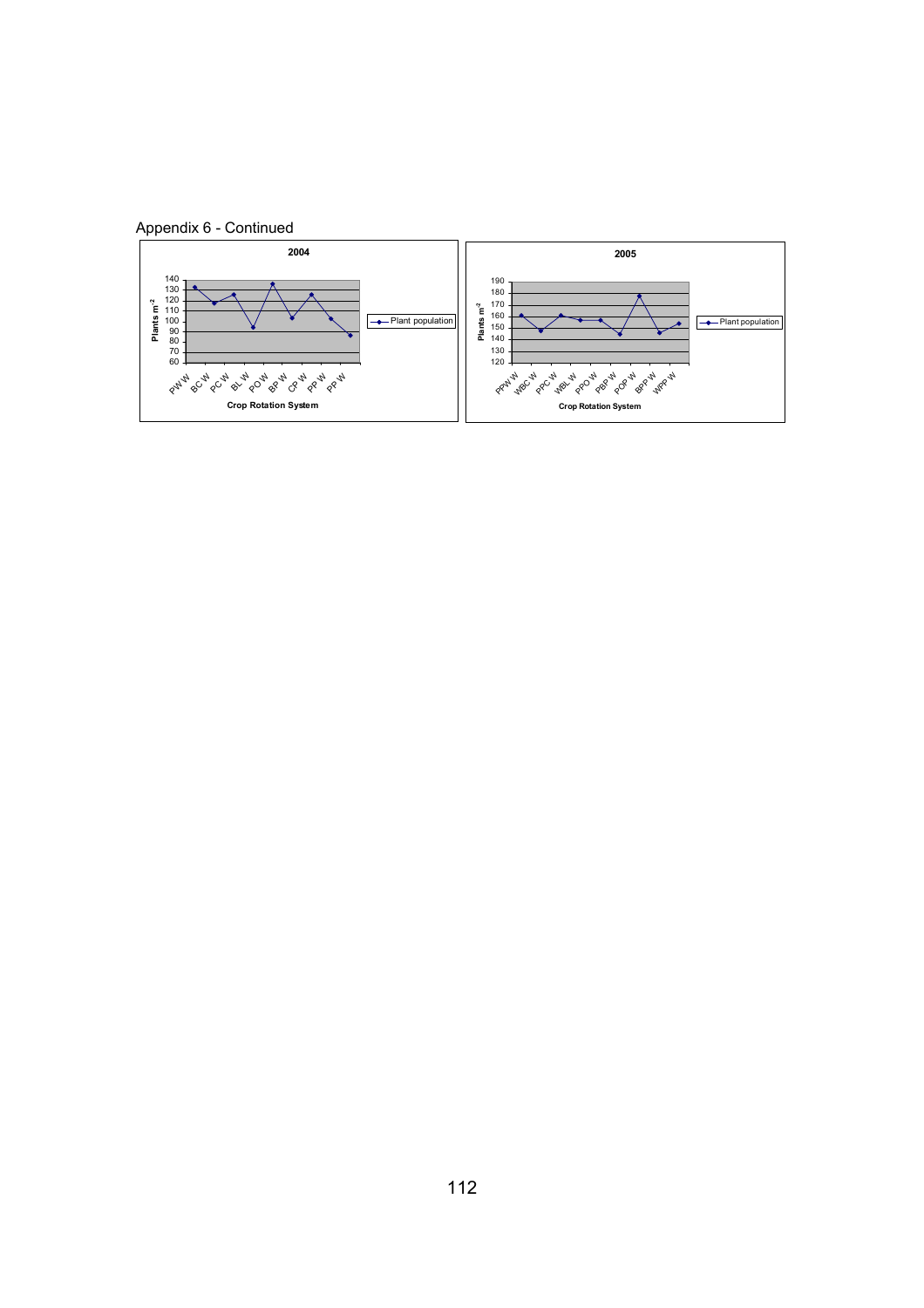Appendix 6 - Continued

2004

Plants m$^{-2}$

140
130
120
110
100
90
80
70
60

PW W
BC W
PC W
BL W
PO W
BP W
CP W
PP W
PP W

Crop Rotation System

Plant population

2005

Plants m$^{-2}$

190
180
170
160
150
140
130
120

PPW W
WBC W
PPC W
WBL W
PPO W
PBP W
POP W
BPP W
WPP W

Crop Rotation System

Plant population